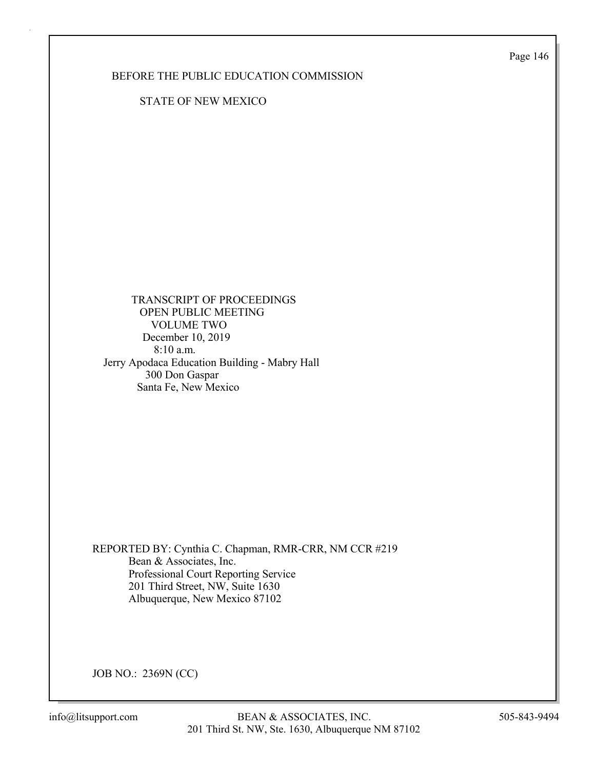BEFORE THE PUBLIC EDUCATION COMMISSION

STATE OF NEW MEXICO

TRANSCRIPT OF PROCEEDINGS
OPEN PUBLIC MEETING
VOLUME TWO
December 10, 2019
8:10 a.m.
Jerry Apodaca Education Building - Mabry Hall
300 Don Gaspar
Santa Fe, New Mexico

REPORTED BY: Cynthia C. Chapman, RMR-CRR, NM CCR #219
Bean & Associates, Inc.
Professional Court Reporting Service
201 Third Street, NW, Suite 1630
Albuquerque, New Mexico 87102

JOB NO.: 2369N (CC)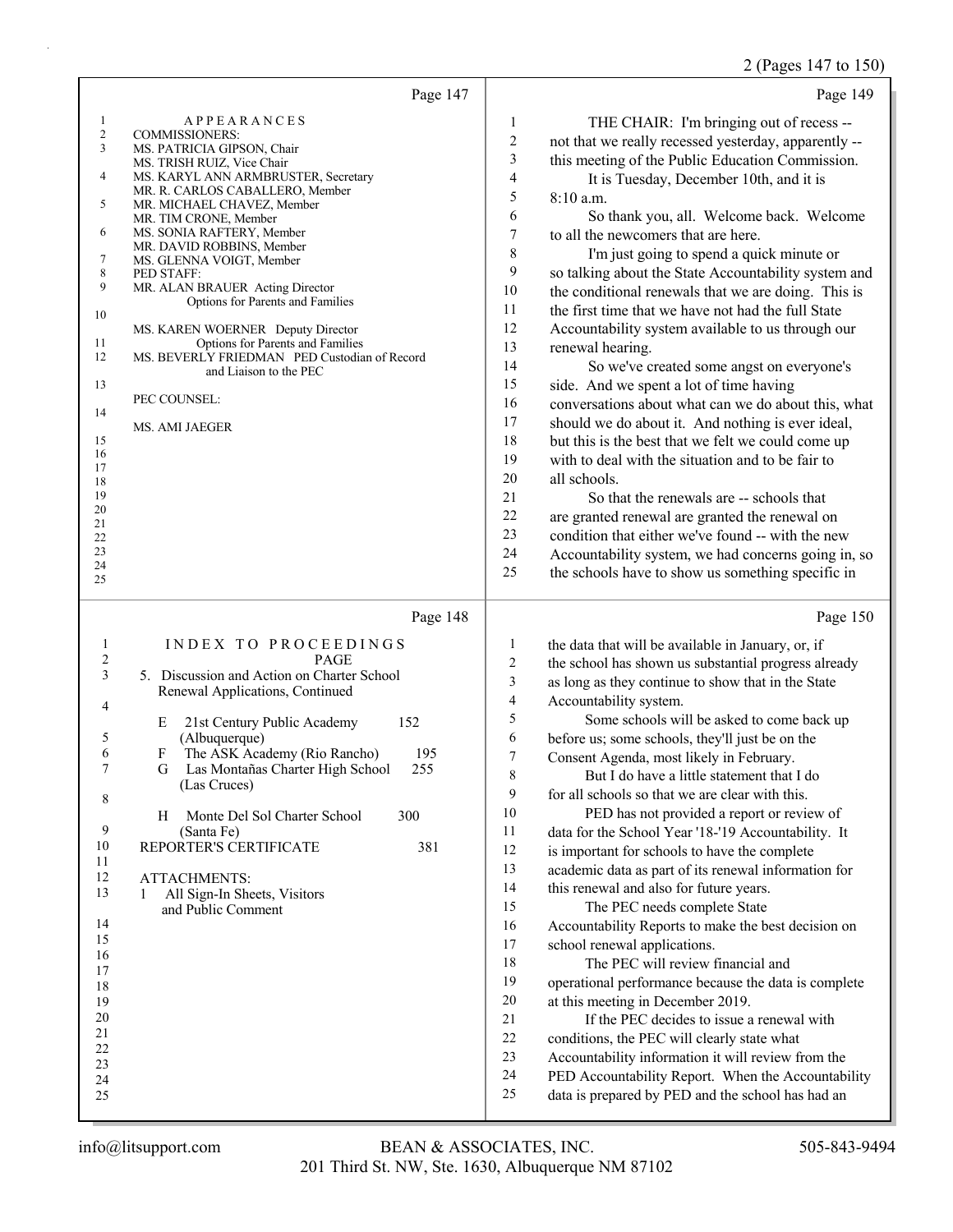## Page 147

APPEARANCES

COMMISSIONERS:

MS. PATRICIA GIPSON, Chair
MS. TRISH RUIZ, Vice Chair
MS. KARYL ANN ARMBRUSTER, Secretary
MR. R. CARLOS CABALLERO, Member
MR. MICHAEL CHAVEZ, Member
MR. TIM CRONE, Member
MS. SONIA RAFTERY, Member
MR. DAVID ROBBINS, Member
MS. GLENNA VOIGT, Member

PED STAFF:

MR. ALAN BRAUER Acting Director
Options for Parents and Families

MS. KAREN WOERNER Deputy Director
Options for Parents and Families

MS. BEVERLY FRIEDMAN PED Custodian of Record
and Liaison to the PEC

PEC COUNSEL:

MS. AMI JAEGER

## Page 148

INDEX TO PROCEEDINGS

| | PAGE |
|---|---|
| 5. Discussion and Action on Charter School Renewal Applications, Continued | |
| E 21st Century Public Academy (Albuquerque) | 152 |
| F The ASK Academy (Rio Rancho) | 195 |
| G Las Montañas Charter High School (Las Cruces) | 255 |
| H Monte Del Sol Charter School (Santa Fe) | 300 |
| REPORTER'S CERTIFICATE | 381 |

ATTACHMENTS:

1 All Sign-In Sheets, Visitors and Public Comment

## Page 149

THE CHAIR: I'm bringing out of recess -- not that we really recessed yesterday, apparently -- this meeting of the Public Education Commission.

It is Tuesday, December 10th, and it is 8:10 a.m.

So thank you, all. Welcome back. Welcome to all the newcomers that are here.

I'm just going to spend a quick minute or so talking about the State Accountability system and the conditional renewals that we are doing. This is the first time that we have not had the full State Accountability system available to us through our renewal hearing.

So we've created some angst on everyone's side. And we spent a lot of time having conversations about what can we do about this, what should we do about it. And nothing is ever ideal, but this is the best that we felt we could come up with to deal with the situation and to be fair to all schools.

So that the renewals are -- schools that are granted renewal are granted the renewal on condition that either we've found -- with the new Accountability system, we had concerns going in, so the schools have to show us something specific in

## Page 150

the data that will be available in January, or, if the school has shown us substantial progress already as long as they continue to show that in the State Accountability system.

Some schools will be asked to come back up before us; some schools, they'll just be on the Consent Agenda, most likely in February.

But I do have a little statement that I do for all schools so that we are clear with this.

PED has not provided a report or review of data for the School Year '18-'19 Accountability. It is important for schools to have the complete academic data as part of its renewal information for this renewal and also for future years.

The PEC needs complete State Accountability Reports to make the best decision on school renewal applications.

The PEC will review financial and operational performance because the data is complete at this meeting in December 2019.

If the PEC decides to issue a renewal with conditions, the PEC will clearly state what Accountability information it will review from the PED Accountability Report. When the Accountability data is prepared by PED and the school has had an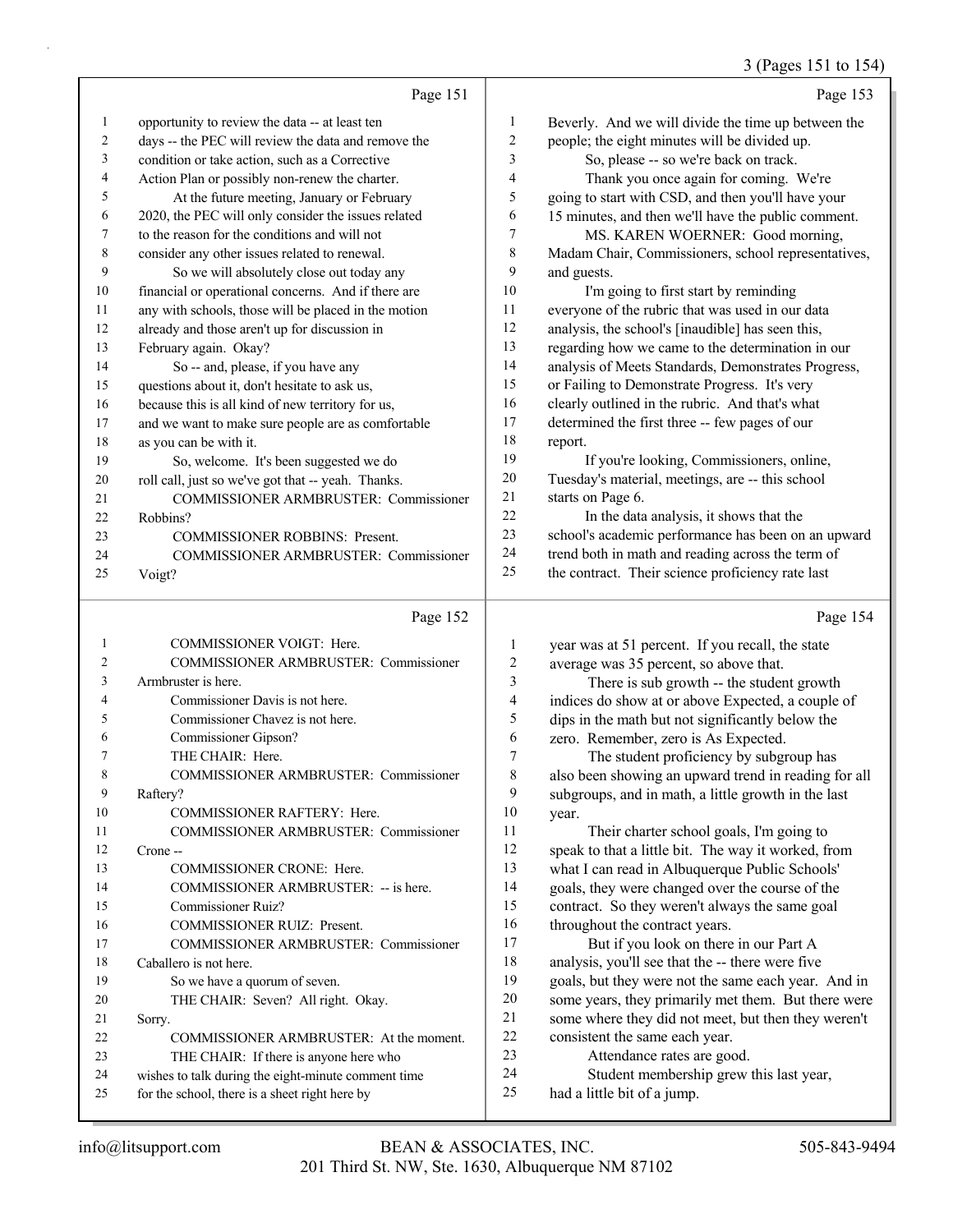Page 151

1 opportunity to review the data -- at least ten
2 days -- the PEC will review the data and remove the
3 condition or take action, such as a Corrective
4 Action Plan or possibly non-renew the charter.
5 At the future meeting, January or February
6 2020, the PEC will only consider the issues related
7 to the reason for the conditions and will not
8 consider any other issues related to renewal.
9 So we will absolutely close out today any
10 financial or operational concerns. And if there are
11 any with schools, those will be placed in the motion
12 already and those aren't up for discussion in
13 February again. Okay?
14 So -- and, please, if you have any
15 questions about it, don't hesitate to ask us,
16 because this is all kind of new territory for us,
17 and we want to make sure people are as comfortable
18 as you can be with it.
19 So, welcome. It's been suggested we do
20 roll call, just so we've got that -- yeah. Thanks.
21 COMMISSIONER ARMBRUSTER: Commissioner
22 Robbins?
23 COMMISSIONER ROBBINS: Present.
24 COMMISSIONER ARMBRUSTER: Commissioner
25 Voigt?

Page 152

1 COMMISSIONER VOIGT: Here.
2 COMMISSIONER ARMBRUSTER: Commissioner
3 Armbruster is here.
4 Commissioner Davis is not here.
5 Commissioner Chavez is not here.
6 Commissioner Gipson?
7 THE CHAIR: Here.
8 COMMISSIONER ARMBRUSTER: Commissioner
9 Raftery?
10 COMMISSIONER RAFTERY: Here.
11 COMMISSIONER ARMBRUSTER: Commissioner
12 Crone --
13 COMMISSIONER CRONE: Here.
14 COMMISSIONER ARMBRUSTER: -- is here.
15 Commissioner Ruiz?
16 COMMISSIONER RUIZ: Present.
17 COMMISSIONER ARMBRUSTER: Commissioner
18 Caballero is not here.
19 So we have a quorum of seven.
20 THE CHAIR: Seven? All right. Okay.
21 Sorry.
22 COMMISSIONER ARMBRUSTER: At the moment.
23 THE CHAIR: If there is anyone here who
24 wishes to talk during the eight-minute comment time
25 for the school, there is a sheet right here by

Page 153

1 Beverly. And we will divide the time up between the
2 people; the eight minutes will be divided up.
3 So, please -- so we're back on track.
4 Thank you once again for coming. We're
5 going to start with CSD, and then you'll have your
6 15 minutes, and then we'll have the public comment.
7 MS. KAREN WOERNER: Good morning,
8 Madam Chair, Commissioners, school representatives,
9 and guests.
10 I'm going to first start by reminding
11 everyone of the rubric that was used in our data
12 analysis, the school's [inaudible] has seen this,
13 regarding how we came to the determination in our
14 analysis of Meets Standards, Demonstrates Progress,
15 or Failing to Demonstrate Progress. It's very
16 clearly outlined in the rubric. And that's what
17 determined the first three -- few pages of our
18 report.
19 If you're looking, Commissioners, online,
20 Tuesday's material, meetings, are -- this school
21 starts on Page 6.
22 In the data analysis, it shows that the
23 school's academic performance has been on an upward
24 trend both in math and reading across the term of
25 the contract. Their science proficiency rate last

Page 154

1 year was at 51 percent. If you recall, the state
2 average was 35 percent, so above that.
3 There is sub growth -- the student growth
4 indices do show at or above Expected, a couple of
5 dips in the math but not significantly below the
6 zero. Remember, zero is As Expected.
7 The student proficiency by subgroup has
8 also been showing an upward trend in reading for all
9 subgroups, and in math, a little growth in the last
10 year.
11 Their charter school goals, I'm going to
12 speak to that a little bit. The way it worked, from
13 what I can read in Albuquerque Public Schools'
14 goals, they were changed over the course of the
15 contract. So they weren't always the same goal
16 throughout the contract years.
17 But if you look on there in our Part A
18 analysis, you'll see that the -- there were five
19 goals, but they were not the same each year. And in
20 some years, they primarily met them. But there were
21 some where they did not meet, but then they weren't
22 consistent the same each year.
23 Attendance rates are good.
24 Student membership grew this last year,
25 had a little bit of a jump.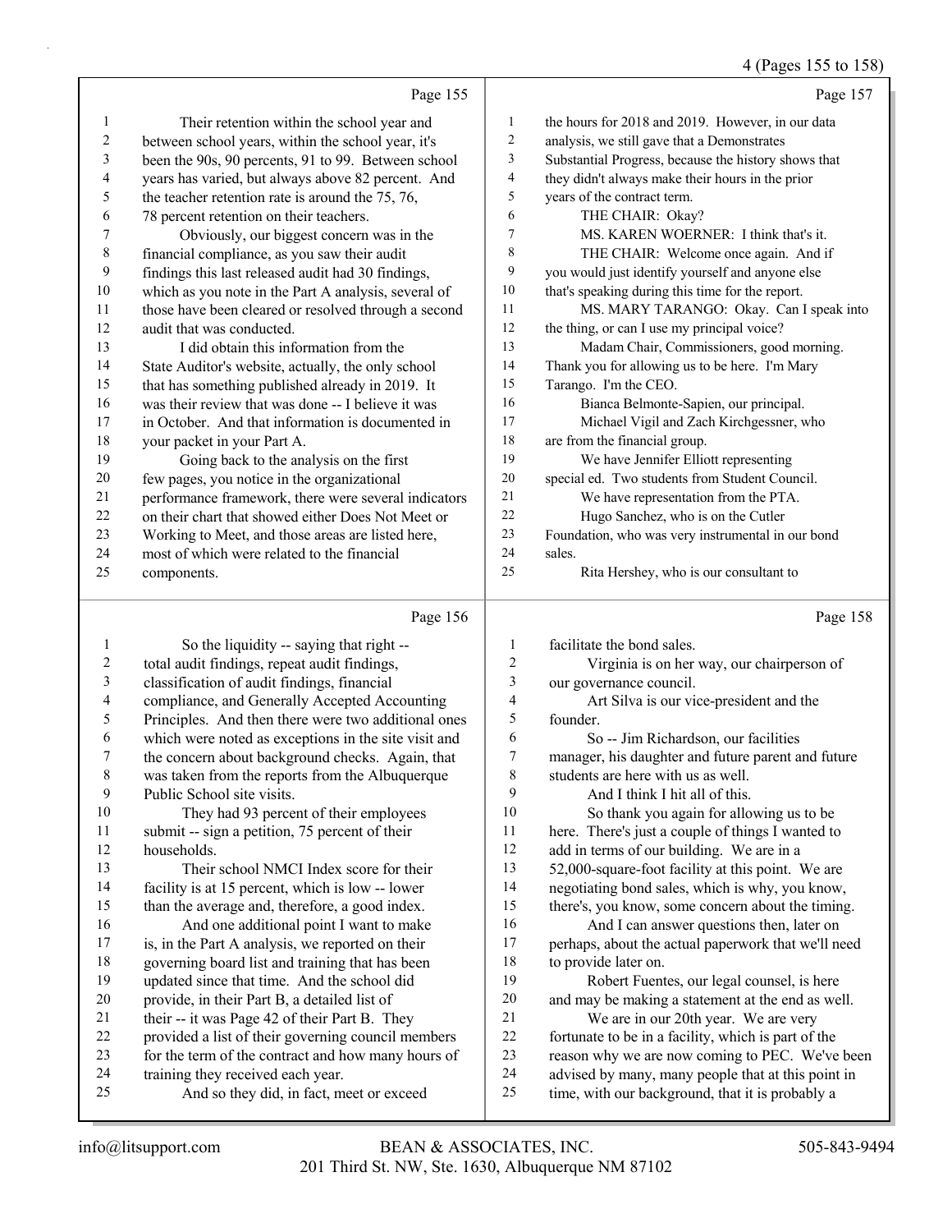Page 155

1 Their retention within the school year and
2 between school years, within the school year, it's
3 been the 90s, 90 percents, 91 to 99. Between school
4 years has varied, but always above 82 percent. And
5 the teacher retention rate is around the 75, 76,
6 78 percent retention on their teachers.
7 Obviously, our biggest concern was in the
8 financial compliance, as you saw their audit
9 findings this last released audit had 30 findings,
10 which as you note in the Part A analysis, several of
11 those have been cleared or resolved through a second
12 audit that was conducted.
13 I did obtain this information from the
14 State Auditor's website, actually, the only school
15 that has something published already in 2019. It
16 was their review that was done -- I believe it was
17 in October. And that information is documented in
18 your packet in your Part A.
19 Going back to the analysis on the first
20 few pages, you notice in the organizational
21 performance framework, there were several indicators
22 on their chart that showed either Does Not Meet or
23 Working to Meet, and those areas are listed here,
24 most of which were related to the financial
25 components.

Page 156

1 So the liquidity -- saying that right --
2 total audit findings, repeat audit findings,
3 classification of audit findings, financial
4 compliance, and Generally Accepted Accounting
5 Principles. And then there were two additional ones
6 which were noted as exceptions in the site visit and
7 the concern about background checks. Again, that
8 was taken from the reports from the Albuquerque
9 Public School site visits.
10 They had 93 percent of their employees
11 submit -- sign a petition, 75 percent of their
12 households.
13 Their school NMCI Index score for their
14 facility is at 15 percent, which is low -- lower
15 than the average and, therefore, a good index.
16 And one additional point I want to make
17 is, in the Part A analysis, we reported on their
18 governing board list and training that has been
19 updated since that time. And the school did
20 provide, in their Part B, a detailed list of
21 their -- it was Page 42 of their Part B. They
22 provided a list of their governing council members
23 for the term of the contract and how many hours of
24 training they received each year.
25 And so they did, in fact, meet or exceed

Page 157

1 the hours for 2018 and 2019. However, in our data
2 analysis, we still gave that a Demonstrates
3 Substantial Progress, because the history shows that
4 they didn't always make their hours in the prior
5 years of the contract term.
6 THE CHAIR: Okay?
7 MS. KAREN WOERNER: I think that's it.
8 THE CHAIR: Welcome once again. And if
9 you would just identify yourself and anyone else
10 that's speaking during this time for the report.
11 MS. MARY TARANGO: Okay. Can I speak into
12 the thing, or can I use my principal voice?
13 Madam Chair, Commissioners, good morning.
14 Thank you for allowing us to be here. I'm Mary
15 Tarango. I'm the CEO.
16 Bianca Belmonte-Sapien, our principal.
17 Michael Vigil and Zach Kirchgessner, who
18 are from the financial group.
19 We have Jennifer Elliott representing
20 special ed. Two students from Student Council.
21 We have representation from the PTA.
22 Hugo Sanchez, who is on the Cutler
23 Foundation, who was very instrumental in our bond
24 sales.
25 Rita Hershey, who is our consultant to

Page 158

1 facilitate the bond sales.
2 Virginia is on her way, our chairperson of
3 our governance council.
4 Art Silva is our vice-president and the
5 founder.
6 So -- Jim Richardson, our facilities
7 manager, his daughter and future parent and future
8 students are here with us as well.
9 And I think I hit all of this.
10 So thank you again for allowing us to be
11 here. There's just a couple of things I wanted to
12 add in terms of our building. We are in a
13 52,000-square-foot facility at this point. We are
14 negotiating bond sales, which is why, you know,
15 there's, you know, some concern about the timing.
16 And I can answer questions then, later on
17 perhaps, about the actual paperwork that we'll need
18 to provide later on.
19 Robert Fuentes, our legal counsel, is here
20 and may be making a statement at the end as well.
21 We are in our 20th year. We are very
22 fortunate to be in a facility, which is part of the
23 reason why we are now coming to PEC. We've been
24 advised by many, many people that at this point in
25 time, with our background, that it is probably a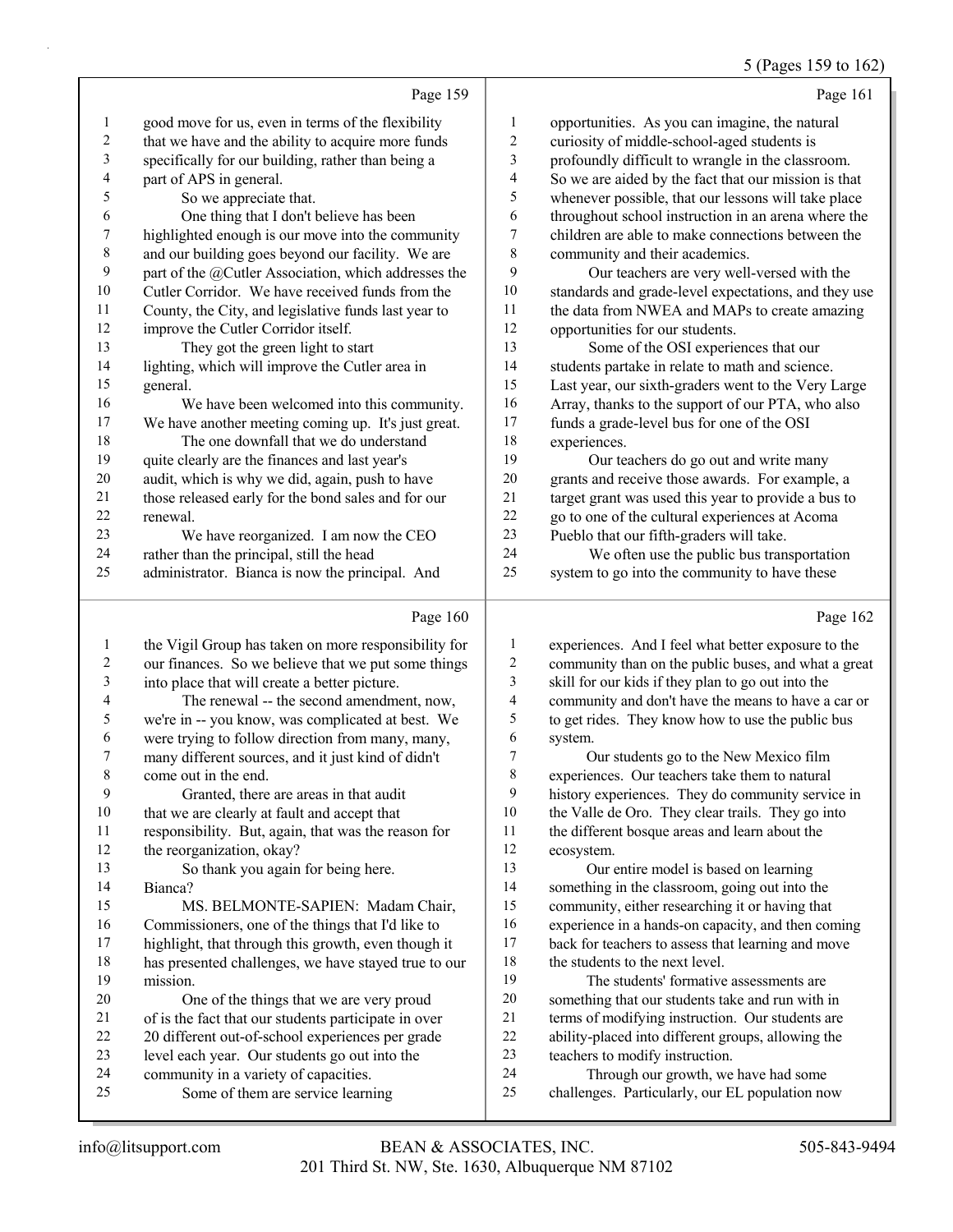Page 159

good move for us, even in terms of the flexibility that we have and the ability to acquire more funds specifically for our building, rather than being a part of APS in general.

So we appreciate that.

One thing that I don't believe has been highlighted enough is our move into the community and our building goes beyond our facility. We are part of the @Cutler Association, which addresses the Cutler Corridor. We have received funds from the County, the City, and legislative funds last year to improve the Cutler Corridor itself.

They got the green light to start lighting, which will improve the Cutler area in general.

We have been welcomed into this community. We have another meeting coming up. It's just great.

The one downfall that we do understand quite clearly are the finances and last year's audit, which is why we did, again, push to have those released early for the bond sales and for our renewal.

We have reorganized. I am now the CEO rather than the principal, still the head administrator. Bianca is now the principal. And

Page 160

the Vigil Group has taken on more responsibility for our finances. So we believe that we put some things into place that will create a better picture.

The renewal -- the second amendment, now, we're in -- you know, was complicated at best. We were trying to follow direction from many, many, many different sources, and it just kind of didn't come out in the end.

Granted, there are areas in that audit that we are clearly at fault and accept that responsibility. But, again, that was the reason for the reorganization, okay?

So thank you again for being here. Bianca?

MS. BELMONTE-SAPIEN: Madam Chair, Commissioners, one of the things that I'd like to highlight, that through this growth, even though it has presented challenges, we have stayed true to our mission.

One of the things that we are very proud of is the fact that our students participate in over 20 different out-of-school experiences per grade level each year. Our students go out into the community in a variety of capacities.

Some of them are service learning

Page 161

opportunities. As you can imagine, the natural curiosity of middle-school-aged students is profoundly difficult to wrangle in the classroom. So we are aided by the fact that our mission is that whenever possible, that our lessons will take place throughout school instruction in an arena where the children are able to make connections between the community and their academics.

Our teachers are very well-versed with the standards and grade-level expectations, and they use the data from NWEA and MAPs to create amazing opportunities for our students.

Some of the OSI experiences that our students partake in relate to math and science. Last year, our sixth-graders went to the Very Large Array, thanks to the support of our PTA, who also funds a grade-level bus for one of the OSI experiences.

Our teachers do go out and write many grants and receive those awards. For example, a target grant was used this year to provide a bus to go to one of the cultural experiences at Acoma Pueblo that our fifth-graders will take.

We often use the public bus transportation system to go into the community to have these

Page 162

experiences. And I feel what better exposure to the community than on the public buses, and what a great skill for our kids if they plan to go out into the community and don't have the means to have a car or to get rides. They know how to use the public bus system.

Our students go to the New Mexico film experiences. Our teachers take them to natural history experiences. They do community service in the Valle de Oro. They clear trails. They go into the different bosque areas and learn about the ecosystem.

Our entire model is based on learning something in the classroom, going out into the community, either researching it or having that experience in a hands-on capacity, and then coming back for teachers to assess that learning and move the students to the next level.

The students' formative assessments are something that our students take and run with in terms of modifying instruction. Our students are ability-placed into different groups, allowing the teachers to modify instruction.

Through our growth, we have had some challenges. Particularly, our EL population now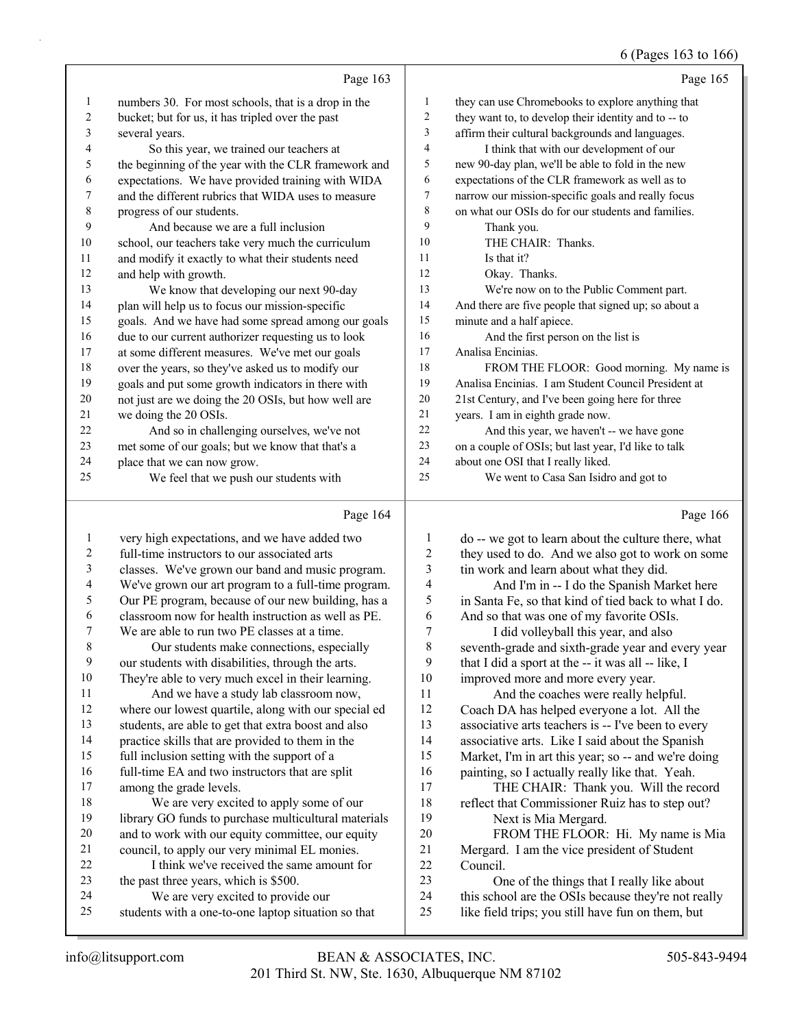Page 163

1 numbers 30. For most schools, that is a drop in the
2 bucket; but for us, it has tripled over the past
3 several years.
4 So this year, we trained our teachers at
5 the beginning of the year with the CLR framework and
6 expectations. We have provided training with WIDA
7 and the different rubrics that WIDA uses to measure
8 progress of our students.
9 And because we are a full inclusion
10 school, our teachers take very much the curriculum
11 and modify it exactly to what their students need
12 and help with growth.
13 We know that developing our next 90-day
14 plan will help us to focus our mission-specific
15 goals. And we have had some spread among our goals
16 due to our current authorizer requesting us to look
17 at some different measures. We've met our goals
18 over the years, so they've asked us to modify our
19 goals and put some growth indicators in there with
20 not just are we doing the 20 OSIs, but how well are
21 we doing the 20 OSIs.
22 And so in challenging ourselves, we've not
23 met some of our goals; but we know that that's a
24 place that we can now grow.
25 We feel that we push our students with

Page 164

1 very high expectations, and we have added two
2 full-time instructors to our associated arts
3 classes. We've grown our band and music program.
4 We've grown our art program to a full-time program.
5 Our PE program, because of our new building, has a
6 classroom now for health instruction as well as PE.
7 We are able to run two PE classes at a time.
8 Our students make connections, especially
9 our students with disabilities, through the arts.
10 They're able to very much excel in their learning.
11 And we have a study lab classroom now,
12 where our lowest quartile, along with our special ed
13 students, are able to get that extra boost and also
14 practice skills that are provided to them in the
15 full inclusion setting with the support of a
16 full-time EA and two instructors that are split
17 among the grade levels.
18 We are very excited to apply some of our
19 library GO funds to purchase multicultural materials
20 and to work with our equity committee, our equity
21 council, to apply our very minimal EL monies.
22 I think we've received the same amount for
23 the past three years, which is $500.
24 We are very excited to provide our
25 students with a one-to-one laptop situation so that

Page 165

1 they can use Chromebooks to explore anything that
2 they want to, to develop their identity and to -- to
3 affirm their cultural backgrounds and languages.
4 I think that with our development of our
5 new 90-day plan, we'll be able to fold in the new
6 expectations of the CLR framework as well as to
7 narrow our mission-specific goals and really focus
8 on what our OSIs do for our students and families.
9 Thank you.
10 THE CHAIR: Thanks.
11 Is that it?
12 Okay. Thanks.
13 We're now on to the Public Comment part.
14 And there are five people that signed up; so about a
15 minute and a half apiece.
16 And the first person on the list is
17 Analisa Encinias.
18 FROM THE FLOOR: Good morning. My name is
19 Analisa Encinias. I am Student Council President at
20 21st Century, and I've been going here for three
21 years. I am in eighth grade now.
22 And this year, we haven't -- we have gone
23 on a couple of OSIs; but last year, I'd like to talk
24 about one OSI that I really liked.
25 We went to Casa San Isidro and got to

Page 166

1 do -- we got to learn about the culture there, what
2 they used to do. And we also got to work on some
3 tin work and learn about what they did.
4 And I'm in -- I do the Spanish Market here
5 in Santa Fe, so that kind of tied back to what I do.
6 And so that was one of my favorite OSIs.
7 I did volleyball this year, and also
8 seventh-grade and sixth-grade year and every year
9 that I did a sport at the -- it was all -- like, I
10 improved more and more every year.
11 And the coaches were really helpful.
12 Coach DA has helped everyone a lot. All the
13 associative arts teachers is -- I've been to every
14 associative arts. Like I said about the Spanish
15 Market, I'm in art this year; so -- and we're doing
16 painting, so I actually really like that. Yeah.
17 THE CHAIR: Thank you. Will the record
18 reflect that Commissioner Ruiz has to step out?
19 Next is Mia Mergard.
20 FROM THE FLOOR: Hi. My name is Mia
21 Mergard. I am the vice president of Student
22 Council.
23 One of the things that I really like about
24 this school are the OSIs because they're not really
25 like field trips; you still have fun on them, but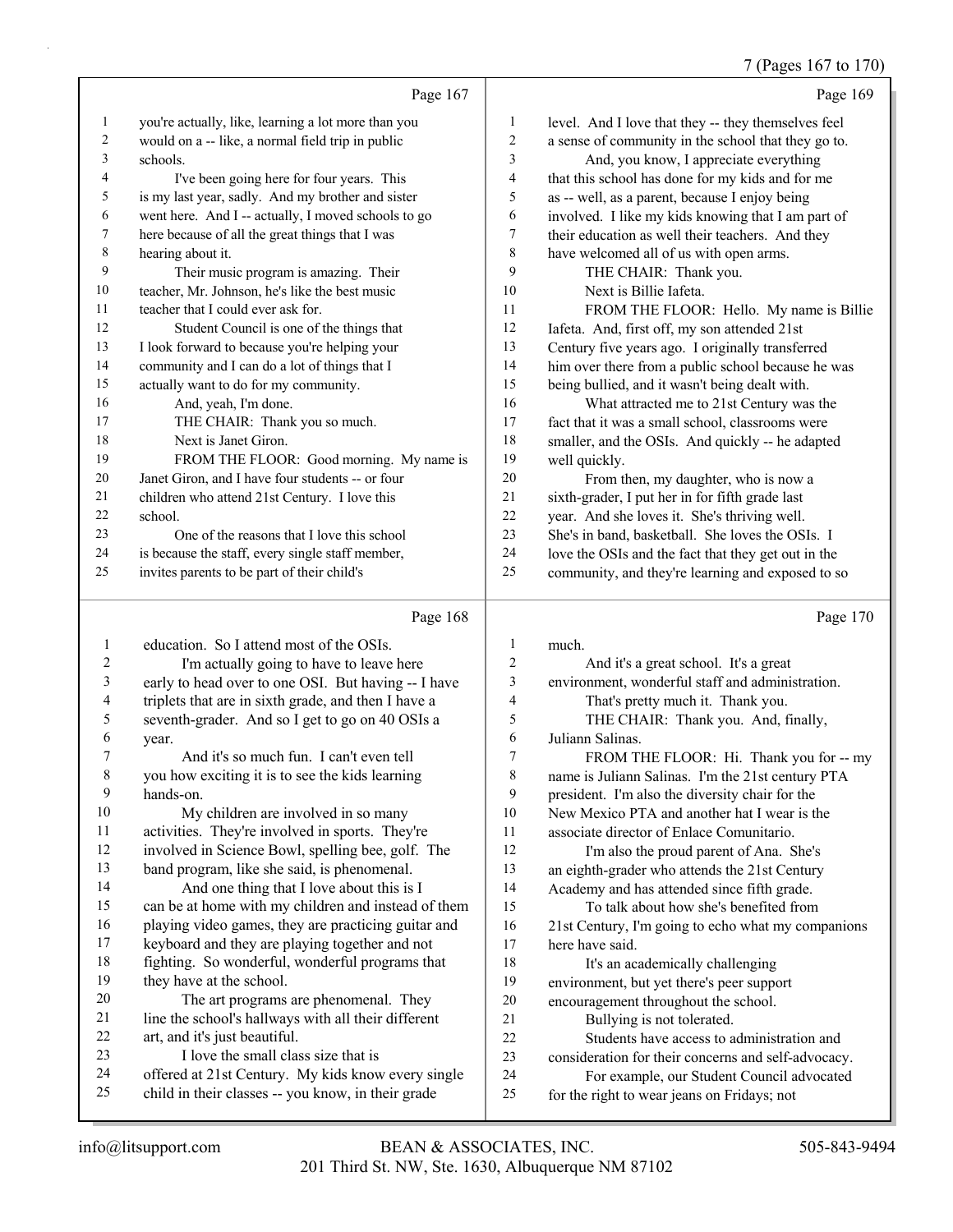Page 167

you're actually, like, learning a lot more than you would on a -- like, a normal field trip in public schools.

I've been going here for four years. This is my last year, sadly. And my brother and sister went here. And I -- actually, I moved schools to go here because of all the great things that I was hearing about it.

Their music program is amazing. Their teacher, Mr. Johnson, he's like the best music teacher that I could ever ask for.

Student Council is one of the things that I look forward to because you're helping your community and I can do a lot of things that I actually want to do for my community.

And, yeah, I'm done.

THE CHAIR: Thank you so much.

Next is Janet Giron.

FROM THE FLOOR: Good morning. My name is Janet Giron, and I have four students -- or four children who attend 21st Century. I love this school.

One of the reasons that I love this school is because the staff, every single staff member, invites parents to be part of their child's

Page 168

education. So I attend most of the OSIs.

I'm actually going to have to leave here early to head over to one OSI. But having -- I have triplets that are in sixth grade, and then I have a seventh-grader. And so I get to go on 40 OSIs a year.

And it's so much fun. I can't even tell you how exciting it is to see the kids learning hands-on.

My children are involved in so many activities. They're involved in sports. They're involved in Science Bowl, spelling bee, golf. The band program, like she said, is phenomenal.

And one thing that I love about this is I can be at home with my children and instead of them playing video games, they are practicing guitar and keyboard and they are playing together and not fighting. So wonderful, wonderful programs that they have at the school.

The art programs are phenomenal. They line the school's hallways with all their different art, and it's just beautiful.

I love the small class size that is offered at 21st Century. My kids know every single child in their classes -- you know, in their grade

Page 169

level. And I love that they -- they themselves feel a sense of community in the school that they go to.

And, you know, I appreciate everything that this school has done for my kids and for me as -- well, as a parent, because I enjoy being involved. I like my kids knowing that I am part of their education as well their teachers. And they have welcomed all of us with open arms.

THE CHAIR: Thank you.

Next is Billie Iafeta.

FROM THE FLOOR: Hello. My name is Billie Iafeta. And, first off, my son attended 21st Century five years ago. I originally transferred him over there from a public school because he was being bullied, and it wasn't being dealt with.

What attracted me to 21st Century was the fact that it was a small school, classrooms were smaller, and the OSIs. And quickly -- he adapted well quickly.

From then, my daughter, who is now a sixth-grader, I put her in for fifth grade last year. And she loves it. She's thriving well. She's in band, basketball. She loves the OSIs. I love the OSIs and the fact that they get out in the community, and they're learning and exposed to so

Page 170

much.

And it's a great school. It's a great environment, wonderful staff and administration.

That's pretty much it. Thank you.

THE CHAIR: Thank you. And, finally, Juliann Salinas.

FROM THE FLOOR: Hi. Thank you for -- my name is Juliann Salinas. I'm the 21st century PTA president. I'm also the diversity chair for the New Mexico PTA and another hat I wear is the associate director of Enlace Comunitario.

I'm also the proud parent of Ana. She's an eighth-grader who attends the 21st Century Academy and has attended since fifth grade.

To talk about how she's benefited from 21st Century, I'm going to echo what my companions here have said.

It's an academically challenging environment, but yet there's peer support encouragement throughout the school.

Bullying is not tolerated.

Students have access to administration and consideration for their concerns and self-advocacy.

For example, our Student Council advocated for the right to wear jeans on Fridays; not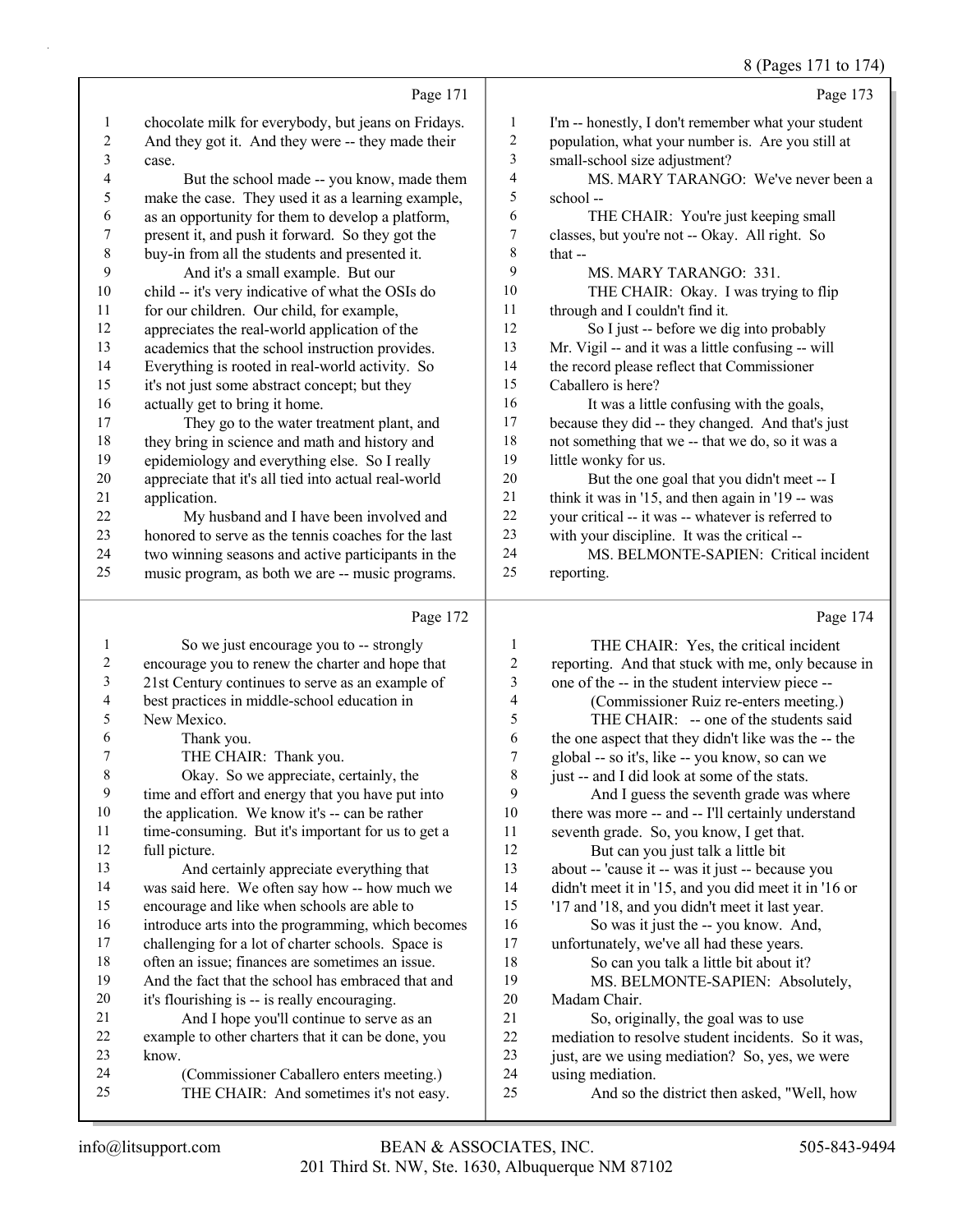Page 171

1 chocolate milk for everybody, but jeans on Fridays.
2 And they got it. And they were -- they made their
3 case.
4 But the school made -- you know, made them
5 make the case. They used it as a learning example,
6 as an opportunity for them to develop a platform,
7 present it, and push it forward. So they got the
8 buy-in from all the students and presented it.
9 And it's a small example. But our
10 child -- it's very indicative of what the OSIs do
11 for our children. Our child, for example,
12 appreciates the real-world application of the
13 academics that the school instruction provides.
14 Everything is rooted in real-world activity. So
15 it's not just some abstract concept; but they
16 actually get to bring it home.
17 They go to the water treatment plant, and
18 they bring in science and math and history and
19 epidemiology and everything else. So I really
20 appreciate that it's all tied into actual real-world
21 application.
22 My husband and I have been involved and
23 honored to serve as the tennis coaches for the last
24 two winning seasons and active participants in the
25 music program, as both we are -- music programs.

Page 172

1 So we just encourage you to -- strongly
2 encourage you to renew the charter and hope that
3 21st Century continues to serve as an example of
4 best practices in middle-school education in
5 New Mexico.
6 Thank you.
7 THE CHAIR: Thank you.
8 Okay. So we appreciate, certainly, the
9 time and effort and energy that you have put into
10 the application. We know it's -- can be rather
11 time-consuming. But it's important for us to get a
12 full picture.
13 And certainly appreciate everything that
14 was said here. We often say how -- how much we
15 encourage and like when schools are able to
16 introduce arts into the programming, which becomes
17 challenging for a lot of charter schools. Space is
18 often an issue; finances are sometimes an issue.
19 And the fact that the school has embraced that and
20 it's flourishing is -- is really encouraging.
21 And I hope you'll continue to serve as an
22 example to other charters that it can be done, you
23 know.
24 (Commissioner Caballero enters meeting.)
25 THE CHAIR: And sometimes it's not easy.

Page 173

1 I'm -- honestly, I don't remember what your student
2 population, what your number is. Are you still at
3 small-school size adjustment?
4 MS. MARY TARANGO: We've never been a
5 school --
6 THE CHAIR: You're just keeping small
7 classes, but you're not -- Okay. All right. So
8 that --
9 MS. MARY TARANGO: 331.
10 THE CHAIR: Okay. I was trying to flip
11 through and I couldn't find it.
12 So I just -- before we dig into probably
13 Mr. Vigil -- and it was a little confusing -- will
14 the record please reflect that Commissioner
15 Caballero is here?
16 It was a little confusing with the goals,
17 because they did -- they changed. And that's just
18 not something that we -- that we do, so it was a
19 little wonky for us.
20 But the one goal that you didn't meet -- I
21 think it was in '15, and then again in '19 -- was
22 your critical -- it was -- whatever is referred to
23 with your discipline. It was the critical --
24 MS. BELMONTE-SAPIEN: Critical incident
25 reporting.

Page 174

1 THE CHAIR: Yes, the critical incident
2 reporting. And that stuck with me, only because in
3 one of the -- in the student interview piece --
4 (Commissioner Ruiz re-enters meeting.)
5 THE CHAIR: -- one of the students said
6 the one aspect that they didn't like was the -- the
7 global -- so it's, like -- you know, so can we
8 just -- and I did look at some of the stats.
9 And I guess the seventh grade was where
10 there was more -- and -- I'll certainly understand
11 seventh grade. So, you know, I get that.
12 But can you just talk a little bit
13 about -- 'cause it -- was it just -- because you
14 didn't meet it in '15, and you did meet it in '16 or
15 '17 and '18, and you didn't meet it last year.
16 So was it just the -- you know. And,
17 unfortunately, we've all had these years.
18 So can you talk a little bit about it?
19 MS. BELMONTE-SAPIEN: Absolutely,
20 Madam Chair.
21 So, originally, the goal was to use
22 mediation to resolve student incidents. So it was,
23 just, are we using mediation? So, yes, we were
24 using mediation.
25 And so the district then asked, "Well, how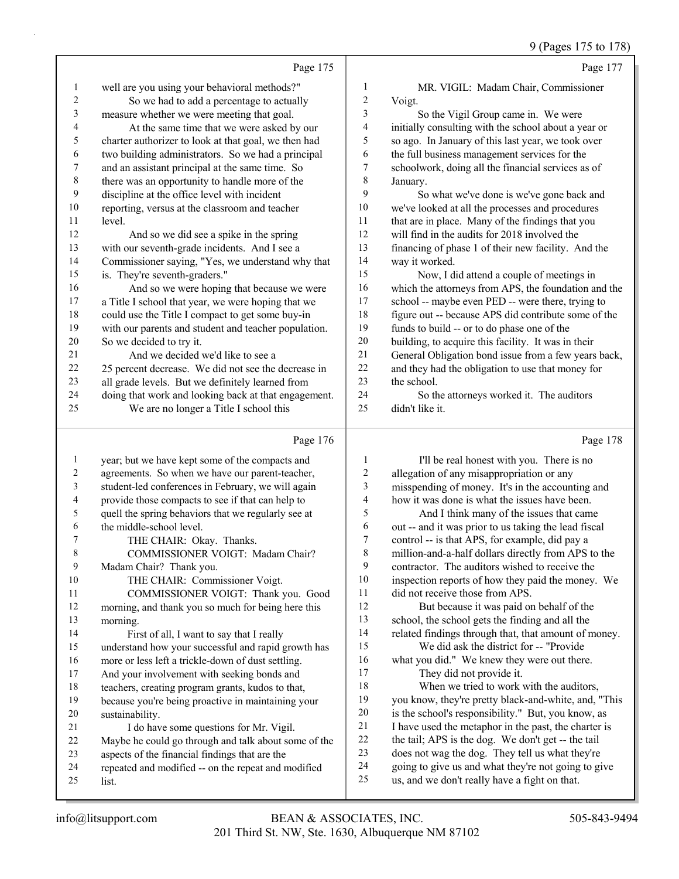Page 175

well are you using your behavioral methods?"

So we had to add a percentage to actually measure whether we were meeting that goal.

At the same time that we were asked by our charter authorizer to look at that goal, we then had two building administrators. So we had a principal and an assistant principal at the same time. So there was an opportunity to handle more of the discipline at the office level with incident reporting, versus at the classroom and teacher level.

And so we did see a spike in the spring with our seventh-grade incidents. And I see a Commissioner saying, "Yes, we understand why that is. They're seventh-graders."

And so we were hoping that because we were a Title I school that year, we were hoping that we could use the Title I compact to get some buy-in with our parents and student and teacher population. So we decided to try it.

And we decided we'd like to see a 25 percent decrease. We did not see the decrease in all grade levels. But we definitely learned from doing that work and looking back at that engagement.

We are no longer a Title I school this

Page 176

year; but we have kept some of the compacts and agreements. So when we have our parent-teacher, student-led conferences in February, we will again provide those compacts to see if that can help to quell the spring behaviors that we regularly see at the middle-school level.

THE CHAIR: Okay. Thanks.

COMMISSIONER VOIGT: Madam Chair? Madam Chair? Thank you.

THE CHAIR: Commissioner Voigt.

COMMISSIONER VOIGT: Thank you. Good morning, and thank you so much for being here this morning.

First of all, I want to say that I really understand how your successful and rapid growth has more or less left a trickle-down of dust settling. And your involvement with seeking bonds and teachers, creating program grants, kudos to that, because you're being proactive in maintaining your sustainability.

I do have some questions for Mr. Vigil. Maybe he could go through and talk about some of the aspects of the financial findings that are the repeated and modified -- on the repeat and modified list.

Page 177

MR. VIGIL: Madam Chair, Commissioner Voigt.

So the Vigil Group came in. We were initially consulting with the school about a year or so ago. In January of this last year, we took over the full business management services for the schoolwork, doing all the financial services as of January.

So what we've done is we've gone back and we've looked at all the processes and procedures that are in place. Many of the findings that you will find in the audits for 2018 involved the financing of phase 1 of their new facility. And the way it worked.

Now, I did attend a couple of meetings in which the attorneys from APS, the foundation and the school -- maybe even PED -- were there, trying to figure out -- because APS did contribute some of the funds to build -- or to do phase one of the building, to acquire this facility. It was in their General Obligation bond issue from a few years back, and they had the obligation to use that money for the school.

So the attorneys worked it. The auditors didn't like it.

Page 178

I'll be real honest with you. There is no allegation of any misappropriation or any misspending of money. It's in the accounting and how it was done is what the issues have been.

And I think many of the issues that came out -- and it was prior to us taking the lead fiscal control -- is that APS, for example, did pay a million-and-a-half dollars directly from APS to the contractor. The auditors wished to receive the inspection reports of how they paid the money. We did not receive those from APS.

But because it was paid on behalf of the school, the school gets the finding and all the related findings through that, that amount of money.

We did ask the district for -- "Provide what you did." We knew they were out there.

They did not provide it.

When we tried to work with the auditors, you know, they're pretty black-and-white, and, "This is the school's responsibility." But, you know, as I have used the metaphor in the past, the charter is the tail; APS is the dog. We don't get -- the tail does not wag the dog. They tell us what they're going to give us and what they're not going to give us, and we don't really have a fight on that.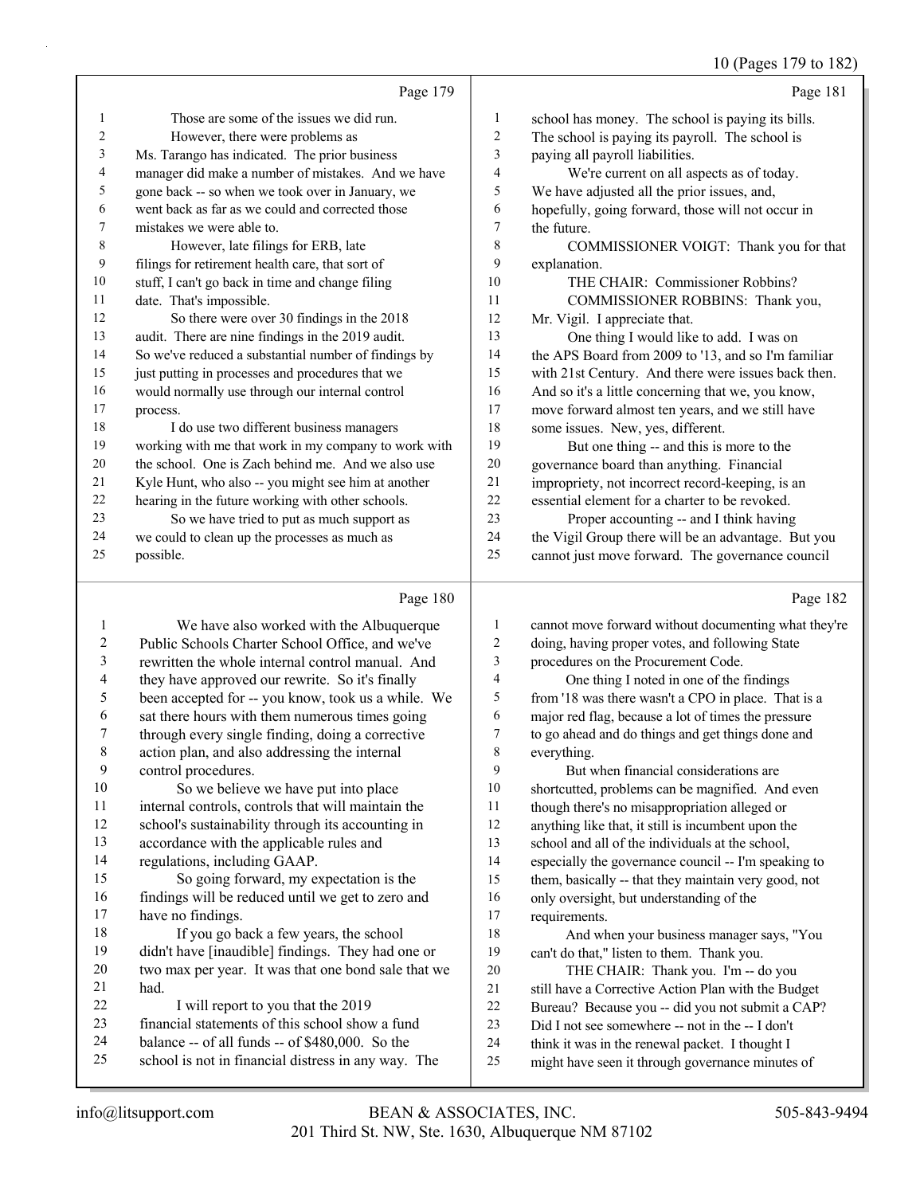Page 179

1 Those are some of the issues we did run.
2 However, there were problems as
3 Ms. Tarango has indicated. The prior business
4 manager did make a number of mistakes. And we have
5 gone back -- so when we took over in January, we
6 went back as far as we could and corrected those
7 mistakes we were able to.
8 However, late filings for ERB, late
9 filings for retirement health care, that sort of
10 stuff, I can't go back in time and change filing
11 date. That's impossible.
12 So there were over 30 findings in the 2018
13 audit. There are nine findings in the 2019 audit.
14 So we've reduced a substantial number of findings by
15 just putting in processes and procedures that we
16 would normally use through our internal control
17 process.
18 I do use two different business managers
19 working with me that work in my company to work with
20 the school. One is Zach behind me. And we also use
21 Kyle Hunt, who also -- you might see him at another
22 hearing in the future working with other schools.
23 So we have tried to put as much support as
24 we could to clean up the processes as much as
25 possible.

Page 180

1 We have also worked with the Albuquerque
2 Public Schools Charter School Office, and we've
3 rewritten the whole internal control manual. And
4 they have approved our rewrite. So it's finally
5 been accepted for -- you know, took us a while. We
6 sat there hours with them numerous times going
7 through every single finding, doing a corrective
8 action plan, and also addressing the internal
9 control procedures.
10 So we believe we have put into place
11 internal controls, controls that will maintain the
12 school's sustainability through its accounting in
13 accordance with the applicable rules and
14 regulations, including GAAP.
15 So going forward, my expectation is the
16 findings will be reduced until we get to zero and
17 have no findings.
18 If you go back a few years, the school
19 didn't have [inaudible] findings. They had one or
20 two max per year. It was that one bond sale that we
21 had.
22 I will report to you that the 2019
23 financial statements of this school show a fund
24 balance -- of all funds -- of $480,000. So the
25 school is not in financial distress in any way. The

Page 181

1 school has money. The school is paying its bills.
2 The school is paying its payroll. The school is
3 paying all payroll liabilities.
4 We're current on all aspects as of today.
5 We have adjusted all the prior issues, and,
6 hopefully, going forward, those will not occur in
7 the future.
8 COMMISSIONER VOIGT: Thank you for that
9 explanation.
10 THE CHAIR: Commissioner Robbins?
11 COMMISSIONER ROBBINS: Thank you,
12 Mr. Vigil. I appreciate that.
13 One thing I would like to add. I was on
14 the APS Board from 2009 to '13, and so I'm familiar
15 with 21st Century. And there were issues back then.
16 And so it's a little concerning that we, you know,
17 move forward almost ten years, and we still have
18 some issues. New, yes, different.
19 But one thing -- and this is more to the
20 governance board than anything. Financial
21 impropriety, not incorrect record-keeping, is an
22 essential element for a charter to be revoked.
23 Proper accounting -- and I think having
24 the Vigil Group there will be an advantage. But you
25 cannot just move forward. The governance council

Page 182

1 cannot move forward without documenting what they're
2 doing, having proper votes, and following State
3 procedures on the Procurement Code.
4 One thing I noted in one of the findings
5 from '18 was there wasn't a CPO in place. That is a
6 major red flag, because a lot of times the pressure
7 to go ahead and do things and get things done and
8 everything.
9 But when financial considerations are
10 shortcutted, problems can be magnified. And even
11 though there's no misappropriation alleged or
12 anything like that, it still is incumbent upon the
13 school and all of the individuals at the school,
14 especially the governance council -- I'm speaking to
15 them, basically -- that they maintain very good, not
16 only oversight, but understanding of the
17 requirements.
18 And when your business manager says, "You
19 can't do that," listen to them. Thank you.
20 THE CHAIR: Thank you. I'm -- do you
21 still have a Corrective Action Plan with the Budget
22 Bureau? Because you -- did you not submit a CAP?
23 Did I not see somewhere -- not in the -- I don't
24 think it was in the renewal packet. I thought I
25 might have seen it through governance minutes of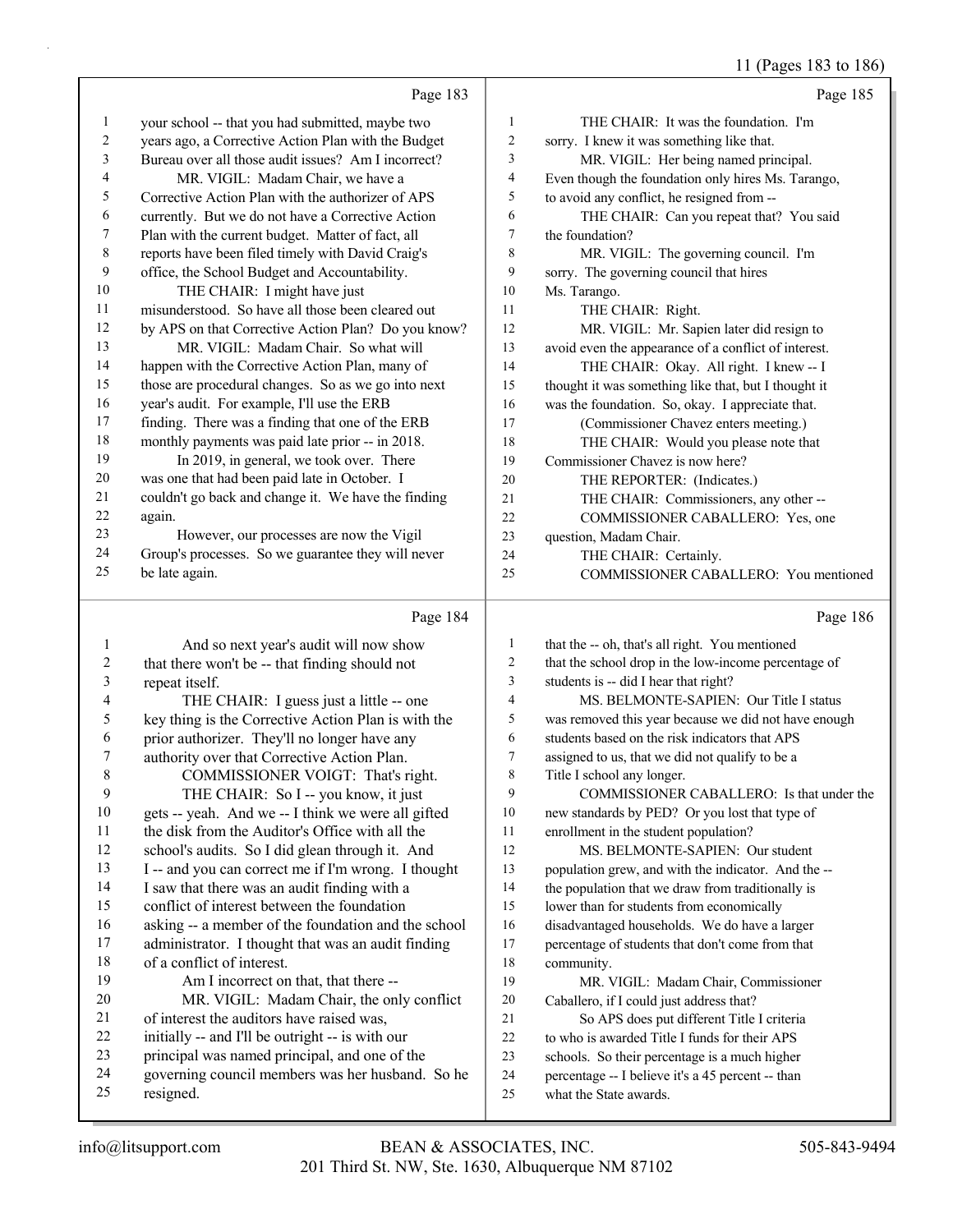Page 183

1 your school -- that you had submitted, maybe two
2 years ago, a Corrective Action Plan with the Budget
3 Bureau over all those audit issues? Am I incorrect?
4 MR. VIGIL: Madam Chair, we have a
5 Corrective Action Plan with the authorizer of APS
6 currently. But we do not have a Corrective Action
7 Plan with the current budget. Matter of fact, all
8 reports have been filed timely with David Craig's
9 office, the School Budget and Accountability.
10 THE CHAIR: I might have just
11 misunderstood. So have all those been cleared out
12 by APS on that Corrective Action Plan? Do you know?
13 MR. VIGIL: Madam Chair. So what will
14 happen with the Corrective Action Plan, many of
15 those are procedural changes. So as we go into next
16 year's audit. For example, I'll use the ERB
17 finding. There was a finding that one of the ERB
18 monthly payments was paid late prior -- in 2018.
19 In 2019, in general, we took over. There
20 was one that had been paid late in October. I
21 couldn't go back and change it. We have the finding
22 again.
23 However, our processes are now the Vigil
24 Group's processes. So we guarantee they will never
25 be late again.

Page 184

1 And so next year's audit will now show
2 that there won't be -- that finding should not
3 repeat itself.
4 THE CHAIR: I guess just a little -- one
5 key thing is the Corrective Action Plan is with the
6 prior authorizer. They'll no longer have any
7 authority over that Corrective Action Plan.
8 COMMISSIONER VOIGT: That's right.
9 THE CHAIR: So I -- you know, it just
10 gets -- yeah. And we -- I think we were all gifted
11 the disk from the Auditor's Office with all the
12 school's audits. So I did glean through it. And
13 I -- and you can correct me if I'm wrong. I thought
14 I saw that there was an audit finding with a
15 conflict of interest between the foundation
16 asking -- a member of the foundation and the school
17 administrator. I thought that was an audit finding
18 of a conflict of interest.
19 Am I incorrect on that, that there --
20 MR. VIGIL: Madam Chair, the only conflict
21 of interest the auditors have raised was,
22 initially -- and I'll be outright -- is with our
23 principal was named principal, and one of the
24 governing council members was her husband. So he
25 resigned.

Page 185

1 THE CHAIR: It was the foundation. I'm
2 sorry. I knew it was something like that.
3 MR. VIGIL: Her being named principal.
4 Even though the foundation only hires Ms. Tarango,
5 to avoid any conflict, he resigned from --
6 THE CHAIR: Can you repeat that? You said
7 the foundation?
8 MR. VIGIL: The governing council. I'm
9 sorry. The governing council that hires
10 Ms. Tarango.
11 THE CHAIR: Right.
12 MR. VIGIL: Mr. Sapien later did resign to
13 avoid even the appearance of a conflict of interest.
14 THE CHAIR: Okay. All right. I knew -- I
15 thought it was something like that, but I thought it
16 was the foundation. So, okay. I appreciate that.
17 (Commissioner Chavez enters meeting.)
18 THE CHAIR: Would you please note that
19 Commissioner Chavez is now here?
20 THE REPORTER: (Indicates.)
21 THE CHAIR: Commissioners, any other --
22 COMMISSIONER CABALLERO: Yes, one
23 question, Madam Chair.
24 THE CHAIR: Certainly.
25 COMMISSIONER CABALLERO: You mentioned

Page 186

1 that the -- oh, that's all right. You mentioned
2 that the school drop in the low-income percentage of
3 students is -- did I hear that right?
4 MS. BELMONTE-SAPIEN: Our Title I status
5 was removed this year because we did not have enough
6 students based on the risk indicators that APS
7 assigned to us, that we did not qualify to be a
8 Title I school any longer.
9 COMMISSIONER CABALLERO: Is that under the
10 new standards by PED? Or you lost that type of
11 enrollment in the student population?
12 MS. BELMONTE-SAPIEN: Our student
13 population grew, and with the indicator. And the --
14 the population that we draw from traditionally is
15 lower than for students from economically
16 disadvantaged households. We do have a larger
17 percentage of students that don't come from that
18 community.
19 MR. VIGIL: Madam Chair, Commissioner
20 Caballero, if I could just address that?
21 So APS does put different Title I criteria
22 to who is awarded Title I funds for their APS
23 schools. So their percentage is a much higher
24 percentage -- I believe it's a 45 percent -- than
25 what the State awards.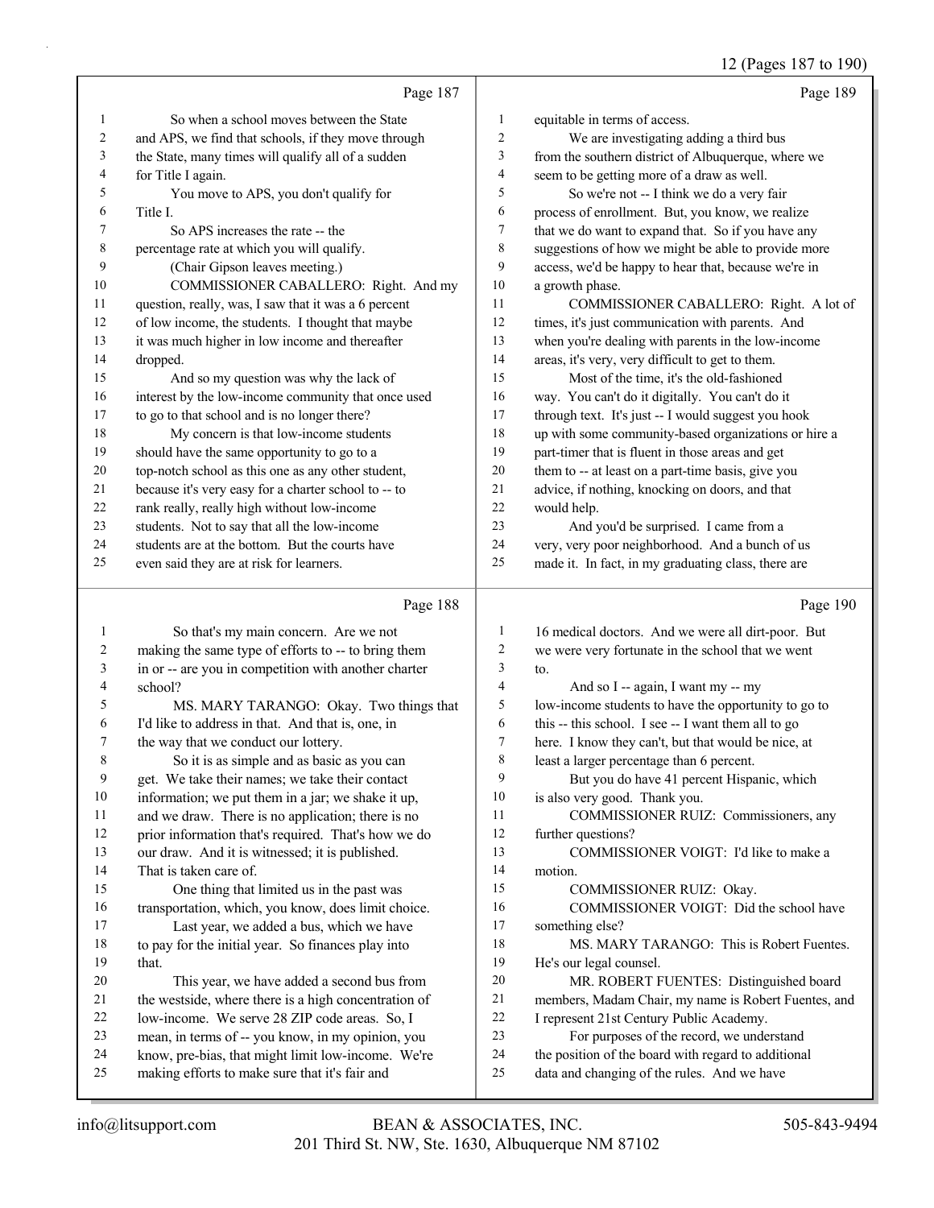Page 187

So when a school moves between the State and APS, we find that schools, if they move through the State, many times will qualify all of a sudden for Title I again.

You move to APS, you don't qualify for Title I.

So APS increases the rate -- the percentage rate at which you will qualify.

(Chair Gipson leaves meeting.)

COMMISSIONER CABALLERO: Right. And my question, really, was, I saw that it was a 6 percent of low income, the students. I thought that maybe it was much higher in low income and thereafter dropped.

And so my question was why the lack of interest by the low-income community that once used to go to that school and is no longer there?

My concern is that low-income students should have the same opportunity to go to a top-notch school as this one as any other student, because it's very easy for a charter school to -- to rank really, really high without low-income students. Not to say that all the low-income students are at the bottom. But the courts have even said they are at risk for learners.

Page 188

So that's my main concern. Are we not making the same type of efforts to -- to bring them in or -- are you in competition with another charter school?

MS. MARY TARANGO: Okay. Two things that I'd like to address in that. And that is, one, in the way that we conduct our lottery.

So it is as simple and as basic as you can get. We take their names; we take their contact information; we put them in a jar; we shake it up, and we draw. There is no application; there is no prior information that's required. That's how we do our draw. And it is witnessed; it is published. That is taken care of.

One thing that limited us in the past was transportation, which, you know, does limit choice.

Last year, we added a bus, which we have to pay for the initial year. So finances play into that.

This year, we have added a second bus from the westside, where there is a high concentration of low-income. We serve 28 ZIP code areas. So, I mean, in terms of -- you know, in my opinion, you know, pre-bias, that might limit low-income. We're making efforts to make sure that it's fair and

Page 189

equitable in terms of access.

We are investigating adding a third bus from the southern district of Albuquerque, where we seem to be getting more of a draw as well.

So we're not -- I think we do a very fair process of enrollment. But, you know, we realize that we do want to expand that. So if you have any suggestions of how we might be able to provide more access, we'd be happy to hear that, because we're in a growth phase.

COMMISSIONER CABALLERO: Right. A lot of times, it's just communication with parents. And when you're dealing with parents in the low-income areas, it's very, very difficult to get to them.

Most of the time, it's the old-fashioned way. You can't do it digitally. You can't do it through text. It's just -- I would suggest you hook up with some community-based organizations or hire a part-timer that is fluent in those areas and get them to -- at least on a part-time basis, give you advice, if nothing, knocking on doors, and that would help.

And you'd be surprised. I came from a very, very poor neighborhood. And a bunch of us made it. In fact, in my graduating class, there are

Page 190

16 medical doctors. And we were all dirt-poor. But we were very fortunate in the school that we went to.

And so I -- again, I want my -- my low-income students to have the opportunity to go to this -- this school. I see -- I want them all to go here. I know they can't, but that would be nice, at least a larger percentage than 6 percent.

But you do have 41 percent Hispanic, which is also very good. Thank you.

COMMISSIONER RUIZ: Commissioners, any further questions?

COMMISSIONER VOIGT: I'd like to make a motion.

COMMISSIONER RUIZ: Okay.

COMMISSIONER VOIGT: Did the school have something else?

MS. MARY TARANGO: This is Robert Fuentes. He's our legal counsel.

MR. ROBERT FUENTES: Distinguished board members, Madam Chair, my name is Robert Fuentes, and I represent 21st Century Public Academy.

For purposes of the record, we understand the position of the board with regard to additional data and changing of the rules. And we have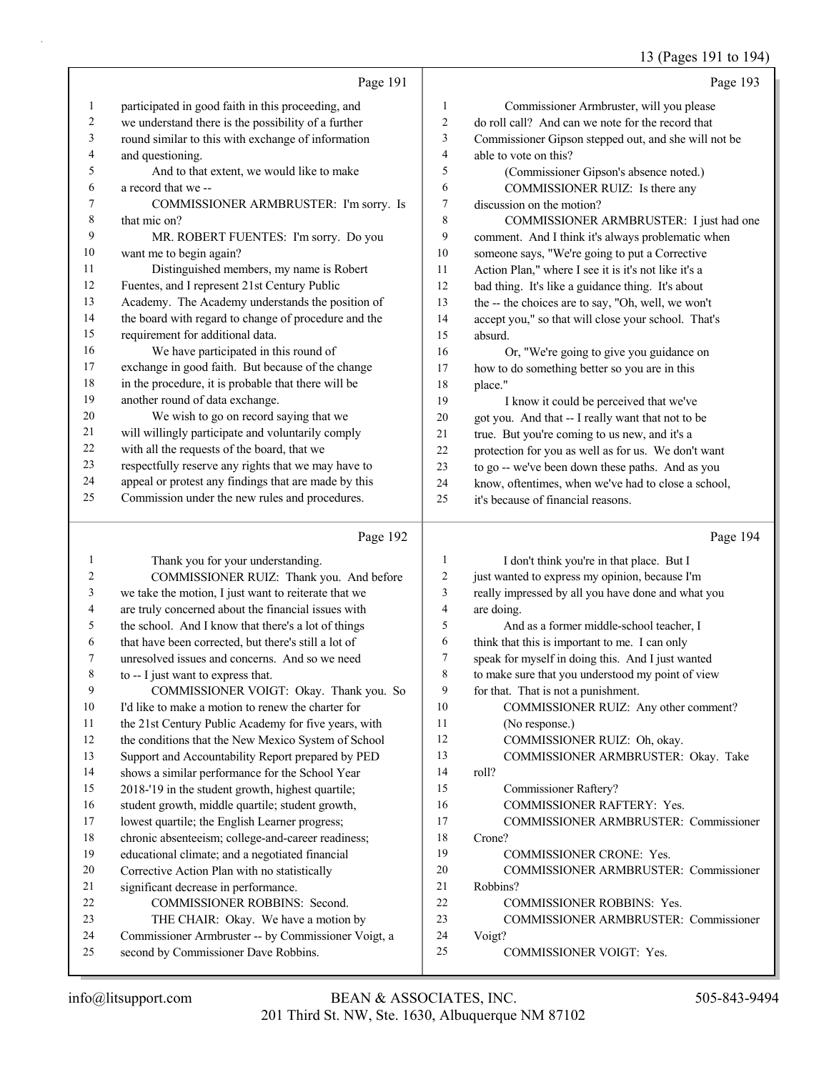Page 191

participated in good faith in this proceeding, and we understand there is the possibility of a further round similar to this with exchange of information and questioning.

And to that extent, we would like to make a record that we --

COMMISSIONER ARMBRUSTER: I'm sorry. Is that mic on?

MR. ROBERT FUENTES: I'm sorry. Do you want me to begin again?

Distinguished members, my name is Robert Fuentes, and I represent 21st Century Public Academy. The Academy understands the position of the board with regard to change of procedure and the requirement for additional data.

We have participated in this round of exchange in good faith. But because of the change in the procedure, it is probable that there will be another round of data exchange.

We wish to go on record saying that we will willingly participate and voluntarily comply with all the requests of the board, that we respectfully reserve any rights that we may have to appeal or protest any findings that are made by this Commission under the new rules and procedures.

Page 192

Thank you for your understanding.

COMMISSIONER RUIZ: Thank you. And before we take the motion, I just want to reiterate that we are truly concerned about the financial issues with the school. And I know that there's a lot of things that have been corrected, but there's still a lot of unresolved issues and concerns. And so we need to -- I just want to express that.

COMMISSIONER VOIGT: Okay. Thank you. So I'd like to make a motion to renew the charter for the 21st Century Public Academy for five years, with the conditions that the New Mexico System of School Support and Accountability Report prepared by PED shows a similar performance for the School Year 2018-'19 in the student growth, highest quartile; student growth, middle quartile; student growth, lowest quartile; the English Learner progress; chronic absenteeism; college-and-career readiness; educational climate; and a negotiated financial Corrective Action Plan with no statistically significant decrease in performance.

COMMISSIONER ROBBINS: Second.

THE CHAIR: Okay. We have a motion by Commissioner Armbruster -- by Commissioner Voigt, a second by Commissioner Dave Robbins.

Page 193

Commissioner Armbruster, will you please do roll call? And can we note for the record that Commissioner Gipson stepped out, and she will not be able to vote on this?

(Commissioner Gipson's absence noted.)

COMMISSIONER RUIZ: Is there any discussion on the motion?

COMMISSIONER ARMBRUSTER: I just had one comment. And I think it's always problematic when someone says, "We're going to put a Corrective Action Plan," where I see it is it's not like it's a bad thing. It's like a guidance thing. It's about the -- the choices are to say, "Oh, well, we won't accept you," so that will close your school. That's absurd.

Or, "We're going to give you guidance on how to do something better so you are in this place."

I know it could be perceived that we've got you. And that -- I really want that not to be true. But you're coming to us new, and it's a protection for you as well as for us. We don't want to go -- we've been down these paths. And as you know, oftentimes, when we've had to close a school, it's because of financial reasons.

Page 194

I don't think you're in that place. But I just wanted to express my opinion, because I'm really impressed by all you have done and what you are doing.

And as a former middle-school teacher, I think that this is important to me. I can only speak for myself in doing this. And I just wanted to make sure that you understood my point of view for that. That is not a punishment.

COMMISSIONER RUIZ: Any other comment?

(No response.)

COMMISSIONER RUIZ: Oh, okay.

COMMISSIONER ARMBRUSTER: Okay. Take roll?

Commissioner Raftery?

COMMISSIONER RAFTERY: Yes.

COMMISSIONER ARMBRUSTER: Commissioner Crone?

COMMISSIONER CRONE: Yes.

COMMISSIONER ARMBRUSTER: Commissioner Robbins?

COMMISSIONER ROBBINS: Yes.

COMMISSIONER ARMBRUSTER: Commissioner Voigt?

COMMISSIONER VOIGT: Yes.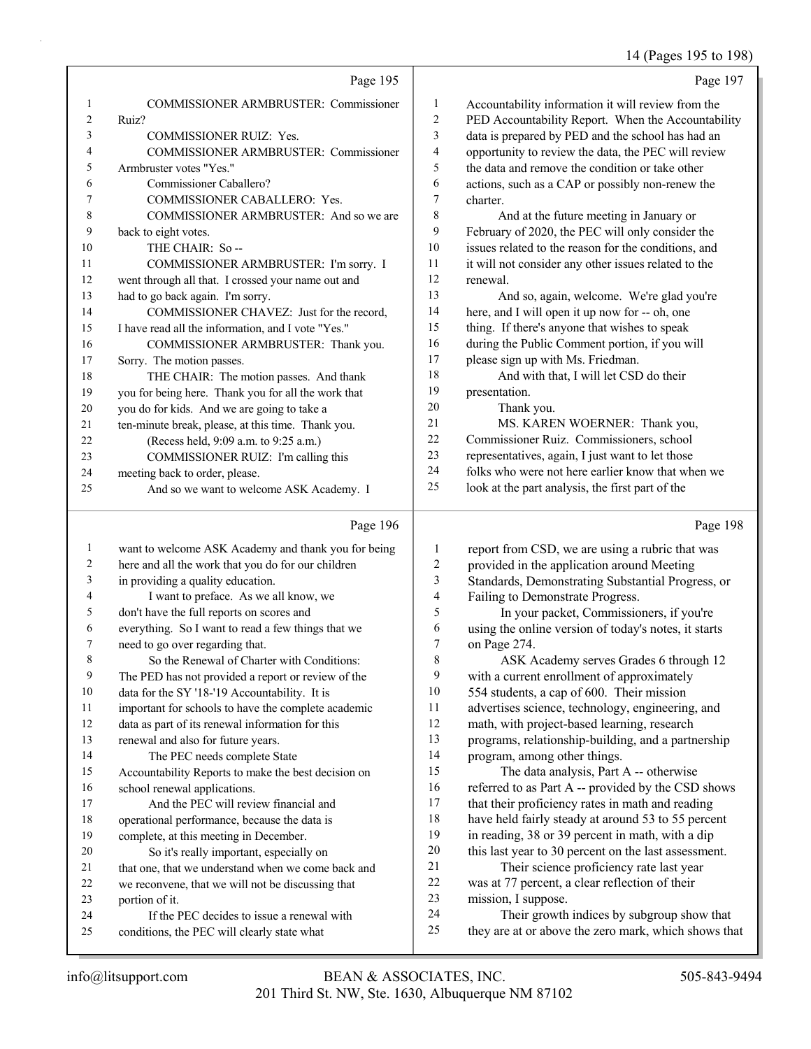Page 195

1 COMMISSIONER ARMBRUSTER: Commissioner
2 Ruiz?
3 COMMISSIONER RUIZ: Yes.
4 COMMISSIONER ARMBRUSTER: Commissioner
5 Armbruster votes "Yes."
6 Commissioner Caballero?
7 COMMISSIONER CABALLERO: Yes.
8 COMMISSIONER ARMBRUSTER: And so we are
9 back to eight votes.
10 THE CHAIR: So --
11 COMMISSIONER ARMBRUSTER: I'm sorry. I
12 went through all that. I crossed your name out and
13 had to go back again. I'm sorry.
14 COMMISSIONER CHAVEZ: Just for the record,
15 I have read all the information, and I vote "Yes."
16 COMMISSIONER ARMBRUSTER: Thank you.
17 Sorry. The motion passes.
18 THE CHAIR: The motion passes. And thank
19 you for being here. Thank you for all the work that
20 you do for kids. And we are going to take a
21 ten-minute break, please, at this time. Thank you.
22 (Recess held, 9:09 a.m. to 9:25 a.m.)
23 COMMISSIONER RUIZ: I'm calling this
24 meeting back to order, please.
25 And so we want to welcome ASK Academy. I

Page 196

1 want to welcome ASK Academy and thank you for being
2 here and all the work that you do for our children
3 in providing a quality education.
4 I want to preface. As we all know, we
5 don't have the full reports on scores and
6 everything. So I want to read a few things that we
7 need to go over regarding that.
8 So the Renewal of Charter with Conditions:
9 The PED has not provided a report or review of the
10 data for the SY '18-'19 Accountability. It is
11 important for schools to have the complete academic
12 data as part of its renewal information for this
13 renewal and also for future years.
14 The PEC needs complete State
15 Accountability Reports to make the best decision on
16 school renewal applications.
17 And the PEC will review financial and
18 operational performance, because the data is
19 complete, at this meeting in December.
20 So it's really important, especially on
21 that one, that we understand when we come back and
22 we reconvene, that we will not be discussing that
23 portion of it.
24 If the PEC decides to issue a renewal with
25 conditions, the PEC will clearly state what

Page 197

1 Accountability information it will review from the
2 PED Accountability Report. When the Accountability
3 data is prepared by PED and the school has had an
4 opportunity to review the data, the PEC will review
5 the data and remove the condition or take other
6 actions, such as a CAP or possibly non-renew the
7 charter.
8 And at the future meeting in January or
9 February of 2020, the PEC will only consider the
10 issues related to the reason for the conditions, and
11 it will not consider any other issues related to the
12 renewal.
13 And so, again, welcome. We're glad you're
14 here, and I will open it up now for -- oh, one
15 thing. If there's anyone that wishes to speak
16 during the Public Comment portion, if you will
17 please sign up with Ms. Friedman.
18 And with that, I will let CSD do their
19 presentation.
20 Thank you.
21 MS. KAREN WOERNER: Thank you,
22 Commissioner Ruiz. Commissioners, school
23 representatives, again, I just want to let those
24 folks who were not here earlier know that when we
25 look at the part analysis, the first part of the

Page 198

1 report from CSD, we are using a rubric that was
2 provided in the application around Meeting
3 Standards, Demonstrating Substantial Progress, or
4 Failing to Demonstrate Progress.
5 In your packet, Commissioners, if you're
6 using the online version of today's notes, it starts
7 on Page 274.
8 ASK Academy serves Grades 6 through 12
9 with a current enrollment of approximately
10 554 students, a cap of 600. Their mission
11 advertises science, technology, engineering, and
12 math, with project-based learning, research
13 programs, relationship-building, and a partnership
14 program, among other things.
15 The data analysis, Part A -- otherwise
16 referred to as Part A -- provided by the CSD shows
17 that their proficiency rates in math and reading
18 have held fairly steady at around 53 to 55 percent
19 in reading, 38 or 39 percent in math, with a dip
20 this last year to 30 percent on the last assessment.
21 Their science proficiency rate last year
22 was at 77 percent, a clear reflection of their
23 mission, I suppose.
24 Their growth indices by subgroup show that
25 they are at or above the zero mark, which shows that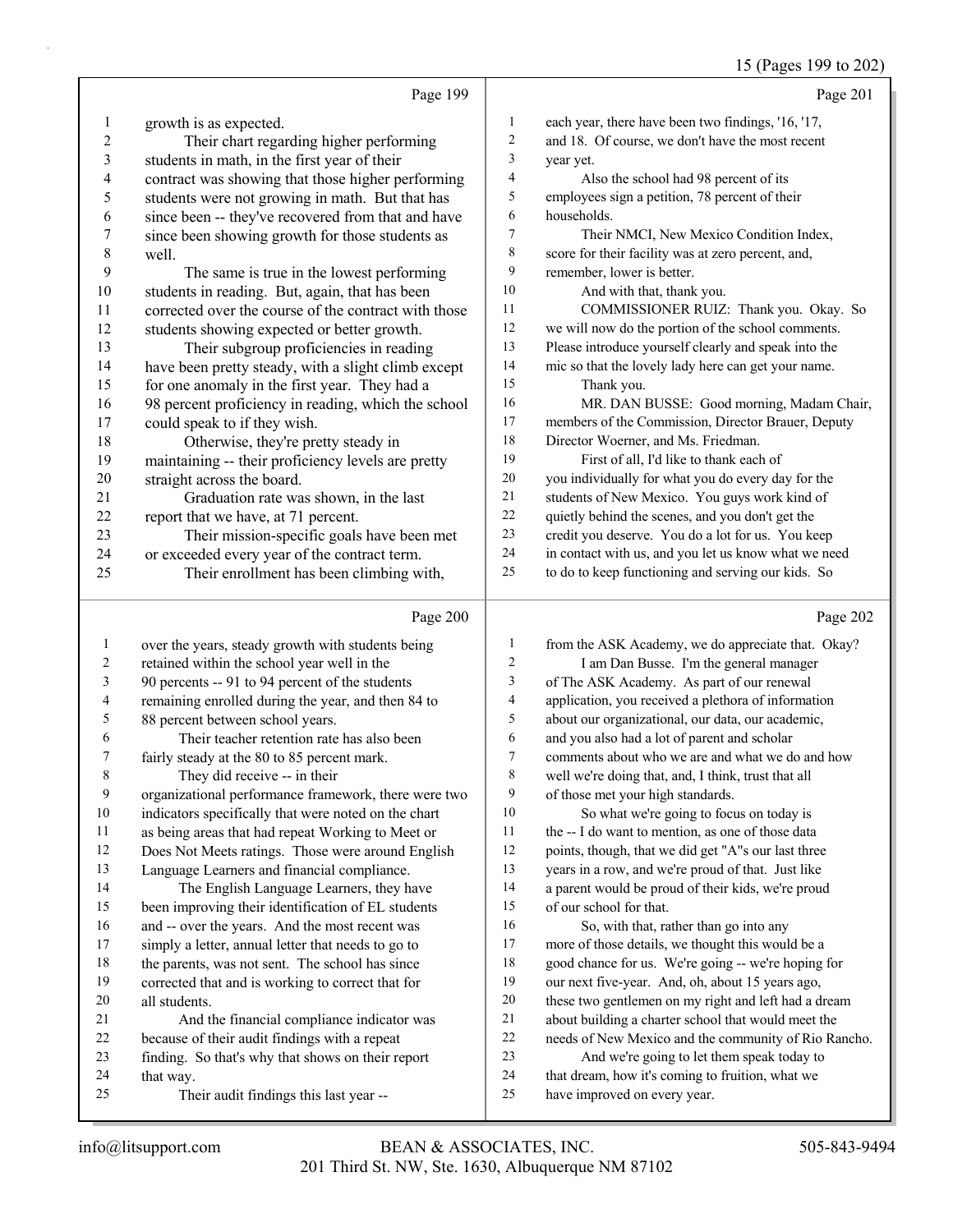Page 199

1 growth is as expected.
2 Their chart regarding higher performing
3 students in math, in the first year of their
4 contract was showing that those higher performing
5 students were not growing in math. But that has
6 since been -- they've recovered from that and have
7 since been showing growth for those students as
8 well.
9 The same is true in the lowest performing
10 students in reading. But, again, that has been
11 corrected over the course of the contract with those
12 students showing expected or better growth.
13 Their subgroup proficiencies in reading
14 have been pretty steady, with a slight climb except
15 for one anomaly in the first year. They had a
16 98 percent proficiency in reading, which the school
17 could speak to if they wish.
18 Otherwise, they're pretty steady in
19 maintaining -- their proficiency levels are pretty
20 straight across the board.
21 Graduation rate was shown, in the last
22 report that we have, at 71 percent.
23 Their mission-specific goals have been met
24 or exceeded every year of the contract term.
25 Their enrollment has been climbing with,

Page 200

1 over the years, steady growth with students being
2 retained within the school year well in the
3 90 percents -- 91 to 94 percent of the students
4 remaining enrolled during the year, and then 84 to
5 88 percent between school years.
6 Their teacher retention rate has also been
7 fairly steady at the 80 to 85 percent mark.
8 They did receive -- in their
9 organizational performance framework, there were two
10 indicators specifically that were noted on the chart
11 as being areas that had repeat Working to Meet or
12 Does Not Meets ratings. Those were around English
13 Language Learners and financial compliance.
14 The English Language Learners, they have
15 been improving their identification of EL students
16 and -- over the years. And the most recent was
17 simply a letter, annual letter that needs to go to
18 the parents, was not sent. The school has since
19 corrected that and is working to correct that for
20 all students.
21 And the financial compliance indicator was
22 because of their audit findings with a repeat
23 finding. So that's why that shows on their report
24 that way.
25 Their audit findings this last year --

Page 201

1 each year, there have been two findings, '16, '17,
2 and 18. Of course, we don't have the most recent
3 year yet.
4 Also the school had 98 percent of its
5 employees sign a petition, 78 percent of their
6 households.
7 Their NMCI, New Mexico Condition Index,
8 score for their facility was at zero percent, and,
9 remember, lower is better.
10 And with that, thank you.
11 COMMISSIONER RUIZ: Thank you. Okay. So
12 we will now do the portion of the school comments.
13 Please introduce yourself clearly and speak into the
14 mic so that the lovely lady here can get your name.
15 Thank you.
16 MR. DAN BUSSE: Good morning, Madam Chair,
17 members of the Commission, Director Brauer, Deputy
18 Director Woerner, and Ms. Friedman.
19 First of all, I'd like to thank each of
20 you individually for what you do every day for the
21 students of New Mexico. You guys work kind of
22 quietly behind the scenes, and you don't get the
23 credit you deserve. You do a lot for us. You keep
24 in contact with us, and you let us know what we need
25 to do to keep functioning and serving our kids. So

Page 202

1 from the ASK Academy, we do appreciate that. Okay?
2 I am Dan Busse. I'm the general manager
3 of The ASK Academy. As part of our renewal
4 application, you received a plethora of information
5 about our organizational, our data, our academic,
6 and you also had a lot of parent and scholar
7 comments about who we are and what we do and how
8 well we're doing that, and, I think, trust that all
9 of those met your high standards.
10 So what we're going to focus on today is
11 the -- I do want to mention, as one of those data
12 points, though, that we did get "A"s our last three
13 years in a row, and we're proud of that. Just like
14 a parent would be proud of their kids, we're proud
15 of our school for that.
16 So, with that, rather than go into any
17 more of those details, we thought this would be a
18 good chance for us. We're going -- we're hoping for
19 our next five-year. And, oh, about 15 years ago,
20 these two gentlemen on my right and left had a dream
21 about building a charter school that would meet the
22 needs of New Mexico and the community of Rio Rancho.
23 And we're going to let them speak today to
24 that dream, how it's coming to fruition, what we
25 have improved on every year.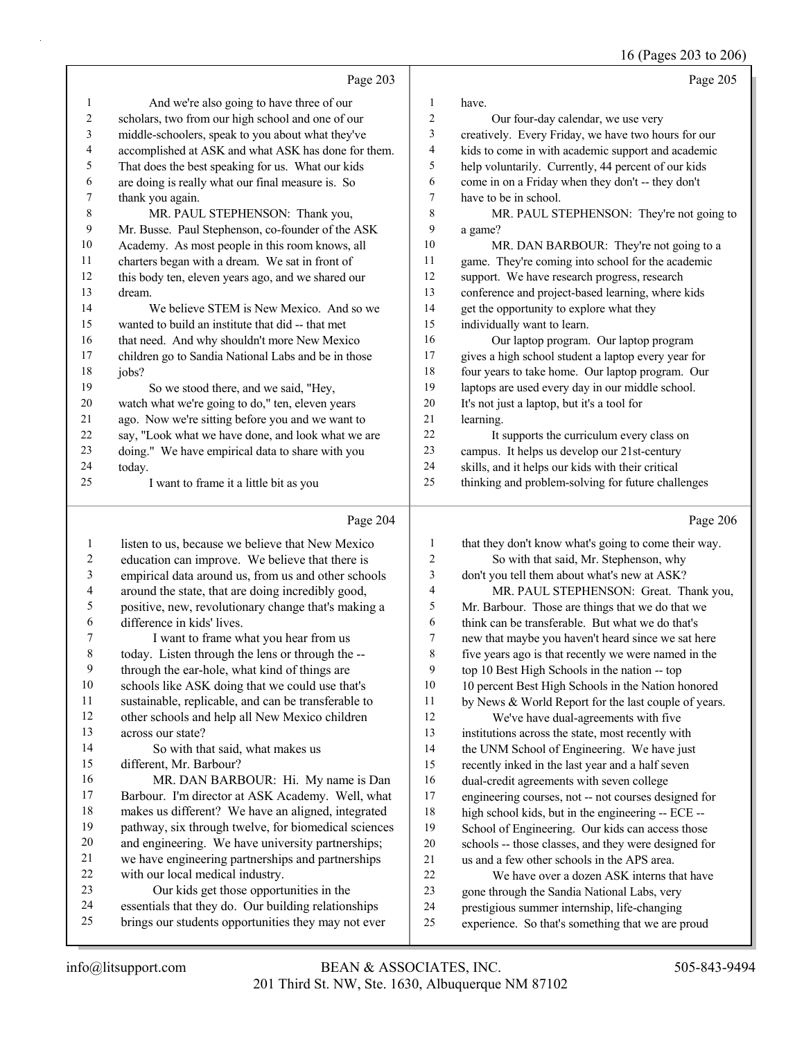Page 203

And we're also going to have three of our scholars, two from our high school and one of our middle-schoolers, speak to you about what they've accomplished at ASK and what ASK has done for them. That does the best speaking for us. What our kids are doing is really what our final measure is. So thank you again.

MR. PAUL STEPHENSON: Thank you, Mr. Busse. Paul Stephenson, co-founder of the ASK Academy. As most people in this room knows, all charters began with a dream. We sat in front of this body ten, eleven years ago, and we shared our dream.

We believe STEM is New Mexico. And so we wanted to build an institute that did -- that met that need. And why shouldn't more New Mexico children go to Sandia National Labs and be in those jobs?

So we stood there, and we said, "Hey, watch what we're going to do," ten, eleven years ago. Now we're sitting before you and we want to say, "Look what we have done, and look what we are doing." We have empirical data to share with you today.

I want to frame it a little bit as you

Page 204

listen to us, because we believe that New Mexico education can improve. We believe that there is empirical data around us, from us and other schools around the state, that are doing incredibly good, positive, new, revolutionary change that's making a difference in kids' lives.

I want to frame what you hear from us today. Listen through the lens or through the -- through the ear-hole, what kind of things are schools like ASK doing that we could use that's sustainable, replicable, and can be transferable to other schools and help all New Mexico children across our state?

So with that said, what makes us different, Mr. Barbour?

MR. DAN BARBOUR: Hi. My name is Dan Barbour. I'm director at ASK Academy. Well, what makes us different? We have an aligned, integrated pathway, six through twelve, for biomedical sciences and engineering. We have university partnerships; we have engineering partnerships and partnerships with our local medical industry.

Our kids get those opportunities in the essentials that they do. Our building relationships brings our students opportunities they may not ever

Page 205

have.

Our four-day calendar, we use very creatively. Every Friday, we have two hours for our kids to come in with academic support and academic help voluntarily. Currently, 44 percent of our kids come in on a Friday when they don't -- they don't have to be in school.

MR. PAUL STEPHENSON: They're not going to a game?

MR. DAN BARBOUR: They're not going to a game. They're coming into school for the academic support. We have research progress, research conference and project-based learning, where kids get the opportunity to explore what they individually want to learn.

Our laptop program. Our laptop program gives a high school student a laptop every year for four years to take home. Our laptop program. Our laptops are used every day in our middle school. It's not just a laptop, but it's a tool for learning.

It supports the curriculum every class on campus. It helps us develop our 21st-century skills, and it helps our kids with their critical thinking and problem-solving for future challenges

Page 206

that they don't know what's going to come their way.

So with that said, Mr. Stephenson, why don't you tell them about what's new at ASK?

MR. PAUL STEPHENSON: Great. Thank you, Mr. Barbour. Those are things that we do that we think can be transferable. But what we do that's new that maybe you haven't heard since we sat here five years ago is that recently we were named in the top 10 Best High Schools in the nation -- top 10 percent Best High Schools in the Nation honored by News & World Report for the last couple of years.

We've have dual-agreements with five institutions across the state, most recently with the UNM School of Engineering. We have just recently inked in the last year and a half seven dual-credit agreements with seven college engineering courses, not -- not courses designed for high school kids, but in the engineering -- ECE -- School of Engineering. Our kids can access those schools -- those classes, and they were designed for us and a few other schools in the APS area.

We have over a dozen ASK interns that have gone through the Sandia National Labs, very prestigious summer internship, life-changing experience. So that's something that we are proud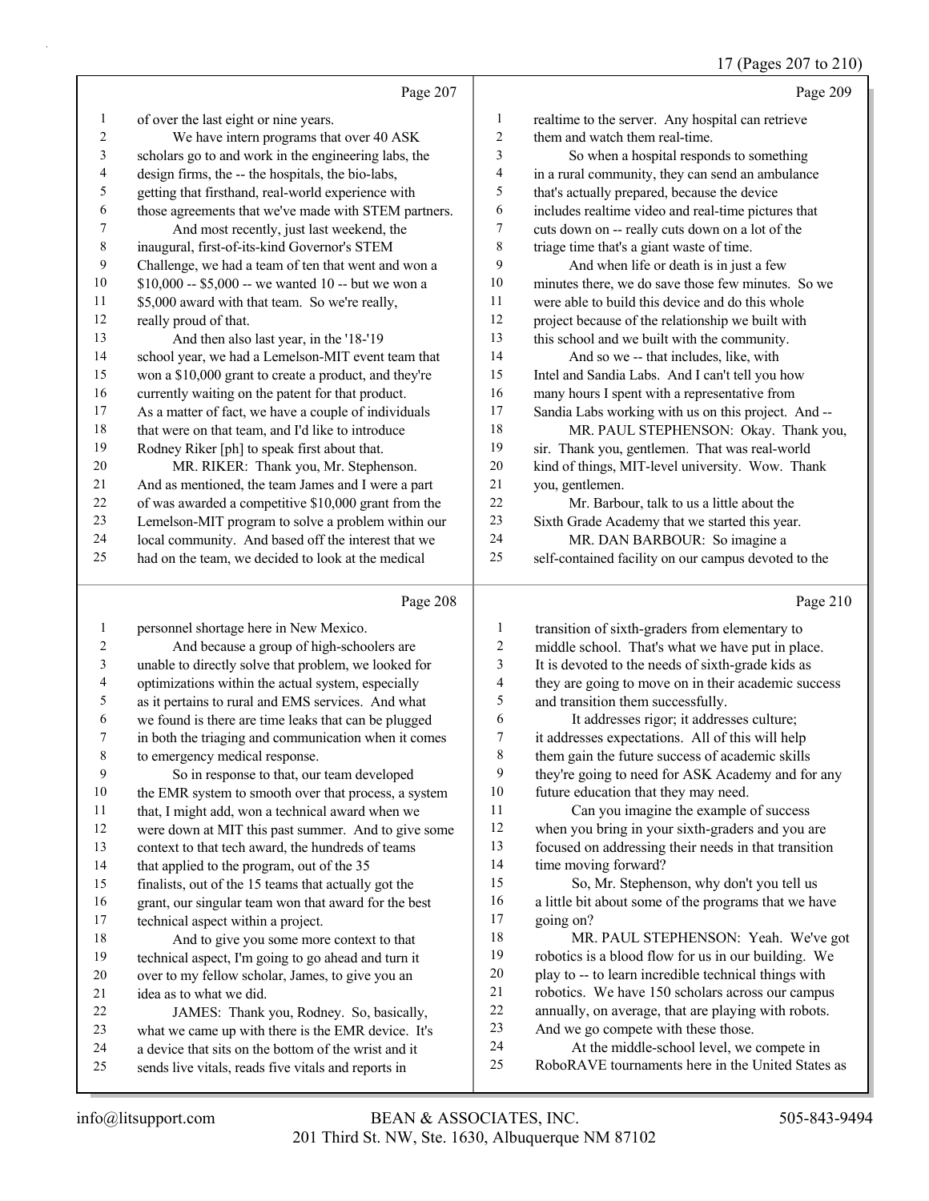Page 207

of over the last eight or nine years.

We have intern programs that over 40 ASK scholars go to and work in the engineering labs, the design firms, the -- the hospitals, the bio-labs, getting that firsthand, real-world experience with those agreements that we've made with STEM partners.

And most recently, just last weekend, the inaugural, first-of-its-kind Governor's STEM Challenge, we had a team of ten that went and won a $10,000 -- $5,000 -- we wanted 10 -- but we won a $5,000 award with that team. So we're really, really proud of that.

And then also last year, in the '18-'19 school year, we had a Lemelson-MIT event team that won a $10,000 grant to create a product, and they're currently waiting on the patent for that product. As a matter of fact, we have a couple of individuals that were on that team, and I'd like to introduce Rodney Riker [ph] to speak first about that.

MR. RIKER: Thank you, Mr. Stephenson. And as mentioned, the team James and I were a part of was awarded a competitive $10,000 grant from the Lemelson-MIT program to solve a problem within our local community. And based off the interest that we had on the team, we decided to look at the medical

Page 208

personnel shortage here in New Mexico.

And because a group of high-schoolers are unable to directly solve that problem, we looked for optimizations within the actual system, especially as it pertains to rural and EMS services. And what we found is there are time leaks that can be plugged in both the triaging and communication when it comes to emergency medical response.

So in response to that, our team developed the EMR system to smooth over that process, a system that, I might add, won a technical award when we were down at MIT this past summer. And to give some context to that tech award, the hundreds of teams that applied to the program, out of the 35 finalists, out of the 15 teams that actually got the grant, our singular team won that award for the best technical aspect within a project.

And to give you some more context to that technical aspect, I'm going to go ahead and turn it over to my fellow scholar, James, to give you an idea as to what we did.

JAMES: Thank you, Rodney. So, basically, what we came up with there is the EMR device. It's a device that sits on the bottom of the wrist and it sends live vitals, reads five vitals and reports in

Page 209

realtime to the server. Any hospital can retrieve them and watch them real-time.

So when a hospital responds to something in a rural community, they can send an ambulance that's actually prepared, because the device includes realtime video and real-time pictures that cuts down on -- really cuts down on a lot of the triage time that's a giant waste of time.

And when life or death is in just a few minutes there, we do save those few minutes. So we were able to build this device and do this whole project because of the relationship we built with this school and we built with the community.

And so we -- that includes, like, with Intel and Sandia Labs. And I can't tell you how many hours I spent with a representative from Sandia Labs working with us on this project. And --

MR. PAUL STEPHENSON: Okay. Thank you, sir. Thank you, gentlemen. That was real-world kind of things, MIT-level university. Wow. Thank you, gentlemen.

Mr. Barbour, talk to us a little about the Sixth Grade Academy that we started this year.

MR. DAN BARBOUR: So imagine a self-contained facility on our campus devoted to the

Page 210

transition of sixth-graders from elementary to middle school. That's what we have put in place. It is devoted to the needs of sixth-grade kids as they are going to move on in their academic success and transition them successfully.

It addresses rigor; it addresses culture; it addresses expectations. All of this will help them gain the future success of academic skills they're going to need for ASK Academy and for any future education that they may need.

Can you imagine the example of success when you bring in your sixth-graders and you are focused on addressing their needs in that transition time moving forward?

So, Mr. Stephenson, why don't you tell us a little bit about some of the programs that we have going on?

MR. PAUL STEPHENSON: Yeah. We've got robotics is a blood flow for us in our building. We play to -- to learn incredible technical things with robotics. We have 150 scholars across our campus annually, on average, that are playing with robots. And we go compete with these those.

At the middle-school level, we compete in RoboRAVE tournaments here in the United States as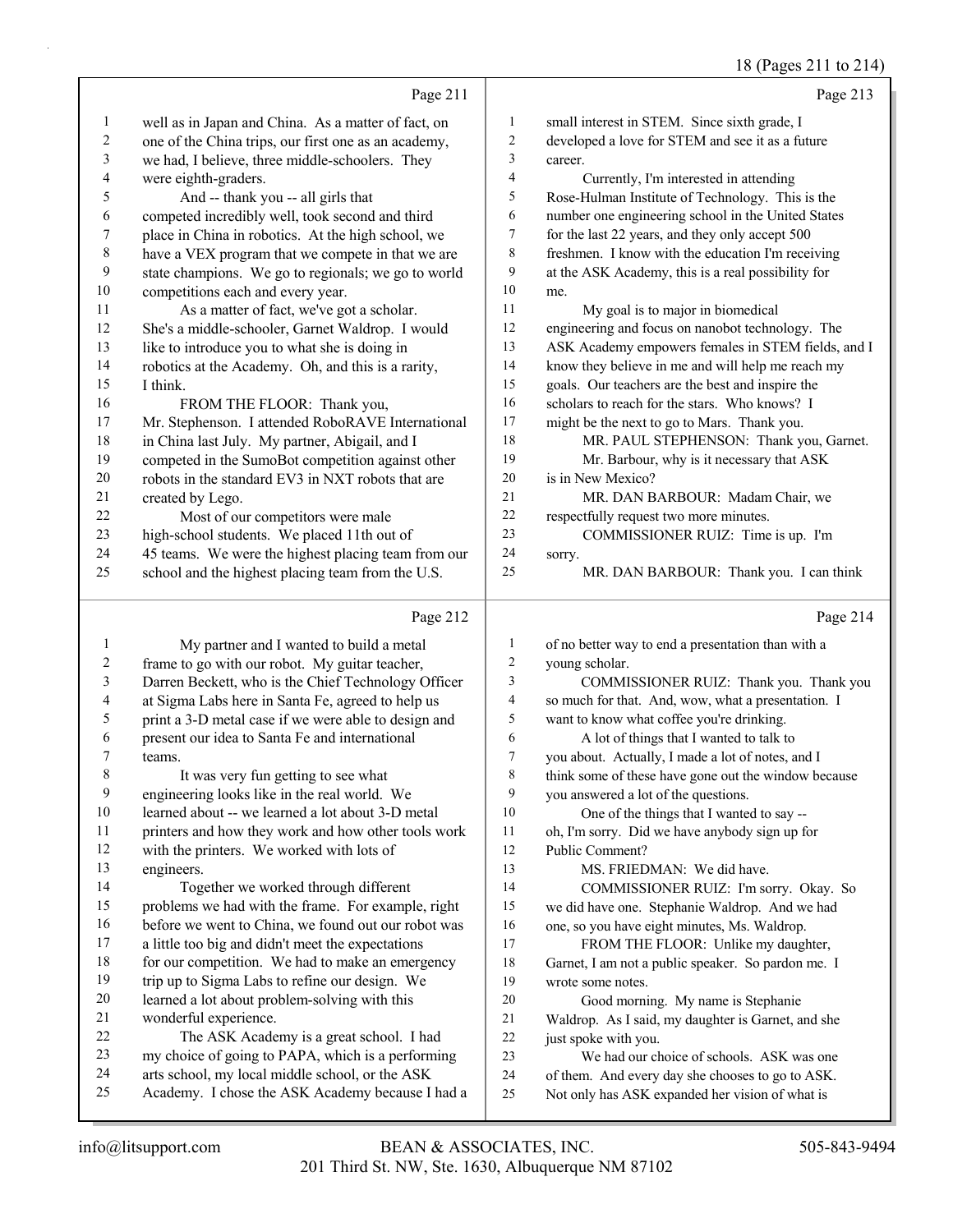Page 211

1 well as in Japan and China. As a matter of fact, on
2 one of the China trips, our first one as an academy,
3 we had, I believe, three middle-schoolers. They
4 were eighth-graders.
5 And -- thank you -- all girls that
6 competed incredibly well, took second and third
7 place in China in robotics. At the high school, we
8 have a VEX program that we compete in that we are
9 state champions. We go to regionals; we go to world
10 competitions each and every year.
11 As a matter of fact, we've got a scholar.
12 She's a middle-schooler, Garnet Waldrop. I would
13 like to introduce you to what she is doing in
14 robotics at the Academy. Oh, and this is a rarity,
15 I think.
16 FROM THE FLOOR: Thank you,
17 Mr. Stephenson. I attended RoboRAVE International
18 in China last July. My partner, Abigail, and I
19 competed in the SumoBot competition against other
20 robots in the standard EV3 in NXT robots that are
21 created by Lego.
22 Most of our competitors were male
23 high-school students. We placed 11th out of
24 45 teams. We were the highest placing team from our
25 school and the highest placing team from the U.S.

Page 212

1 My partner and I wanted to build a metal
2 frame to go with our robot. My guitar teacher,
3 Darren Beckett, who is the Chief Technology Officer
4 at Sigma Labs here in Santa Fe, agreed to help us
5 print a 3-D metal case if we were able to design and
6 present our idea to Santa Fe and international
7 teams.
8 It was very fun getting to see what
9 engineering looks like in the real world. We
10 learned about -- we learned a lot about 3-D metal
11 printers and how they work and how other tools work
12 with the printers. We worked with lots of
13 engineers.
14 Together we worked through different
15 problems we had with the frame. For example, right
16 before we went to China, we found out our robot was
17 a little too big and didn't meet the expectations
18 for our competition. We had to make an emergency
19 trip up to Sigma Labs to refine our design. We
20 learned a lot about problem-solving with this
21 wonderful experience.
22 The ASK Academy is a great school. I had
23 my choice of going to PAPA, which is a performing
24 arts school, my local middle school, or the ASK
25 Academy. I chose the ASK Academy because I had a

Page 213

1 small interest in STEM. Since sixth grade, I
2 developed a love for STEM and see it as a future
3 career.
4 Currently, I'm interested in attending
5 Rose-Hulman Institute of Technology. This is the
6 number one engineering school in the United States
7 for the last 22 years, and they only accept 500
8 freshmen. I know with the education I'm receiving
9 at the ASK Academy, this is a real possibility for
10 me.
11 My goal is to major in biomedical
12 engineering and focus on nanobot technology. The
13 ASK Academy empowers females in STEM fields, and I
14 know they believe in me and will help me reach my
15 goals. Our teachers are the best and inspire the
16 scholars to reach for the stars. Who knows? I
17 might be the next to go to Mars. Thank you.
18 MR. PAUL STEPHENSON: Thank you, Garnet.
19 Mr. Barbour, why is it necessary that ASK
20 is in New Mexico?
21 MR. DAN BARBOUR: Madam Chair, we
22 respectfully request two more minutes.
23 COMMISSIONER RUIZ: Time is up. I'm
24 sorry.
25 MR. DAN BARBOUR: Thank you. I can think

Page 214

1 of no better way to end a presentation than with a
2 young scholar.
3 COMMISSIONER RUIZ: Thank you. Thank you
4 so much for that. And, wow, what a presentation. I
5 want to know what coffee you're drinking.
6 A lot of things that I wanted to talk to
7 you about. Actually, I made a lot of notes, and I
8 think some of these have gone out the window because
9 you answered a lot of the questions.
10 One of the things that I wanted to say --
11 oh, I'm sorry. Did we have anybody sign up for
12 Public Comment?
13 MS. FRIEDMAN: We did have.
14 COMMISSIONER RUIZ: I'm sorry. Okay. So
15 we did have one. Stephanie Waldrop. And we had
16 one, so you have eight minutes, Ms. Waldrop.
17 FROM THE FLOOR: Unlike my daughter,
18 Garnet, I am not a public speaker. So pardon me. I
19 wrote some notes.
20 Good morning. My name is Stephanie
21 Waldrop. As I said, my daughter is Garnet, and she
22 just spoke with you.
23 We had our choice of schools. ASK was one
24 of them. And every day she chooses to go to ASK.
25 Not only has ASK expanded her vision of what is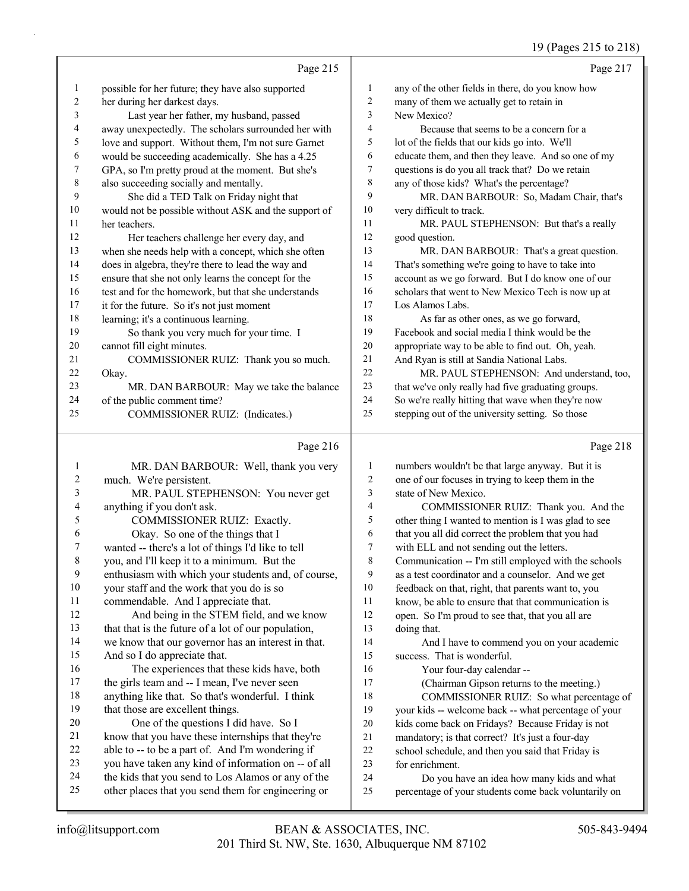Page 215

1 possible for her future; they have also supported
2 her during her darkest days.
3 Last year her father, my husband, passed
4 away unexpectedly. The scholars surrounded her with
5 love and support. Without them, I'm not sure Garnet
6 would be succeeding academically. She has a 4.25
7 GPA, so I'm pretty proud at the moment. But she's
8 also succeeding socially and mentally.
9 She did a TED Talk on Friday night that
10 would not be possible without ASK and the support of
11 her teachers.
12 Her teachers challenge her every day, and
13 when she needs help with a concept, which she often
14 does in algebra, they're there to lead the way and
15 ensure that she not only learns the concept for the
16 test and for the homework, but that she understands
17 it for the future. So it's not just moment
18 learning; it's a continuous learning.
19 So thank you very much for your time. I
20 cannot fill eight minutes.
21 COMMISSIONER RUIZ: Thank you so much.
22 Okay.
23 MR. DAN BARBOUR: May we take the balance
24 of the public comment time?
25 COMMISSIONER RUIZ: (Indicates.)

Page 216

1 MR. DAN BARBOUR: Well, thank you very
2 much. We're persistent.
3 MR. PAUL STEPHENSON: You never get
4 anything if you don't ask.
5 COMMISSIONER RUIZ: Exactly.
6 Okay. So one of the things that I
7 wanted -- there's a lot of things I'd like to tell
8 you, and I'll keep it to a minimum. But the
9 enthusiasm with which your students and, of course,
10 your staff and the work that you do is so
11 commendable. And I appreciate that.
12 And being in the STEM field, and we know
13 that that is the future of a lot of our population,
14 we know that our governor has an interest in that.
15 And so I do appreciate that.
16 The experiences that these kids have, both
17 the girls team and -- I mean, I've never seen
18 anything like that. So that's wonderful. I think
19 that those are excellent things.
20 One of the questions I did have. So I
21 know that you have these internships that they're
22 able to -- to be a part of. And I'm wondering if
23 you have taken any kind of information on -- of all
24 the kids that you send to Los Alamos or any of the
25 other places that you send them for engineering or

Page 217

1 any of the other fields in there, do you know how
2 many of them we actually get to retain in
3 New Mexico?
4 Because that seems to be a concern for a
5 lot of the fields that our kids go into. We'll
6 educate them, and then they leave. And so one of my
7 questions is do you all track that? Do we retain
8 any of those kids? What's the percentage?
9 MR. DAN BARBOUR: So, Madam Chair, that's
10 very difficult to track.
11 MR. PAUL STEPHENSON: But that's a really
12 good question.
13 MR. DAN BARBOUR: That's a great question.
14 That's something we're going to have to take into
15 account as we go forward. But I do know one of our
16 scholars that went to New Mexico Tech is now up at
17 Los Alamos Labs.
18 As far as other ones, as we go forward,
19 Facebook and social media I think would be the
20 appropriate way to be able to find out. Oh, yeah.
21 And Ryan is still at Sandia National Labs.
22 MR. PAUL STEPHENSON: And understand, too,
23 that we've only really had five graduating groups.
24 So we're really hitting that wave when they're now
25 stepping out of the university setting. So those

Page 218

1 numbers wouldn't be that large anyway. But it is
2 one of our focuses in trying to keep them in the
3 state of New Mexico.
4 COMMISSIONER RUIZ: Thank you. And the
5 other thing I wanted to mention is I was glad to see
6 that you all did correct the problem that you had
7 with ELL and not sending out the letters.
8 Communication -- I'm still employed with the schools
9 as a test coordinator and a counselor. And we get
10 feedback on that, right, that parents want to, you
11 know, be able to ensure that that communication is
12 open. So I'm proud to see that, that you all are
13 doing that.
14 And I have to commend you on your academic
15 success. That is wonderful.
16 Your four-day calendar --
17 (Chairman Gipson returns to the meeting.)
18 COMMISSIONER RUIZ: So what percentage of
19 your kids -- welcome back -- what percentage of your
20 kids come back on Fridays? Because Friday is not
21 mandatory; is that correct? It's just a four-day
22 school schedule, and then you said that Friday is
23 for enrichment.
24 Do you have an idea how many kids and what
25 percentage of your students come back voluntarily on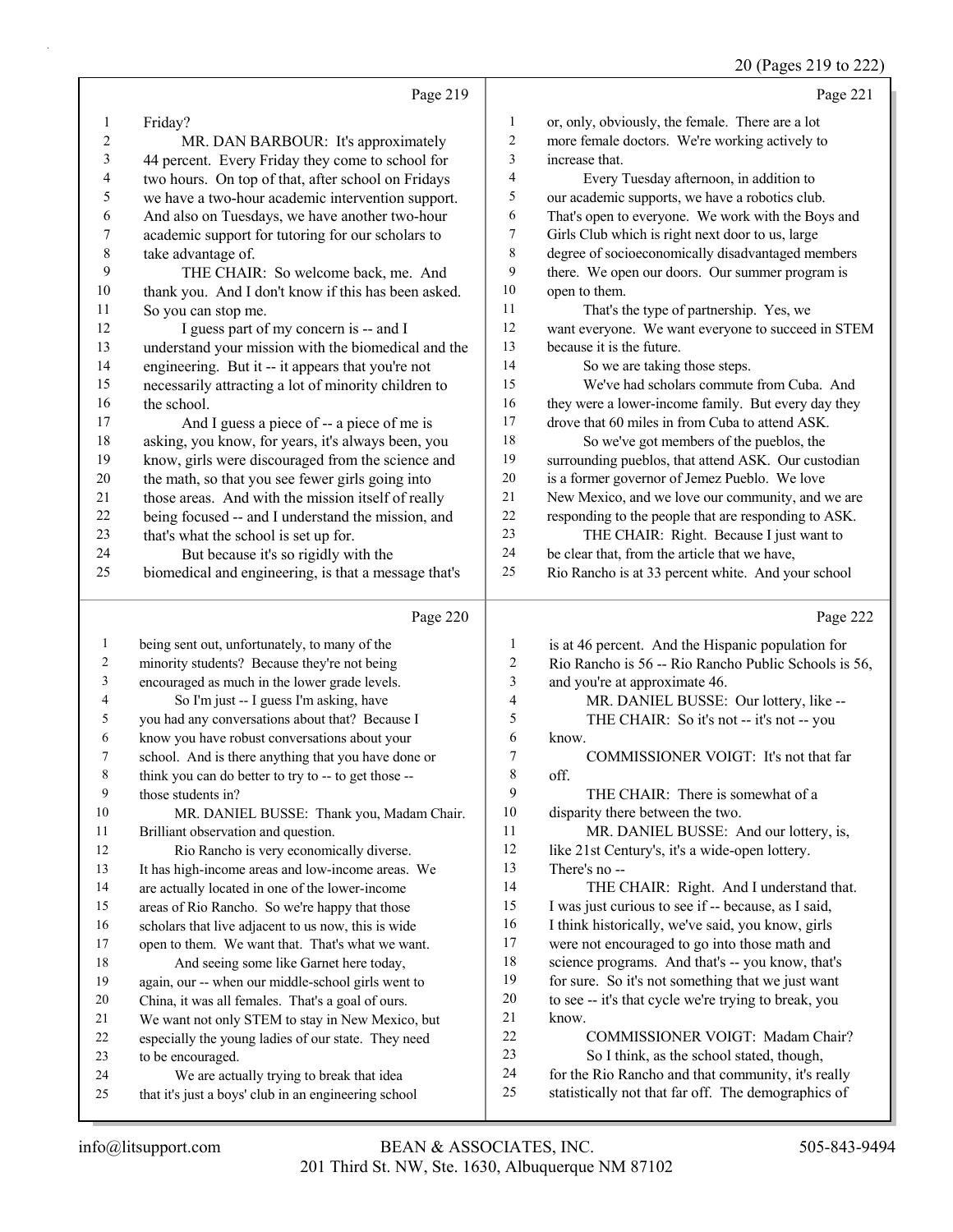Page 219

Friday?

MR. DAN BARBOUR: It's approximately 44 percent. Every Friday they come to school for two hours. On top of that, after school on Fridays we have a two-hour academic intervention support. And also on Tuesdays, we have another two-hour academic support for tutoring for our scholars to take advantage of.

THE CHAIR: So welcome back, me. And thank you. And I don't know if this has been asked. So you can stop me.

I guess part of my concern is -- and I understand your mission with the biomedical and the engineering. But it -- it appears that you're not necessarily attracting a lot of minority children to the school.

And I guess a piece of -- a piece of me is asking, you know, for years, it's always been, you know, girls were discouraged from the science and the math, so that you see fewer girls going into those areas. And with the mission itself of really being focused -- and I understand the mission, and that's what the school is set up for.

But because it's so rigidly with the biomedical and engineering, is that a message that's

Page 220

being sent out, unfortunately, to many of the minority students? Because they're not being encouraged as much in the lower grade levels.

So I'm just -- I guess I'm asking, have you had any conversations about that? Because I know you have robust conversations about your school. And is there anything that you have done or think you can do better to try to -- to get those -- those students in?

MR. DANIEL BUSSE: Thank you, Madam Chair. Brilliant observation and question.

Rio Rancho is very economically diverse. It has high-income areas and low-income areas. We are actually located in one of the lower-income areas of Rio Rancho. So we're happy that those scholars that live adjacent to us now, this is wide open to them. We want that. That's what we want.

And seeing some like Garnet here today, again, our -- when our middle-school girls went to China, it was all females. That's a goal of ours. We want not only STEM to stay in New Mexico, but especially the young ladies of our state. They need to be encouraged.

We are actually trying to break that idea that it's just a boys' club in an engineering school

Page 221

or, only, obviously, the female. There are a lot more female doctors. We're working actively to increase that.

Every Tuesday afternoon, in addition to our academic supports, we have a robotics club. That's open to everyone. We work with the Boys and Girls Club which is right next door to us, large degree of socioeconomically disadvantaged members there. We open our doors. Our summer program is open to them.

That's the type of partnership. Yes, we want everyone. We want everyone to succeed in STEM because it is the future.

So we are taking those steps.

We've had scholars commute from Cuba. And they were a lower-income family. But every day they drove that 60 miles in from Cuba to attend ASK.

So we've got members of the pueblos, the surrounding pueblos, that attend ASK. Our custodian is a former governor of Jemez Pueblo. We love New Mexico, and we love our community, and we are responding to the people that are responding to ASK.

THE CHAIR: Right. Because I just want to be clear that, from the article that we have, Rio Rancho is at 33 percent white. And your school

Page 222

is at 46 percent. And the Hispanic population for Rio Rancho is 56 -- Rio Rancho Public Schools is 56, and you're at approximate 46.

MR. DANIEL BUSSE: Our lottery, like --

THE CHAIR: So it's not -- it's not -- you know.

COMMISSIONER VOIGT: It's not that far off.

THE CHAIR: There is somewhat of a disparity there between the two.

MR. DANIEL BUSSE: And our lottery, is, like 21st Century's, it's a wide-open lottery. There's no --

THE CHAIR: Right. And I understand that. I was just curious to see if -- because, as I said, I think historically, we've said, you know, girls were not encouraged to go into those math and science programs. And that's -- you know, that's for sure. So it's not something that we just want to see -- it's that cycle we're trying to break, you know.

COMMISSIONER VOIGT: Madam Chair?

So I think, as the school stated, though, for the Rio Rancho and that community, it's really statistically not that far off. The demographics of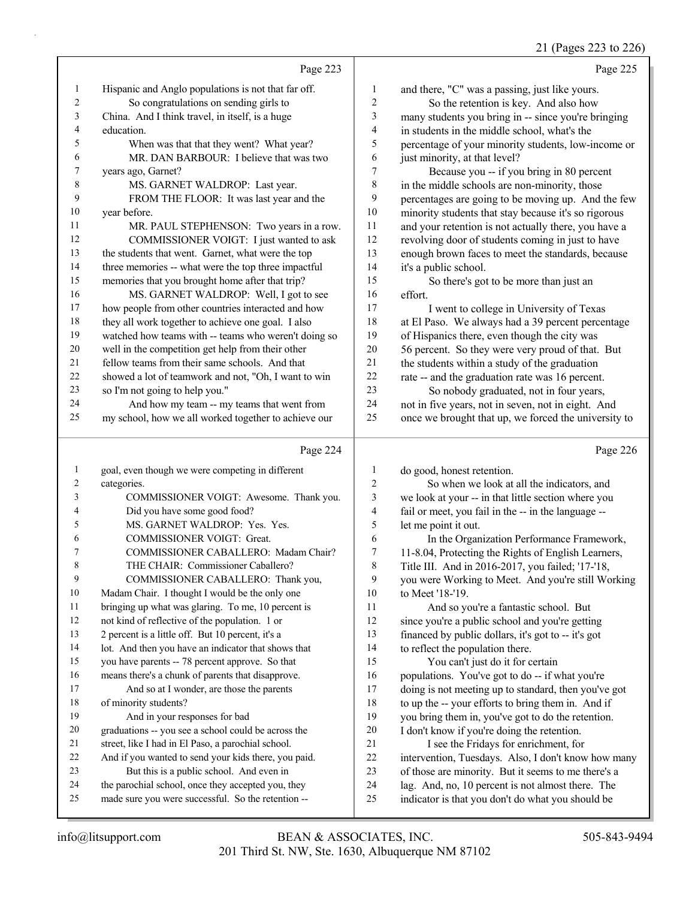Page 223

1 Hispanic and Anglo populations is not that far off.
2 So congratulations on sending girls to
3 China. And I think travel, in itself, is a huge
4 education.
5 When was that that they went? What year?
6 MR. DAN BARBOUR: I believe that was two
7 years ago, Garnet?
8 MS. GARNET WALDROP: Last year.
9 FROM THE FLOOR: It was last year and the
10 year before.
11 MR. PAUL STEPHENSON: Two years in a row.
12 COMMISSIONER VOIGT: I just wanted to ask
13 the students that went. Garnet, what were the top
14 three memories -- what were the top three impactful
15 memories that you brought home after that trip?
16 MS. GARNET WALDROP: Well, I got to see
17 how people from other countries interacted and how
18 they all work together to achieve one goal. I also
19 watched how teams with -- teams who weren't doing so
20 well in the competition get help from their other
21 fellow teams from their same schools. And that
22 showed a lot of teamwork and not, "Oh, I want to win
23 so I'm not going to help you."
24 And how my team -- my teams that went from
25 my school, how we all worked together to achieve our

Page 224

1 goal, even though we were competing in different
2 categories.
3 COMMISSIONER VOIGT: Awesome. Thank you.
4 Did you have some good food?
5 MS. GARNET WALDROP: Yes. Yes.
6 COMMISSIONER VOIGT: Great.
7 COMMISSIONER CABALLERO: Madam Chair?
8 THE CHAIR: Commissioner Caballero?
9 COMMISSIONER CABALLERO: Thank you,
10 Madam Chair. I thought I would be the only one
11 bringing up what was glaring. To me, 10 percent is
12 not kind of reflective of the population. 1 or
13 2 percent is a little off. But 10 percent, it's a
14 lot. And then you have an indicator that shows that
15 you have parents -- 78 percent approve. So that
16 means there's a chunk of parents that disapprove.
17 And so at I wonder, are those the parents
18 of minority students?
19 And in your responses for bad
20 graduations -- you see a school could be across the
21 street, like I had in El Paso, a parochial school.
22 And if you wanted to send your kids there, you paid.
23 But this is a public school. And even in
24 the parochial school, once they accepted you, they
25 made sure you were successful. So the retention --

Page 225

1 and there, "C" was a passing, just like yours.
2 So the retention is key. And also how
3 many students you bring in -- since you're bringing
4 in students in the middle school, what's the
5 percentage of your minority students, low-income or
6 just minority, at that level?
7 Because you -- if you bring in 80 percent
8 in the middle schools are non-minority, those
9 percentages are going to be moving up. And the few
10 minority students that stay because it's so rigorous
11 and your retention is not actually there, you have a
12 revolving door of students coming in just to have
13 enough brown faces to meet the standards, because
14 it's a public school.
15 So there's got to be more than just an
16 effort.
17 I went to college in University of Texas
18 at El Paso. We always had a 39 percent percentage
19 of Hispanics there, even though the city was
20 56 percent. So they were very proud of that. But
21 the students within a study of the graduation
22 rate -- and the graduation rate was 16 percent.
23 So nobody graduated, not in four years,
24 not in five years, not in seven, not in eight. And
25 once we brought that up, we forced the university to

Page 226

1 do good, honest retention.
2 So when we look at all the indicators, and
3 we look at your -- in that little section where you
4 fail or meet, you fail in the -- in the language --
5 let me point it out.
6 In the Organization Performance Framework,
7 11-8.04, Protecting the Rights of English Learners,
8 Title III. And in 2016-2017, you failed; '17-'18,
9 you were Working to Meet. And you're still Working
10 to Meet '18-'19.
11 And so you're a fantastic school. But
12 since you're a public school and you're getting
13 financed by public dollars, it's got to -- it's got
14 to reflect the population there.
15 You can't just do it for certain
16 populations. You've got to do -- if what you're
17 doing is not meeting up to standard, then you've got
18 to up the -- your efforts to bring them in. And if
19 you bring them in, you've got to do the retention.
20 I don't know if you're doing the retention.
21 I see the Fridays for enrichment, for
22 intervention, Tuesdays. Also, I don't know how many
23 of those are minority. But it seems to me there's a
24 lag. And, no, 10 percent is not almost there. The
25 indicator is that you don't do what you should be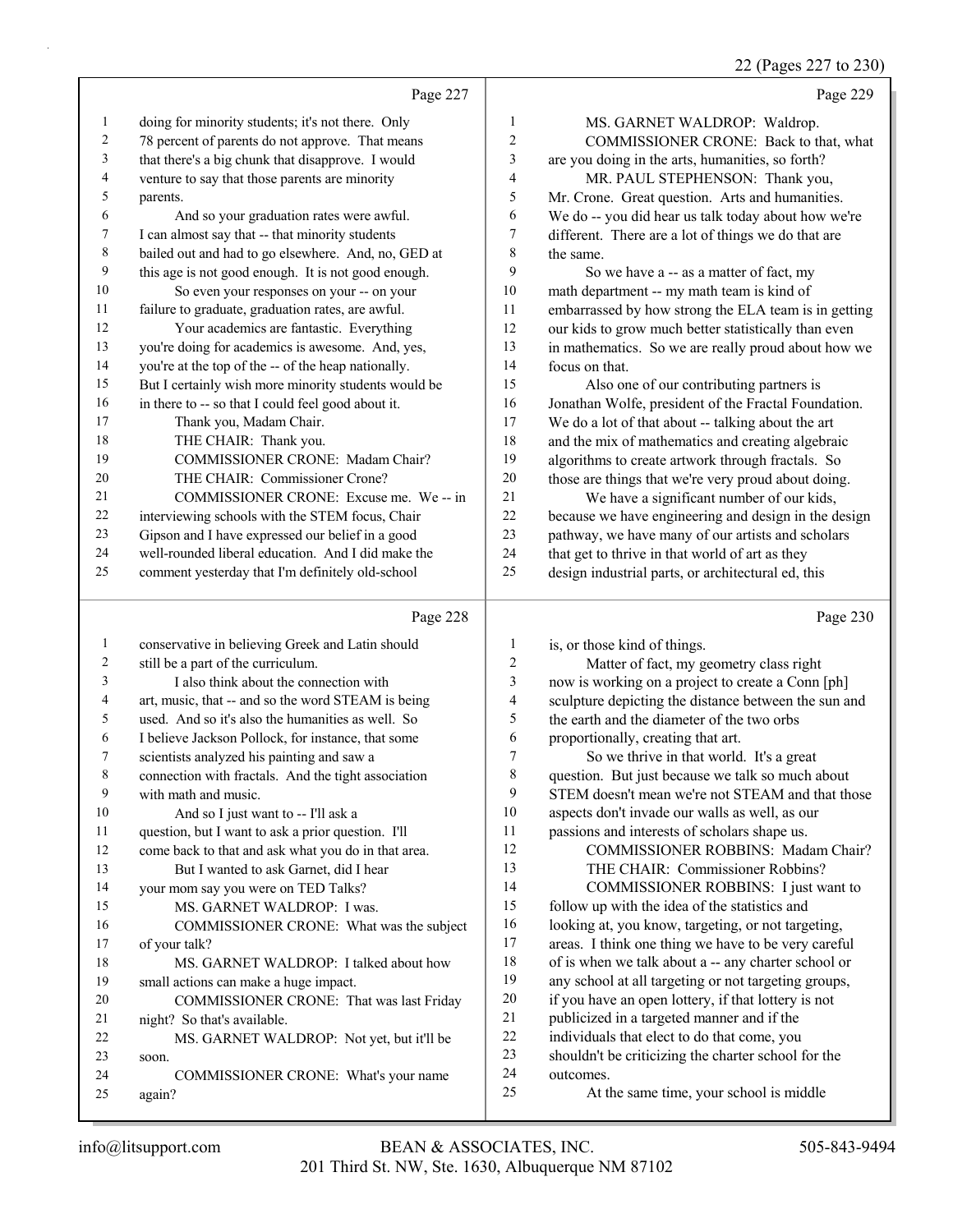Page 227

1 doing for minority students; it's not there. Only
2 78 percent of parents do not approve. That means
3 that there's a big chunk that disapprove. I would
4 venture to say that those parents are minority
5 parents.
6 And so your graduation rates were awful.
7 I can almost say that -- that minority students
8 bailed out and had to go elsewhere. And, no, GED at
9 this age is not good enough. It is not good enough.
10 So even your responses on your -- on your
11 failure to graduate, graduation rates, are awful.
12 Your academics are fantastic. Everything
13 you're doing for academics is awesome. And, yes,
14 you're at the top of the -- of the heap nationally.
15 But I certainly wish more minority students would be
16 in there to -- so that I could feel good about it.
17 Thank you, Madam Chair.
18 THE CHAIR: Thank you.
19 COMMISSIONER CRONE: Madam Chair?
20 THE CHAIR: Commissioner Crone?
21 COMMISSIONER CRONE: Excuse me. We -- in
22 interviewing schools with the STEM focus, Chair
23 Gipson and I have expressed our belief in a good
24 well-rounded liberal education. And I did make the
25 comment yesterday that I'm definitely old-school

Page 228

1 conservative in believing Greek and Latin should
2 still be a part of the curriculum.
3 I also think about the connection with
4 art, music, that -- and so the word STEAM is being
5 used. And so it's also the humanities as well. So
6 I believe Jackson Pollock, for instance, that some
7 scientists analyzed his painting and saw a
8 connection with fractals. And the tight association
9 with math and music.
10 And so I just want to -- I'll ask a
11 question, but I want to ask a prior question. I'll
12 come back to that and ask what you do in that area.
13 But I wanted to ask Garnet, did I hear
14 your mom say you were on TED Talks?
15 MS. GARNET WALDROP: I was.
16 COMMISSIONER CRONE: What was the subject
17 of your talk?
18 MS. GARNET WALDROP: I talked about how
19 small actions can make a huge impact.
20 COMMISSIONER CRONE: That was last Friday
21 night? So that's available.
22 MS. GARNET WALDROP: Not yet, but it'll be
23 soon.
24 COMMISSIONER CRONE: What's your name
25 again?

Page 229

1 MS. GARNET WALDROP: Waldrop.
2 COMMISSIONER CRONE: Back to that, what
3 are you doing in the arts, humanities, so forth?
4 MR. PAUL STEPHENSON: Thank you,
5 Mr. Crone. Great question. Arts and humanities.
6 We do -- you did hear us talk today about how we're
7 different. There are a lot of things we do that are
8 the same.
9 So we have a -- as a matter of fact, my
10 math department -- my math team is kind of
11 embarrassed by how strong the ELA team is in getting
12 our kids to grow much better statistically than even
13 in mathematics. So we are really proud about how we
14 focus on that.
15 Also one of our contributing partners is
16 Jonathan Wolfe, president of the Fractal Foundation.
17 We do a lot of that about -- talking about the art
18 and the mix of mathematics and creating algebraic
19 algorithms to create artwork through fractals. So
20 those are things that we're very proud about doing.
21 We have a significant number of our kids,
22 because we have engineering and design in the design
23 pathway, we have many of our artists and scholars
24 that get to thrive in that world of art as they
25 design industrial parts, or architectural ed, this

Page 230

1 is, or those kind of things.
2 Matter of fact, my geometry class right
3 now is working on a project to create a Conn [ph]
4 sculpture depicting the distance between the sun and
5 the earth and the diameter of the two orbs
6 proportionally, creating that art.
7 So we thrive in that world. It's a great
8 question. But just because we talk so much about
9 STEM doesn't mean we're not STEAM and that those
10 aspects don't invade our walls as well, as our
11 passions and interests of scholars shape us.
12 COMMISSIONER ROBBINS: Madam Chair?
13 THE CHAIR: Commissioner Robbins?
14 COMMISSIONER ROBBINS: I just want to
15 follow up with the idea of the statistics and
16 looking at, you know, targeting, or not targeting,
17 areas. I think one thing we have to be very careful
18 of is when we talk about a -- any charter school or
19 any school at all targeting or not targeting groups,
20 if you have an open lottery, if that lottery is not
21 publicized in a targeted manner and if the
22 individuals that elect to do that come, you
23 shouldn't be criticizing the charter school for the
24 outcomes.
25 At the same time, your school is middle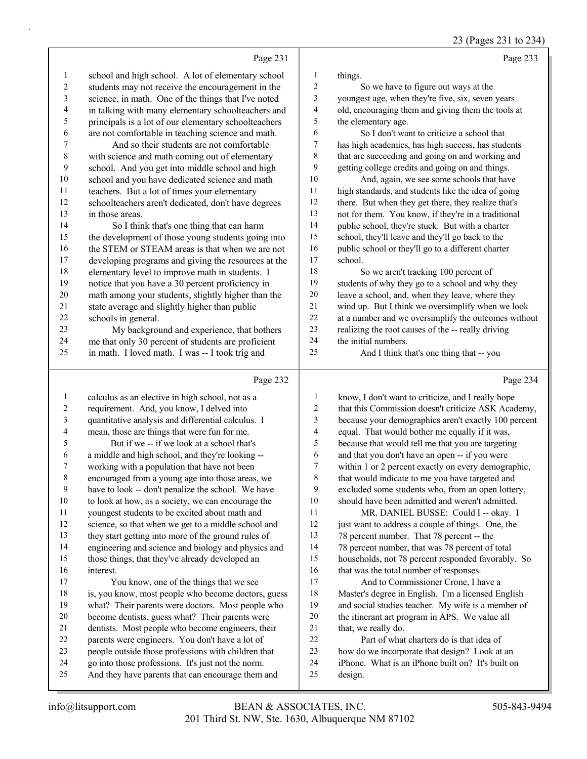Page 231

school and high school. A lot of elementary school students may not receive the encouragement in the science, in math. One of the things that I've noted in talking with many elementary schoolteachers and principals is a lot of our elementary schoolteachers are not comfortable in teaching science and math.

And so their students are not comfortable with science and math coming out of elementary school. And you get into middle school and high school and you have dedicated science and math teachers. But a lot of times your elementary schoolteachers aren't dedicated, don't have degrees in those areas.

So I think that's one thing that can harm the development of those young students going into the STEM or STEAM areas is that when we are not developing programs and giving the resources at the elementary level to improve math in students. I notice that you have a 30 percent proficiency in math among your students, slightly higher than the state average and slightly higher than public schools in general.

My background and experience, that bothers me that only 30 percent of students are proficient in math. I loved math. I was -- I took trig and

Page 232

calculus as an elective in high school, not as a requirement. And, you know, I delved into quantitative analysis and differential calculus. I mean, those are things that were fun for me.

But if we -- if we look at a school that's a middle and high school, and they're looking -- working with a population that have not been encouraged from a young age into those areas, we have to look -- don't penalize the school. We have to look at how, as a society, we can encourage the youngest students to be excited about math and science, so that when we get to a middle school and they start getting into more of the ground rules of engineering and science and biology and physics and those things, that they've already developed an interest.

You know, one of the things that we see is, you know, most people who become doctors, guess what? Their parents were doctors. Most people who become dentists, guess what? Their parents were dentists. Most people who become engineers, their parents were engineers. You don't have a lot of people outside those professions with children that go into those professions. It's just not the norm. And they have parents that can encourage them and

Page 233

things.

So we have to figure out ways at the youngest age, when they're five, six, seven years old, encouraging them and giving them the tools at the elementary age.

So I don't want to criticize a school that has high academics, has high success, has students that are succeeding and going on and working and getting college credits and going on and things.

And, again, we see some schools that have high standards, and students like the idea of going there. But when they get there, they realize that's not for them. You know, if they're in a traditional public school, they're stuck. But with a charter school, they'll leave and they'll go back to the public school or they'll go to a different charter school.

So we aren't tracking 100 percent of students of why they go to a school and why they leave a school, and, when they leave, where they wind up. But I think we oversimplify when we look at a number and we oversimplify the outcomes without realizing the root causes of the -- really driving the initial numbers.

And I think that's one thing that -- you

Page 234

know, I don't want to criticize, and I really hope that this Commission doesn't criticize ASK Academy, because your demographics aren't exactly 100 percent equal. That would bother me equally if it was, because that would tell me that you are targeting and that you don't have an open -- if you were within 1 or 2 percent exactly on every demographic, that would indicate to me you have targeted and excluded some students who, from an open lottery, should have been admitted and weren't admitted.

MR. DANIEL BUSSE: Could I -- okay. I just want to address a couple of things. One, the 78 percent number. That 78 percent -- the 78 percent number, that was 78 percent of total households, not 78 percent responded favorably. So that was the total number of responses.

And to Commissioner Crone, I have a Master's degree in English. I'm a licensed English and social studies teacher. My wife is a member of the itinerant art program in APS. We value all that; we really do.

Part of what charters do is that idea of how do we incorporate that design? Look at an iPhone. What is an iPhone built on? It's built on design.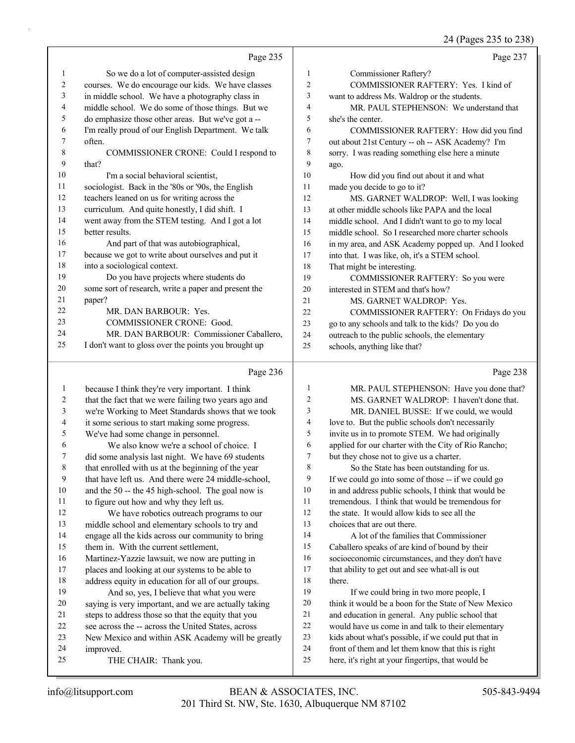Page 235

1 So we do a lot of computer-assisted design
2 courses. We do encourage our kids. We have classes
3 in middle school. We have a photography class in
4 middle school. We do some of those things. But we
5 do emphasize those other areas. But we've got a --
6 I'm really proud of our English Department. We talk
7 often.
8 COMMISSIONER CRONE: Could I respond to
9 that?
10 I'm a social behavioral scientist,
11 sociologist. Back in the '80s or '90s, the English
12 teachers leaned on us for writing across the
13 curriculum. And quite honestly, I did shift. I
14 went away from the STEM testing. And I got a lot
15 better results.
16 And part of that was autobiographical,
17 because we got to write about ourselves and put it
18 into a sociological context.
19 Do you have projects where students do
20 some sort of research, write a paper and present the
21 paper?
22 MR. DAN BARBOUR: Yes.
23 COMMISSIONER CRONE: Good.
24 MR. DAN BARBOUR: Commissioner Caballero,
25 I don't want to gloss over the points you brought up

Page 236

1 because I think they're very important. I think
2 that the fact that we were failing two years ago and
3 we're Working to Meet Standards shows that we took
4 it some serious to start making some progress.
5 We've had some change in personnel.
6 We also know we're a school of choice. I
7 did some analysis last night. We have 69 students
8 that enrolled with us at the beginning of the year
9 that have left us. And there were 24 middle-school,
10 and the 50 -- the 45 high-school. The goal now is
11 to figure out how and why they left us.
12 We have robotics outreach programs to our
13 middle school and elementary schools to try and
14 engage all the kids across our community to bring
15 them in. With the current settlement,
16 Martinez-Yazzie lawsuit, we now are putting in
17 places and looking at our systems to be able to
18 address equity in education for all of our groups.
19 And so, yes, I believe that what you were
20 saying is very important, and we are actually taking
21 steps to address those so that the equity that you
22 see across the -- across the United States, across
23 New Mexico and within ASK Academy will be greatly
24 improved.
25 THE CHAIR: Thank you.

Page 237

1 Commissioner Raftery?
2 COMMISSIONER RAFTERY: Yes. I kind of
3 want to address Ms. Waldrop or the students.
4 MR. PAUL STEPHENSON: We understand that
5 she's the center.
6 COMMISSIONER RAFTERY: How did you find
7 out about 21st Century -- oh -- ASK Academy? I'm
8 sorry. I was reading something else here a minute
9 ago.
10 How did you find out about it and what
11 made you decide to go to it?
12 MS. GARNET WALDROP: Well, I was looking
13 at other middle schools like PAPA and the local
14 middle school. And I didn't want to go to my local
15 middle school. So I researched more charter schools
16 in my area, and ASK Academy popped up. And I looked
17 into that. I was like, oh, it's a STEM school.
18 That might be interesting.
19 COMMISSIONER RAFTERY: So you were
20 interested in STEM and that's how?
21 MS. GARNET WALDROP: Yes.
22 COMMISSIONER RAFTERY: On Fridays do you
23 go to any schools and talk to the kids? Do you do
24 outreach to the public schools, the elementary
25 schools, anything like that?

Page 238

1 MR. PAUL STEPHENSON: Have you done that?
2 MS. GARNET WALDROP: I haven't done that.
3 MR. DANIEL BUSSE: If we could, we would
4 love to. But the public schools don't necessarily
5 invite us in to promote STEM. We had originally
6 applied for our charter with the City of Rio Rancho;
7 but they chose not to give us a charter.
8 So the State has been outstanding for us.
9 If we could go into some of those -- if we could go
10 in and address public schools, I think that would be
11 tremendous. I think that would be tremendous for
12 the state. It would allow kids to see all the
13 choices that are out there.
14 A lot of the families that Commissioner
15 Caballero speaks of are kind of bound by their
16 socioeconomic circumstances, and they don't have
17 that ability to get out and see what-all is out
18 there.
19 If we could bring in two more people, I
20 think it would be a boon for the State of New Mexico
21 and education in general. Any public school that
22 would have us come in and talk to their elementary
23 kids about what's possible, if we could put that in
24 front of them and let them know that this is right
25 here, it's right at your fingertips, that would be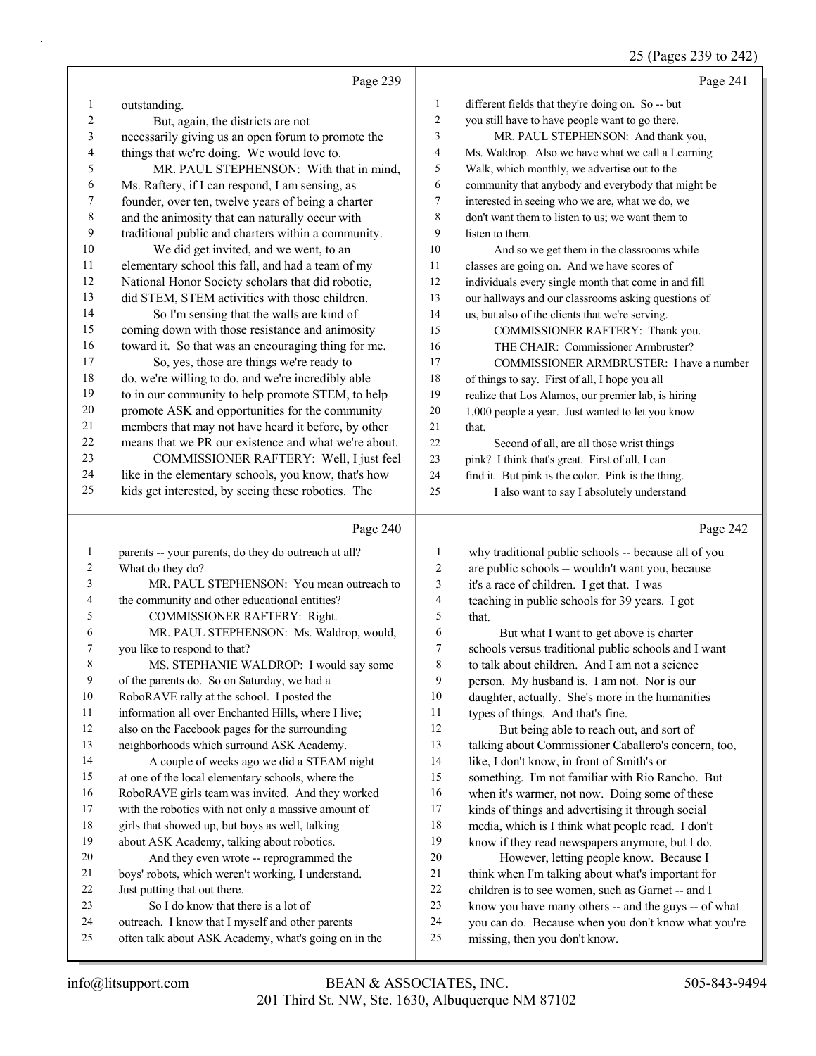Page 239

outstanding.

But, again, the districts are not necessarily giving us an open forum to promote the things that we're doing. We would love to.

MR. PAUL STEPHENSON: With that in mind, Ms. Raftery, if I can respond, I am sensing, as founder, over ten, twelve years of being a charter and the animosity that can naturally occur with traditional public and charters within a community.

We did get invited, and we went, to an elementary school this fall, and had a team of my National Honor Society scholars that did robotic, did STEM, STEM activities with those children.

So I'm sensing that the walls are kind of coming down with those resistance and animosity toward it. So that was an encouraging thing for me.

So, yes, those are things we're ready to do, we're willing to do, and we're incredibly able to in our community to help promote STEM, to help promote ASK and opportunities for the community members that may not have heard it before, by other means that we PR our existence and what we're about.

COMMISSIONER RAFTERY: Well, I just feel like in the elementary schools, you know, that's how kids get interested, by seeing these robotics. The

Page 240

parents -- your parents, do they do outreach at all? What do they do?

MR. PAUL STEPHENSON: You mean outreach to the community and other educational entities?

COMMISSIONER RAFTERY: Right.

MR. PAUL STEPHENSON: Ms. Waldrop, would, you like to respond to that?

MS. STEPHANIE WALDROP: I would say some of the parents do. So on Saturday, we had a RoboRAVE rally at the school. I posted the information all over Enchanted Hills, where I live; also on the Facebook pages for the surrounding neighborhoods which surround ASK Academy.

A couple of weeks ago we did a STEAM night at one of the local elementary schools, where the RoboRAVE girls team was invited. And they worked with the robotics with not only a massive amount of girls that showed up, but boys as well, talking about ASK Academy, talking about robotics.

And they even wrote -- reprogrammed the boys' robots, which weren't working, I understand. Just putting that out there.

So I do know that there is a lot of outreach. I know that I myself and other parents often talk about ASK Academy, what's going on in the

Page 241

different fields that they're doing on. So -- but you still have to have people want to go there.

MR. PAUL STEPHENSON: And thank you, Ms. Waldrop. Also we have what we call a Learning Walk, which monthly, we advertise out to the community that anybody and everybody that might be interested in seeing who we are, what we do, we don't want them to listen to us; we want them to listen to them.

And so we get them in the classrooms while classes are going on. And we have scores of individuals every single month that come in and fill our hallways and our classrooms asking questions of us, but also of the clients that we're serving.

COMMISSIONER RAFTERY: Thank you.

THE CHAIR: Commissioner Armbruster?

COMMISSIONER ARMBRUSTER: I have a number of things to say. First of all, I hope you all realize that Los Alamos, our premier lab, is hiring 1,000 people a year. Just wanted to let you know that.

Second of all, are all those wrist things pink? I think that's great. First of all, I can find it. But pink is the color. Pink is the thing.

I also want to say I absolutely understand

Page 242

why traditional public schools -- because all of you are public schools -- wouldn't want you, because it's a race of children. I get that. I was teaching in public schools for 39 years. I got that.

But what I want to get above is charter schools versus traditional public schools and I want to talk about children. And I am not a science person. My husband is. I am not. Nor is our daughter, actually. She's more in the humanities types of things. And that's fine.

But being able to reach out, and sort of talking about Commissioner Caballero's concern, too, like, I don't know, in front of Smith's or something. I'm not familiar with Rio Rancho. But when it's warmer, not now. Doing some of these kinds of things and advertising it through social media, which is I think what people read. I don't know if they read newspapers anymore, but I do.

However, letting people know. Because I think when I'm talking about what's important for children is to see women, such as Garnet -- and I know you have many others -- and the guys -- of what you can do. Because when you don't know what you're missing, then you don't know.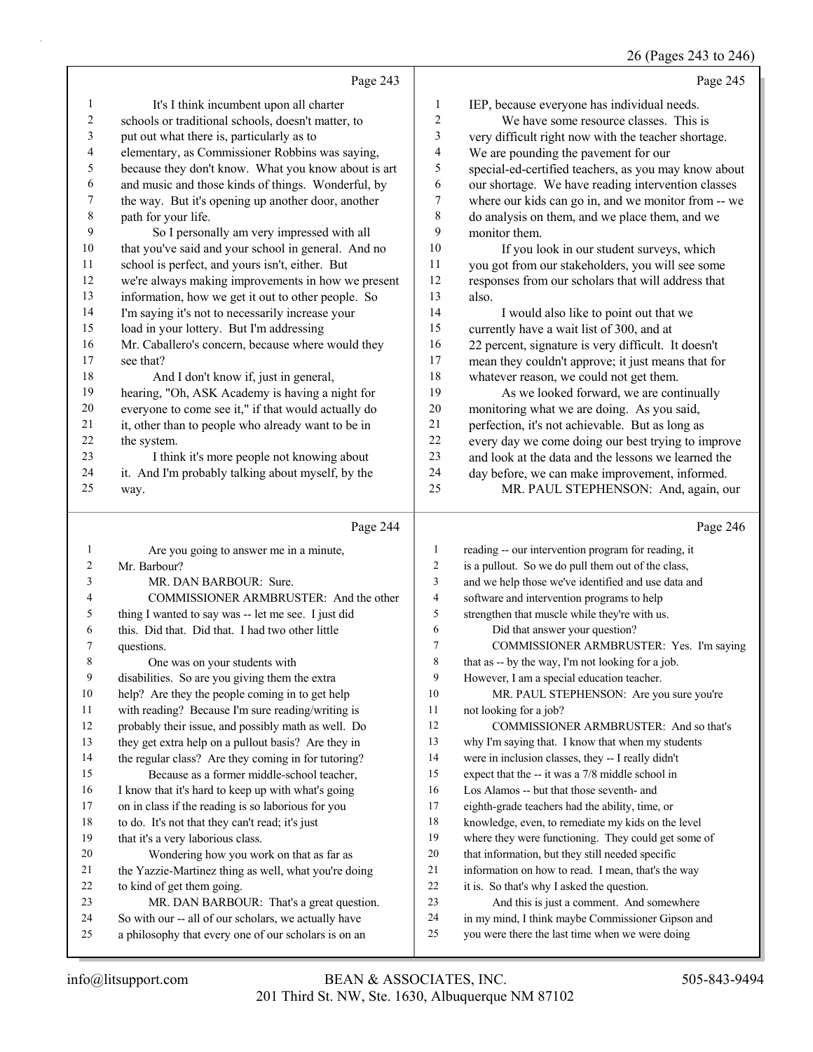Page 243

1 It's I think incumbent upon all charter
2 schools or traditional schools, doesn't matter, to
3 put out what there is, particularly as to
4 elementary, as Commissioner Robbins was saying,
5 because they don't know. What you know about is art
6 and music and those kinds of things. Wonderful, by
7 the way. But it's opening up another door, another
8 path for your life.
9 So I personally am very impressed with all
10 that you've said and your school in general. And no
11 school is perfect, and yours isn't, either. But
12 we're always making improvements in how we present
13 information, how we get it out to other people. So
14 I'm saying it's not to necessarily increase your
15 load in your lottery. But I'm addressing
16 Mr. Caballero's concern, because where would they
17 see that?
18 And I don't know if, just in general,
19 hearing, "Oh, ASK Academy is having a night for
20 everyone to come see it," if that would actually do
21 it, other than to people who already want to be in
22 the system.
23 I think it's more people not knowing about
24 it. And I'm probably talking about myself, by the
25 way.

Page 244

1 Are you going to answer me in a minute,
2 Mr. Barbour?
3 MR. DAN BARBOUR: Sure.
4 COMMISSIONER ARMBRUSTER: And the other
5 thing I wanted to say was -- let me see. I just did
6 this. Did that. Did that. I had two other little
7 questions.
8 One was on your students with
9 disabilities. So are you giving them the extra
10 help? Are they the people coming in to get help
11 with reading? Because I'm sure reading/writing is
12 probably their issue, and possibly math as well. Do
13 they get extra help on a pullout basis? Are they in
14 the regular class? Are they coming in for tutoring?
15 Because as a former middle-school teacher,
16 I know that it's hard to keep up with what's going
17 on in class if the reading is so laborious for you
18 to do. It's not that they can't read; it's just
19 that it's a very laborious class.
20 Wondering how you work on that as far as
21 the Yazzie-Martinez thing as well, what you're doing
22 to kind of get them going.
23 MR. DAN BARBOUR: That's a great question.
24 So with our -- all of our scholars, we actually have
25 a philosophy that every one of our scholars is on an

Page 245

1 IEP, because everyone has individual needs.
2 We have some resource classes. This is
3 very difficult right now with the teacher shortage.
4 We are pounding the pavement for our
5 special-ed-certified teachers, as you may know about
6 our shortage. We have reading intervention classes
7 where our kids can go in, and we monitor from -- we
8 do analysis on them, and we place them, and we
9 monitor them.
10 If you look in our student surveys, which
11 you got from our stakeholders, you will see some
12 responses from our scholars that will address that
13 also.
14 I would also like to point out that we
15 currently have a wait list of 300, and at
16 22 percent, signature is very difficult. It doesn't
17 mean they couldn't approve; it just means that for
18 whatever reason, we could not get them.
19 As we looked forward, we are continually
20 monitoring what we are doing. As you said,
21 perfection, it's not achievable. But as long as
22 every day we come doing our best trying to improve
23 and look at the data and the lessons we learned the
24 day before, we can make improvement, informed.
25 MR. PAUL STEPHENSON: And, again, our

Page 246

1 reading -- our intervention program for reading, it
2 is a pullout. So we do pull them out of the class,
3 and we help those we've identified and use data and
4 software and intervention programs to help
5 strengthen that muscle while they're with us.
6 Did that answer your question?
7 COMMISSIONER ARMBRUSTER: Yes. I'm saying
8 that as -- by the way, I'm not looking for a job.
9 However, I am a special education teacher.
10 MR. PAUL STEPHENSON: Are you sure you're
11 not looking for a job?
12 COMMISSIONER ARMBRUSTER: And so that's
13 why I'm saying that. I know that when my students
14 were in inclusion classes, they -- I really didn't
15 expect that the -- it was a 7/8 middle school in
16 Los Alamos -- but that those seventh- and
17 eighth-grade teachers had the ability, time, or
18 knowledge, even, to remediate my kids on the level
19 where they were functioning. They could get some of
20 that information, but they still needed specific
21 information on how to read. I mean, that's the way
22 it is. So that's why I asked the question.
23 And this is just a comment. And somewhere
24 in my mind, I think maybe Commissioner Gipson and
25 you were there the last time when we were doing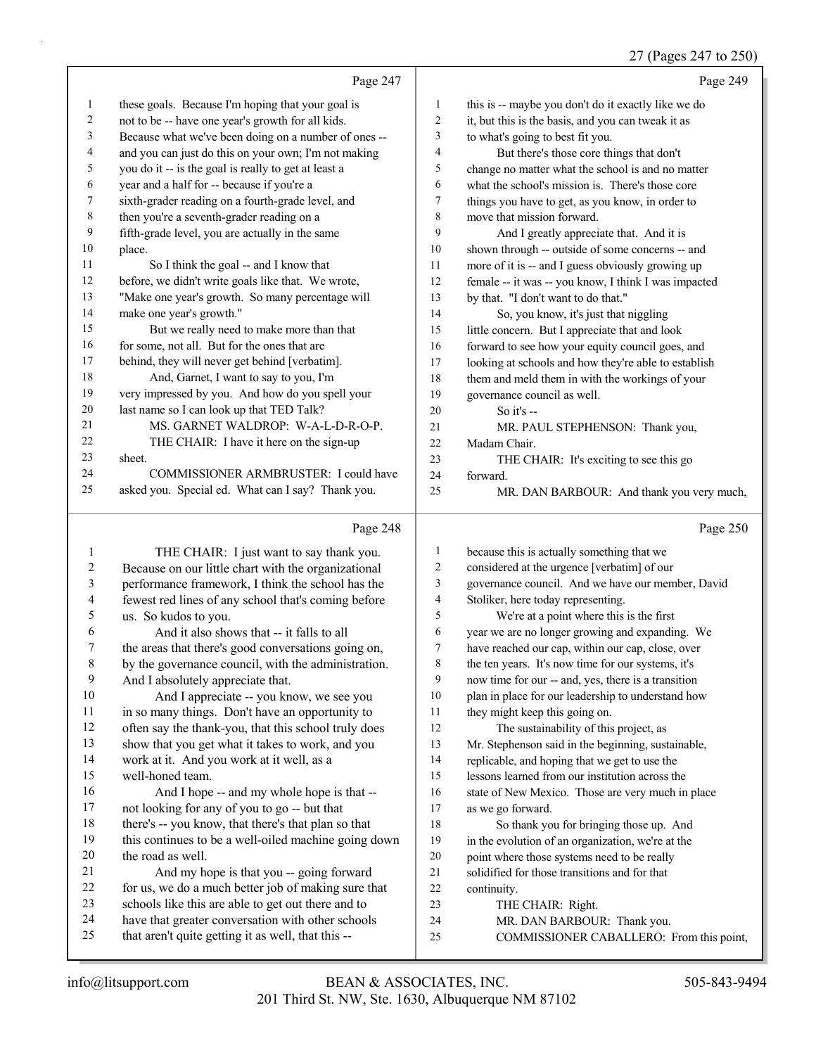Page 247

1 these goals. Because I'm hoping that your goal is
2 not to be -- have one year's growth for all kids.
3 Because what we've been doing on a number of ones --
4 and you can just do this on your own; I'm not making
5 you do it -- is the goal is really to get at least a
6 year and a half for -- because if you're a
7 sixth-grader reading on a fourth-grade level, and
8 then you're a seventh-grader reading on a
9 fifth-grade level, you are actually in the same
10 place.
11 So I think the goal -- and I know that
12 before, we didn't write goals like that. We wrote,
13 "Make one year's growth. So many percentage will
14 make one year's growth."
15 But we really need to make more than that
16 for some, not all. But for the ones that are
17 behind, they will never get behind [verbatim].
18 And, Garnet, I want to say to you, I'm
19 very impressed by you. And how do you spell your
20 last name so I can look up that TED Talk?
21 MS. GARNET WALDROP: W-A-L-D-R-O-P.
22 THE CHAIR: I have it here on the sign-up
23 sheet.
24 COMMISSIONER ARMBRUSTER: I could have
25 asked you. Special ed. What can I say? Thank you.

Page 248

1 THE CHAIR: I just want to say thank you.
2 Because on our little chart with the organizational
3 performance framework, I think the school has the
4 fewest red lines of any school that's coming before
5 us. So kudos to you.
6 And it also shows that -- it falls to all
7 the areas that there's good conversations going on,
8 by the governance council, with the administration.
9 And I absolutely appreciate that.
10 And I appreciate -- you know, we see you
11 in so many things. Don't have an opportunity to
12 often say the thank-you, that this school truly does
13 show that you get what it takes to work, and you
14 work at it. And you work at it well, as a
15 well-honed team.
16 And I hope -- and my whole hope is that --
17 not looking for any of you to go -- but that
18 there's -- you know, that there's that plan so that
19 this continues to be a well-oiled machine going down
20 the road as well.
21 And my hope is that you -- going forward
22 for us, we do a much better job of making sure that
23 schools like this are able to get out there and to
24 have that greater conversation with other schools
25 that aren't quite getting it as well, that this --

Page 249

1 this is -- maybe you don't do it exactly like we do
2 it, but this is the basis, and you can tweak it as
3 to what's going to best fit you.
4 But there's those core things that don't
5 change no matter what the school is and no matter
6 what the school's mission is. There's those core
7 things you have to get, as you know, in order to
8 move that mission forward.
9 And I greatly appreciate that. And it is
10 shown through -- outside of some concerns -- and
11 more of it is -- and I guess obviously growing up
12 female -- it was -- you know, I think I was impacted
13 by that. "I don't want to do that."
14 So, you know, it's just that niggling
15 little concern. But I appreciate that and look
16 forward to see how your equity council goes, and
17 looking at schools and how they're able to establish
18 them and meld them in with the workings of your
19 governance council as well.
20 So it's --
21 MR. PAUL STEPHENSON: Thank you,
22 Madam Chair.
23 THE CHAIR: It's exciting to see this go
24 forward.
25 MR. DAN BARBOUR: And thank you very much,

Page 250

1 because this is actually something that we
2 considered at the urgence [verbatim] of our
3 governance council. And we have our member, David
4 Stoliker, here today representing.
5 We're at a point where this is the first
6 year we are no longer growing and expanding. We
7 have reached our cap, within our cap, close, over
8 the ten years. It's now time for our systems, it's
9 now time for our -- and, yes, there is a transition
10 plan in place for our leadership to understand how
11 they might keep this going on.
12 The sustainability of this project, as
13 Mr. Stephenson said in the beginning, sustainable,
14 replicable, and hoping that we get to use the
15 lessons learned from our institution across the
16 state of New Mexico. Those are very much in place
17 as we go forward.
18 So thank you for bringing those up. And
19 in the evolution of an organization, we're at the
20 point where those systems need to be really
21 solidified for those transitions and for that
22 continuity.
23 THE CHAIR: Right.
24 MR. DAN BARBOUR: Thank you.
25 COMMISSIONER CABALLERO: From this point,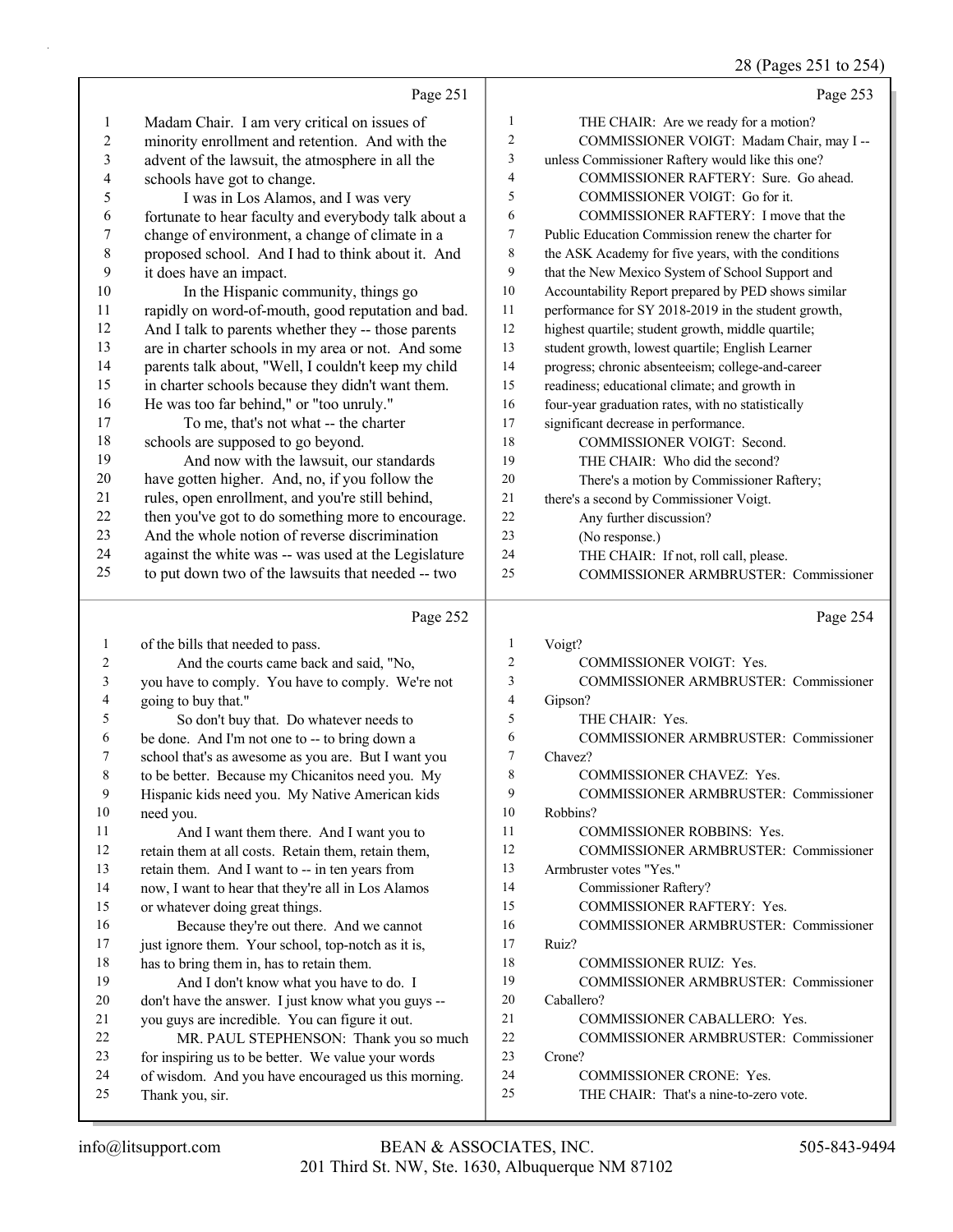Page 251

1 Madam Chair. I am very critical on issues of
2 minority enrollment and retention. And with the
3 advent of the lawsuit, the atmosphere in all the
4 schools have got to change.
5 I was in Los Alamos, and I was very
6 fortunate to hear faculty and everybody talk about a
7 change of environment, a change of climate in a
8 proposed school. And I had to think about it. And
9 it does have an impact.
10 In the Hispanic community, things go
11 rapidly on word-of-mouth, good reputation and bad.
12 And I talk to parents whether they -- those parents
13 are in charter schools in my area or not. And some
14 parents talk about, "Well, I couldn't keep my child
15 in charter schools because they didn't want them.
16 He was too far behind," or "too unruly."
17 To me, that's not what -- the charter
18 schools are supposed to go beyond.
19 And now with the lawsuit, our standards
20 have gotten higher. And, no, if you follow the
21 rules, open enrollment, and you're still behind,
22 then you've got to do something more to encourage.
23 And the whole notion of reverse discrimination
24 against the white was -- was used at the Legislature
25 to put down two of the lawsuits that needed -- two

Page 252

1 of the bills that needed to pass.
2 And the courts came back and said, "No,
3 you have to comply. You have to comply. We're not
4 going to buy that."
5 So don't buy that. Do whatever needs to
6 be done. And I'm not one to -- to bring down a
7 school that's as awesome as you are. But I want you
8 to be better. Because my Chicanitos need you. My
9 Hispanic kids need you. My Native American kids
10 need you.
11 And I want them there. And I want you to
12 retain them at all costs. Retain them, retain them,
13 retain them. And I want to -- in ten years from
14 now, I want to hear that they're all in Los Alamos
15 or whatever doing great things.
16 Because they're out there. And we cannot
17 just ignore them. Your school, top-notch as it is,
18 has to bring them in, has to retain them.
19 And I don't know what you have to do. I
20 don't have the answer. I just know what you guys --
21 you guys are incredible. You can figure it out.
22 MR. PAUL STEPHENSON: Thank you so much
23 for inspiring us to be better. We value your words
24 of wisdom. And you have encouraged us this morning.
25 Thank you, sir.

Page 253

1 THE CHAIR: Are we ready for a motion?
2 COMMISSIONER VOIGT: Madam Chair, may I --
3 unless Commissioner Raftery would like this one?
4 COMMISSIONER RAFTERY: Sure. Go ahead.
5 COMMISSIONER VOIGT: Go for it.
6 COMMISSIONER RAFTERY: I move that the
7 Public Education Commission renew the charter for
8 the ASK Academy for five years, with the conditions
9 that the New Mexico System of School Support and
10 Accountability Report prepared by PED shows similar
11 performance for SY 2018-2019 in the student growth,
12 highest quartile; student growth, middle quartile;
13 student growth, lowest quartile; English Learner
14 progress; chronic absenteeism; college-and-career
15 readiness; educational climate; and growth in
16 four-year graduation rates, with no statistically
17 significant decrease in performance.
18 COMMISSIONER VOIGT: Second.
19 THE CHAIR: Who did the second?
20 There's a motion by Commissioner Raftery;
21 there's a second by Commissioner Voigt.
22 Any further discussion?
23 (No response.)
24 THE CHAIR: If not, roll call, please.
25 COMMISSIONER ARMBRUSTER: Commissioner

Page 254

1 Voigt?
2 COMMISSIONER VOIGT: Yes.
3 COMMISSIONER ARMBRUSTER: Commissioner
4 Gipson?
5 THE CHAIR: Yes.
6 COMMISSIONER ARMBRUSTER: Commissioner
7 Chavez?
8 COMMISSIONER CHAVEZ: Yes.
9 COMMISSIONER ARMBRUSTER: Commissioner
10 Robbins?
11 COMMISSIONER ROBBINS: Yes.
12 COMMISSIONER ARMBRUSTER: Commissioner
13 Armbruster votes "Yes."
14 Commissioner Raftery?
15 COMMISSIONER RAFTERY: Yes.
16 COMMISSIONER ARMBRUSTER: Commissioner
17 Ruiz?
18 COMMISSIONER RUIZ: Yes.
19 COMMISSIONER ARMBRUSTER: Commissioner
20 Caballero?
21 COMMISSIONER CABALLERO: Yes.
22 COMMISSIONER ARMBRUSTER: Commissioner
23 Crone?
24 COMMISSIONER CRONE: Yes.
25 THE CHAIR: That's a nine-to-zero vote.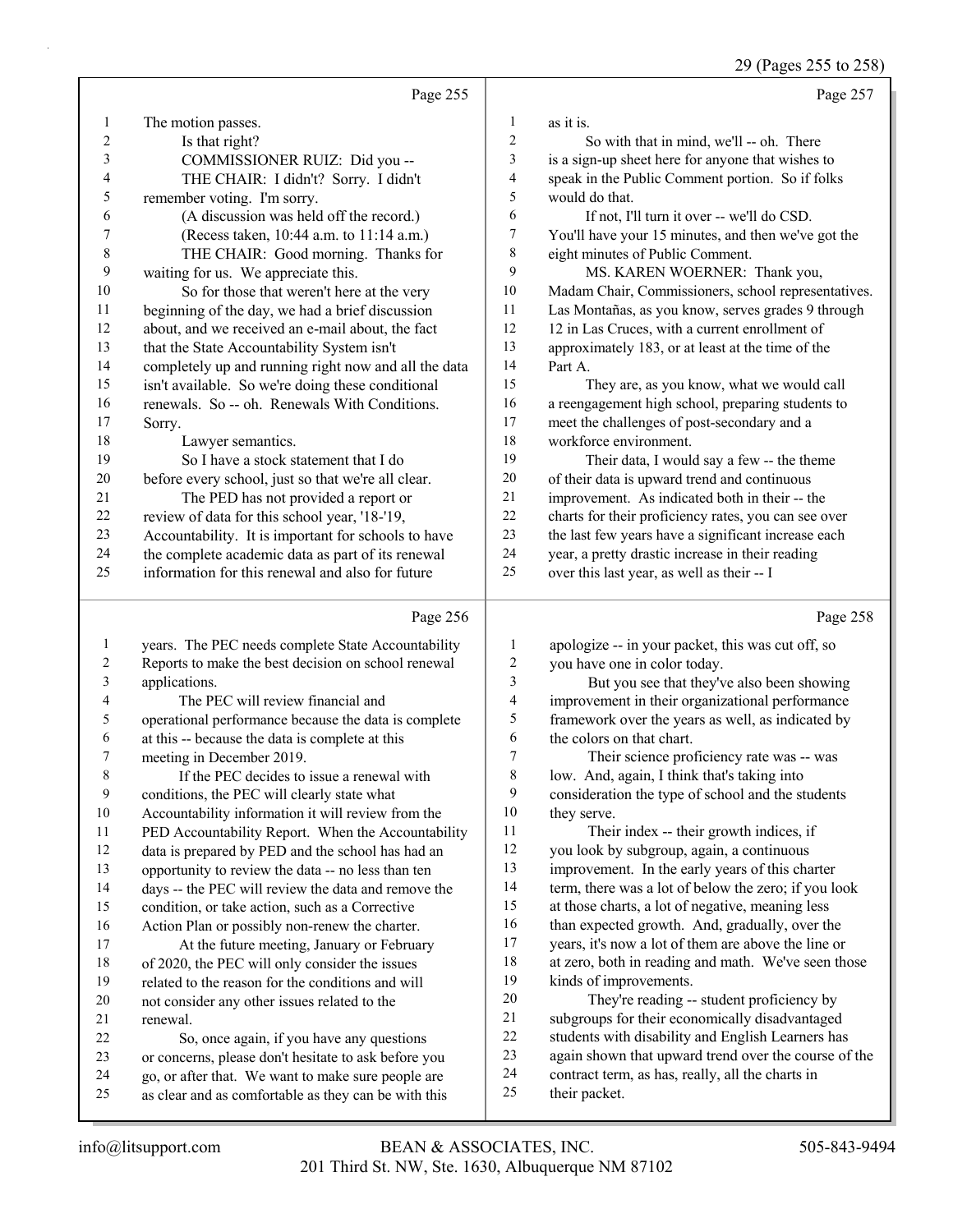Page 255

1 The motion passes.
2 Is that right?
3 COMMISSIONER RUIZ: Did you --
4 THE CHAIR: I didn't? Sorry. I didn't
5 remember voting. I'm sorry.
6 (A discussion was held off the record.)
7 (Recess taken, 10:44 a.m. to 11:14 a.m.)
8 THE CHAIR: Good morning. Thanks for
9 waiting for us. We appreciate this.
10 So for those that weren't here at the very
11 beginning of the day, we had a brief discussion
12 about, and we received an e-mail about, the fact
13 that the State Accountability System isn't
14 completely up and running right now and all the data
15 isn't available. So we're doing these conditional
16 renewals. So -- oh. Renewals With Conditions.
17 Sorry.
18 Lawyer semantics.
19 So I have a stock statement that I do
20 before every school, just so that we're all clear.
21 The PED has not provided a report or
22 review of data for this school year, '18-'19,
23 Accountability. It is important for schools to have
24 the complete academic data as part of its renewal
25 information for this renewal and also for future

Page 256

1 years. The PEC needs complete State Accountability
2 Reports to make the best decision on school renewal
3 applications.
4 The PEC will review financial and
5 operational performance because the data is complete
6 at this -- because the data is complete at this
7 meeting in December 2019.
8 If the PEC decides to issue a renewal with
9 conditions, the PEC will clearly state what
10 Accountability information it will review from the
11 PED Accountability Report. When the Accountability
12 data is prepared by PED and the school has had an
13 opportunity to review the data -- no less than ten
14 days -- the PEC will review the data and remove the
15 condition, or take action, such as a Corrective
16 Action Plan or possibly non-renew the charter.
17 At the future meeting, January or February
18 of 2020, the PEC will only consider the issues
19 related to the reason for the conditions and will
20 not consider any other issues related to the
21 renewal.
22 So, once again, if you have any questions
23 or concerns, please don't hesitate to ask before you
24 go, or after that. We want to make sure people are
25 as clear and as comfortable as they can be with this

Page 257

1 as it is.
2 So with that in mind, we'll -- oh. There
3 is a sign-up sheet here for anyone that wishes to
4 speak in the Public Comment portion. So if folks
5 would do that.
6 If not, I'll turn it over -- we'll do CSD.
7 You'll have your 15 minutes, and then we've got the
8 eight minutes of Public Comment.
9 MS. KAREN WOERNER: Thank you,
10 Madam Chair, Commissioners, school representatives.
11 Las Montañas, as you know, serves grades 9 through
12 12 in Las Cruces, with a current enrollment of
13 approximately 183, or at least at the time of the
14 Part A.
15 They are, as you know, what we would call
16 a reengagement high school, preparing students to
17 meet the challenges of post-secondary and a
18 workforce environment.
19 Their data, I would say a few -- the theme
20 of their data is upward trend and continuous
21 improvement. As indicated both in their -- the
22 charts for their proficiency rates, you can see over
23 the last few years have a significant increase each
24 year, a pretty drastic increase in their reading
25 over this last year, as well as their -- I

Page 258

1 apologize -- in your packet, this was cut off, so
2 you have one in color today.
3 But you see that they've also been showing
4 improvement in their organizational performance
5 framework over the years as well, as indicated by
6 the colors on that chart.
7 Their science proficiency rate was -- was
8 low. And, again, I think that's taking into
9 consideration the type of school and the students
10 they serve.
11 Their index -- their growth indices, if
12 you look by subgroup, again, a continuous
13 improvement. In the early years of this charter
14 term, there was a lot of below the zero; if you look
15 at those charts, a lot of negative, meaning less
16 than expected growth. And, gradually, over the
17 years, it's now a lot of them are above the line or
18 at zero, both in reading and math. We've seen those
19 kinds of improvements.
20 They're reading -- student proficiency by
21 subgroups for their economically disadvantaged
22 students with disability and English Learners has
23 again shown that upward trend over the course of the
24 contract term, as has, really, all the charts in
25 their packet.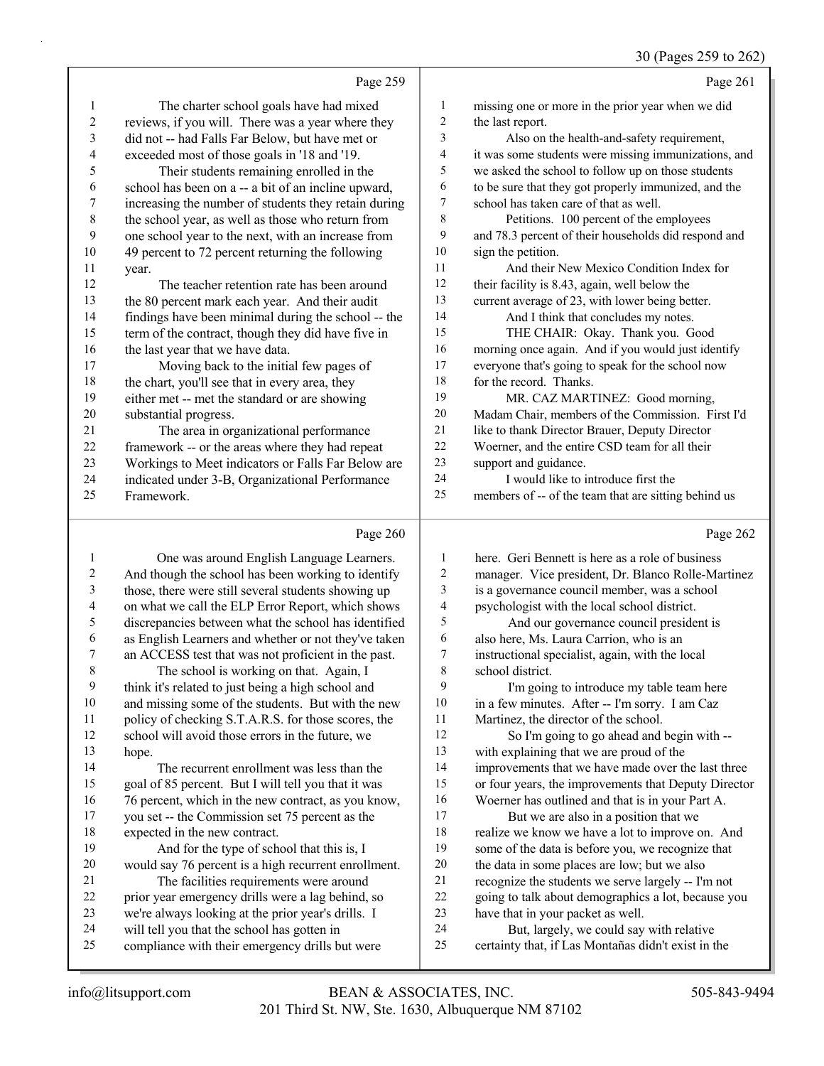Page 259

1 The charter school goals have had mixed
2 reviews, if you will. There was a year where they
3 did not -- had Falls Far Below, but have met or
4 exceeded most of those goals in '18 and '19.
5 Their students remaining enrolled in the
6 school has been on a -- a bit of an incline upward,
7 increasing the number of students they retain during
8 the school year, as well as those who return from
9 one school year to the next, with an increase from
10 49 percent to 72 percent returning the following
11 year.
12 The teacher retention rate has been around
13 the 80 percent mark each year. And their audit
14 findings have been minimal during the school -- the
15 term of the contract, though they did have five in
16 the last year that we have data.
17 Moving back to the initial few pages of
18 the chart, you'll see that in every area, they
19 either met -- met the standard or are showing
20 substantial progress.
21 The area in organizational performance
22 framework -- or the areas where they had repeat
23 Workings to Meet indicators or Falls Far Below are
24 indicated under 3-B, Organizational Performance
25 Framework.

Page 260

1 One was around English Language Learners.
2 And though the school has been working to identify
3 those, there were still several students showing up
4 on what we call the ELP Error Report, which shows
5 discrepancies between what the school has identified
6 as English Learners and whether or not they've taken
7 an ACCESS test that was not proficient in the past.
8 The school is working on that. Again, I
9 think it's related to just being a high school and
10 and missing some of the students. But with the new
11 policy of checking S.T.A.R.S. for those scores, the
12 school will avoid those errors in the future, we
13 hope.
14 The recurrent enrollment was less than the
15 goal of 85 percent. But I will tell you that it was
16 76 percent, which in the new contract, as you know,
17 you set -- the Commission set 75 percent as the
18 expected in the new contract.
19 And for the type of school that this is, I
20 would say 76 percent is a high recurrent enrollment.
21 The facilities requirements were around
22 prior year emergency drills were a lag behind, so
23 we're always looking at the prior year's drills. I
24 will tell you that the school has gotten in
25 compliance with their emergency drills but were

Page 261

1 missing one or more in the prior year when we did
2 the last report.
3 Also on the health-and-safety requirement,
4 it was some students were missing immunizations, and
5 we asked the school to follow up on those students
6 to be sure that they got properly immunized, and the
7 school has taken care of that as well.
8 Petitions. 100 percent of the employees
9 and 78.3 percent of their households did respond and
10 sign the petition.
11 And their New Mexico Condition Index for
12 their facility is 8.43, again, well below the
13 current average of 23, with lower being better.
14 And I think that concludes my notes.
15 THE CHAIR: Okay. Thank you. Good
16 morning once again. And if you would just identify
17 everyone that's going to speak for the school now
18 for the record. Thanks.
19 MR. CAZ MARTINEZ: Good morning,
20 Madam Chair, members of the Commission. First I'd
21 like to thank Director Brauer, Deputy Director
22 Woerner, and the entire CSD team for all their
23 support and guidance.
24 I would like to introduce first the
25 members of -- of the team that are sitting behind us

Page 262

1 here. Geri Bennett is here as a role of business
2 manager. Vice president, Dr. Blanco Rolle-Martinez
3 is a governance council member, was a school
4 psychologist with the local school district.
5 And our governance council president is
6 also here, Ms. Laura Carrion, who is an
7 instructional specialist, again, with the local
8 school district.
9 I'm going to introduce my table team here
10 in a few minutes. After -- I'm sorry. I am Caz
11 Martinez, the director of the school.
12 So I'm going to go ahead and begin with --
13 with explaining that we are proud of the
14 improvements that we have made over the last three
15 or four years, the improvements that Deputy Director
16 Woerner has outlined and that is in your Part A.
17 But we are also in a position that we
18 realize we know we have a lot to improve on. And
19 some of the data is before you, we recognize that
20 the data in some places are low; but we also
21 recognize the students we serve largely -- I'm not
22 going to talk about demographics a lot, because you
23 have that in your packet as well.
24 But, largely, we could say with relative
25 certainty that, if Las Montañas didn't exist in the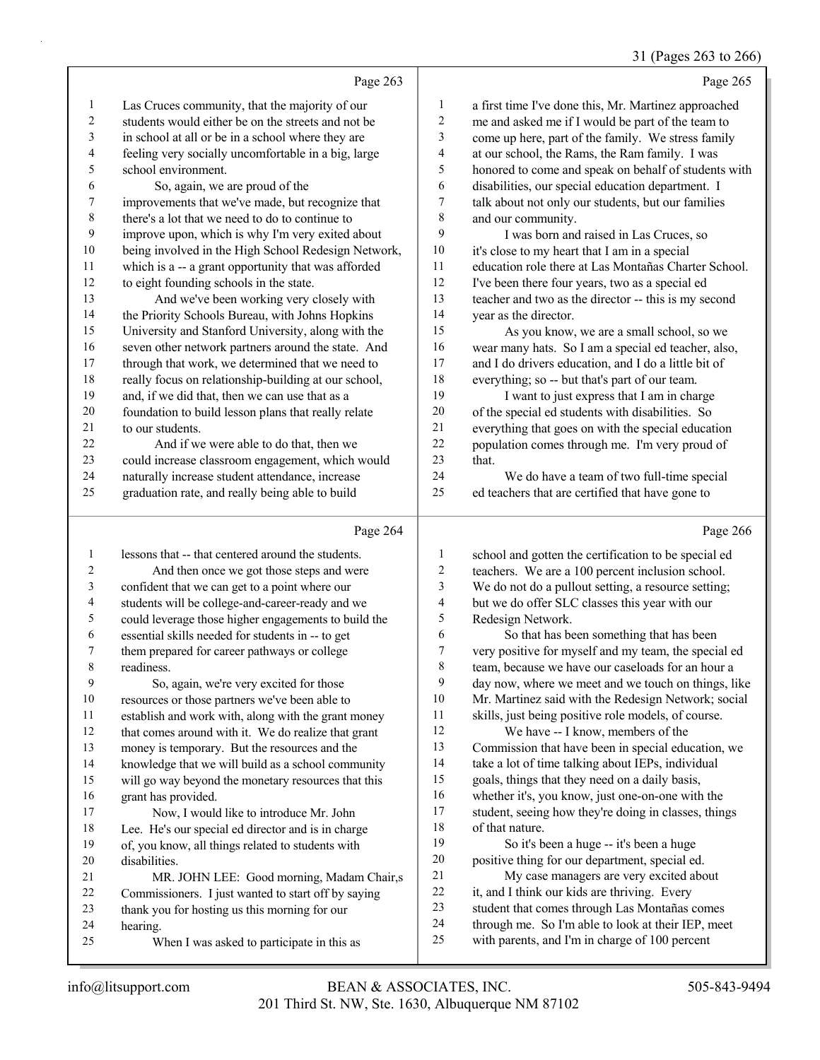Page 263

1 Las Cruces community, that the majority of our
2 students would either be on the streets and not be
3 in school at all or be in a school where they are
4 feeling very socially uncomfortable in a big, large
5 school environment.
6 So, again, we are proud of the
7 improvements that we've made, but recognize that
8 there's a lot that we need to do to continue to
9 improve upon, which is why I'm very exited about
10 being involved in the High School Redesign Network,
11 which is a -- a grant opportunity that was afforded
12 to eight founding schools in the state.
13 And we've been working very closely with
14 the Priority Schools Bureau, with Johns Hopkins
15 University and Stanford University, along with the
16 seven other network partners around the state. And
17 through that work, we determined that we need to
18 really focus on relationship-building at our school,
19 and, if we did that, then we can use that as a
20 foundation to build lesson plans that really relate
21 to our students.
22 And if we were able to do that, then we
23 could increase classroom engagement, which would
24 naturally increase student attendance, increase
25 graduation rate, and really being able to build

Page 264

1 lessons that -- that centered around the students.
2 And then once we got those steps and were
3 confident that we can get to a point where our
4 students will be college-and-career-ready and we
5 could leverage those higher engagements to build the
6 essential skills needed for students in -- to get
7 them prepared for career pathways or college
8 readiness.
9 So, again, we're very excited for those
10 resources or those partners we've been able to
11 establish and work with, along with the grant money
12 that comes around with it. We do realize that grant
13 money is temporary. But the resources and the
14 knowledge that we will build as a school community
15 will go way beyond the monetary resources that this
16 grant has provided.
17 Now, I would like to introduce Mr. John
18 Lee. He's our special ed director and is in charge
19 of, you know, all things related to students with
20 disabilities.
21 MR. JOHN LEE: Good morning, Madam Chair,s
22 Commissioners. I just wanted to start off by saying
23 thank you for hosting us this morning for our
24 hearing.
25 When I was asked to participate in this as

Page 265

1 a first time I've done this, Mr. Martinez approached
2 me and asked me if I would be part of the team to
3 come up here, part of the family. We stress family
4 at our school, the Rams, the Ram family. I was
5 honored to come and speak on behalf of students with
6 disabilities, our special education department. I
7 talk about not only our students, but our families
8 and our community.
9 I was born and raised in Las Cruces, so
10 it's close to my heart that I am in a special
11 education role there at Las Montañas Charter School.
12 I've been there four years, two as a special ed
13 teacher and two as the director -- this is my second
14 year as the director.
15 As you know, we are a small school, so we
16 wear many hats. So I am a special ed teacher, also,
17 and I do drivers education, and I do a little bit of
18 everything; so -- but that's part of our team.
19 I want to just express that I am in charge
20 of the special ed students with disabilities. So
21 everything that goes on with the special education
22 population comes through me. I'm very proud of
23 that.
24 We do have a team of two full-time special
25 ed teachers that are certified that have gone to

Page 266

1 school and gotten the certification to be special ed
2 teachers. We are a 100 percent inclusion school.
3 We do not do a pullout setting, a resource setting;
4 but we do offer SLC classes this year with our
5 Redesign Network.
6 So that has been something that has been
7 very positive for myself and my team, the special ed
8 team, because we have our caseloads for an hour a
9 day now, where we meet and we touch on things, like
10 Mr. Martinez said with the Redesign Network; social
11 skills, just being positive role models, of course.
12 We have -- I know, members of the
13 Commission that have been in special education, we
14 take a lot of time talking about IEPs, individual
15 goals, things that they need on a daily basis,
16 whether it's, you know, just one-on-one with the
17 student, seeing how they're doing in classes, things
18 of that nature.
19 So it's been a huge -- it's been a huge
20 positive thing for our department, special ed.
21 My case managers are very excited about
22 it, and I think our kids are thriving. Every
23 student that comes through Las Montañas comes
24 through me. So I'm able to look at their IEP, meet
25 with parents, and I'm in charge of 100 percent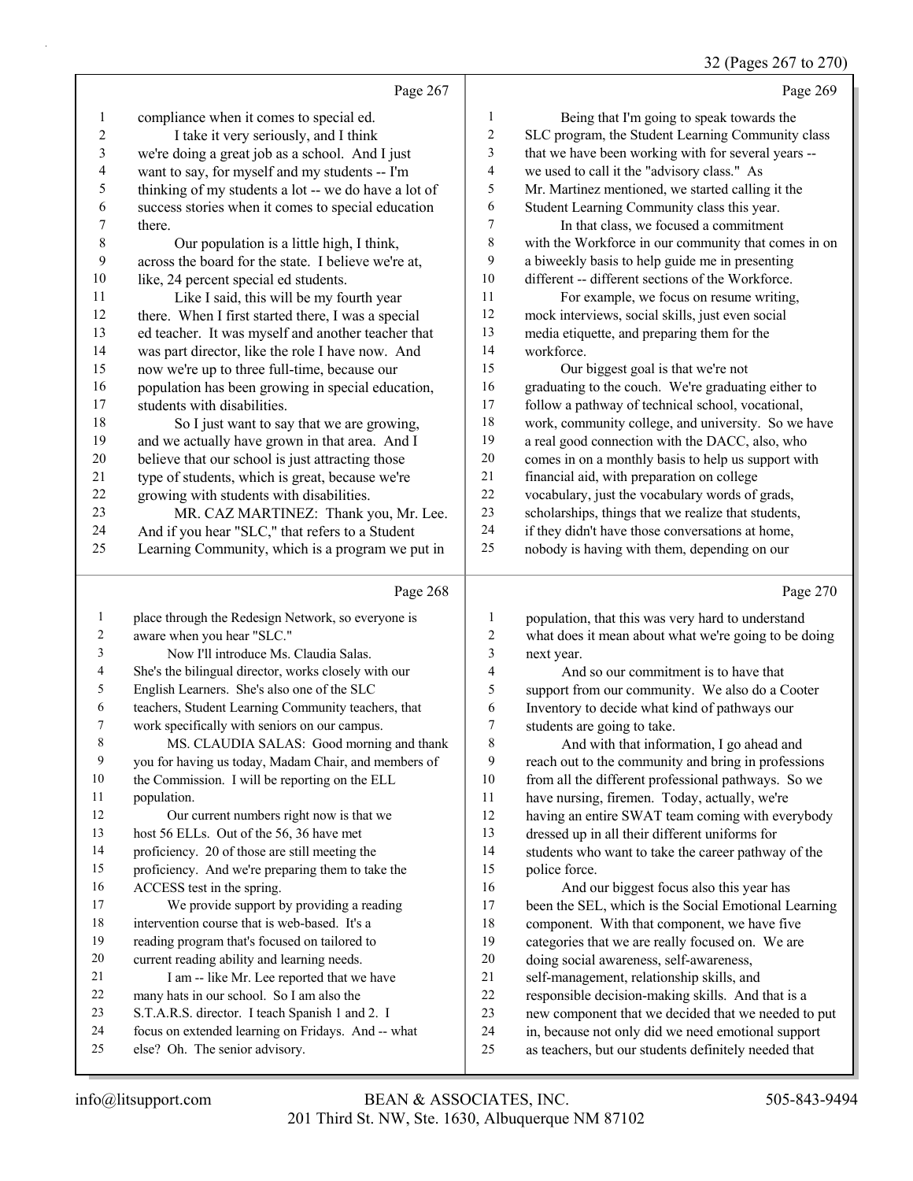Page 267

compliance when it comes to special ed.

I take it very seriously, and I think we're doing a great job as a school. And I just want to say, for myself and my students -- I'm thinking of my students a lot -- we do have a lot of success stories when it comes to special education there.

Our population is a little high, I think, across the board for the state. I believe we're at, like, 24 percent special ed students.

Like I said, this will be my fourth year there. When I first started there, I was a special ed teacher. It was myself and another teacher that was part director, like the role I have now. And now we're up to three full-time, because our population has been growing in special education, students with disabilities.

So I just want to say that we are growing, and we actually have grown in that area. And I believe that our school is just attracting those type of students, which is great, because we're growing with students with disabilities.

MR. CAZ MARTINEZ: Thank you, Mr. Lee. And if you hear "SLC," that refers to a Student Learning Community, which is a program we put in

Page 268

place through the Redesign Network, so everyone is aware when you hear "SLC."

Now I'll introduce Ms. Claudia Salas. She's the bilingual director, works closely with our English Learners. She's also one of the SLC teachers, Student Learning Community teachers, that work specifically with seniors on our campus.

MS. CLAUDIA SALAS: Good morning and thank you for having us today, Madam Chair, and members of the Commission. I will be reporting on the ELL population.

Our current numbers right now is that we host 56 ELLs. Out of the 56, 36 have met proficiency. 20 of those are still meeting the proficiency. And we're preparing them to take the ACCESS test in the spring.

We provide support by providing a reading intervention course that is web-based. It's a reading program that's focused on tailored to current reading ability and learning needs.

I am -- like Mr. Lee reported that we have many hats in our school. So I am also the S.T.A.R.S. director. I teach Spanish 1 and 2. I focus on extended learning on Fridays. And -- what else? Oh. The senior advisory.

Page 269

Being that I'm going to speak towards the SLC program, the Student Learning Community class that we have been working with for several years -- we used to call it the "advisory class." As Mr. Martinez mentioned, we started calling it the Student Learning Community class this year.

In that class, we focused a commitment with the Workforce in our community that comes in on a biweekly basis to help guide me in presenting different -- different sections of the Workforce.

For example, we focus on resume writing, mock interviews, social skills, just even social media etiquette, and preparing them for the workforce.

Our biggest goal is that we're not graduating to the couch. We're graduating either to follow a pathway of technical school, vocational, work, community college, and university. So we have a real good connection with the DACC, also, who comes in on a monthly basis to help us support with financial aid, with preparation on college vocabulary, just the vocabulary words of grads, scholarships, things that we realize that students, if they didn't have those conversations at home, nobody is having with them, depending on our

Page 270

population, that this was very hard to understand what does it mean about what we're going to be doing next year.

And so our commitment is to have that support from our community. We also do a Cooter Inventory to decide what kind of pathways our students are going to take.

And with that information, I go ahead and reach out to the community and bring in professions from all the different professional pathways. So we have nursing, firemen. Today, actually, we're having an entire SWAT team coming with everybody dressed up in all their different uniforms for students who want to take the career pathway of the police force.

And our biggest focus also this year has been the SEL, which is the Social Emotional Learning component. With that component, we have five categories that we are really focused on. We are doing social awareness, self-awareness, self-management, relationship skills, and responsible decision-making skills. And that is a new component that we decided that we needed to put in, because not only did we need emotional support as teachers, but our students definitely needed that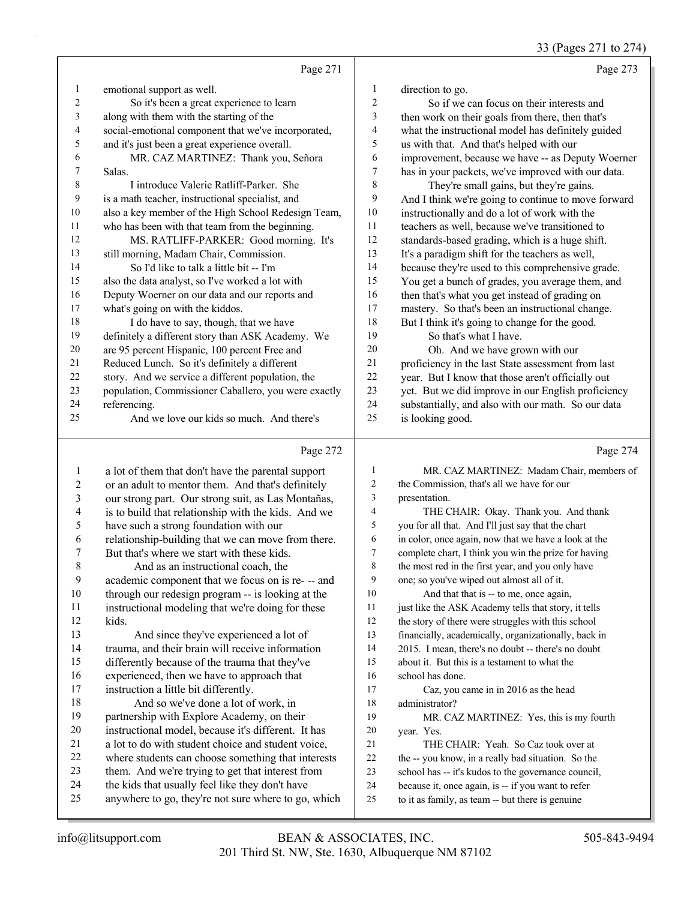Page 271

emotional support as well.

So it's been a great experience to learn along with them with the starting of the social-emotional component that we've incorporated, and it's just been a great experience overall.

MR. CAZ MARTINEZ: Thank you, Señora Salas.

I introduce Valerie Ratliff-Parker. She is a math teacher, instructional specialist, and also a key member of the High School Redesign Team, who has been with that team from the beginning.

MS. RATLIFF-PARKER: Good morning. It's still morning, Madam Chair, Commission.

So I'd like to talk a little bit -- I'm also the data analyst, so I've worked a lot with Deputy Woerner on our data and our reports and what's going on with the kiddos.

I do have to say, though, that we have definitely a different story than ASK Academy. We are 95 percent Hispanic, 100 percent Free and Reduced Lunch. So it's definitely a different story. And we service a different population, the population, Commissioner Caballero, you were exactly referencing.

And we love our kids so much. And there's

Page 272

a lot of them that don't have the parental support or an adult to mentor them. And that's definitely our strong part. Our strong suit, as Las Montañas, is to build that relationship with the kids. And we have such a strong foundation with our relationship-building that we can move from there. But that's where we start with these kids.

And as an instructional coach, the academic component that we focus on is re- -- and through our redesign program -- is looking at the instructional modeling that we're doing for these kids.

And since they've experienced a lot of trauma, and their brain will receive information differently because of the trauma that they've experienced, then we have to approach that instruction a little bit differently.

And so we've done a lot of work, in partnership with Explore Academy, on their instructional model, because it's different. It has a lot to do with student choice and student voice, where students can choose something that interests them. And we're trying to get that interest from the kids that usually feel like they don't have anywhere to go, they're not sure where to go, which

Page 273

direction to go.

So if we can focus on their interests and then work on their goals from there, then that's what the instructional model has definitely guided us with that. And that's helped with our improvement, because we have -- as Deputy Woerner has in your packets, we've improved with our data.

They're small gains, but they're gains. And I think we're going to continue to move forward instructionally and do a lot of work with the teachers as well, because we've transitioned to standards-based grading, which is a huge shift. It's a paradigm shift for the teachers as well, because they're used to this comprehensive grade. You get a bunch of grades, you average them, and then that's what you get instead of grading on mastery. So that's been an instructional change. But I think it's going to change for the good.

So that's what I have.

Oh. And we have grown with our proficiency in the last State assessment from last year. But I know that those aren't officially out yet. But we did improve in our English proficiency substantially, and also with our math. So our data is looking good.

Page 274

MR. CAZ MARTINEZ: Madam Chair, members of the Commission, that's all we have for our presentation.

THE CHAIR: Okay. Thank you. And thank you for all that. And I'll just say that the chart in color, once again, now that we have a look at the complete chart, I think you win the prize for having the most red in the first year, and you only have one; so you've wiped out almost all of it.

And that that is -- to me, once again, just like the ASK Academy tells that story, it tells the story of there were struggles with this school financially, academically, organizationally, back in 2015. I mean, there's no doubt -- there's no doubt about it. But this is a testament to what the school has done.

Caz, you came in in 2016 as the head administrator?

MR. CAZ MARTINEZ: Yes, this is my fourth year. Yes.

THE CHAIR: Yeah. So Caz took over at the -- you know, in a really bad situation. So the school has -- it's kudos to the governance council, because it, once again, is -- if you want to refer to it as family, as team -- but there is genuine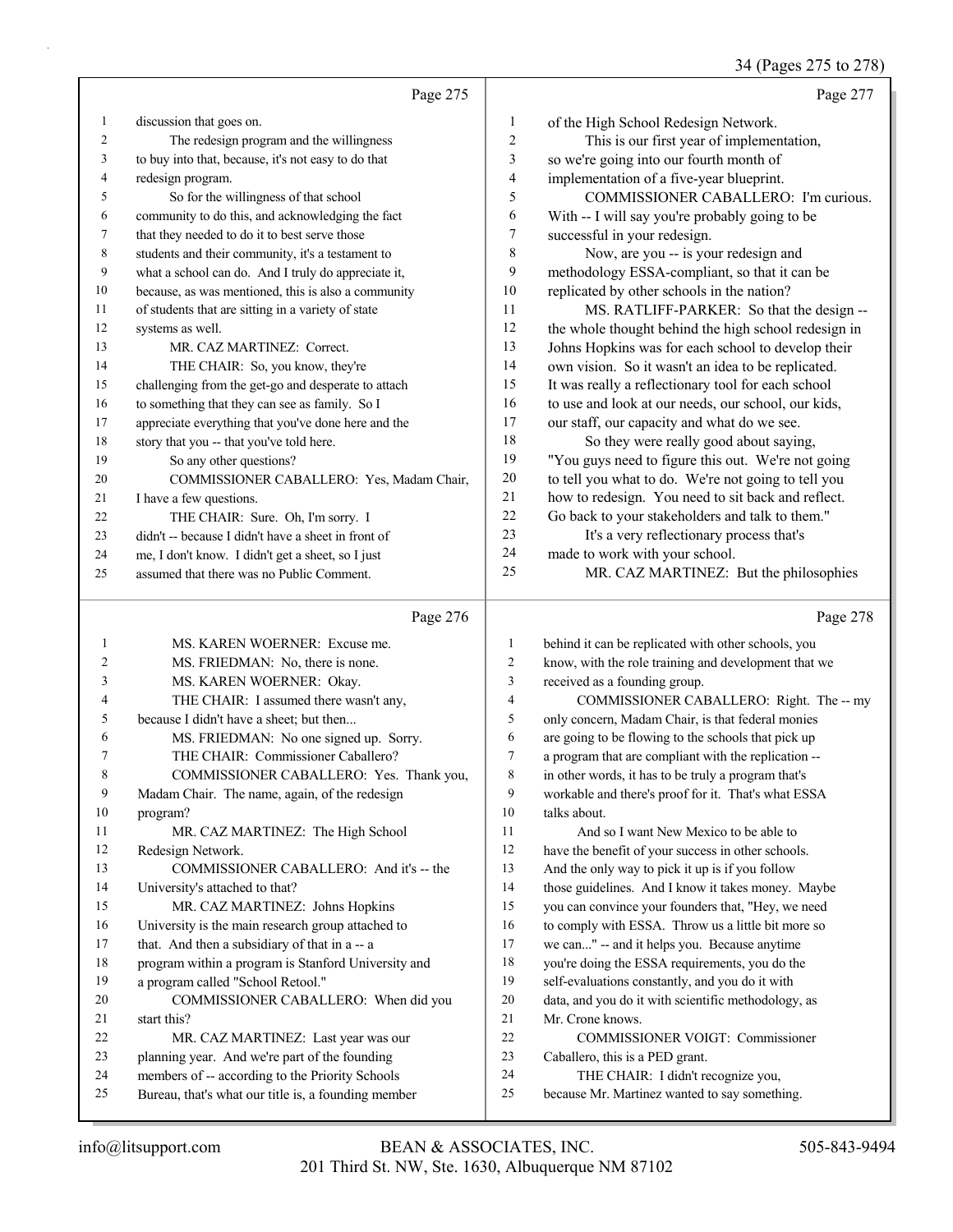Page 275

discussion that goes on.

The redesign program and the willingness to buy into that, because, it's not easy to do that redesign program.

So for the willingness of that school community to do this, and acknowledging the fact that they needed to do it to best serve those students and their community, it's a testament to what a school can do. And I truly do appreciate it, because, as was mentioned, this is also a community of students that are sitting in a variety of state systems as well.

MR. CAZ MARTINEZ: Correct.

THE CHAIR: So, you know, they're challenging from the get-go and desperate to attach to something that they can see as family. So I appreciate everything that you've done here and the story that you -- that you've told here.

So any other questions?

COMMISSIONER CABALLERO: Yes, Madam Chair, I have a few questions.

THE CHAIR: Sure. Oh, I'm sorry. I didn't -- because I didn't have a sheet in front of me, I don't know. I didn't get a sheet, so I just assumed that there was no Public Comment.

Page 276

MS. KAREN WOERNER: Excuse me.

MS. FRIEDMAN: No, there is none.

MS. KAREN WOERNER: Okay.

THE CHAIR: I assumed there wasn't any, because I didn't have a sheet; but then...

MS. FRIEDMAN: No one signed up. Sorry.

THE CHAIR: Commissioner Caballero?

COMMISSIONER CABALLERO: Yes. Thank you, Madam Chair. The name, again, of the redesign program?

MR. CAZ MARTINEZ: The High School Redesign Network.

COMMISSIONER CABALLERO: And it's -- the University's attached to that?

MR. CAZ MARTINEZ: Johns Hopkins University is the main research group attached to that. And then a subsidiary of that in a -- a program within a program is Stanford University and a program called "School Retool."

COMMISSIONER CABALLERO: When did you start this?

MR. CAZ MARTINEZ: Last year was our planning year. And we're part of the founding members of -- according to the Priority Schools Bureau, that's what our title is, a founding member

Page 277

of the High School Redesign Network.

This is our first year of implementation, so we're going into our fourth month of implementation of a five-year blueprint.

COMMISSIONER CABALLERO: I'm curious. With -- I will say you're probably going to be successful in your redesign.

Now, are you -- is your redesign and methodology ESSA-compliant, so that it can be replicated by other schools in the nation?

MS. RATLIFF-PARKER: So that the design -- the whole thought behind the high school redesign in Johns Hopkins was for each school to develop their own vision. So it wasn't an idea to be replicated. It was really a reflectionary tool for each school to use and look at our needs, our school, our kids, our staff, our capacity and what do we see.

So they were really good about saying, "You guys need to figure this out. We're not going to tell you what to do. We're not going to tell you how to redesign. You need to sit back and reflect. Go back to your stakeholders and talk to them."

It's a very reflectionary process that's made to work with your school.

MR. CAZ MARTINEZ: But the philosophies

Page 278

behind it can be replicated with other schools, you know, with the role training and development that we received as a founding group.

COMMISSIONER CABALLERO: Right. The -- my only concern, Madam Chair, is that federal monies are going to be flowing to the schools that pick up a program that are compliant with the replication -- in other words, it has to be truly a program that's workable and there's proof for it. That's what ESSA talks about.

And so I want New Mexico to be able to have the benefit of your success in other schools. And the only way to pick it up is if you follow those guidelines. And I know it takes money. Maybe you can convince your founders that, "Hey, we need to comply with ESSA. Throw us a little bit more so we can..." -- and it helps you. Because anytime you're doing the ESSA requirements, you do the self-evaluations constantly, and you do it with data, and you do it with scientific methodology, as Mr. Crone knows.

COMMISSIONER VOIGT: Commissioner Caballero, this is a PED grant.

THE CHAIR: I didn't recognize you, because Mr. Martinez wanted to say something.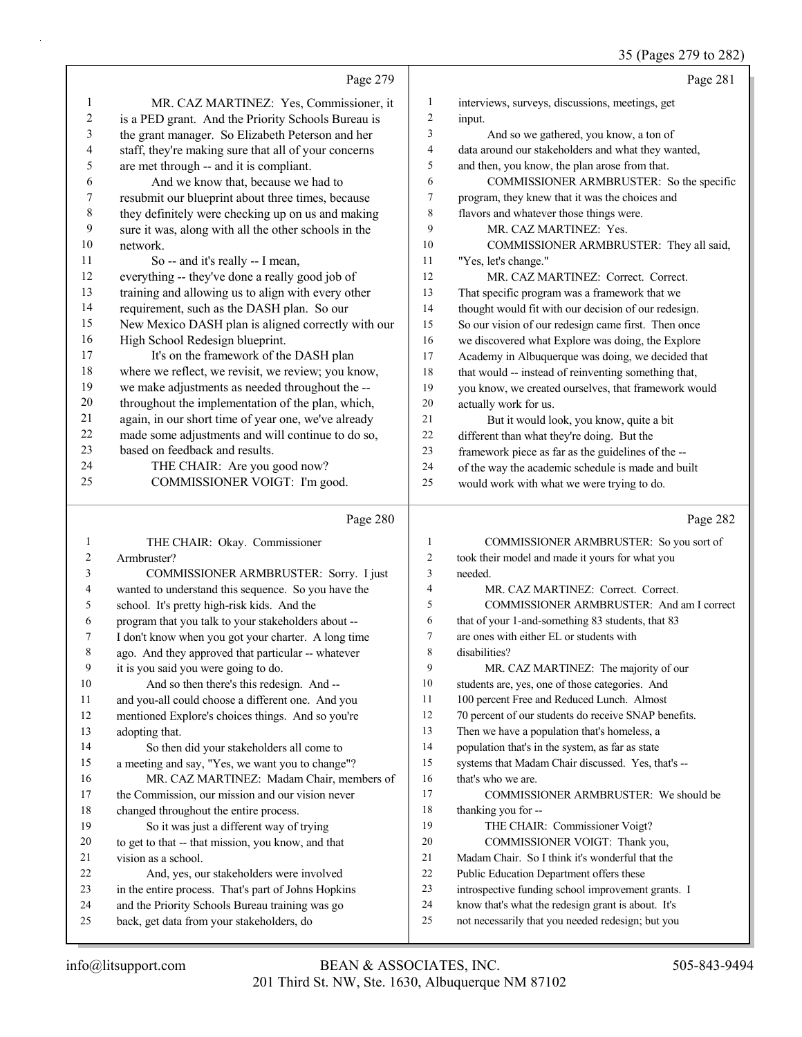Page 279

1 MR. CAZ MARTINEZ: Yes, Commissioner, it
2 is a PED grant. And the Priority Schools Bureau is
3 the grant manager. So Elizabeth Peterson and her
4 staff, they're making sure that all of your concerns
5 are met through -- and it is compliant.
6 And we know that, because we had to
7 resubmit our blueprint about three times, because
8 they definitely were checking up on us and making
9 sure it was, along with all the other schools in the
10 network.
11 So -- and it's really -- I mean,
12 everything -- they've done a really good job of
13 training and allowing us to align with every other
14 requirement, such as the DASH plan. So our
15 New Mexico DASH plan is aligned correctly with our
16 High School Redesign blueprint.
17 It's on the framework of the DASH plan
18 where we reflect, we revisit, we review; you know,
19 we make adjustments as needed throughout the --
20 throughout the implementation of the plan, which,
21 again, in our short time of year one, we've already
22 made some adjustments and will continue to do so,
23 based on feedback and results.
24 THE CHAIR: Are you good now?
25 COMMISSIONER VOIGT: I'm good.

Page 280

1 THE CHAIR: Okay. Commissioner
2 Armbruster?
3 COMMISSIONER ARMBRUSTER: Sorry. I just
4 wanted to understand this sequence. So you have the
5 school. It's pretty high-risk kids. And the
6 program that you talk to your stakeholders about --
7 I don't know when you got your charter. A long time
8 ago. And they approved that particular -- whatever
9 it is you said you were going to do.
10 And so then there's this redesign. And --
11 and you-all could choose a different one. And you
12 mentioned Explore's choices things. And so you're
13 adopting that.
14 So then did your stakeholders all come to
15 a meeting and say, "Yes, we want you to change"?
16 MR. CAZ MARTINEZ: Madam Chair, members of
17 the Commission, our mission and our vision never
18 changed throughout the entire process.
19 So it was just a different way of trying
20 to get to that -- that mission, you know, and that
21 vision as a school.
22 And, yes, our stakeholders were involved
23 in the entire process. That's part of Johns Hopkins
24 and the Priority Schools Bureau training was go
25 back, get data from your stakeholders, do

Page 281

1 interviews, surveys, discussions, meetings, get
2 input.
3 And so we gathered, you know, a ton of
4 data around our stakeholders and what they wanted,
5 and then, you know, the plan arose from that.
6 COMMISSIONER ARMBRUSTER: So the specific
7 program, they knew that it was the choices and
8 flavors and whatever those things were.
9 MR. CAZ MARTINEZ: Yes.
10 COMMISSIONER ARMBRUSTER: They all said,
11 "Yes, let's change."
12 MR. CAZ MARTINEZ: Correct. Correct.
13 That specific program was a framework that we
14 thought would fit with our decision of our redesign.
15 So our vision of our redesign came first. Then once
16 we discovered what Explore was doing, the Explore
17 Academy in Albuquerque was doing, we decided that
18 that would -- instead of reinventing something that,
19 you know, we created ourselves, that framework would
20 actually work for us.
21 But it would look, you know, quite a bit
22 different than what they're doing. But the
23 framework piece as far as the guidelines of the --
24 of the way the academic schedule is made and built
25 would work with what we were trying to do.

Page 282

1 COMMISSIONER ARMBRUSTER: So you sort of
2 took their model and made it yours for what you
3 needed.
4 MR. CAZ MARTINEZ: Correct. Correct.
5 COMMISSIONER ARMBRUSTER: And am I correct
6 that of your 1-and-something 83 students, that 83
7 are ones with either EL or students with
8 disabilities?
9 MR. CAZ MARTINEZ: The majority of our
10 students are, yes, one of those categories. And
11 100 percent Free and Reduced Lunch. Almost
12 70 percent of our students do receive SNAP benefits.
13 Then we have a population that's homeless, a
14 population that's in the system, as far as state
15 systems that Madam Chair discussed. Yes, that's --
16 that's who we are.
17 COMMISSIONER ARMBRUSTER: We should be
18 thanking you for --
19 THE CHAIR: Commissioner Voigt?
20 COMMISSIONER VOIGT: Thank you,
21 Madam Chair. So I think it's wonderful that the
22 Public Education Department offers these
23 introspective funding school improvement grants. I
24 know that's what the redesign grant is about. It's
25 not necessarily that you needed redesign; but you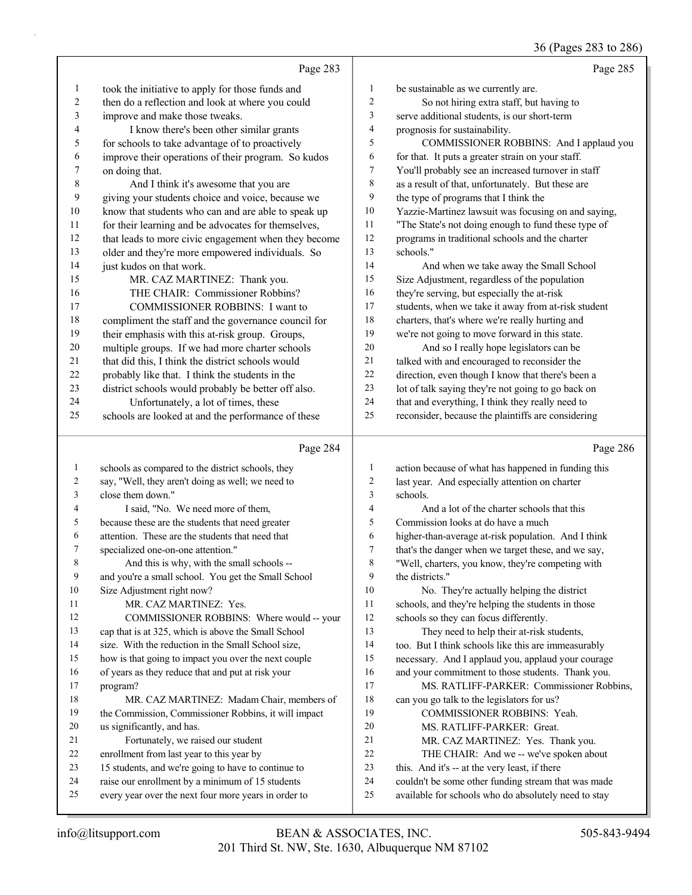Page 283

took the initiative to apply for those funds and then do a reflection and look at where you could improve and make those tweaks.

I know there's been other similar grants for schools to take advantage of to proactively improve their operations of their program. So kudos on doing that.

And I think it's awesome that you are giving your students choice and voice, because we know that students who can and are able to speak up for their learning and be advocates for themselves, that leads to more civic engagement when they become older and they're more empowered individuals. So just kudos on that work.

MR. CAZ MARTINEZ: Thank you.

THE CHAIR: Commissioner Robbins?

COMMISSIONER ROBBINS: I want to compliment the staff and the governance council for their emphasis with this at-risk group. Groups, multiple groups. If we had more charter schools that did this, I think the district schools would probably like that. I think the students in the district schools would probably be better off also.

Unfortunately, a lot of times, these schools are looked at and the performance of these

Page 284

schools as compared to the district schools, they say, "Well, they aren't doing as well; we need to close them down."

I said, "No. We need more of them, because these are the students that need greater attention. These are the students that need that specialized one-on-one attention."

And this is why, with the small schools -- and you're a small school. You get the Small School Size Adjustment right now?

MR. CAZ MARTINEZ: Yes.

COMMISSIONER ROBBINS: Where would -- your cap that is at 325, which is above the Small School size. With the reduction in the Small School size, how is that going to impact you over the next couple of years as they reduce that and put at risk your program?

MR. CAZ MARTINEZ: Madam Chair, members of the Commission, Commissioner Robbins, it will impact us significantly, and has.

Fortunately, we raised our student enrollment from last year to this year by 15 students, and we're going to have to continue to raise our enrollment by a minimum of 15 students every year over the next four more years in order to

Page 285

be sustainable as we currently are.

So not hiring extra staff, but having to serve additional students, is our short-term prognosis for sustainability.

COMMISSIONER ROBBINS: And I applaud you for that. It puts a greater strain on your staff. You'll probably see an increased turnover in staff as a result of that, unfortunately. But these are the type of programs that I think the Yazzie-Martinez lawsuit was focusing on and saying, "The State's not doing enough to fund these type of programs in traditional schools and the charter schools."

And when we take away the Small School Size Adjustment, regardless of the population they're serving, but especially the at-risk students, when we take it away from at-risk student charters, that's where we're really hurting and we're not going to move forward in this state.

And so I really hope legislators can be talked with and encouraged to reconsider the direction, even though I know that there's been a lot of talk saying they're not going to go back on that and everything, I think they really need to reconsider, because the plaintiffs are considering

Page 286

action because of what has happened in funding this last year. And especially attention on charter schools.

And a lot of the charter schools that this Commission looks at do have a much higher-than-average at-risk population. And I think that's the danger when we target these, and we say, "Well, charters, you know, they're competing with the districts."

No. They're actually helping the district schools, and they're helping the students in those schools so they can focus differently.

They need to help their at-risk students, too. But I think schools like this are immeasurably necessary. And I applaud you, applaud your courage and your commitment to those students. Thank you.

MS. RATLIFF-PARKER: Commissioner Robbins, can you go talk to the legislators for us?

COMMISSIONER ROBBINS: Yeah.

MS. RATLIFF-PARKER: Great.

MR. CAZ MARTINEZ: Yes. Thank you.

THE CHAIR: And we -- we've spoken about this. And it's -- at the very least, if there couldn't be some other funding stream that was made available for schools who do absolutely need to stay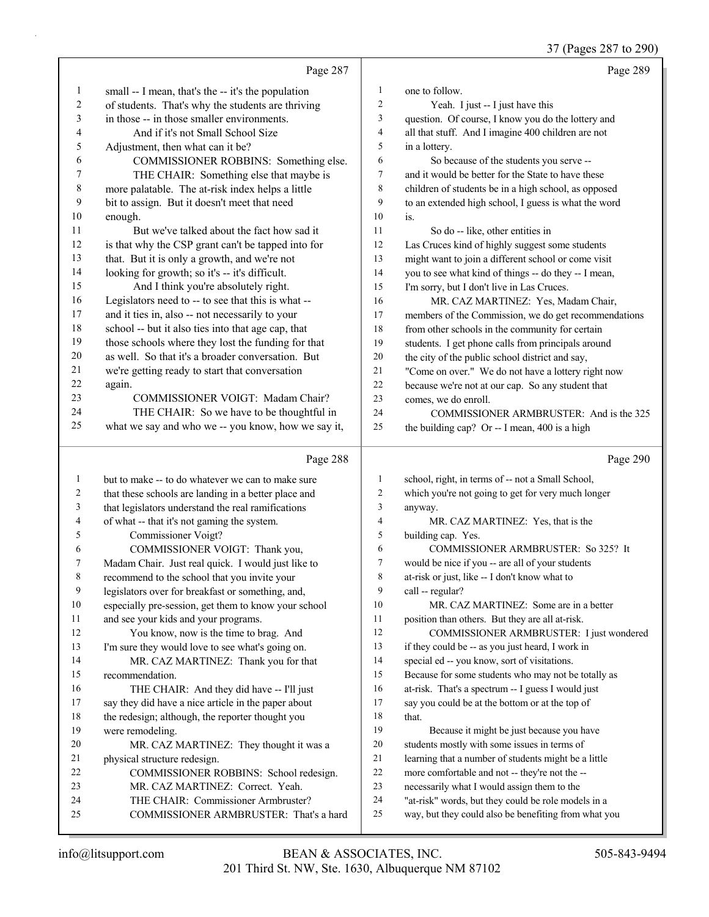Page 287

1 small -- I mean, that's the -- it's the population
2 of students. That's why the students are thriving
3 in those -- in those smaller environments.
4 And if it's not Small School Size
5 Adjustment, then what can it be?
6 COMMISSIONER ROBBINS: Something else.
7 THE CHAIR: Something else that maybe is
8 more palatable. The at-risk index helps a little
9 bit to assign. But it doesn't meet that need
10 enough.
11 But we've talked about the fact how sad it
12 is that why the CSP grant can't be tapped into for
13 that. But it is only a growth, and we're not
14 looking for growth; so it's -- it's difficult.
15 And I think you're absolutely right.
16 Legislators need to -- to see that this is what --
17 and it ties in, also -- not necessarily to your
18 school -- but it also ties into that age cap, that
19 those schools where they lost the funding for that
20 as well. So that it's a broader conversation. But
21 we're getting ready to start that conversation
22 again.
23 COMMISSIONER VOIGT: Madam Chair?
24 THE CHAIR: So we have to be thoughtful in
25 what we say and who we -- you know, how we say it,

Page 288

1 but to make -- to do whatever we can to make sure
2 that these schools are landing in a better place and
3 that legislators understand the real ramifications
4 of what -- that it's not gaming the system.
5 Commissioner Voigt?
6 COMMISSIONER VOIGT: Thank you,
7 Madam Chair. Just real quick. I would just like to
8 recommend to the school that you invite your
9 legislators over for breakfast or something, and,
10 especially pre-session, get them to know your school
11 and see your kids and your programs.
12 You know, now is the time to brag. And
13 I'm sure they would love to see what's going on.
14 MR. CAZ MARTINEZ: Thank you for that
15 recommendation.
16 THE CHAIR: And they did have -- I'll just
17 say they did have a nice article in the paper about
18 the redesign; although, the reporter thought you
19 were remodeling.
20 MR. CAZ MARTINEZ: They thought it was a
21 physical structure redesign.
22 COMMISSIONER ROBBINS: School redesign.
23 MR. CAZ MARTINEZ: Correct. Yeah.
24 THE CHAIR: Commissioner Armbruster?
25 COMMISSIONER ARMBRUSTER: That's a hard

Page 289

1 one to follow.
2 Yeah. I just -- I just have this
3 question. Of course, I know you do the lottery and
4 all that stuff. And I imagine 400 children are not
5 in a lottery.
6 So because of the students you serve --
7 and it would be better for the State to have these
8 children of students be in a high school, as opposed
9 to an extended high school, I guess is what the word
10 is.
11 So do -- like, other entities in
12 Las Cruces kind of highly suggest some students
13 might want to join a different school or come visit
14 you to see what kind of things -- do they -- I mean,
15 I'm sorry, but I don't live in Las Cruces.
16 MR. CAZ MARTINEZ: Yes, Madam Chair,
17 members of the Commission, we do get recommendations
18 from other schools in the community for certain
19 students. I get phone calls from principals around
20 the city of the public school district and say,
21 "Come on over." We do not have a lottery right now
22 because we're not at our cap. So any student that
23 comes, we do enroll.
24 COMMISSIONER ARMBRUSTER: And is the 325
25 the building cap? Or -- I mean, 400 is a high

Page 290

1 school, right, in terms of -- not a Small School,
2 which you're not going to get for very much longer
3 anyway.
4 MR. CAZ MARTINEZ: Yes, that is the
5 building cap. Yes.
6 COMMISSIONER ARMBRUSTER: So 325? It
7 would be nice if you -- are all of your students
8 at-risk or just, like -- I don't know what to
9 call -- regular?
10 MR. CAZ MARTINEZ: Some are in a better
11 position than others. But they are all at-risk.
12 COMMISSIONER ARMBRUSTER: I just wondered
13 if they could be -- as you just heard, I work in
14 special ed -- you know, sort of visitations.
15 Because for some students who may not be totally as
16 at-risk. That's a spectrum -- I guess I would just
17 say you could be at the bottom or at the top of
18 that.
19 Because it might be just because you have
20 students mostly with some issues in terms of
21 learning that a number of students might be a little
22 more comfortable and not -- they're not the --
23 necessarily what I would assign them to the
24 "at-risk" words, but they could be role models in a
25 way, but they could also be benefiting from what you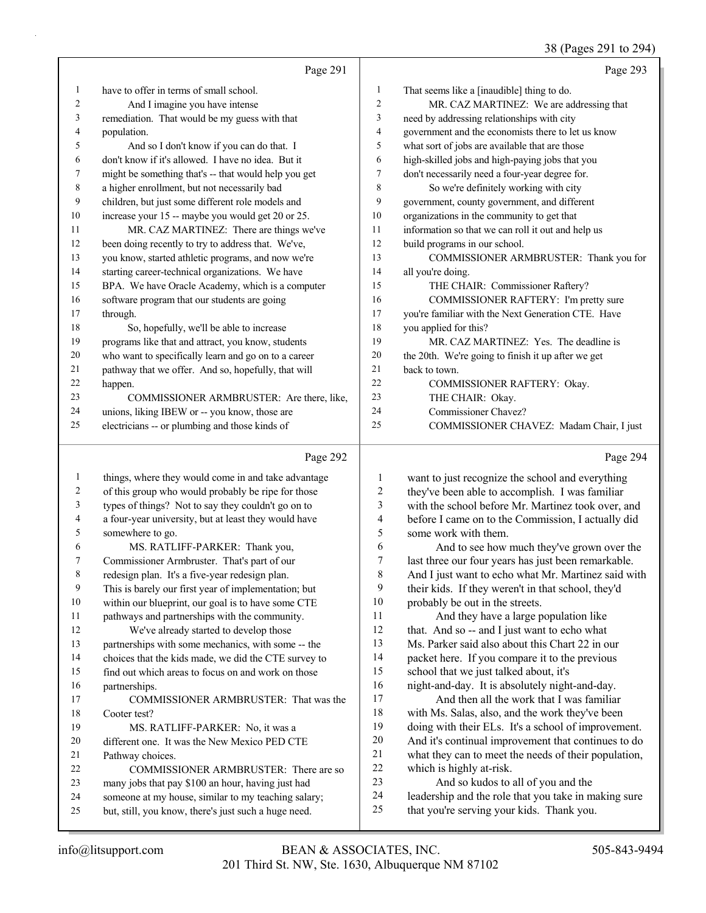Page 291

have to offer in terms of small school.

And I imagine you have intense remediation. That would be my guess with that population.

And so I don't know if you can do that. I don't know if it's allowed. I have no idea. But it might be something that's -- that would help you get a higher enrollment, but not necessarily bad children, but just some different role models and increase your 15 -- maybe you would get 20 or 25.

MR. CAZ MARTINEZ: There are things we've been doing recently to try to address that. We've, you know, started athletic programs, and now we're starting career-technical organizations. We have BPA. We have Oracle Academy, which is a computer software program that our students are going through.

So, hopefully, we'll be able to increase programs like that and attract, you know, students who want to specifically learn and go on to a career pathway that we offer. And so, hopefully, that will happen.

COMMISSIONER ARMBRUSTER: Are there, like, unions, liking IBEW or -- you know, those are electricians -- or plumbing and those kinds of

Page 292

things, where they would come in and take advantage of this group who would probably be ripe for those types of things? Not to say they couldn't go on to a four-year university, but at least they would have somewhere to go.

MS. RATLIFF-PARKER: Thank you, Commissioner Armbruster. That's part of our redesign plan. It's a five-year redesign plan. This is barely our first year of implementation; but within our blueprint, our goal is to have some CTE pathways and partnerships with the community.

We've already started to develop those partnerships with some mechanics, with some -- the choices that the kids made, we did the CTE survey to find out which areas to focus on and work on those partnerships.

COMMISSIONER ARMBRUSTER: That was the Cooter test?

MS. RATLIFF-PARKER: No, it was a different one. It was the New Mexico PED CTE Pathway choices.

COMMISSIONER ARMBRUSTER: There are so many jobs that pay $100 an hour, having just had someone at my house, similar to my teaching salary; but, still, you know, there's just such a huge need.

Page 293

That seems like a [inaudible] thing to do.

MR. CAZ MARTINEZ: We are addressing that need by addressing relationships with city government and the economists there to let us know what sort of jobs are available that are those high-skilled jobs and high-paying jobs that you don't necessarily need a four-year degree for.

So we're definitely working with city government, county government, and different organizations in the community to get that information so that we can roll it out and help us build programs in our school.

COMMISSIONER ARMBRUSTER: Thank you for all you're doing.

THE CHAIR: Commissioner Raftery?

COMMISSIONER RAFTERY: I'm pretty sure you're familiar with the Next Generation CTE. Have you applied for this?

MR. CAZ MARTINEZ: Yes. The deadline is the 20th. We're going to finish it up after we get back to town.

COMMISSIONER RAFTERY: Okay.

THE CHAIR: Okay.

Commissioner Chavez?

COMMISSIONER CHAVEZ: Madam Chair, I just

Page 294

want to just recognize the school and everything they've been able to accomplish. I was familiar with the school before Mr. Martinez took over, and before I came on to the Commission, I actually did some work with them.

And to see how much they've grown over the last three our four years has just been remarkable. And I just want to echo what Mr. Martinez said with their kids. If they weren't in that school, they'd probably be out in the streets.

And they have a large population like that. And so -- and I just want to echo what Ms. Parker said also about this Chart 22 in our packet here. If you compare it to the previous school that we just talked about, it's night-and-day. It is absolutely night-and-day.

And then all the work that I was familiar with Ms. Salas, also, and the work they've been doing with their ELs. It's a school of improvement. And it's continual improvement that continues to do what they can to meet the needs of their population, which is highly at-risk.

And so kudos to all of you and the leadership and the role that you take in making sure that you're serving your kids. Thank you.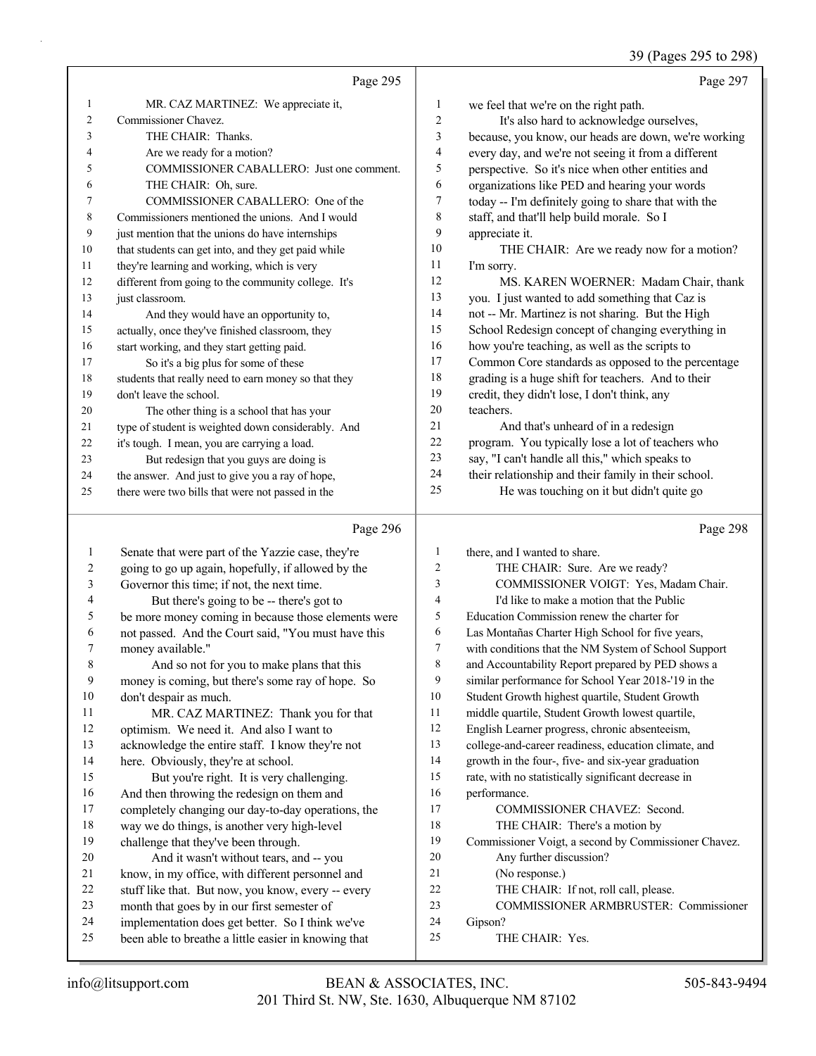Page 295

1 MR. CAZ MARTINEZ: We appreciate it,
2 Commissioner Chavez.
3 THE CHAIR: Thanks.
4 Are we ready for a motion?
5 COMMISSIONER CABALLERO: Just one comment.
6 THE CHAIR: Oh, sure.
7 COMMISSIONER CABALLERO: One of the
8 Commissioners mentioned the unions. And I would
9 just mention that the unions do have internships
10 that students can get into, and they get paid while
11 they're learning and working, which is very
12 different from going to the community college. It's
13 just classroom.
14 And they would have an opportunity to,
15 actually, once they've finished classroom, they
16 start working, and they start getting paid.
17 So it's a big plus for some of these
18 students that really need to earn money so that they
19 don't leave the school.
20 The other thing is a school that has your
21 type of student is weighted down considerably. And
22 it's tough. I mean, you are carrying a load.
23 But redesign that you guys are doing is
24 the answer. And just to give you a ray of hope,
25 there were two bills that were not passed in the

Page 296

1 Senate that were part of the Yazzie case, they're
2 going to go up again, hopefully, if allowed by the
3 Governor this time; if not, the next time.
4 But there's going to be -- there's got to
5 be more money coming in because those elements were
6 not passed. And the Court said, "You must have this
7 money available."
8 And so not for you to make plans that this
9 money is coming, but there's some ray of hope. So
10 don't despair as much.
11 MR. CAZ MARTINEZ: Thank you for that
12 optimism. We need it. And also I want to
13 acknowledge the entire staff. I know they're not
14 here. Obviously, they're at school.
15 But you're right. It is very challenging.
16 And then throwing the redesign on them and
17 completely changing our day-to-day operations, the
18 way we do things, is another very high-level
19 challenge that they've been through.
20 And it wasn't without tears, and -- you
21 know, in my office, with different personnel and
22 stuff like that. But now, you know, every -- every
23 month that goes by in our first semester of
24 implementation does get better. So I think we've
25 been able to breathe a little easier in knowing that

Page 297

1 we feel that we're on the right path.
2 It's also hard to acknowledge ourselves,
3 because, you know, our heads are down, we're working
4 every day, and we're not seeing it from a different
5 perspective. So it's nice when other entities and
6 organizations like PED and hearing your words
7 today -- I'm definitely going to share that with the
8 staff, and that'll help build morale. So I
9 appreciate it.
10 THE CHAIR: Are we ready now for a motion?
11 I'm sorry.
12 MS. KAREN WOERNER: Madam Chair, thank
13 you. I just wanted to add something that Caz is
14 not -- Mr. Martinez is not sharing. But the High
15 School Redesign concept of changing everything in
16 how you're teaching, as well as the scripts to
17 Common Core standards as opposed to the percentage
18 grading is a huge shift for teachers. And to their
19 credit, they didn't lose, I don't think, any
20 teachers.
21 And that's unheard of in a redesign
22 program. You typically lose a lot of teachers who
23 say, "I can't handle all this," which speaks to
24 their relationship and their family in their school.
25 He was touching on it but didn't quite go

Page 298

1 there, and I wanted to share.
2 THE CHAIR: Sure. Are we ready?
3 COMMISSIONER VOIGT: Yes, Madam Chair.
4 I'd like to make a motion that the Public
5 Education Commission renew the charter for
6 Las Montañas Charter High School for five years,
7 with conditions that the NM System of School Support
8 and Accountability Report prepared by PED shows a
9 similar performance for School Year 2018-'19 in the
10 Student Growth highest quartile, Student Growth
11 middle quartile, Student Growth lowest quartile,
12 English Learner progress, chronic absenteeism,
13 college-and-career readiness, education climate, and
14 growth in the four-, five- and six-year graduation
15 rate, with no statistically significant decrease in
16 performance.
17 COMMISSIONER CHAVEZ: Second.
18 THE CHAIR: There's a motion by
19 Commissioner Voigt, a second by Commissioner Chavez.
20 Any further discussion?
21 (No response.)
22 THE CHAIR: If not, roll call, please.
23 COMMISSIONER ARMBRUSTER: Commissioner
24 Gipson?
25 THE CHAIR: Yes.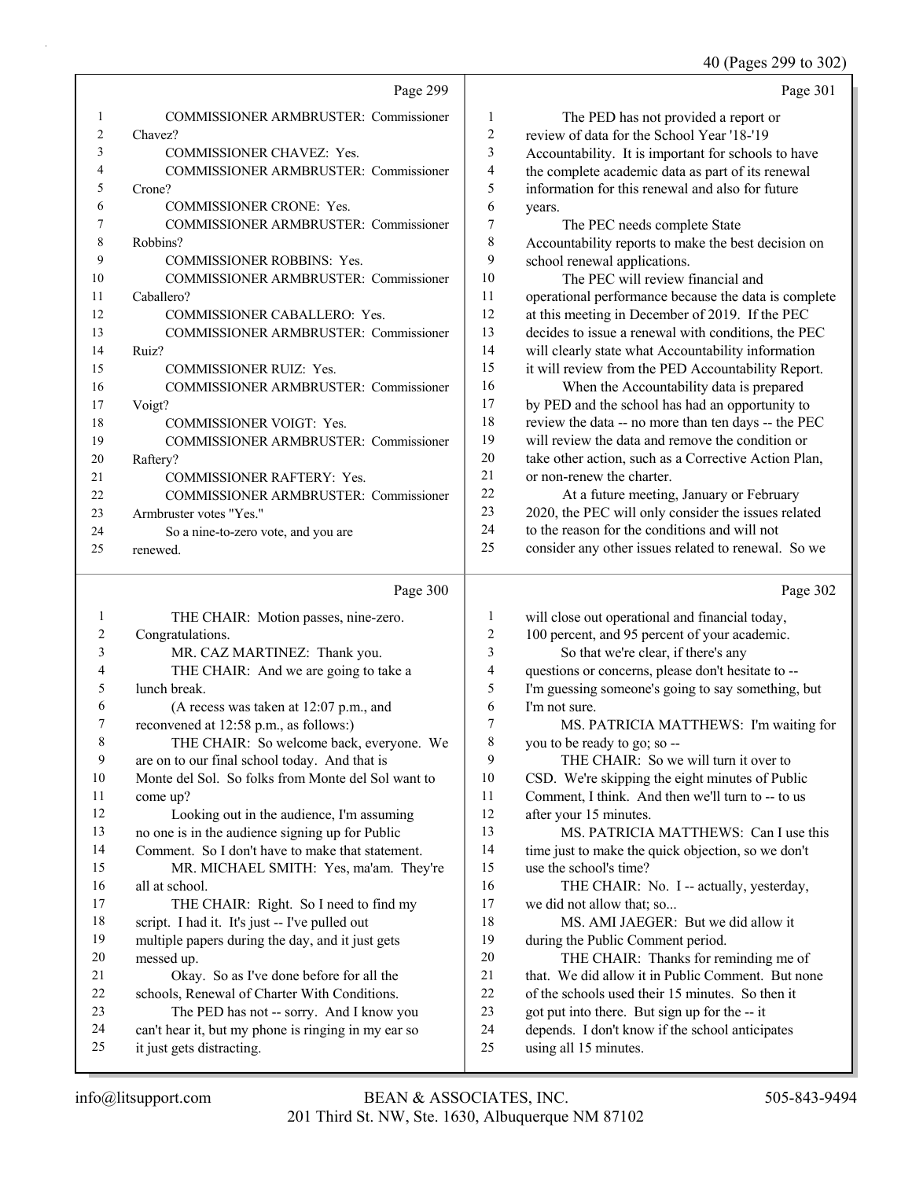Page 299

1 COMMISSIONER ARMBRUSTER: Commissioner
2 Chavez?
3 COMMISSIONER CHAVEZ: Yes.
4 COMMISSIONER ARMBRUSTER: Commissioner
5 Crone?
6 COMMISSIONER CRONE: Yes.
7 COMMISSIONER ARMBRUSTER: Commissioner
8 Robbins?
9 COMMISSIONER ROBBINS: Yes.
10 COMMISSIONER ARMBRUSTER: Commissioner
11 Caballero?
12 COMMISSIONER CABALLERO: Yes.
13 COMMISSIONER ARMBRUSTER: Commissioner
14 Ruiz?
15 COMMISSIONER RUIZ: Yes.
16 COMMISSIONER ARMBRUSTER: Commissioner
17 Voigt?
18 COMMISSIONER VOIGT: Yes.
19 COMMISSIONER ARMBRUSTER: Commissioner
20 Raftery?
21 COMMISSIONER RAFTERY: Yes.
22 COMMISSIONER ARMBRUSTER: Commissioner
23 Armbruster votes "Yes."
24 So a nine-to-zero vote, and you are
25 renewed.

Page 300

1 THE CHAIR: Motion passes, nine-zero.
2 Congratulations.
3 MR. CAZ MARTINEZ: Thank you.
4 THE CHAIR: And we are going to take a
5 lunch break.
6 (A recess was taken at 12:07 p.m., and
7 reconvened at 12:58 p.m., as follows:)
8 THE CHAIR: So welcome back, everyone. We
9 are on to our final school today. And that is
10 Monte del Sol. So folks from Monte del Sol want to
11 come up?
12 Looking out in the audience, I'm assuming
13 no one is in the audience signing up for Public
14 Comment. So I don't have to make that statement.
15 MR. MICHAEL SMITH: Yes, ma'am. They're
16 all at school.
17 THE CHAIR: Right. So I need to find my
18 script. I had it. It's just -- I've pulled out
19 multiple papers during the day, and it just gets
20 messed up.
21 Okay. So as I've done before for all the
22 schools, Renewal of Charter With Conditions.
23 The PED has not -- sorry. And I know you
24 can't hear it, but my phone is ringing in my ear so
25 it just gets distracting.

Page 301

1 The PED has not provided a report or
2 review of data for the School Year '18-'19
3 Accountability. It is important for schools to have
4 the complete academic data as part of its renewal
5 information for this renewal and also for future
6 years.
7 The PEC needs complete State
8 Accountability reports to make the best decision on
9 school renewal applications.
10 The PEC will review financial and
11 operational performance because the data is complete
12 at this meeting in December of 2019. If the PEC
13 decides to issue a renewal with conditions, the PEC
14 will clearly state what Accountability information
15 it will review from the PED Accountability Report.
16 When the Accountability data is prepared
17 by PED and the school has had an opportunity to
18 review the data -- no more than ten days -- the PEC
19 will review the data and remove the condition or
20 take other action, such as a Corrective Action Plan,
21 or non-renew the charter.
22 At a future meeting, January or February
23 2020, the PEC will only consider the issues related
24 to the reason for the conditions and will not
25 consider any other issues related to renewal. So we

Page 302

1 will close out operational and financial today,
2 100 percent, and 95 percent of your academic.
3 So that we're clear, if there's any
4 questions or concerns, please don't hesitate to --
5 I'm guessing someone's going to say something, but
6 I'm not sure.
7 MS. PATRICIA MATTHEWS: I'm waiting for
8 you to be ready to go; so --
9 THE CHAIR: So we will turn it over to
10 CSD. We're skipping the eight minutes of Public
11 Comment, I think. And then we'll turn to -- to us
12 after your 15 minutes.
13 MS. PATRICIA MATTHEWS: Can I use this
14 time just to make the quick objection, so we don't
15 use the school's time?
16 THE CHAIR: No. I -- actually, yesterday,
17 we did not allow that; so...
18 MS. AMI JAEGER: But we did allow it
19 during the Public Comment period.
20 THE CHAIR: Thanks for reminding me of
21 that. We did allow it in Public Comment. But none
22 of the schools used their 15 minutes. So then it
23 got put into there. But sign up for the -- it
24 depends. I don't know if the school anticipates
25 using all 15 minutes.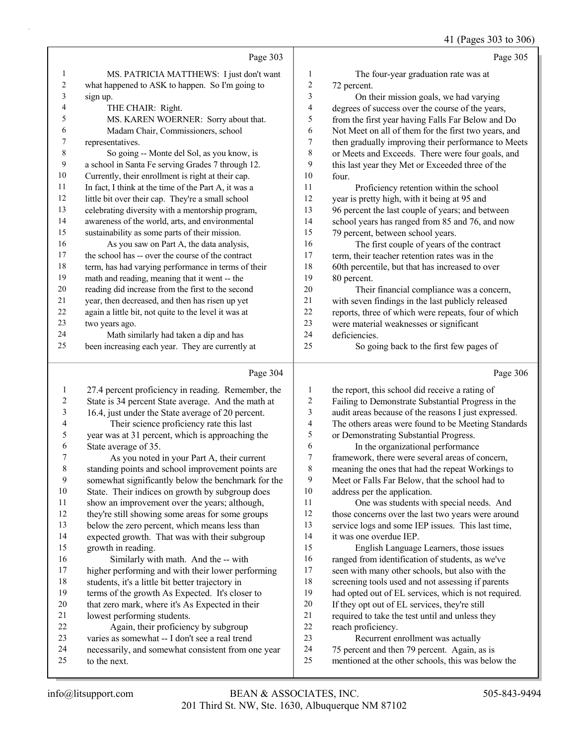Page 303

MS. PATRICIA MATTHEWS: I just don't want what happened to ASK to happen. So I'm going to sign up.

THE CHAIR: Right.

MS. KAREN WOERNER: Sorry about that.

Madam Chair, Commissioners, school representatives.

So going -- Monte del Sol, as you know, is a school in Santa Fe serving Grades 7 through 12. Currently, their enrollment is right at their cap. In fact, I think at the time of the Part A, it was a little bit over their cap. They're a small school celebrating diversity with a mentorship program, awareness of the world, arts, and environmental sustainability as some parts of their mission.

As you saw on Part A, the data analysis, the school has -- over the course of the contract term, has had varying performance in terms of their math and reading, meaning that it went -- the reading did increase from the first to the second year, then decreased, and then has risen up yet again a little bit, not quite to the level it was at two years ago.

Math similarly had taken a dip and has been increasing each year. They are currently at

Page 304

27.4 percent proficiency in reading. Remember, the State is 34 percent State average. And the math at 16.4, just under the State average of 20 percent.

Their science proficiency rate this last year was at 31 percent, which is approaching the State average of 35.

As you noted in your Part A, their current standing points and school improvement points are somewhat significantly below the benchmark for the State. Their indices on growth by subgroup does show an improvement over the years; although, they're still showing some areas for some groups below the zero percent, which means less than expected growth. That was with their subgroup growth in reading.

Similarly with math. And the -- with higher performing and with their lower performing students, it's a little bit better trajectory in terms of the growth As Expected. It's closer to that zero mark, where it's As Expected in their lowest performing students.

Again, their proficiency by subgroup varies as somewhat -- I don't see a real trend necessarily, and somewhat consistent from one year to the next.

Page 305

The four-year graduation rate was at 72 percent.

On their mission goals, we had varying degrees of success over the course of the years, from the first year having Falls Far Below and Do Not Meet on all of them for the first two years, and then gradually improving their performance to Meets or Meets and Exceeds. There were four goals, and this last year they Met or Exceeded three of the four.

Proficiency retention within the school year is pretty high, with it being at 95 and 96 percent the last couple of years; and between school years has ranged from 85 and 76, and now 79 percent, between school years.

The first couple of years of the contract term, their teacher retention rates was in the 60th percentile, but that has increased to over 80 percent.

Their financial compliance was a concern, with seven findings in the last publicly released reports, three of which were repeats, four of which were material weaknesses or significant deficiencies.

So going back to the first few pages of

Page 306

the report, this school did receive a rating of Failing to Demonstrate Substantial Progress in the audit areas because of the reasons I just expressed. The others areas were found to be Meeting Standards or Demonstrating Substantial Progress.

In the organizational performance framework, there were several areas of concern, meaning the ones that had the repeat Workings to Meet or Falls Far Below, that the school had to address per the application.

One was students with special needs. And those concerns over the last two years were around service logs and some IEP issues. This last time, it was one overdue IEP.

English Language Learners, those issues ranged from identification of students, as we've seen with many other schools, but also with the screening tools used and not assessing if parents had opted out of EL services, which is not required. If they opt out of EL services, they're still required to take the test until and unless they reach proficiency.

Recurrent enrollment was actually 75 percent and then 79 percent. Again, as is mentioned at the other schools, this was below the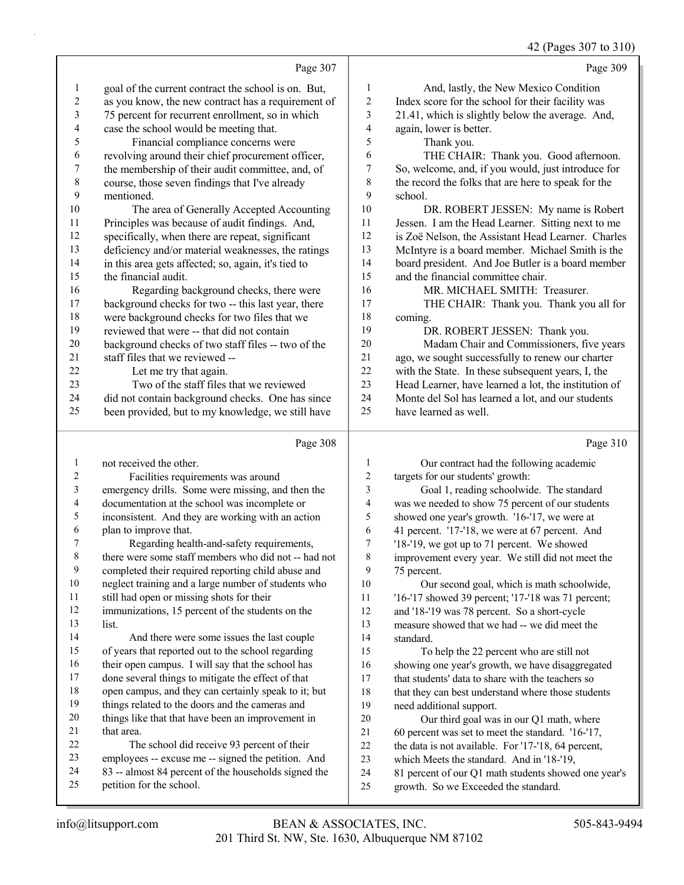Page 307

1 goal of the current contract the school is on. But,
2 as you know, the new contract has a requirement of
3 75 percent for recurrent enrollment, so in which
4 case the school would be meeting that.
5 Financial compliance concerns were
6 revolving around their chief procurement officer,
7 the membership of their audit committee, and, of
8 course, those seven findings that I've already
9 mentioned.
10 The area of Generally Accepted Accounting
11 Principles was because of audit findings. And,
12 specifically, when there are repeat, significant
13 deficiency and/or material weaknesses, the ratings
14 in this area gets affected; so, again, it's tied to
15 the financial audit.
16 Regarding background checks, there were
17 background checks for two -- this last year, there
18 were background checks for two files that we
19 reviewed that were -- that did not contain
20 background checks of two staff files -- two of the
21 staff files that we reviewed --
22 Let me try that again.
23 Two of the staff files that we reviewed
24 did not contain background checks. One has since
25 been provided, but to my knowledge, we still have

Page 308

1 not received the other.
2 Facilities requirements was around
3 emergency drills. Some were missing, and then the
4 documentation at the school was incomplete or
5 inconsistent. And they are working with an action
6 plan to improve that.
7 Regarding health-and-safety requirements,
8 there were some staff members who did not -- had not
9 completed their required reporting child abuse and
10 neglect training and a large number of students who
11 still had open or missing shots for their
12 immunizations, 15 percent of the students on the
13 list.
14 And there were some issues the last couple
15 of years that reported out to the school regarding
16 their open campus. I will say that the school has
17 done several things to mitigate the effect of that
18 open campus, and they can certainly speak to it; but
19 things related to the doors and the cameras and
20 things like that that have been an improvement in
21 that area.
22 The school did receive 93 percent of their
23 employees -- excuse me -- signed the petition. And
24 83 -- almost 84 percent of the households signed the
25 petition for the school.

Page 309

1 And, lastly, the New Mexico Condition
2 Index score for the school for their facility was
3 21.41, which is slightly below the average. And,
4 again, lower is better.
5 Thank you.
6 THE CHAIR: Thank you. Good afternoon.
7 So, welcome, and, if you would, just introduce for
8 the record the folks that are here to speak for the
9 school.
10 DR. ROBERT JESSEN: My name is Robert
11 Jessen. I am the Head Learner. Sitting next to me
12 is Zoë Nelson, the Assistant Head Learner. Charles
13 McIntyre is a board member. Michael Smith is the
14 board president. And Joe Butler is a board member
15 and the financial committee chair.
16 MR. MICHAEL SMITH: Treasurer.
17 THE CHAIR: Thank you. Thank you all for
18 coming.
19 DR. ROBERT JESSEN: Thank you.
20 Madam Chair and Commissioners, five years
21 ago, we sought successfully to renew our charter
22 with the State. In these subsequent years, I, the
23 Head Learner, have learned a lot, the institution of
24 Monte del Sol has learned a lot, and our students
25 have learned as well.

Page 310

1 Our contract had the following academic
2 targets for our students' growth:
3 Goal 1, reading schoolwide. The standard
4 was we needed to show 75 percent of our students
5 showed one year's growth. '16-'17, we were at
6 41 percent. '17-'18, we were at 67 percent. And
7 '18-'19, we got up to 71 percent. We showed
8 improvement every year. We still did not meet the
9 75 percent.
10 Our second goal, which is math schoolwide,
11 '16-'17 showed 39 percent; '17-'18 was 71 percent;
12 and '18-'19 was 78 percent. So a short-cycle
13 measure showed that we had -- we did meet the
14 standard.
15 To help the 22 percent who are still not
16 showing one year's growth, we have disaggregated
17 that students' data to share with the teachers so
18 that they can best understand where those students
19 need additional support.
20 Our third goal was in our Q1 math, where
21 60 percent was set to meet the standard. '16-'17,
22 the data is not available. For '17-'18, 64 percent,
23 which Meets the standard. And in '18-'19,
24 81 percent of our Q1 math students showed one year's
25 growth. So we Exceeded the standard.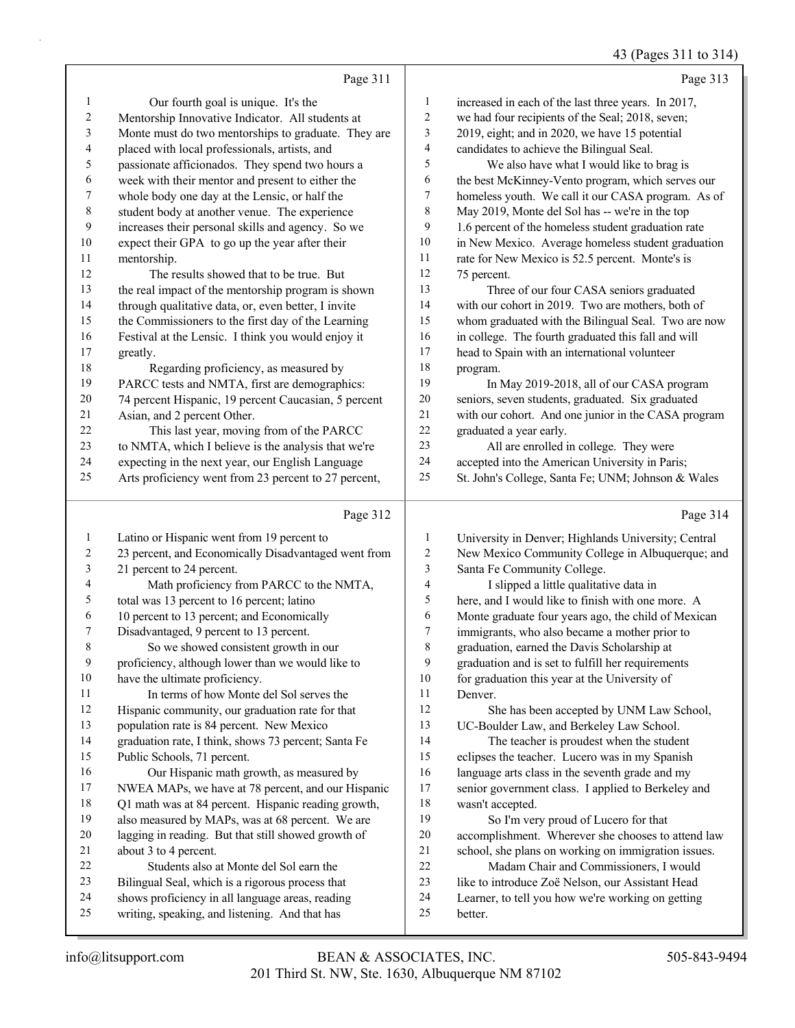Page 311

Our fourth goal is unique. It's the Mentorship Innovative Indicator. All students at Monte must do two mentorships to graduate. They are placed with local professionals, artists, and passionate afficionados. They spend two hours a week with their mentor and present to either the whole body one day at the Lensic, or half the student body at another venue. The experience increases their personal skills and agency. So we expect their GPA to go up the year after their mentorship.

The results showed that to be true. But the real impact of the mentorship program is shown through qualitative data, or, even better, I invite the Commissioners to the first day of the Learning Festival at the Lensic. I think you would enjoy it greatly.

Regarding proficiency, as measured by PARCC tests and NMTA, first are demographics: 74 percent Hispanic, 19 percent Caucasian, 5 percent Asian, and 2 percent Other.

This last year, moving from of the PARCC to NMTA, which I believe is the analysis that we're expecting in the next year, our English Language Arts proficiency went from 23 percent to 27 percent,

Page 312

Latino or Hispanic went from 19 percent to 23 percent, and Economically Disadvantaged went from 21 percent to 24 percent.

Math proficiency from PARCC to the NMTA, total was 13 percent to 16 percent; latino 10 percent to 13 percent; and Economically Disadvantaged, 9 percent to 13 percent.

So we showed consistent growth in our proficiency, although lower than we would like to have the ultimate proficiency.

In terms of how Monte del Sol serves the Hispanic community, our graduation rate for that population rate is 84 percent. New Mexico graduation rate, I think, shows 73 percent; Santa Fe Public Schools, 71 percent.

Our Hispanic math growth, as measured by NWEA MAPs, we have at 78 percent, and our Hispanic Q1 math was at 84 percent. Hispanic reading growth, also measured by MAPs, was at 68 percent. We are lagging in reading. But that still showed growth of about 3 to 4 percent.

Students also at Monte del Sol earn the Bilingual Seal, which is a rigorous process that shows proficiency in all language areas, reading writing, speaking, and listening. And that has

Page 313

increased in each of the last three years. In 2017, we had four recipients of the Seal; 2018, seven; 2019, eight; and in 2020, we have 15 potential candidates to achieve the Bilingual Seal.

We also have what I would like to brag is the best McKinney-Vento program, which serves our homeless youth. We call it our CASA program. As of May 2019, Monte del Sol has -- we're in the top 1.6 percent of the homeless student graduation rate in New Mexico. Average homeless student graduation rate for New Mexico is 52.5 percent. Monte's is 75 percent.

Three of our four CASA seniors graduated with our cohort in 2019. Two are mothers, both of whom graduated with the Bilingual Seal. Two are now in college. The fourth graduated this fall and will head to Spain with an international volunteer program.

In May 2019-2018, all of our CASA program seniors, seven students, graduated. Six graduated with our cohort. And one junior in the CASA program graduated a year early.

All are enrolled in college. They were accepted into the American University in Paris; St. John's College, Santa Fe; UNM; Johnson & Wales

Page 314

University in Denver; Highlands University; Central New Mexico Community College in Albuquerque; and Santa Fe Community College.

I slipped a little qualitative data in here, and I would like to finish with one more. A Monte graduate four years ago, the child of Mexican immigrants, who also became a mother prior to graduation, earned the Davis Scholarship at graduation and is set to fulfill her requirements for graduation this year at the University of Denver.

She has been accepted by UNM Law School, UC-Boulder Law, and Berkeley Law School.

The teacher is proudest when the student eclipses the teacher. Lucero was in my Spanish language arts class in the seventh grade and my senior government class. I applied to Berkeley and wasn't accepted.

So I'm very proud of Lucero for that accomplishment. Wherever she chooses to attend law school, she plans on working on immigration issues.

Madam Chair and Commissioners, I would like to introduce Zoë Nelson, our Assistant Head Learner, to tell you how we're working on getting better.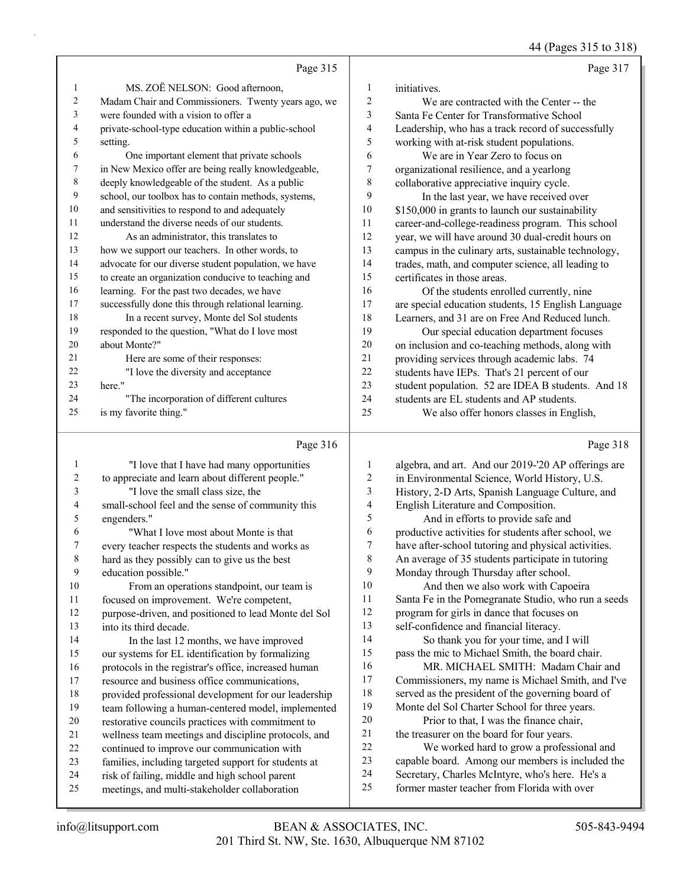MS. ZOË NELSON: Good afternoon, Madam Chair and Commissioners. Twenty years ago, we were founded with a vision to offer a private-school-type education within a public-school setting.

One important element that private schools in New Mexico offer are being really knowledgeable, deeply knowledgeable of the student. As a public school, our toolbox has to contain methods, systems, and sensitivities to respond to and adequately understand the diverse needs of our students.

As an administrator, this translates to how we support our teachers. In other words, to advocate for our diverse student population, we have to create an organization conducive to teaching and learning. For the past two decades, we have successfully done this through relational learning.

In a recent survey, Monte del Sol students responded to the question, "What do I love most about Monte?"

Here are some of their responses:

"I love the diversity and acceptance here."

"The incorporation of different cultures is my favorite thing."

"I love that I have had many opportunities to appreciate and learn about different people."

"I love the small class size, the small-school feel and the sense of community this engenders."

"What I love most about Monte is that every teacher respects the students and works as hard as they possibly can to give us the best education possible."

From an operations standpoint, our team is focused on improvement. We're competent, purpose-driven, and positioned to lead Monte del Sol into its third decade.

In the last 12 months, we have improved our systems for EL identification by formalizing protocols in the registrar's office, increased human resource and business office communications, provided professional development for our leadership team following a human-centered model, implemented restorative councils practices with commitment to wellness team meetings and discipline protocols, and continued to improve our communication with families, including targeted support for students at risk of failing, middle and high school parent meetings, and multi-stakeholder collaboration initiatives.

We are contracted with the Center -- the Santa Fe Center for Transformative School Leadership, who has a track record of successfully working with at-risk student populations.

We are in Year Zero to focus on organizational resilience, and a yearlong collaborative appreciative inquiry cycle.

In the last year, we have received over $150,000 in grants to launch our sustainability career-and-college-readiness program. This school year, we will have around 30 dual-credit hours on campus in the culinary arts, sustainable technology, trades, math, and computer science, all leading to certificates in those areas.

Of the students enrolled currently, nine are special education students, 15 English Language Learners, and 31 are on Free And Reduced lunch.

Our special education department focuses on inclusion and co-teaching methods, along with providing services through academic labs. 74 students have IEPs. That's 21 percent of our student population. 52 are IDEA B students. And 18 students are EL students and AP students.

We also offer honors classes in English, algebra, and art. And our 2019-'20 AP offerings are in Environmental Science, World History, U.S. History, 2-D Arts, Spanish Language Culture, and English Literature and Composition.

And in efforts to provide safe and productive activities for students after school, we have after-school tutoring and physical activities. An average of 35 students participate in tutoring Monday through Thursday after school.

And then we also work with Capoeira Santa Fe in the Pomegranate Studio, who run a seeds program for girls in dance that focuses on self-confidence and financial literacy.

So thank you for your time, and I will pass the mic to Michael Smith, the board chair.

MR. MICHAEL SMITH: Madam Chair and Commissioners, my name is Michael Smith, and I've served as the president of the governing board of Monte del Sol Charter School for three years.

Prior to that, I was the finance chair, the treasurer on the board for four years.

We worked hard to grow a professional and capable board. Among our members is included the Secretary, Charles McIntyre, who's here. He's a former master teacher from Florida with over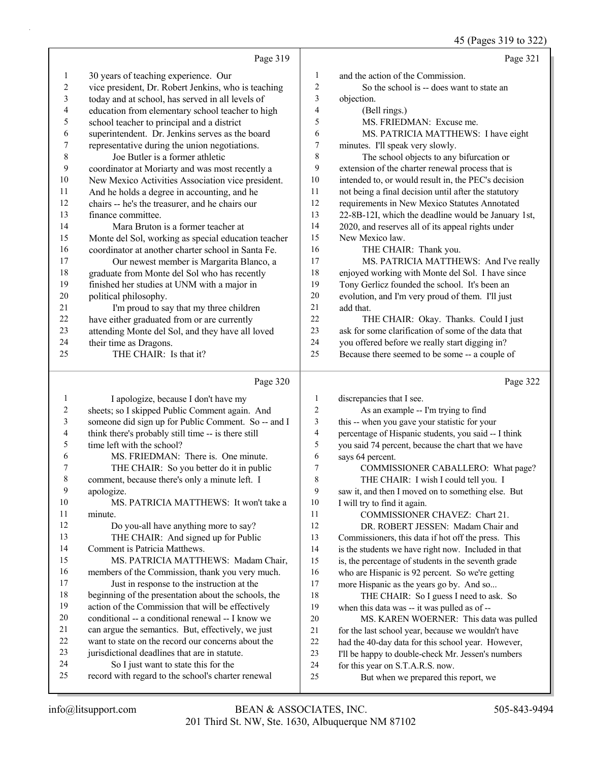Page 319

1 30 years of teaching experience. Our
2 vice president, Dr. Robert Jenkins, who is teaching
3 today and at school, has served in all levels of
4 education from elementary school teacher to high
5 school teacher to principal and a district
6 superintendent. Dr. Jenkins serves as the board
7 representative during the union negotiations.
8 Joe Butler is a former athletic
9 coordinator at Moriarty and was most recently a
10 New Mexico Activities Association vice president.
11 And he holds a degree in accounting, and he
12 chairs -- he's the treasurer, and he chairs our
13 finance committee.
14 Mara Bruton is a former teacher at
15 Monte del Sol, working as special education teacher
16 coordinator at another charter school in Santa Fe.
17 Our newest member is Margarita Blanco, a
18 graduate from Monte del Sol who has recently
19 finished her studies at UNM with a major in
20 political philosophy.
21 I'm proud to say that my three children
22 have either graduated from or are currently
23 attending Monte del Sol, and they have all loved
24 their time as Dragons.
25 THE CHAIR: Is that it?

Page 320

1 I apologize, because I don't have my
2 sheets; so I skipped Public Comment again. And
3 someone did sign up for Public Comment. So -- and I
4 think there's probably still time -- is there still
5 time left with the school?
6 MS. FRIEDMAN: There is. One minute.
7 THE CHAIR: So you better do it in public
8 comment, because there's only a minute left. I
9 apologize.
10 MS. PATRICIA MATTHEWS: It won't take a
11 minute.
12 Do you-all have anything more to say?
13 THE CHAIR: And signed up for Public
14 Comment is Patricia Matthews.
15 MS. PATRICIA MATTHEWS: Madam Chair,
16 members of the Commission, thank you very much.
17 Just in response to the instruction at the
18 beginning of the presentation about the schools, the
19 action of the Commission that will be effectively
20 conditional -- a conditional renewal -- I know we
21 can argue the semantics. But, effectively, we just
22 want to state on the record our concerns about the
23 jurisdictional deadlines that are in statute.
24 So I just want to state this for the
25 record with regard to the school's charter renewal

Page 321

1 and the action of the Commission.
2 So the school is -- does want to state an
3 objection.
4 (Bell rings.)
5 MS. FRIEDMAN: Excuse me.
6 MS. PATRICIA MATTHEWS: I have eight
7 minutes. I'll speak very slowly.
8 The school objects to any bifurcation or
9 extension of the charter renewal process that is
10 intended to, or would result in, the PEC's decision
11 not being a final decision until after the statutory
12 requirements in New Mexico Statutes Annotated
13 22-8B-12I, which the deadline would be January 1st,
14 2020, and reserves all of its appeal rights under
15 New Mexico law.
16 THE CHAIR: Thank you.
17 MS. PATRICIA MATTHEWS: And I've really
18 enjoyed working with Monte del Sol. I have since
19 Tony Gerlicz founded the school. It's been an
20 evolution, and I'm very proud of them. I'll just
21 add that.
22 THE CHAIR: Okay. Thanks. Could I just
23 ask for some clarification of some of the data that
24 you offered before we really start digging in?
25 Because there seemed to be some -- a couple of

Page 322

1 discrepancies that I see.
2 As an example -- I'm trying to find
3 this -- when you gave your statistic for your
4 percentage of Hispanic students, you said -- I think
5 you said 74 percent, because the chart that we have
6 says 64 percent.
7 COMMISSIONER CABALLERO: What page?
8 THE CHAIR: I wish I could tell you. I
9 saw it, and then I moved on to something else. But
10 I will try to find it again.
11 COMMISSIONER CHAVEZ: Chart 21.
12 DR. ROBERT JESSEN: Madam Chair and
13 Commissioners, this data if hot off the press. This
14 is the students we have right now. Included in that
15 is, the percentage of students in the seventh grade
16 who are Hispanic is 92 percent. So we're getting
17 more Hispanic as the years go by. And so...
18 THE CHAIR: So I guess I need to ask. So
19 when this data was -- it was pulled as of --
20 MS. KAREN WOERNER: This data was pulled
21 for the last school year, because we wouldn't have
22 had the 40-day data for this school year. However,
23 I'll be happy to double-check Mr. Jessen's numbers
24 for this year on S.T.A.R.S. now.
25 But when we prepared this report, we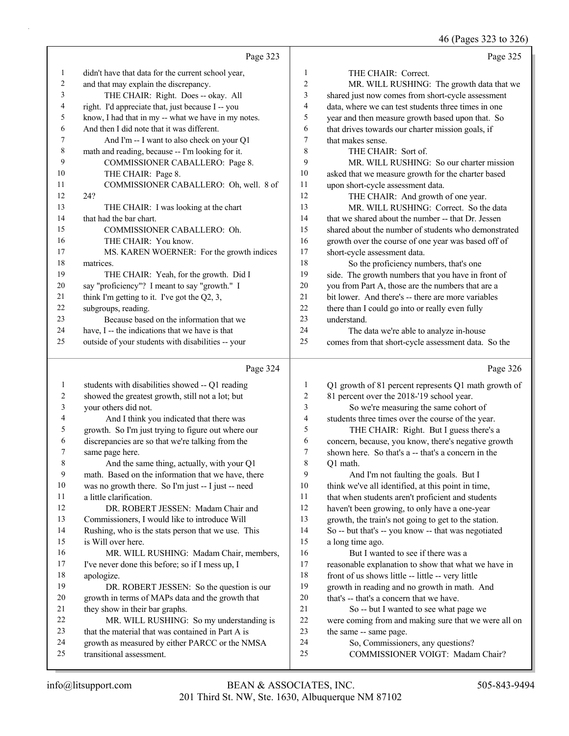Page 323

didn't have that data for the current school year, and that may explain the discrepancy.

THE CHAIR: Right. Does -- okay. All right. I'd appreciate that, just because I -- you know, I had that in my -- what we have in my notes. And then I did note that it was different.

And I'm -- I want to also check on your Q1 math and reading, because -- I'm looking for it.

COMMISSIONER CABALLERO: Page 8.

THE CHAIR: Page 8.

COMMISSIONER CABALLERO: Oh, well. 8 of 24?

THE CHAIR: I was looking at the chart that had the bar chart.

COMMISSIONER CABALLERO: Oh.

THE CHAIR: You know.

MS. KAREN WOERNER: For the growth indices matrices.

THE CHAIR: Yeah, for the growth. Did I say "proficiency"? I meant to say "growth." I think I'm getting to it. I've got the Q2, 3, subgroups, reading.

Because based on the information that we have, I -- the indications that we have is that outside of your students with disabilities -- your

Page 324

students with disabilities showed -- Q1 reading showed the greatest growth, still not a lot; but your others did not.

And I think you indicated that there was growth. So I'm just trying to figure out where our discrepancies are so that we're talking from the same page here.

And the same thing, actually, with your Q1 math. Based on the information that we have, there was no growth there. So I'm just -- I just -- need a little clarification.

DR. ROBERT JESSEN: Madam Chair and Commissioners, I would like to introduce Will Rushing, who is the stats person that we use. This is Will over here.

MR. WILL RUSHING: Madam Chair, members, I've never done this before; so if I mess up, I apologize.

DR. ROBERT JESSEN: So the question is our growth in terms of MAPs data and the growth that they show in their bar graphs.

MR. WILL RUSHING: So my understanding is that the material that was contained in Part A is growth as measured by either PARCC or the NMSA transitional assessment.

Page 325

THE CHAIR: Correct.

MR. WILL RUSHING: The growth data that we shared just now comes from short-cycle assessment data, where we can test students three times in one year and then measure growth based upon that. So that drives towards our charter mission goals, if that makes sense.

THE CHAIR: Sort of.

MR. WILL RUSHING: So our charter mission asked that we measure growth for the charter based upon short-cycle assessment data.

THE CHAIR: And growth of one year.

MR. WILL RUSHING: Correct. So the data that we shared about the number -- that Dr. Jessen shared about the number of students who demonstrated growth over the course of one year was based off of short-cycle assessment data.

So the proficiency numbers, that's one side. The growth numbers that you have in front of you from Part A, those are the numbers that are a bit lower. And there's -- there are more variables there than I could go into or really even fully understand.

The data we're able to analyze in-house comes from that short-cycle assessment data. So the

Page 326

Q1 growth of 81 percent represents Q1 math growth of 81 percent over the 2018-'19 school year.

So we're measuring the same cohort of students three times over the course of the year.

THE CHAIR: Right. But I guess there's a concern, because, you know, there's negative growth shown here. So that's a -- that's a concern in the Q1 math.

And I'm not faulting the goals. But I think we've all identified, at this point in time, that when students aren't proficient and students haven't been growing, to only have a one-year growth, the train's not going to get to the station. So -- but that's -- you know -- that was negotiated a long time ago.

But I wanted to see if there was a reasonable explanation to show that what we have in front of us shows little -- little -- very little growth in reading and no growth in math. And that's -- that's a concern that we have.

So -- but I wanted to see what page we were coming from and making sure that we were all on the same -- same page.

So, Commissioners, any questions?

COMMISSIONER VOIGT: Madam Chair?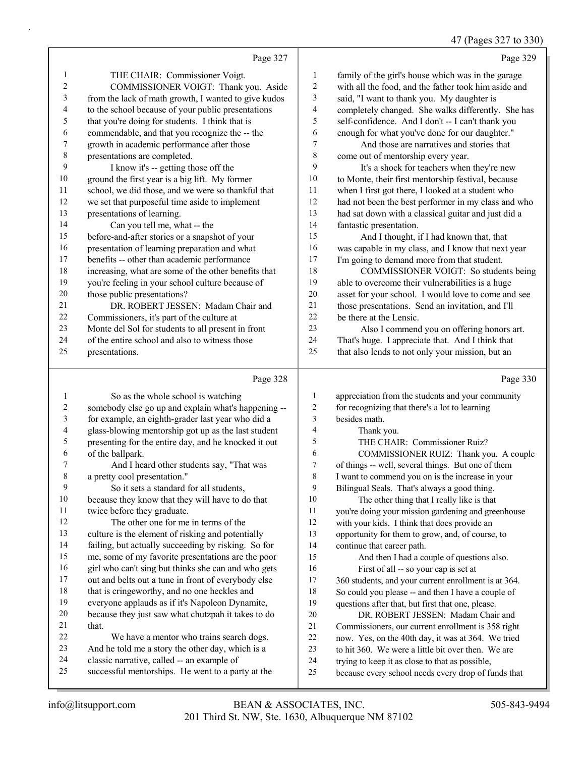Page 327

THE CHAIR: Commissioner Voigt.

COMMISSIONER VOIGT: Thank you. Aside from the lack of math growth, I wanted to give kudos to the school because of your public presentations that you're doing for students. I think that is commendable, and that you recognize the -- the growth in academic performance after those presentations are completed.

I know it's -- getting those off the ground the first year is a big lift. My former school, we did those, and we were so thankful that we set that purposeful time aside to implement presentations of learning.

Can you tell me, what -- the before-and-after stories or a snapshot of your presentation of learning preparation and what benefits -- other than academic performance increasing, what are some of the other benefits that you're feeling in your school culture because of those public presentations?

DR. ROBERT JESSEN: Madam Chair and Commissioners, it's part of the culture at Monte del Sol for students to all present in front of the entire school and also to witness those presentations.

Page 328

So as the whole school is watching somebody else go up and explain what's happening -- for example, an eighth-grader last year who did a glass-blowing mentorship got up as the last student presenting for the entire day, and he knocked it out of the ballpark.

And I heard other students say, "That was a pretty cool presentation."

So it sets a standard for all students, because they know that they will have to do that twice before they graduate.

The other one for me in terms of the culture is the element of risking and potentially failing, but actually succeeding by risking. So for me, some of my favorite presentations are the poor girl who can't sing but thinks she can and who gets out and belts out a tune in front of everybody else that is cringeworthy, and no one heckles and everyone applauds as if it's Napoleon Dynamite, because they just saw what chutzpah it takes to do that.

We have a mentor who trains search dogs. And he told me a story the other day, which is a classic narrative, called -- an example of successful mentorships. He went to a party at the

Page 329

family of the girl's house which was in the garage with all the food, and the father took him aside and said, "I want to thank you. My daughter is completely changed. She walks differently. She has self-confidence. And I don't -- I can't thank you enough for what you've done for our daughter."

And those are narratives and stories that come out of mentorship every year.

It's a shock for teachers when they're new to Monte, their first mentorship festival, because when I first got there, I looked at a student who had not been the best performer in my class and who had sat down with a classical guitar and just did a fantastic presentation.

And I thought, if I had known that, that was capable in my class, and I know that next year I'm going to demand more from that student.

COMMISSIONER VOIGT: So students being able to overcome their vulnerabilities is a huge asset for your school. I would love to come and see those presentations. Send an invitation, and I'll be there at the Lensic.

Also I commend you on offering honors art. That's huge. I appreciate that. And I think that that also lends to not only your mission, but an

Page 330

appreciation from the students and your community for recognizing that there's a lot to learning besides math.

Thank you.

THE CHAIR: Commissioner Ruiz?

COMMISSIONER RUIZ: Thank you. A couple of things -- well, several things. But one of them I want to commend you on is the increase in your Bilingual Seals. That's always a good thing.

The other thing that I really like is that you're doing your mission gardening and greenhouse with your kids. I think that does provide an opportunity for them to grow, and, of course, to continue that career path.

And then I had a couple of questions also.

First of all -- so your cap is set at 360 students, and your current enrollment is at 364. So could you please -- and then I have a couple of questions after that, but first that one, please.

DR. ROBERT JESSEN: Madam Chair and Commissioners, our current enrollment is 358 right now. Yes, on the 40th day, it was at 364. We tried to hit 360. We were a little bit over then. We are trying to keep it as close to that as possible, because every school needs every drop of funds that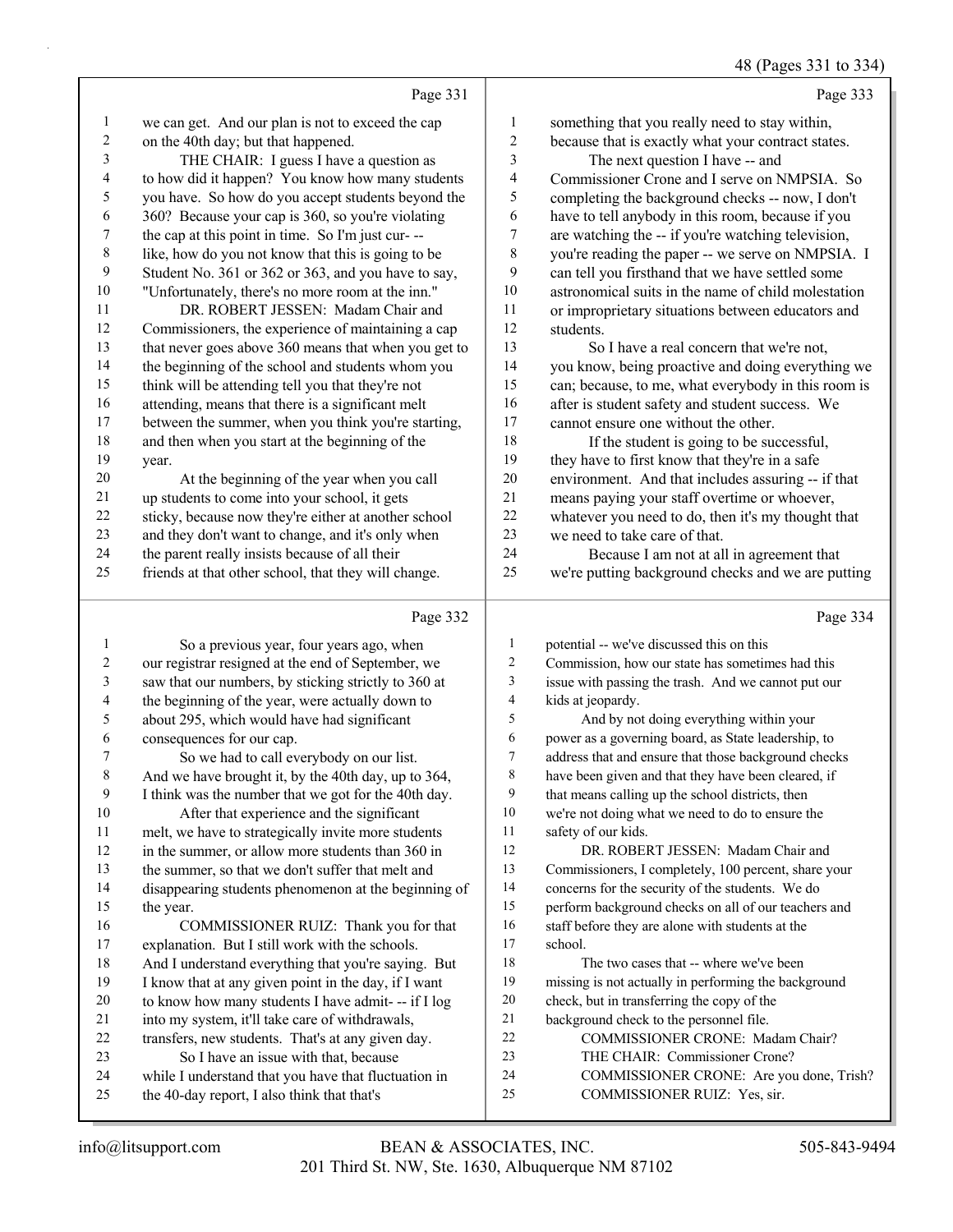Page 331

1 we can get. And our plan is not to exceed the cap
2 on the 40th day; but that happened.
3 THE CHAIR: I guess I have a question as
4 to how did it happen? You know how many students
5 you have. So how do you accept students beyond the
6 360? Because your cap is 360, so you're violating
7 the cap at this point in time. So I'm just cur- --
8 like, how do you not know that this is going to be
9 Student No. 361 or 362 or 363, and you have to say,
10 "Unfortunately, there's no more room at the inn."
11 DR. ROBERT JESSEN: Madam Chair and
12 Commissioners, the experience of maintaining a cap
13 that never goes above 360 means that when you get to
14 the beginning of the school and students whom you
15 think will be attending tell you that they're not
16 attending, means that there is a significant melt
17 between the summer, when you think you're starting,
18 and then when you start at the beginning of the
19 year.
20 At the beginning of the year when you call
21 up students to come into your school, it gets
22 sticky, because now they're either at another school
23 and they don't want to change, and it's only when
24 the parent really insists because of all their
25 friends at that other school, that they will change.

Page 332

1 So a previous year, four years ago, when
2 our registrar resigned at the end of September, we
3 saw that our numbers, by sticking strictly to 360 at
4 the beginning of the year, were actually down to
5 about 295, which would have had significant
6 consequences for our cap.
7 So we had to call everybody on our list.
8 And we have brought it, by the 40th day, up to 364,
9 I think was the number that we got for the 40th day.
10 After that experience and the significant
11 melt, we have to strategically invite more students
12 in the summer, or allow more students than 360 in
13 the summer, so that we don't suffer that melt and
14 disappearing students phenomenon at the beginning of
15 the year.
16 COMMISSIONER RUIZ: Thank you for that
17 explanation. But I still work with the schools.
18 And I understand everything that you're saying. But
19 I know that at any given point in the day, if I want
20 to know how many students I have admit- -- if I log
21 into my system, it'll take care of withdrawals,
22 transfers, new students. That's at any given day.
23 So I have an issue with that, because
24 while I understand that you have that fluctuation in
25 the 40-day report, I also think that that's

Page 333

1 something that you really need to stay within,
2 because that is exactly what your contract states.
3 The next question I have -- and
4 Commissioner Crone and I serve on NMPSIA. So
5 completing the background checks -- now, I don't
6 have to tell anybody in this room, because if you
7 are watching the -- if you're watching television,
8 you're reading the paper -- we serve on NMPSIA. I
9 can tell you firsthand that we have settled some
10 astronomical suits in the name of child molestation
11 or impropriety situations between educators and
12 students.
13 So I have a real concern that we're not,
14 you know, being proactive and doing everything we
15 can; because, to me, what everybody in this room is
16 after is student safety and student success. We
17 cannot ensure one without the other.
18 If the student is going to be successful,
19 they have to first know that they're in a safe
20 environment. And that includes assuring -- if that
21 means paying your staff overtime or whoever,
22 whatever you need to do, then it's my thought that
23 we need to take care of that.
24 Because I am not at all in agreement that
25 we're putting background checks and we are putting

Page 334

1 potential -- we've discussed this on this
2 Commission, how our state has sometimes had this
3 issue with passing the trash. And we cannot put our
4 kids at jeopardy.
5 And by not doing everything within your
6 power as a governing board, as State leadership, to
7 address that and ensure that those background checks
8 have been given and that they have been cleared, if
9 that means calling up the school districts, then
10 we're not doing what we need to do to ensure the
11 safety of our kids.
12 DR. ROBERT JESSEN: Madam Chair and
13 Commissioners, I completely, 100 percent, share your
14 concerns for the security of the students. We do
15 perform background checks on all of our teachers and
16 staff before they are alone with students at the
17 school.
18 The two cases that -- where we've been
19 missing is not actually in performing the background
20 check, but in transferring the copy of the
21 background check to the personnel file.
22 COMMISSIONER CRONE: Madam Chair?
23 THE CHAIR: Commissioner Crone?
24 COMMISSIONER CRONE: Are you done, Trish?
25 COMMISSIONER RUIZ: Yes, sir.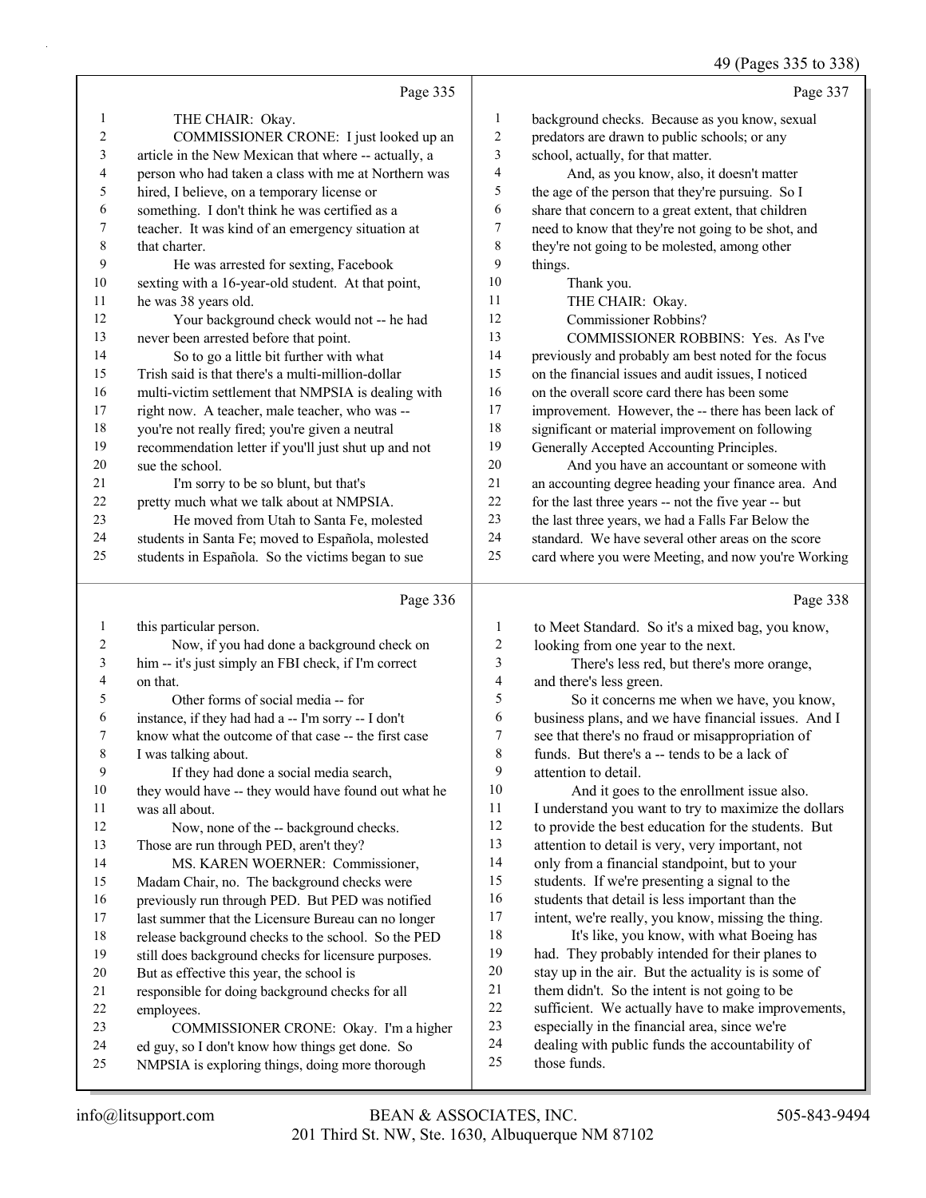Page 335

1 THE CHAIR: Okay.
2 COMMISSIONER CRONE: I just looked up an
3 article in the New Mexican that where -- actually, a
4 person who had taken a class with me at Northern was
5 hired, I believe, on a temporary license or
6 something. I don't think he was certified as a
7 teacher. It was kind of an emergency situation at
8 that charter.
9 He was arrested for sexting, Facebook
10 sexting with a 16-year-old student. At that point,
11 he was 38 years old.
12 Your background check would not -- he had
13 never been arrested before that point.
14 So to go a little bit further with what
15 Trish said is that there's a multi-million-dollar
16 multi-victim settlement that NMPSIA is dealing with
17 right now. A teacher, male teacher, who was --
18 you're not really fired; you're given a neutral
19 recommendation letter if you'll just shut up and not
20 sue the school.
21 I'm sorry to be so blunt, but that's
22 pretty much what we talk about at NMPSIA.
23 He moved from Utah to Santa Fe, molested
24 students in Santa Fe; moved to Española, molested
25 students in Española. So the victims began to sue

Page 336

1 this particular person.
2 Now, if you had done a background check on
3 him -- it's just simply an FBI check, if I'm correct
4 on that.
5 Other forms of social media -- for
6 instance, if they had had a -- I'm sorry -- I don't
7 know what the outcome of that case -- the first case
8 I was talking about.
9 If they had done a social media search,
10 they would have -- they would have found out what he
11 was all about.
12 Now, none of the -- background checks.
13 Those are run through PED, aren't they?
14 MS. KAREN WOERNER: Commissioner,
15 Madam Chair, no. The background checks were
16 previously run through PED. But PED was notified
17 last summer that the Licensure Bureau can no longer
18 release background checks to the school. So the PED
19 still does background checks for licensure purposes.
20 But as effective this year, the school is
21 responsible for doing background checks for all
22 employees.
23 COMMISSIONER CRONE: Okay. I'm a higher
24 ed guy, so I don't know how things get done. So
25 NMPSIA is exploring things, doing more thorough

Page 337

1 background checks. Because as you know, sexual
2 predators are drawn to public schools; or any
3 school, actually, for that matter.
4 And, as you know, also, it doesn't matter
5 the age of the person that they're pursuing. So I
6 share that concern to a great extent, that children
7 need to know that they're not going to be shot, and
8 they're not going to be molested, among other
9 things.
10 Thank you.
11 THE CHAIR: Okay.
12 Commissioner Robbins?
13 COMMISSIONER ROBBINS: Yes. As I've
14 previously and probably am best noted for the focus
15 on the financial issues and audit issues, I noticed
16 on the overall score card there has been some
17 improvement. However, the -- there has been lack of
18 significant or material improvement on following
19 Generally Accepted Accounting Principles.
20 And you have an accountant or someone with
21 an accounting degree heading your finance area. And
22 for the last three years -- not the five year -- but
23 the last three years, we had a Falls Far Below the
24 standard. We have several other areas on the score
25 card where you were Meeting, and now you're Working

Page 338

1 to Meet Standard. So it's a mixed bag, you know,
2 looking from one year to the next.
3 There's less red, but there's more orange,
4 and there's less green.
5 So it concerns me when we have, you know,
6 business plans, and we have financial issues. And I
7 see that there's no fraud or misappropriation of
8 funds. But there's a -- tends to be a lack of
9 attention to detail.
10 And it goes to the enrollment issue also.
11 I understand you want to try to maximize the dollars
12 to provide the best education for the students. But
13 attention to detail is very, very important, not
14 only from a financial standpoint, but to your
15 students. If we're presenting a signal to the
16 students that detail is less important than the
17 intent, we're really, you know, missing the thing.
18 It's like, you know, with what Boeing has
19 had. They probably intended for their planes to
20 stay up in the air. But the actuality is is some of
21 them didn't. So the intent is not going to be
22 sufficient. We actually have to make improvements,
23 especially in the financial area, since we're
24 dealing with public funds the accountability of
25 those funds.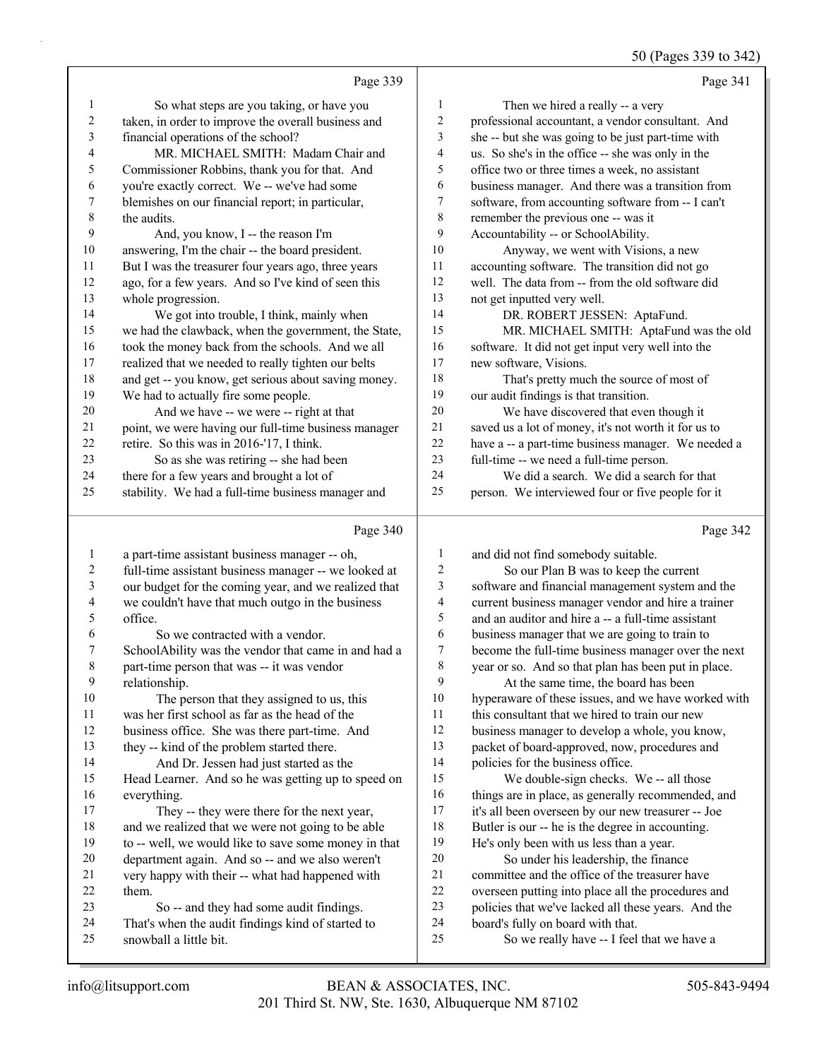Page 339

1 So what steps are you taking, or have you
2 taken, in order to improve the overall business and
3 financial operations of the school?
4 MR. MICHAEL SMITH: Madam Chair and
5 Commissioner Robbins, thank you for that. And
6 you're exactly correct. We -- we've had some
7 blemishes on our financial report; in particular,
8 the audits.
9 And, you know, I -- the reason I'm
10 answering, I'm the chair -- the board president.
11 But I was the treasurer four years ago, three years
12 ago, for a few years. And so I've kind of seen this
13 whole progression.
14 We got into trouble, I think, mainly when
15 we had the clawback, when the government, the State,
16 took the money back from the schools. And we all
17 realized that we needed to really tighten our belts
18 and get -- you know, get serious about saving money.
19 We had to actually fire some people.
20 And we have -- we were -- right at that
21 point, we were having our full-time business manager
22 retire. So this was in 2016-'17, I think.
23 So as she was retiring -- she had been
24 there for a few years and brought a lot of
25 stability. We had a full-time business manager and

Page 340

1 a part-time assistant business manager -- oh,
2 full-time assistant business manager -- we looked at
3 our budget for the coming year, and we realized that
4 we couldn't have that much outgo in the business
5 office.
6 So we contracted with a vendor.
7 SchoolAbility was the vendor that came in and had a
8 part-time person that was -- it was vendor
9 relationship.
10 The person that they assigned to us, this
11 was her first school as far as the head of the
12 business office. She was there part-time. And
13 they -- kind of the problem started there.
14 And Dr. Jessen had just started as the
15 Head Learner. And so he was getting up to speed on
16 everything.
17 They -- they were there for the next year,
18 and we realized that we were not going to be able
19 to -- well, we would like to save some money in that
20 department again. And so -- and we also weren't
21 very happy with their -- what had happened with
22 them.
23 So -- and they had some audit findings.
24 That's when the audit findings kind of started to
25 snowball a little bit.

Page 341

1 Then we hired a really -- a very
2 professional accountant, a vendor consultant. And
3 she -- but she was going to be just part-time with
4 us. So she's in the office -- she was only in the
5 office two or three times a week, no assistant
6 business manager. And there was a transition from
7 software, from accounting software from -- I can't
8 remember the previous one -- was it
9 Accountability -- or SchoolAbility.
10 Anyway, we went with Visions, a new
11 accounting software. The transition did not go
12 well. The data from -- from the old software did
13 not get inputted very well.
14 DR. ROBERT JESSEN: AptaFund.
15 MR. MICHAEL SMITH: AptaFund was the old
16 software. It did not get input very well into the
17 new software, Visions.
18 That's pretty much the source of most of
19 our audit findings is that transition.
20 We have discovered that even though it
21 saved us a lot of money, it's not worth it for us to
22 have a -- a part-time business manager. We needed a
23 full-time -- we need a full-time person.
24 We did a search. We did a search for that
25 person. We interviewed four or five people for it

Page 342

1 and did not find somebody suitable.
2 So our Plan B was to keep the current
3 software and financial management system and the
4 current business manager vendor and hire a trainer
5 and an auditor and hire a -- a full-time assistant
6 business manager that we are going to train to
7 become the full-time business manager over the next
8 year or so. And so that plan has been put in place.
9 At the same time, the board has been
10 hyperaware of these issues, and we have worked with
11 this consultant that we hired to train our new
12 business manager to develop a whole, you know,
13 packet of board-approved, now, procedures and
14 policies for the business office.
15 We double-sign checks. We -- all those
16 things are in place, as generally recommended, and
17 it's all been overseen by our new treasurer -- Joe
18 Butler is our -- he is the degree in accounting.
19 He's only been with us less than a year.
20 So under his leadership, the finance
21 committee and the office of the treasurer have
22 overseen putting into place all the procedures and
23 policies that we've lacked all these years. And the
24 board's fully on board with that.
25 So we really have -- I feel that we have a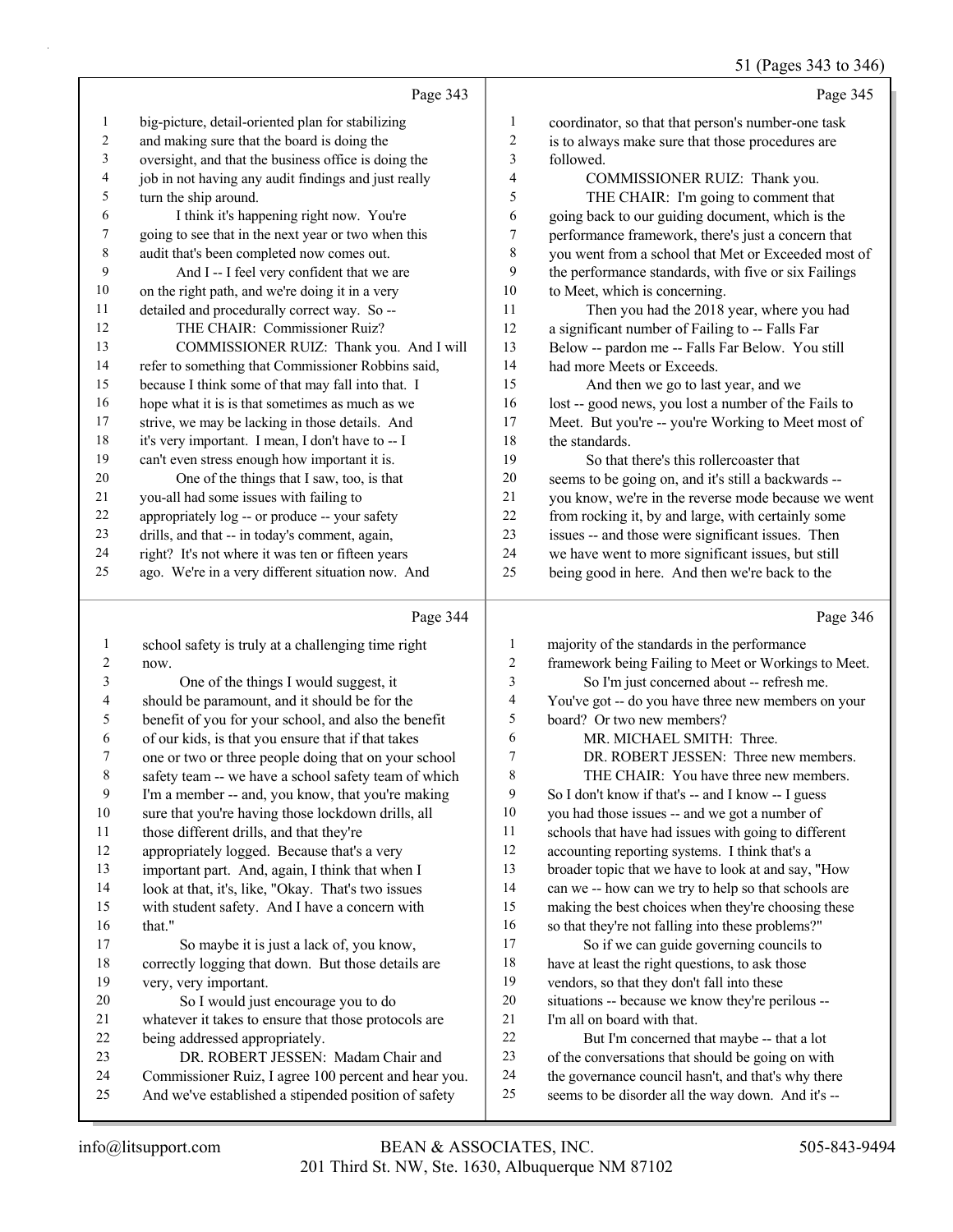Page 343

big-picture, detail-oriented plan for stabilizing and making sure that the board is doing the oversight, and that the business office is doing the job in not having any audit findings and just really turn the ship around.

I think it's happening right now. You're going to see that in the next year or two when this audit that's been completed now comes out.

And I -- I feel very confident that we are on the right path, and we're doing it in a very detailed and procedurally correct way. So --

THE CHAIR: Commissioner Ruiz?

COMMISSIONER RUIZ: Thank you. And I will refer to something that Commissioner Robbins said, because I think some of that may fall into that. I hope what it is is that sometimes as much as we strive, we may be lacking in those details. And it's very important. I mean, I don't have to -- I can't even stress enough how important it is.

One of the things that I saw, too, is that you-all had some issues with failing to appropriately log -- or produce -- your safety drills, and that -- in today's comment, again, right? It's not where it was ten or fifteen years ago. We're in a very different situation now. And

Page 344

school safety is truly at a challenging time right now.

One of the things I would suggest, it should be paramount, and it should be for the benefit of you for your school, and also the benefit of our kids, is that you ensure that if that takes one or two or three people doing that on your school safety team -- we have a school safety team of which I'm a member -- and, you know, that you're making sure that you're having those lockdown drills, all those different drills, and that they're appropriately logged. Because that's a very important part. And, again, I think that when I look at that, it's, like, "Okay. That's two issues with student safety. And I have a concern with that."

So maybe it is just a lack of, you know, correctly logging that down. But those details are very, very important.

So I would just encourage you to do whatever it takes to ensure that those protocols are being addressed appropriately.

DR. ROBERT JESSEN: Madam Chair and Commissioner Ruiz, I agree 100 percent and hear you. And we've established a stipended position of safety

Page 345

coordinator, so that that person's number-one task is to always make sure that those procedures are followed.

COMMISSIONER RUIZ: Thank you.

THE CHAIR: I'm going to comment that going back to our guiding document, which is the performance framework, there's just a concern that you went from a school that Met or Exceeded most of the performance standards, with five or six Failings to Meet, which is concerning.

Then you had the 2018 year, where you had a significant number of Failing to -- Falls Far Below -- pardon me -- Falls Far Below. You still had more Meets or Exceeds.

And then we go to last year, and we lost -- good news, you lost a number of the Fails to Meet. But you're -- you're Working to Meet most of the standards.

So that there's this rollercoaster that seems to be going on, and it's still a backwards -- you know, we're in the reverse mode because we went from rocking it, by and large, with certainly some issues -- and those were significant issues. Then we have went to more significant issues, but still being good in here. And then we're back to the

Page 346

majority of the standards in the performance framework being Failing to Meet or Workings to Meet.

So I'm just concerned about -- refresh me. You've got -- do you have three new members on your board? Or two new members?

MR. MICHAEL SMITH: Three.

DR. ROBERT JESSEN: Three new members.

THE CHAIR: You have three new members. So I don't know if that's -- and I know -- I guess you had those issues -- and we got a number of schools that have had issues with going to different accounting reporting systems. I think that's a broader topic that we have to look at and say, "How can we -- how can we try to help so that schools are making the best choices when they're choosing these so that they're not falling into these problems?"

So if we can guide governing councils to have at least the right questions, to ask those vendors, so that they don't fall into these situations -- because we know they're perilous -- I'm all on board with that.

But I'm concerned that maybe -- that a lot of the conversations that should be going on with the governance council hasn't, and that's why there seems to be disorder all the way down. And it's --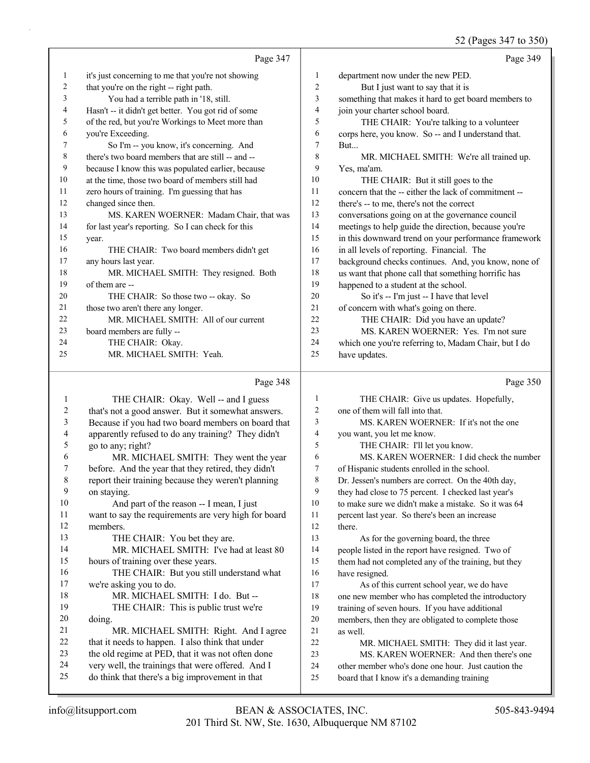Page 347

1 it's just concerning to me that you're not showing
2 that you're on the right -- right path.
3 You had a terrible path in '18, still.
4 Hasn't -- it didn't get better. You got rid of some
5 of the red, but you're Workings to Meet more than
6 you're Exceeding.
7 So I'm -- you know, it's concerning. And
8 there's two board members that are still -- and --
9 because I know this was populated earlier, because
10 at the time, those two board of members still had
11 zero hours of training. I'm guessing that has
12 changed since then.
13 MS. KAREN WOERNER: Madam Chair, that was
14 for last year's reporting. So I can check for this
15 year.
16 THE CHAIR: Two board members didn't get
17 any hours last year.
18 MR. MICHAEL SMITH: They resigned. Both
19 of them are --
20 THE CHAIR: So those two -- okay. So
21 those two aren't there any longer.
22 MR. MICHAEL SMITH: All of our current
23 board members are fully --
24 THE CHAIR: Okay.
25 MR. MICHAEL SMITH: Yeah.

Page 348

1 THE CHAIR: Okay. Well -- and I guess
2 that's not a good answer. But it somewhat answers.
3 Because if you had two board members on board that
4 apparently refused to do any training? They didn't
5 go to any; right?
6 MR. MICHAEL SMITH: They went the year
7 before. And the year that they retired, they didn't
8 report their training because they weren't planning
9 on staying.
10 And part of the reason -- I mean, I just
11 want to say the requirements are very high for board
12 members.
13 THE CHAIR: You bet they are.
14 MR. MICHAEL SMITH: I've had at least 80
15 hours of training over these years.
16 THE CHAIR: But you still understand what
17 we're asking you to do.
18 MR. MICHAEL SMITH: I do. But --
19 THE CHAIR: This is public trust we're
20 doing.
21 MR. MICHAEL SMITH: Right. And I agree
22 that it needs to happen. I also think that under
23 the old regime at PED, that it was not often done
24 very well, the trainings that were offered. And I
25 do think that there's a big improvement in that

Page 349

1 department now under the new PED.
2 But I just want to say that it is
3 something that makes it hard to get board members to
4 join your charter school board.
5 THE CHAIR: You're talking to a volunteer
6 corps here, you know. So -- and I understand that.
7 But...
8 MR. MICHAEL SMITH: We're all trained up.
9 Yes, ma'am.
10 THE CHAIR: But it still goes to the
11 concern that the -- either the lack of commitment --
12 there's -- to me, there's not the correct
13 conversations going on at the governance council
14 meetings to help guide the direction, because you're
15 in this downward trend on your performance framework
16 in all levels of reporting. Financial. The
17 background checks continues. And, you know, none of
18 us want that phone call that something horrific has
19 happened to a student at the school.
20 So it's -- I'm just -- I have that level
21 of concern with what's going on there.
22 THE CHAIR: Did you have an update?
23 MS. KAREN WOERNER: Yes. I'm not sure
24 which one you're referring to, Madam Chair, but I do
25 have updates.

Page 350

1 THE CHAIR: Give us updates. Hopefully,
2 one of them will fall into that.
3 MS. KAREN WOERNER: If it's not the one
4 you want, you let me know.
5 THE CHAIR: I'll let you know.
6 MS. KAREN WOERNER: I did check the number
7 of Hispanic students enrolled in the school.
8 Dr. Jessen's numbers are correct. On the 40th day,
9 they had close to 75 percent. I checked last year's
10 to make sure we didn't make a mistake. So it was 64
11 percent last year. So there's been an increase
12 there.
13 As for the governing board, the three
14 people listed in the report have resigned. Two of
15 them had not completed any of the training, but they
16 have resigned.
17 As of this current school year, we do have
18 one new member who has completed the introductory
19 training of seven hours. If you have additional
20 members, then they are obligated to complete those
21 as well.
22 MR. MICHAEL SMITH: They did it last year.
23 MS. KAREN WOERNER: And then there's one
24 other member who's done one hour. Just caution the
25 board that I know it's a demanding training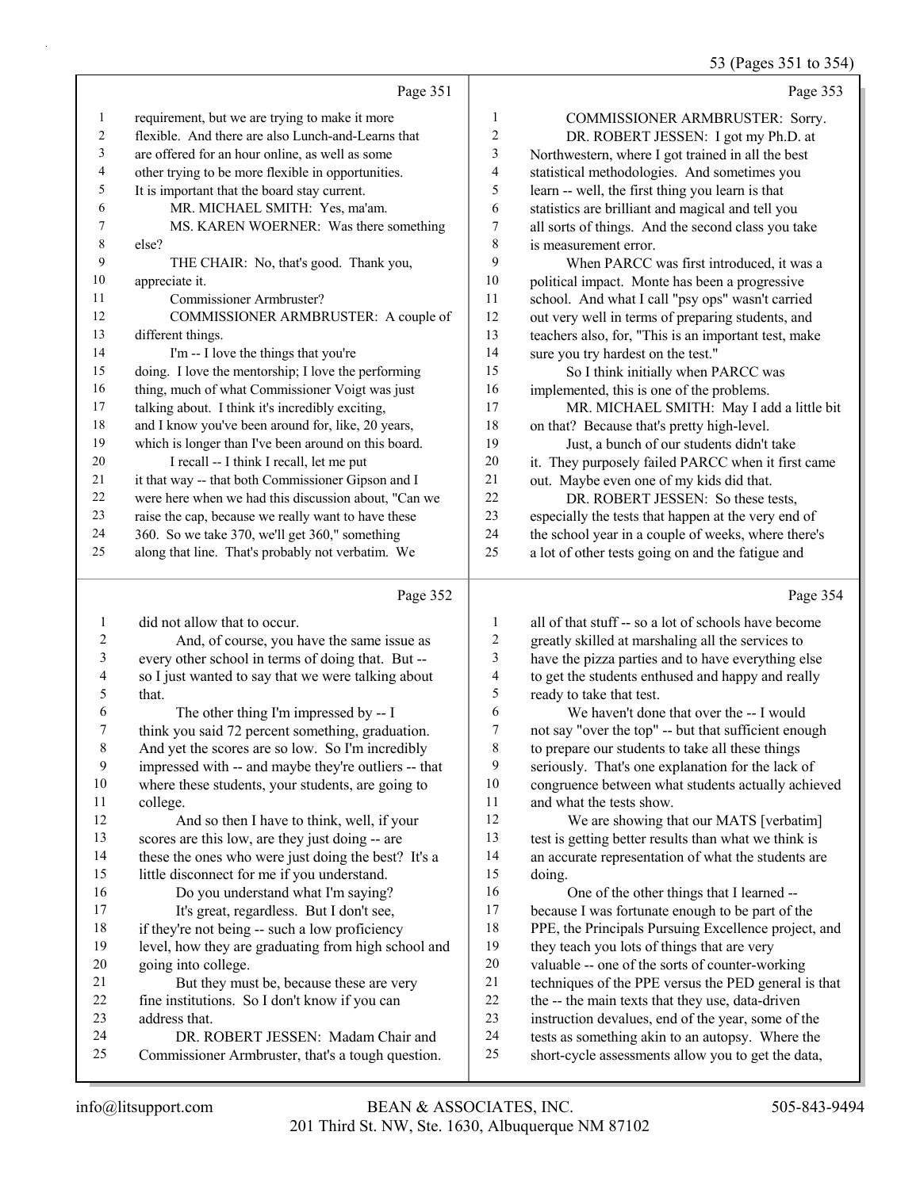Page 351

1 requirement, but we are trying to make it more
2 flexible. And there are also Lunch-and-Learns that
3 are offered for an hour online, as well as some
4 other trying to be more flexible in opportunities.
5 It is important that the board stay current.
6 MR. MICHAEL SMITH: Yes, ma'am.
7 MS. KAREN WOERNER: Was there something
8 else?
9 THE CHAIR: No, that's good. Thank you,
10 appreciate it.
11 Commissioner Armbruster?
12 COMMISSIONER ARMBRUSTER: A couple of
13 different things.
14 I'm -- I love the things that you're
15 doing. I love the mentorship; I love the performing
16 thing, much of what Commissioner Voigt was just
17 talking about. I think it's incredibly exciting,
18 and I know you've been around for, like, 20 years,
19 which is longer than I've been around on this board.
20 I recall -- I think I recall, let me put
21 it that way -- that both Commissioner Gipson and I
22 were here when we had this discussion about, "Can we
23 raise the cap, because we really want to have these
24 360. So we take 370, we'll get 360," something
25 along that line. That's probably not verbatim. We

Page 352

1 did not allow that to occur.
2 And, of course, you have the same issue as
3 every other school in terms of doing that. But --
4 so I just wanted to say that we were talking about
5 that.
6 The other thing I'm impressed by -- I
7 think you said 72 percent something, graduation.
8 And yet the scores are so low. So I'm incredibly
9 impressed with -- and maybe they're outliers -- that
10 where these students, your students, are going to
11 college.
12 And so then I have to think, well, if your
13 scores are this low, are they just doing -- are
14 these the ones who were just doing the best? It's a
15 little disconnect for me if you understand.
16 Do you understand what I'm saying?
17 It's great, regardless. But I don't see,
18 if they're not being -- such a low proficiency
19 level, how they are graduating from high school and
20 going into college.
21 But they must be, because these are very
22 fine institutions. So I don't know if you can
23 address that.
24 DR. ROBERT JESSEN: Madam Chair and
25 Commissioner Armbruster, that's a tough question.

Page 353

1 COMMISSIONER ARMBRUSTER: Sorry.
2 DR. ROBERT JESSEN: I got my Ph.D. at
3 Northwestern, where I got trained in all the best
4 statistical methodologies. And sometimes you
5 learn -- well, the first thing you learn is that
6 statistics are brilliant and magical and tell you
7 all sorts of things. And the second class you take
8 is measurement error.
9 When PARCC was first introduced, it was a
10 political impact. Monte has been a progressive
11 school. And what I call "psy ops" wasn't carried
12 out very well in terms of preparing students, and
13 teachers also, for, "This is an important test, make
14 sure you try hardest on the test."
15 So I think initially when PARCC was
16 implemented, this is one of the problems.
17 MR. MICHAEL SMITH: May I add a little bit
18 on that? Because that's pretty high-level.
19 Just, a bunch of our students didn't take
20 it. They purposely failed PARCC when it first came
21 out. Maybe even one of my kids did that.
22 DR. ROBERT JESSEN: So these tests,
23 especially the tests that happen at the very end of
24 the school year in a couple of weeks, where there's
25 a lot of other tests going on and the fatigue and

Page 354

1 all of that stuff -- so a lot of schools have become
2 greatly skilled at marshaling all the services to
3 have the pizza parties and to have everything else
4 to get the students enthused and happy and really
5 ready to take that test.
6 We haven't done that over the -- I would
7 not say "over the top" -- but that sufficient enough
8 to prepare our students to take all these things
9 seriously. That's one explanation for the lack of
10 congruence between what students actually achieved
11 and what the tests show.
12 We are showing that our MATS [verbatim]
13 test is getting better results than what we think is
14 an accurate representation of what the students are
15 doing.
16 One of the other things that I learned --
17 because I was fortunate enough to be part of the
18 PPE, the Principals Pursuing Excellence project, and
19 they teach you lots of things that are very
20 valuable -- one of the sorts of counter-working
21 techniques of the PPE versus the PED general is that
22 the -- the main texts that they use, data-driven
23 instruction devalues, end of the year, some of the
24 tests as something akin to an autopsy. Where the
25 short-cycle assessments allow you to get the data,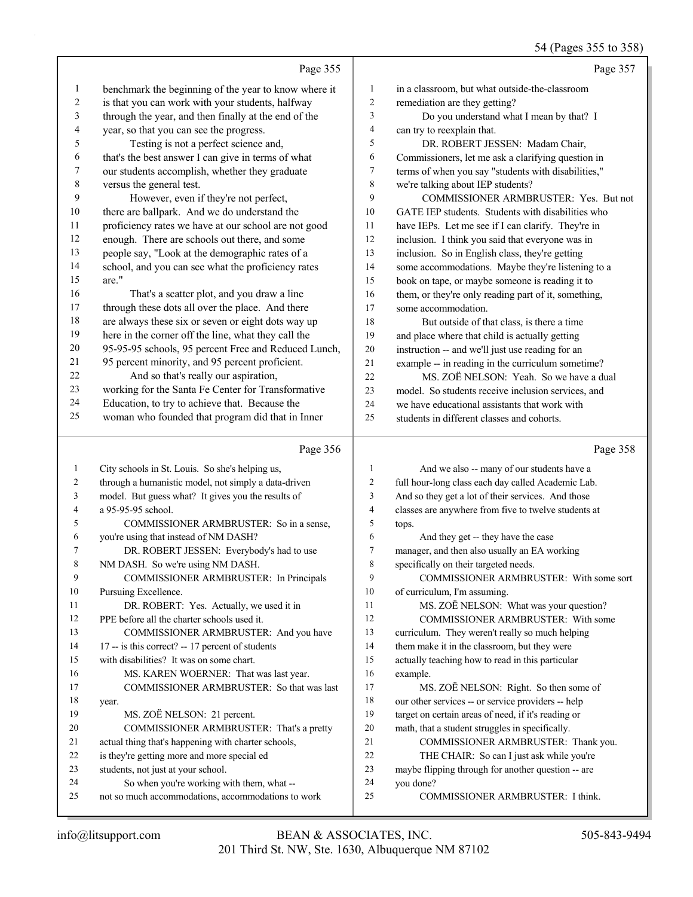Page 355

benchmark the beginning of the year to know where it is that you can work with your students, halfway through the year, and then finally at the end of the year, so that you can see the progress.

Testing is not a perfect science and, that's the best answer I can give in terms of what our students accomplish, whether they graduate versus the general test.

However, even if they're not perfect, there are ballpark. And we do understand the proficiency rates we have at our school are not good enough. There are schools out there, and some people say, "Look at the demographic rates of a school, and you can see what the proficiency rates are."

That's a scatter plot, and you draw a line through these dots all over the place. And there are always these six or seven or eight dots way up here in the corner off the line, what they call the 95-95-95 schools, 95 percent Free and Reduced Lunch, 95 percent minority, and 95 percent proficient.

And so that's really our aspiration, working for the Santa Fe Center for Transformative Education, to try to achieve that. Because the woman who founded that program did that in Inner

Page 356

City schools in St. Louis. So she's helping us, through a humanistic model, not simply a data-driven model. But guess what? It gives you the results of a 95-95-95 school.

COMMISSIONER ARMBRUSTER: So in a sense, you're using that instead of NM DASH?

DR. ROBERT JESSEN: Everybody's had to use NM DASH. So we're using NM DASH.

COMMISSIONER ARMBRUSTER: In Principals Pursuing Excellence.

DR. ROBERT: Yes. Actually, we used it in PPE before all the charter schools used it.

COMMISSIONER ARMBRUSTER: And you have 17 -- is this correct? -- 17 percent of students with disabilities? It was on some chart.

MS. KAREN WOERNER: That was last year.

COMMISSIONER ARMBRUSTER: So that was last year.

MS. ZOË NELSON: 21 percent.

COMMISSIONER ARMBRUSTER: That's a pretty actual thing that's happening with charter schools, is they're getting more and more special ed students, not just at your school.

So when you're working with them, what -- not so much accommodations, accommodations to work

Page 357

in a classroom, but what outside-the-classroom remediation are they getting?

Do you understand what I mean by that? I can try to reexplain that.

DR. ROBERT JESSEN: Madam Chair, Commissioners, let me ask a clarifying question in terms of when you say "students with disabilities," we're talking about IEP students?

COMMISSIONER ARMBRUSTER: Yes. But not GATE IEP students. Students with disabilities who have IEPs. Let me see if I can clarify. They're in inclusion. I think you said that everyone was in inclusion. So in English class, they're getting some accommodations. Maybe they're listening to a book on tape, or maybe someone is reading it to them, or they're only reading part of it, something, some accommodation.

But outside of that class, is there a time and place where that child is actually getting instruction -- and we'll just use reading for an example -- in reading in the curriculum sometime?

MS. ZOË NELSON: Yeah. So we have a dual model. So students receive inclusion services, and we have educational assistants that work with students in different classes and cohorts.

Page 358

And we also -- many of our students have a full hour-long class each day called Academic Lab. And so they get a lot of their services. And those classes are anywhere from five to twelve students at tops.

And they get -- they have the case manager, and then also usually an EA working specifically on their targeted needs.

COMMISSIONER ARMBRUSTER: With some sort of curriculum, I'm assuming.

MS. ZOË NELSON: What was your question?

COMMISSIONER ARMBRUSTER: With some curriculum. They weren't really so much helping them make it in the classroom, but they were actually teaching how to read in this particular example.

MS. ZOË NELSON: Right. So then some of our other services -- or service providers -- help target on certain areas of need, if it's reading or math, that a student struggles in specifically.

COMMISSIONER ARMBRUSTER: Thank you.

THE CHAIR: So can I just ask while you're maybe flipping through for another question -- are you done?

COMMISSIONER ARMBRUSTER: I think.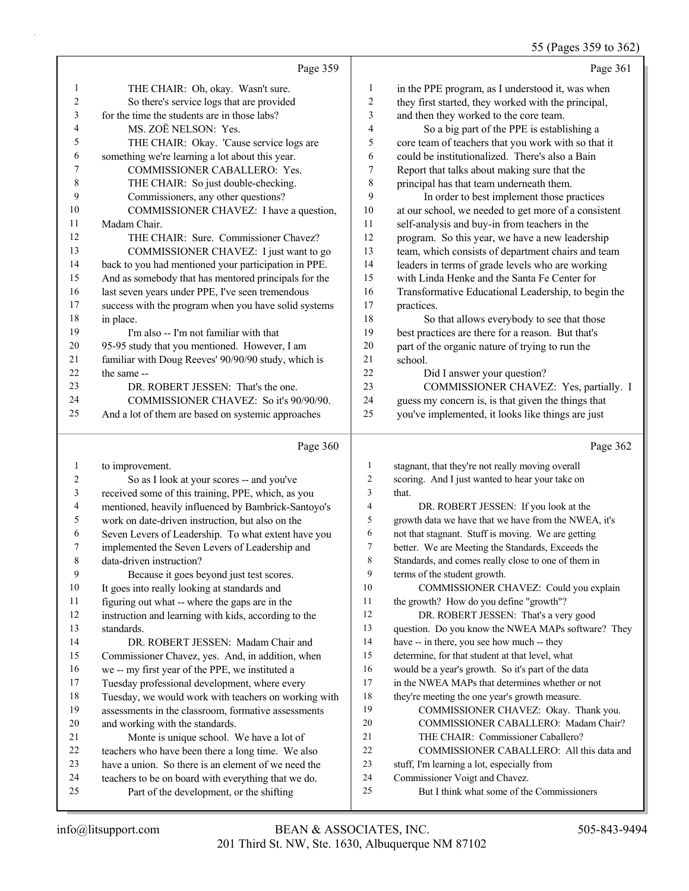**Page 359**

1 THE CHAIR: Oh, okay. Wasn't sure.
2 So there's service logs that are provided
3 for the time the students are in those labs?
4 MS. ZOË NELSON: Yes.
5 THE CHAIR: Okay. 'Cause service logs are
6 something we're learning a lot about this year.
7 COMMISSIONER CABALLERO: Yes.
8 THE CHAIR: So just double-checking.
9 Commissioners, any other questions?
10 COMMISSIONER CHAVEZ: I have a question,
11 Madam Chair.
12 THE CHAIR: Sure. Commissioner Chavez?
13 COMMISSIONER CHAVEZ: I just want to go
14 back to you had mentioned your participation in PPE.
15 And as somebody that has mentored principals for the
16 last seven years under PPE, I've seen tremendous
17 success with the program when you have solid systems
18 in place.
19 I'm also -- I'm not familiar with that
20 95-95 study that you mentioned. However, I am
21 familiar with Doug Reeves' 90/90/90 study, which is
22 the same --
23 DR. ROBERT JESSEN: That's the one.
24 COMMISSIONER CHAVEZ: So it's 90/90/90.
25 And a lot of them are based on systemic approaches

**Page 360**

1 to improvement.
2 So as I look at your scores -- and you've
3 received some of this training, PPE, which, as you
4 mentioned, heavily influenced by Bambrick-Santoyo's
5 work on date-driven instruction, but also on the
6 Seven Levers of Leadership. To what extent have you
7 implemented the Seven Levers of Leadership and
8 data-driven instruction?
9 Because it goes beyond just test scores.
10 It goes into really looking at standards and
11 figuring out what -- where the gaps are in the
12 instruction and learning with kids, according to the
13 standards.
14 DR. ROBERT JESSEN: Madam Chair and
15 Commissioner Chavez, yes. And, in addition, when
16 we -- my first year of the PPE, we instituted a
17 Tuesday professional development, where every
18 Tuesday, we would work with teachers on working with
19 assessments in the classroom, formative assessments
20 and working with the standards.
21 Monte is unique school. We have a lot of
22 teachers who have been there a long time. We also
23 have a union. So there is an element of we need the
24 teachers to be on board with everything that we do.
25 Part of the development, or the shifting

**Page 361**

1 in the PPE program, as I understood it, was when
2 they first started, they worked with the principal,
3 and then they worked to the core team.
4 So a big part of the PPE is establishing a
5 core team of teachers that you work with so that it
6 could be institutionalized. There's also a Bain
7 Report that talks about making sure that the
8 principal has that team underneath them.
9 In order to best implement those practices
10 at our school, we needed to get more of a consistent
11 self-analysis and buy-in from teachers in the
12 program. So this year, we have a new leadership
13 team, which consists of department chairs and team
14 leaders in terms of grade levels who are working
15 with Linda Henke and the Santa Fe Center for
16 Transformative Educational Leadership, to begin the
17 practices.
18 So that allows everybody to see that those
19 best practices are there for a reason. But that's
20 part of the organic nature of trying to run the
21 school.
22 Did I answer your question?
23 COMMISSIONER CHAVEZ: Yes, partially. I
24 guess my concern is, is that given the things that
25 you've implemented, it looks like things are just

**Page 362**

1 stagnant, that they're not really moving overall
2 scoring. And I just wanted to hear your take on
3 that.
4 DR. ROBERT JESSEN: If you look at the
5 growth data we have that we have from the NWEA, it's
6 not that stagnant. Stuff is moving. We are getting
7 better. We are Meeting the Standards, Exceeds the
8 Standards, and comes really close to one of them in
9 terms of the student growth.
10 COMMISSIONER CHAVEZ: Could you explain
11 the growth? How do you define "growth"?
12 DR. ROBERT JESSEN: That's a very good
13 question. Do you know the NWEA MAPs software? They
14 have -- in there, you see how much -- they
15 determine, for that student at that level, what
16 would be a year's growth. So it's part of the data
17 in the NWEA MAPs that determines whether or not
18 they're meeting the one year's growth measure.
19 COMMISSIONER CHAVEZ: Okay. Thank you.
20 COMMISSIONER CABALLERO: Madam Chair?
21 THE CHAIR: Commissioner Caballero?
22 COMMISSIONER CABALLERO: All this data and
23 stuff, I'm learning a lot, especially from
24 Commissioner Voigt and Chavez.
25 But I think what some of the Commissioners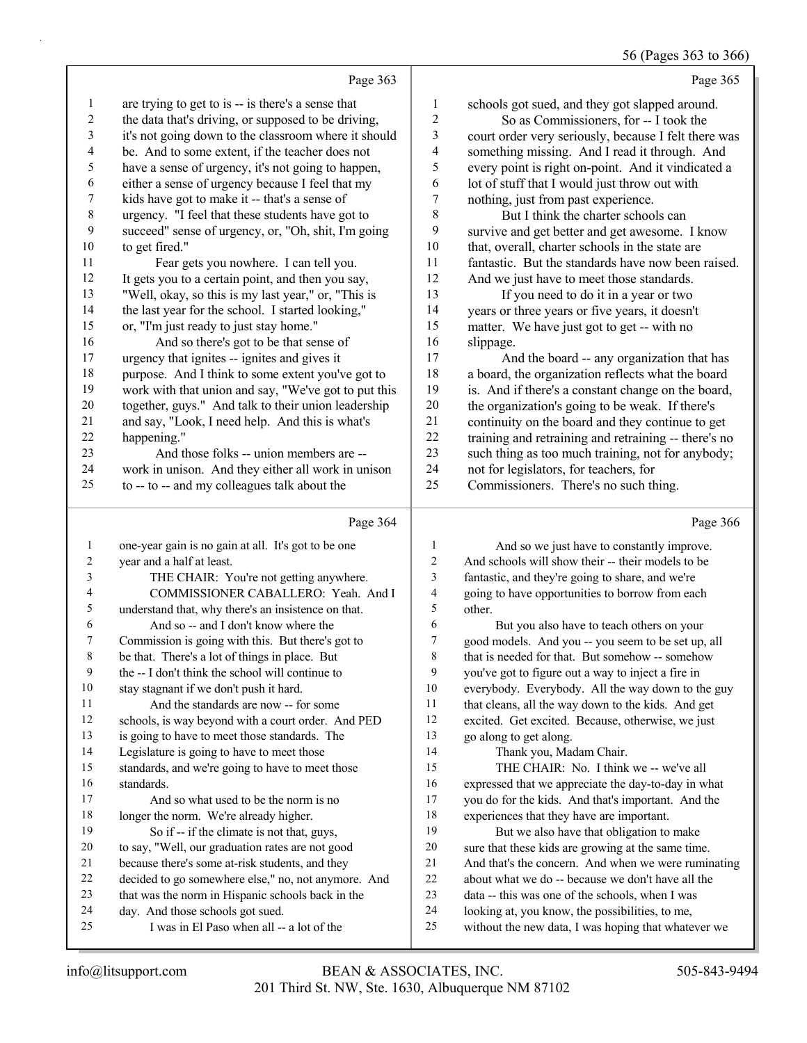Page 363

1 are trying to get to is -- is there's a sense that
2 the data that's driving, or supposed to be driving,
3 it's not going down to the classroom where it should
4 be. And to some extent, if the teacher does not
5 have a sense of urgency, it's not going to happen,
6 either a sense of urgency because I feel that my
7 kids have got to make it -- that's a sense of
8 urgency. "I feel that these students have got to
9 succeed" sense of urgency, or, "Oh, shit, I'm going
10 to get fired."
11 Fear gets you nowhere. I can tell you.
12 It gets you to a certain point, and then you say,
13 "Well, okay, so this is my last year," or, "This is
14 the last year for the school. I started looking,"
15 or, "I'm just ready to just stay home."
16 And so there's got to be that sense of
17 urgency that ignites -- ignites and gives it
18 purpose. And I think to some extent you've got to
19 work with that union and say, "We've got to put this
20 together, guys." And talk to their union leadership
21 and say, "Look, I need help. And this is what's
22 happening."
23 And those folks -- union members are --
24 work in unison. And they either all work in unison
25 to -- to -- and my colleagues talk about the

Page 364

1 one-year gain is no gain at all. It's got to be one
2 year and a half at least.
3 THE CHAIR: You're not getting anywhere.
4 COMMISSIONER CABALLERO: Yeah. And I
5 understand that, why there's an insistence on that.
6 And so -- and I don't know where the
7 Commission is going with this. But there's got to
8 be that. There's a lot of things in place. But
9 the -- I don't think the school will continue to
10 stay stagnant if we don't push it hard.
11 And the standards are now -- for some
12 schools, is way beyond with a court order. And PED
13 is going to have to meet those standards. The
14 Legislature is going to have to meet those
15 standards, and we're going to have to meet those
16 standards.
17 And so what used to be the norm is no
18 longer the norm. We're already higher.
19 So if -- if the climate is not that, guys,
20 to say, "Well, our graduation rates are not good
21 because there's some at-risk students, and they
22 decided to go somewhere else," no, not anymore. And
23 that was the norm in Hispanic schools back in the
24 day. And those schools got sued.
25 I was in El Paso when all -- a lot of the

Page 365

1 schools got sued, and they got slapped around.
2 So as Commissioners, for -- I took the
3 court order very seriously, because I felt there was
4 something missing. And I read it through. And
5 every point is right on-point. And it vindicated a
6 lot of stuff that I would just throw out with
7 nothing, just from past experience.
8 But I think the charter schools can
9 survive and get better and get awesome. I know
10 that, overall, charter schools in the state are
11 fantastic. But the standards have now been raised.
12 And we just have to meet those standards.
13 If you need to do it in a year or two
14 years or three years or five years, it doesn't
15 matter. We have just got to get -- with no
16 slippage.
17 And the board -- any organization that has
18 a board, the organization reflects what the board
19 is. And if there's a constant change on the board,
20 the organization's going to be weak. If there's
21 continuity on the board and they continue to get
22 training and retraining and retraining -- there's no
23 such thing as too much training, not for anybody;
24 not for legislators, for teachers, for
25 Commissioners. There's no such thing.

Page 366

1 And so we just have to constantly improve.
2 And schools will show their -- their models to be
3 fantastic, and they're going to share, and we're
4 going to have opportunities to borrow from each
5 other.
6 But you also have to teach others on your
7 good models. And you -- you seem to be set up, all
8 that is needed for that. But somehow -- somehow
9 you've got to figure out a way to inject a fire in
10 everybody. Everybody. All the way down to the guy
11 that cleans, all the way down to the kids. And get
12 excited. Get excited. Because, otherwise, we just
13 go along to get along.
14 Thank you, Madam Chair.
15 THE CHAIR: No. I think we -- we've all
16 expressed that we appreciate the day-to-day in what
17 you do for the kids. And that's important. And the
18 experiences that they have are important.
19 But we also have that obligation to make
20 sure that these kids are growing at the same time.
21 And that's the concern. And when we were ruminating
22 about what we do -- because we don't have all the
23 data -- this was one of the schools, when I was
24 looking at, you know, the possibilities, to me,
25 without the new data, I was hoping that whatever we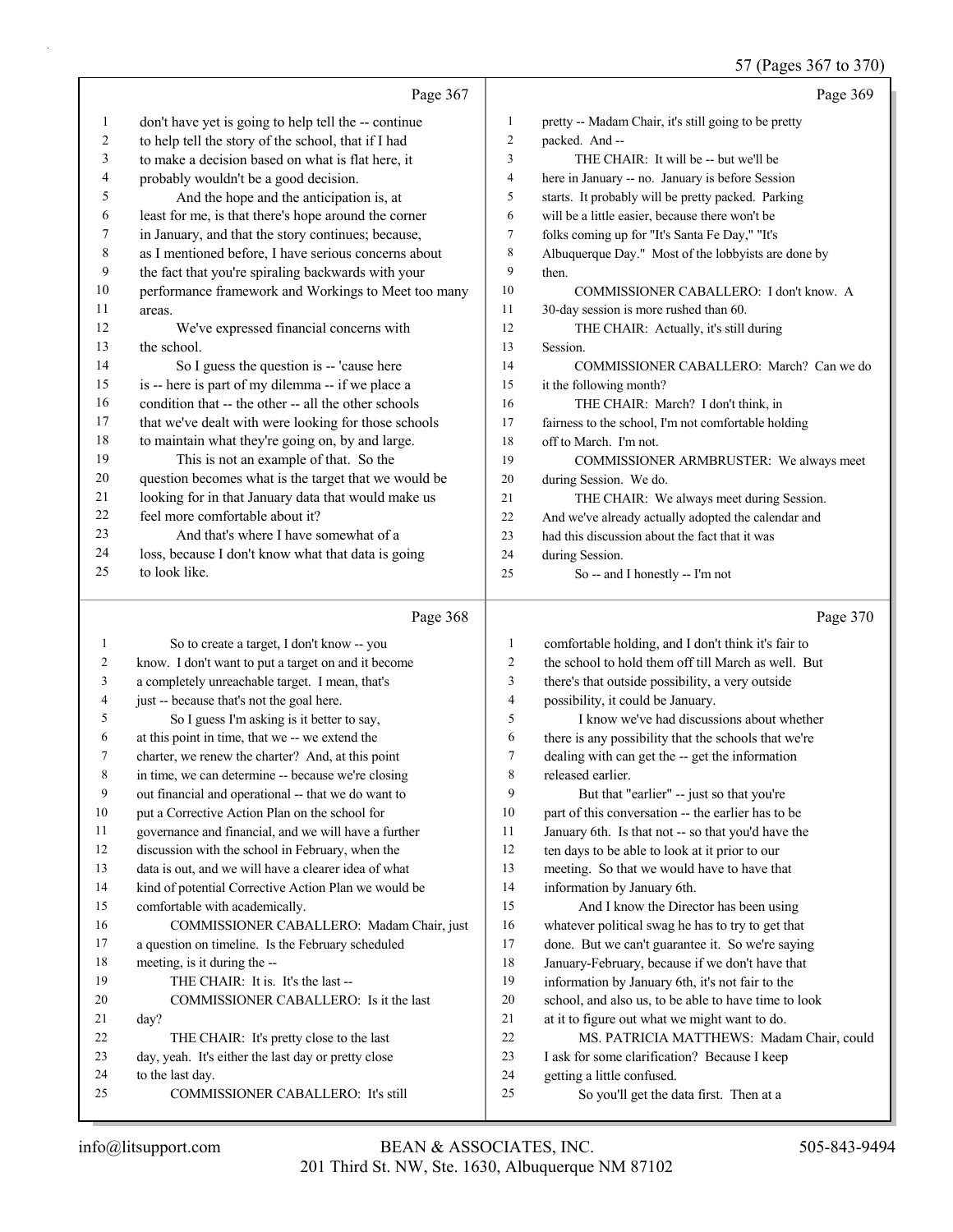Page 367

don't have yet is going to help tell the -- continue to help tell the story of the school, that if I had to make a decision based on what is flat here, it probably wouldn't be a good decision.

And the hope and the anticipation is, at least for me, is that there's hope around the corner in January, and that the story continues; because, as I mentioned before, I have serious concerns about the fact that you're spiraling backwards with your performance framework and Workings to Meet too many areas.

We've expressed financial concerns with the school.

So I guess the question is -- 'cause here is -- here is part of my dilemma -- if we place a condition that -- the other -- all the other schools that we've dealt with were looking for those schools to maintain what they're going on, by and large.

This is not an example of that. So the question becomes what is the target that we would be looking for in that January data that would make us feel more comfortable about it?

And that's where I have somewhat of a loss, because I don't know what that data is going to look like.

Page 368

So to create a target, I don't know -- you know. I don't want to put a target on and it become a completely unreachable target. I mean, that's just -- because that's not the goal here.

So I guess I'm asking is it better to say, at this point in time, that we -- we extend the charter, we renew the charter? And, at this point in time, we can determine -- because we're closing out financial and operational -- that we do want to put a Corrective Action Plan on the school for governance and financial, and we will have a further discussion with the school in February, when the data is out, and we will have a clearer idea of what kind of potential Corrective Action Plan we would be comfortable with academically.

COMMISSIONER CABALLERO: Madam Chair, just a question on timeline. Is the February scheduled meeting, is it during the --

THE CHAIR: It is. It's the last --

COMMISSIONER CABALLERO: Is it the last day?

THE CHAIR: It's pretty close to the last day, yeah. It's either the last day or pretty close to the last day.

COMMISSIONER CABALLERO: It's still

Page 369

pretty -- Madam Chair, it's still going to be pretty packed. And --

THE CHAIR: It will be -- but we'll be here in January -- no. January is before Session starts. It probably will be pretty packed. Parking will be a little easier, because there won't be folks coming up for "It's Santa Fe Day," "It's Albuquerque Day." Most of the lobbyists are done by then.

COMMISSIONER CABALLERO: I don't know. A 30-day session is more rushed than 60.

THE CHAIR: Actually, it's still during Session.

COMMISSIONER CABALLERO: March? Can we do it the following month?

THE CHAIR: March? I don't think, in fairness to the school, I'm not comfortable holding off to March. I'm not.

COMMISSIONER ARMBRUSTER: We always meet during Session. We do.

THE CHAIR: We always meet during Session. And we've already actually adopted the calendar and had this discussion about the fact that it was during Session.

So -- and I honestly -- I'm not

Page 370

comfortable holding, and I don't think it's fair to the school to hold them off till March as well. But there's that outside possibility, a very outside possibility, it could be January.

I know we've had discussions about whether there is any possibility that the schools that we're dealing with can get the -- get the information released earlier.

But that "earlier" -- just so that you're part of this conversation -- the earlier has to be January 6th. Is that not -- so that you'd have the ten days to be able to look at it prior to our meeting. So that we would have to have that information by January 6th.

And I know the Director has been using whatever political swag he has to try to get that done. But we can't guarantee it. So we're saying January-February, because if we don't have that information by January 6th, it's not fair to the school, and also us, to be able to have time to look at it to figure out what we might want to do.

MS. PATRICIA MATTHEWS: Madam Chair, could I ask for some clarification? Because I keep getting a little confused.

So you'll get the data first. Then at a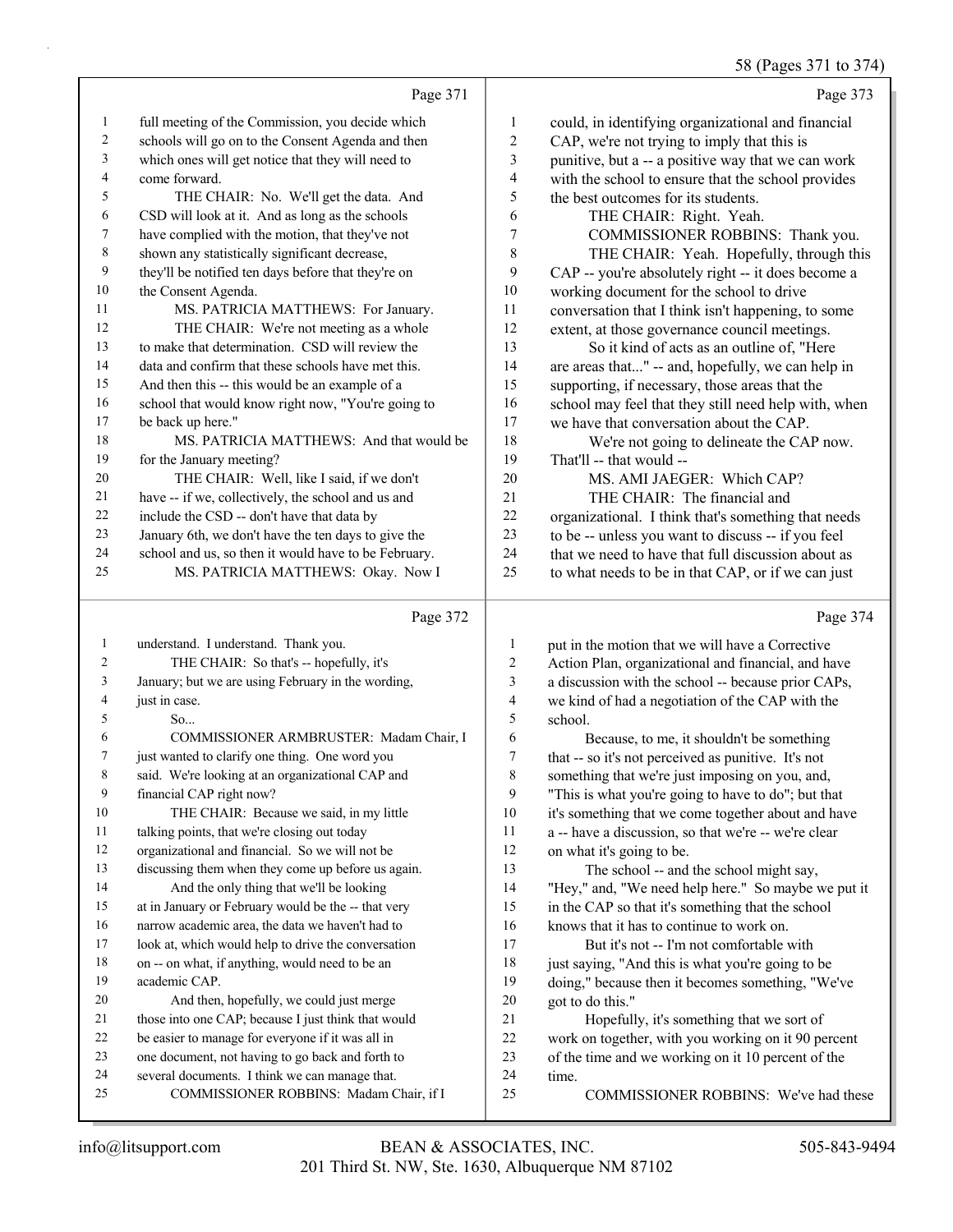Page 371

full meeting of the Commission, you decide which schools will go on to the Consent Agenda and then which ones will get notice that they will need to come forward.

THE CHAIR: No. We'll get the data. And CSD will look at it. And as long as the schools have complied with the motion, that they've not shown any statistically significant decrease, they'll be notified ten days before that they're on the Consent Agenda.

MS. PATRICIA MATTHEWS: For January.

THE CHAIR: We're not meeting as a whole to make that determination. CSD will review the data and confirm that these schools have met this. And then this -- this would be an example of a school that would know right now, "You're going to be back up here."

MS. PATRICIA MATTHEWS: And that would be for the January meeting?

THE CHAIR: Well, like I said, if we don't have -- if we, collectively, the school and us and include the CSD -- don't have that data by January 6th, we don't have the ten days to give the school and us, so then it would have to be February.

MS. PATRICIA MATTHEWS: Okay. Now I

Page 372

understand. I understand. Thank you.

THE CHAIR: So that's -- hopefully, it's January; but we are using February in the wording, just in case.

So...

COMMISSIONER ARMBRUSTER: Madam Chair, I just wanted to clarify one thing. One word you said. We're looking at an organizational CAP and financial CAP right now?

THE CHAIR: Because we said, in my little talking points, that we're closing out today organizational and financial. So we will not be discussing them when they come up before us again.

And the only thing that we'll be looking at in January or February would be the -- that very narrow academic area, the data we haven't had to look at, which would help to drive the conversation on -- on what, if anything, would need to be an academic CAP.

And then, hopefully, we could just merge those into one CAP; because I just think that would be easier to manage for everyone if it was all in one document, not having to go back and forth to several documents. I think we can manage that.

COMMISSIONER ROBBINS: Madam Chair, if I

Page 373

could, in identifying organizational and financial CAP, we're not trying to imply that this is punitive, but a -- a positive way that we can work with the school to ensure that the school provides the best outcomes for its students.

THE CHAIR: Right. Yeah.

COMMISSIONER ROBBINS: Thank you.

THE CHAIR: Yeah. Hopefully, through this CAP -- you're absolutely right -- it does become a working document for the school to drive conversation that I think isn't happening, to some extent, at those governance council meetings.

So it kind of acts as an outline of, "Here are areas that..." -- and, hopefully, we can help in supporting, if necessary, those areas that the school may feel that they still need help with, when we have that conversation about the CAP.

We're not going to delineate the CAP now. That'll -- that would --

MS. AMI JAEGER: Which CAP?

THE CHAIR: The financial and organizational. I think that's something that needs to be -- unless you want to discuss -- if you feel that we need to have that full discussion about as to what needs to be in that CAP, or if we can just

Page 374

put in the motion that we will have a Corrective Action Plan, organizational and financial, and have a discussion with the school -- because prior CAPs, we kind of had a negotiation of the CAP with the school.

Because, to me, it shouldn't be something that -- so it's not perceived as punitive. It's not something that we're just imposing on you, and, "This is what you're going to have to do"; but that it's something that we come together about and have a -- have a discussion, so that we're -- we're clear on what it's going to be.

The school -- and the school might say, "Hey," and, "We need help here." So maybe we put it in the CAP so that it's something that the school knows that it has to continue to work on.

But it's not -- I'm not comfortable with just saying, "And this is what you're going to be doing," because then it becomes something, "We've got to do this."

Hopefully, it's something that we sort of work on together, with you working on it 90 percent of the time and we working on it 10 percent of the time.

COMMISSIONER ROBBINS: We've had these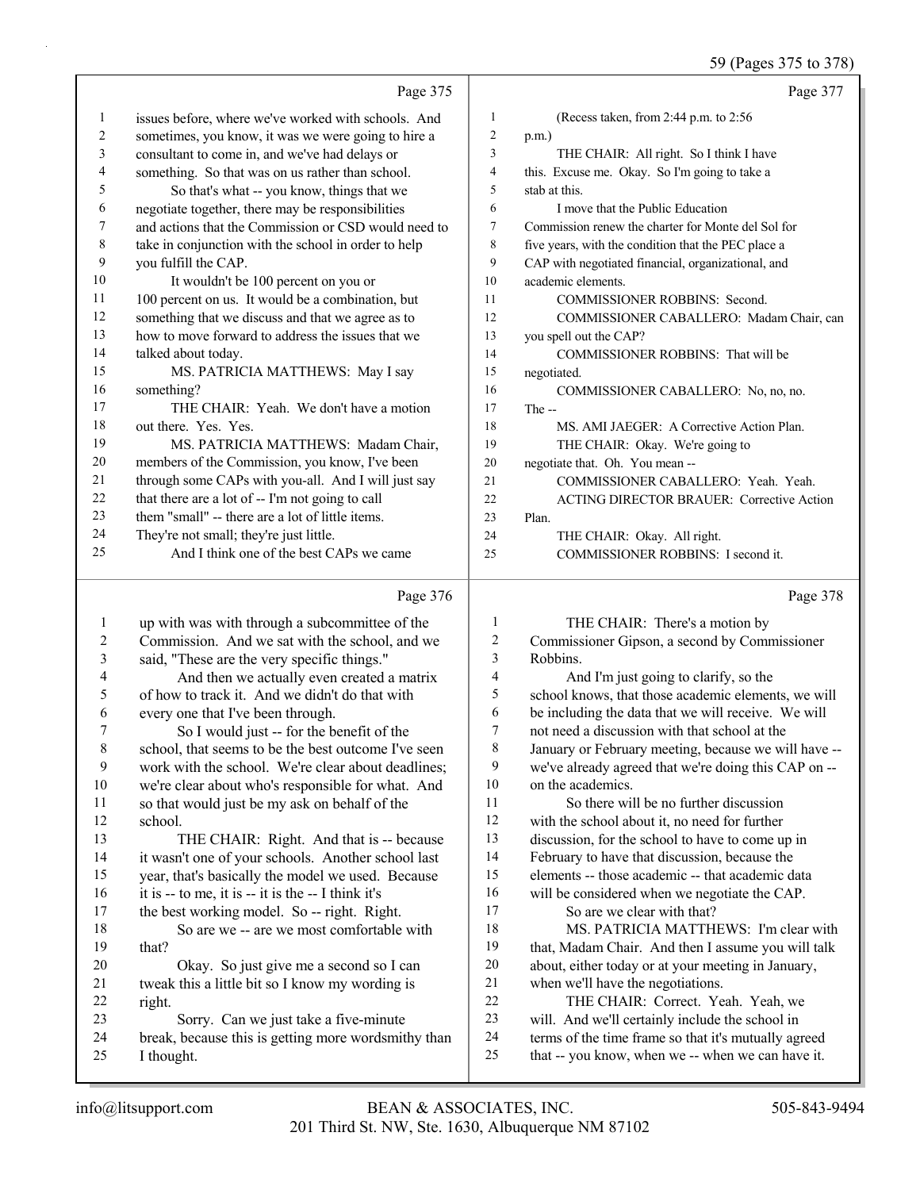Page 375

1 issues before, where we've worked with schools. And
2 sometimes, you know, it was we were going to hire a
3 consultant to come in, and we've had delays or
4 something. So that was on us rather than school.
5 So that's what -- you know, things that we
6 negotiate together, there may be responsibilities
7 and actions that the Commission or CSD would need to
8 take in conjunction with the school in order to help
9 you fulfill the CAP.
10 It wouldn't be 100 percent on you or
11 100 percent on us. It would be a combination, but
12 something that we discuss and that we agree as to
13 how to move forward to address the issues that we
14 talked about today.
15 MS. PATRICIA MATTHEWS: May I say
16 something?
17 THE CHAIR: Yeah. We don't have a motion
18 out there. Yes. Yes.
19 MS. PATRICIA MATTHEWS: Madam Chair,
20 members of the Commission, you know, I've been
21 through some CAPs with you-all. And I will just say
22 that there are a lot of -- I'm not going to call
23 them "small" -- there are a lot of little items.
24 They're not small; they're just little.
25 And I think one of the best CAPs we came

Page 376

1 up with was with through a subcommittee of the
2 Commission. And we sat with the school, and we
3 said, "These are the very specific things."
4 And then we actually even created a matrix
5 of how to track it. And we didn't do that with
6 every one that I've been through.
7 So I would just -- for the benefit of the
8 school, that seems to be the best outcome I've seen
9 work with the school. We're clear about deadlines;
10 we're clear about who's responsible for what. And
11 so that would just be my ask on behalf of the
12 school.
13 THE CHAIR: Right. And that is -- because
14 it wasn't one of your schools. Another school last
15 year, that's basically the model we used. Because
16 it is -- to me, it is -- it is the -- I think it's
17 the best working model. So -- right. Right.
18 So are we -- are we most comfortable with
19 that?
20 Okay. So just give me a second so I can
21 tweak this a little bit so I know my wording is
22 right.
23 Sorry. Can we just take a five-minute
24 break, because this is getting more wordsmithy than
25 I thought.

Page 377

1 (Recess taken, from 2:44 p.m. to 2:56
2 p.m.)
3 THE CHAIR: All right. So I think I have
4 this. Excuse me. Okay. So I'm going to take a
5 stab at this.
6 I move that the Public Education
7 Commission renew the charter for Monte del Sol for
8 five years, with the condition that the PEC place a
9 CAP with negotiated financial, organizational, and
10 academic elements.
11 COMMISSIONER ROBBINS: Second.
12 COMMISSIONER CABALLERO: Madam Chair, can
13 you spell out the CAP?
14 COMMISSIONER ROBBINS: That will be
15 negotiated.
16 COMMISSIONER CABALLERO: No, no, no.
17 The --
18 MS. AMI JAEGER: A Corrective Action Plan.
19 THE CHAIR: Okay. We're going to
20 negotiate that. Oh. You mean --
21 COMMISSIONER CABALLERO: Yeah. Yeah.
22 ACTING DIRECTOR BRAUER: Corrective Action
23 Plan.
24 THE CHAIR: Okay. All right.
25 COMMISSIONER ROBBINS: I second it.

Page 378

1 THE CHAIR: There's a motion by
2 Commissioner Gipson, a second by Commissioner
3 Robbins.
4 And I'm just going to clarify, so the
5 school knows, that those academic elements, we will
6 be including the data that we will receive. We will
7 not need a discussion with that school at the
8 January or February meeting, because we will have --
9 we've already agreed that we're doing this CAP on --
10 on the academics.
11 So there will be no further discussion
12 with the school about it, no need for further
13 discussion, for the school to have to come up in
14 February to have that discussion, because the
15 elements -- those academic -- that academic data
16 will be considered when we negotiate the CAP.
17 So are we clear with that?
18 MS. PATRICIA MATTHEWS: I'm clear with
19 that, Madam Chair. And then I assume you will talk
20 about, either today or at your meeting in January,
21 when we'll have the negotiations.
22 THE CHAIR: Correct. Yeah. Yeah, we
23 will. And we'll certainly include the school in
24 terms of the time frame so that it's mutually agreed
25 that -- you know, when we -- when we can have it.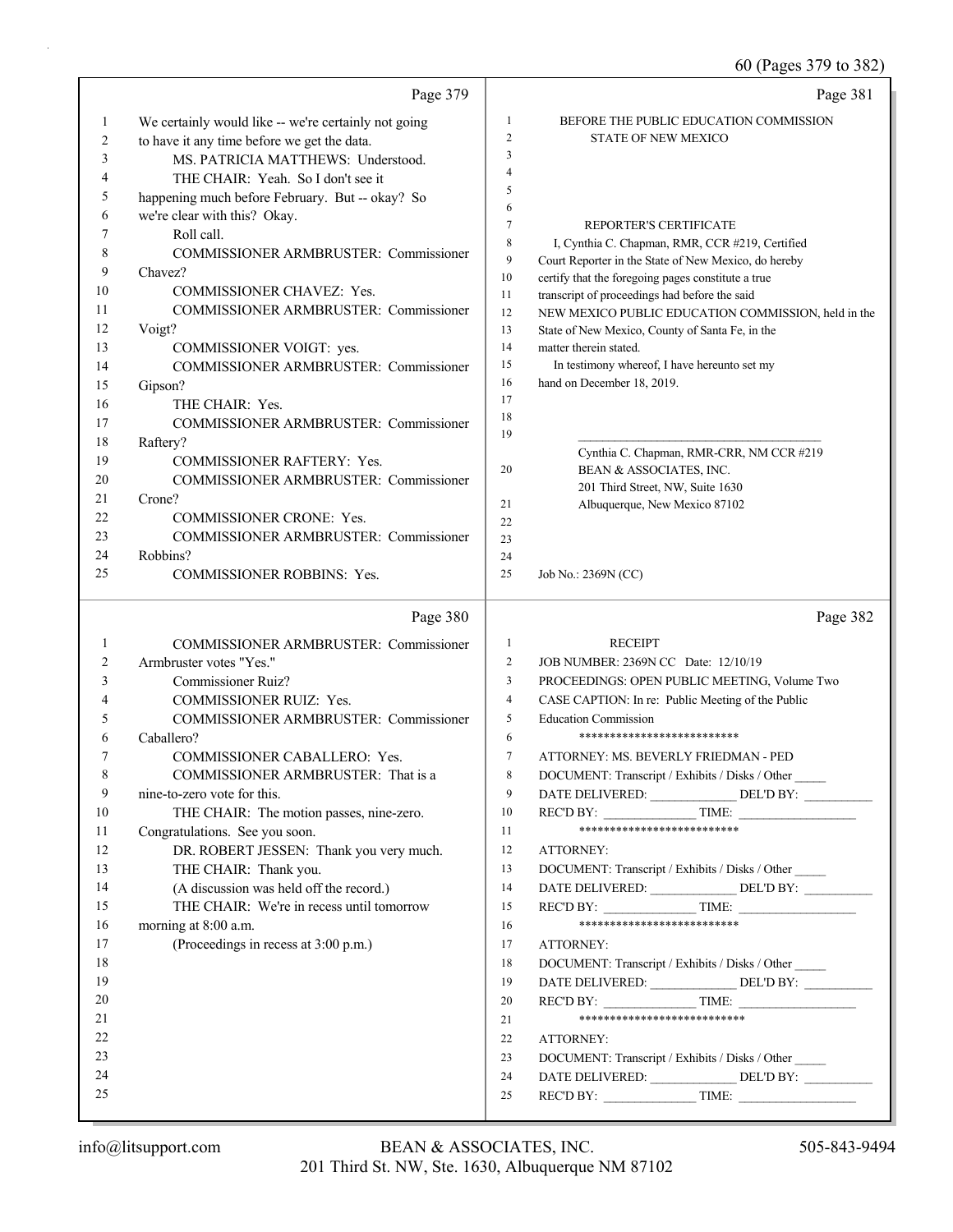Page 379

1 We certainly would like -- we're certainly not going
2 to have it any time before we get the data.
3 MS. PATRICIA MATTHEWS: Understood.
4 THE CHAIR: Yeah. So I don't see it
5 happening much before February. But -- okay? So
6 we're clear with this? Okay.
7 Roll call.
8 COMMISSIONER ARMBRUSTER: Commissioner
9 Chavez?
10 COMMISSIONER CHAVEZ: Yes.
11 COMMISSIONER ARMBRUSTER: Commissioner
12 Voigt?
13 COMMISSIONER VOIGT: yes.
14 COMMISSIONER ARMBRUSTER: Commissioner
15 Gipson?
16 THE CHAIR: Yes.
17 COMMISSIONER ARMBRUSTER: Commissioner
18 Raftery?
19 COMMISSIONER RAFTERY: Yes.
20 COMMISSIONER ARMBRUSTER: Commissioner
21 Crone?
22 COMMISSIONER CRONE: Yes.
23 COMMISSIONER ARMBRUSTER: Commissioner
24 Robbins?
25 COMMISSIONER ROBBINS: Yes.

Page 380

1 COMMISSIONER ARMBRUSTER: Commissioner
2 Armbruster votes "Yes."
3 Commissioner Ruiz?
4 COMMISSIONER RUIZ: Yes.
5 COMMISSIONER ARMBRUSTER: Commissioner
6 Caballero?
7 COMMISSIONER CABALLERO: Yes.
8 COMMISSIONER ARMBRUSTER: That is a
9 nine-to-zero vote for this.
10 THE CHAIR: The motion passes, nine-zero.
11 Congratulations. See you soon.
12 DR. ROBERT JESSEN: Thank you very much.
13 THE CHAIR: Thank you.
14 (A discussion was held off the record.)
15 THE CHAIR: We're in recess until tomorrow
16 morning at 8:00 a.m.
17 (Proceedings in recess at 3:00 p.m.)
18
19
20
21
22
23
24
25

Page 381

1 BEFORE THE PUBLIC EDUCATION COMMISSION
2 STATE OF NEW MEXICO
3
4
5
6
7 REPORTER'S CERTIFICATE
8 I, Cynthia C. Chapman, RMR, CCR #219, Certified
9 Court Reporter in the State of New Mexico, do hereby
10 certify that the foregoing pages constitute a true
11 transcript of proceedings had before the said
12 NEW MEXICO PUBLIC EDUCATION COMMISSION, held in the
13 State of New Mexico, County of Santa Fe, in the
14 matter therein stated.
15 In testimony whereof, I have hereunto set my
16 hand on December 18, 2019.
17
18
19 ______________________________________
Cynthia C. Chapman, RMR-CRR, NM CCR #219
20 BEAN & ASSOCIATES, INC.
201 Third Street, NW, Suite 1630
21 Albuquerque, New Mexico 87102
22
23
24
25 Job No.: 2369N (CC)

Page 382

1 RECEIPT
2 JOB NUMBER: 2369N CC Date: 12/10/19
3 PROCEEDINGS: OPEN PUBLIC MEETING, Volume Two
4 CASE CAPTION: In re: Public Meeting of the Public
5 Education Commission
6 **************************
7 ATTORNEY: MS. BEVERLY FRIEDMAN - PED
8 DOCUMENT: Transcript / Exhibits / Disks / Other _____
9 DATE DELIVERED: _____________ DEL'D BY: __________
10 REC'D BY: ______________ TIME: __________________
11 **************************
12 ATTORNEY:
13 DOCUMENT: Transcript / Exhibits / Disks / Other _____
14 DATE DELIVERED: _____________ DEL'D BY: __________
15 REC'D BY: ______________ TIME: __________________
16 **************************
17 ATTORNEY:
18 DOCUMENT: Transcript / Exhibits / Disks / Other _____
19 DATE DELIVERED: _____________ DEL'D BY: __________
20 REC'D BY: ______________ TIME: __________________
21 ***************************
22 ATTORNEY:
23 DOCUMENT: Transcript / Exhibits / Disks / Other _____
24 DATE DELIVERED: _____________ DEL'D BY: __________
25 REC'D BY: ______________ TIME: __________________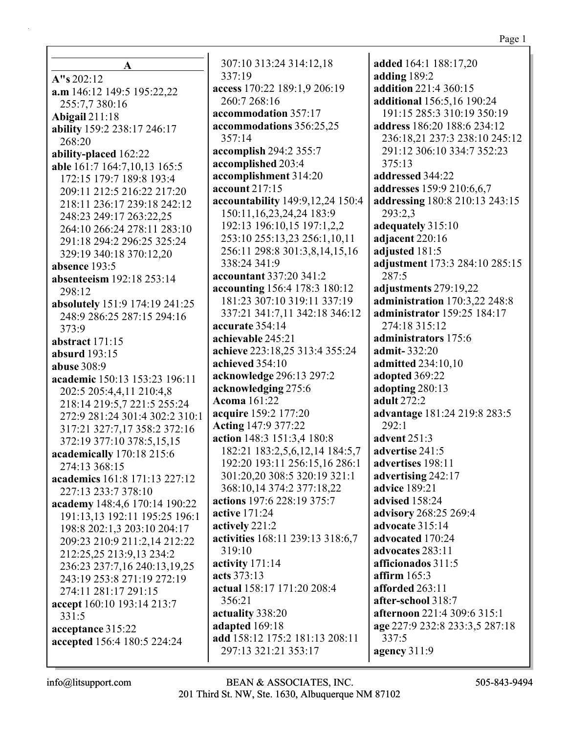## A

**A"s** 202:12
**a.m** 146:12 149:5 195:22,22 255:7,7 380:16
**Abigail** 211:18
**ability** 159:2 238:17 246:17 268:20
**ability-placed** 162:22
**able** 161:7 164:7,10,13 165:5 172:15 179:7 189:8 193:4 209:11 212:5 216:22 217:20 218:11 236:17 239:18 242:12 248:23 249:17 263:22,25 264:10 266:24 278:11 283:10 291:18 294:2 296:25 325:24 329:19 340:18 370:12,20
**absence** 193:5
**absenteeism** 192:18 253:14 298:12
**absolutely** 151:9 174:19 241:25 248:9 286:25 287:15 294:16 373:9
**abstract** 171:15
**absurd** 193:15
**abuse** 308:9
**academic** 150:13 153:23 196:11 202:5 205:4,4,11 210:4,8 218:14 219:5,7 221:5 255:24 272:9 281:24 301:4 302:2 310:1 317:21 327:7,17 358:2 372:16 372:19 377:10 378:5,15,15
**academically** 170:18 215:6 274:13 368:15
**academics** 161:8 171:13 227:12 227:13 233:7 378:10
**academy** 148:4,6 170:14 190:22 191:13,13 192:11 195:25 196:1 198:8 202:1,3 203:10 204:17 209:23 210:9 211:2,14 212:22 212:25,25 213:9,13 234:2 236:23 237:7,16 240:13,19,25 243:19 253:8 271:19 272:19 274:11 281:17 291:15
**accept** 160:10 193:14 213:7 331:5
**acceptance** 315:22
**accepted** 156:4 180:5 224:24 307:10 313:24 314:12,18 337:19
**access** 170:22 189:1,9 206:19 260:7 268:16
**accommodation** 357:17
**accommodations** 356:25,25 357:14
**accomplish** 294:2 355:7
**accomplished** 203:4
**accomplishment** 314:20
**account** 217:15
**accountability** 149:9,12,24 150:4 150:11,16,23,24,24 183:9 192:13 196:10,15 197:1,2,2 253:10 255:13,23 256:1,10,11 256:11 298:8 301:3,8,14,15,16 338:24 341:9
**accountant** 337:20 341:2
**accounting** 156:4 178:3 180:12 181:23 307:10 319:11 337:19 337:21 341:7,11 342:18 346:12
**accurate** 354:14
**achievable** 245:21
**achieve** 223:18,25 313:4 355:24
**achieved** 354:10
**acknowledge** 296:13 297:2
**acknowledging** 275:6
**Acoma** 161:22
**acquire** 159:2 177:20
**Acting** 147:9 377:22
**action** 148:3 151:3,4 180:8 182:21 183:2,5,6,12,14 184:5,7 192:20 193:11 256:15,16 286:1 301:20,20 308:5 320:19 321:1 368:10,14 374:2 377:18,22
**actions** 197:6 228:19 375:7
**active** 171:24
**actively** 221:2
**activities** 168:11 239:13 318:6,7 319:10
**activity** 171:14
**acts** 373:13
**actual** 158:17 171:20 208:4 356:21
**actuality** 338:20
**adapted** 169:18
**add** 158:12 175:2 181:13 208:11 297:13 321:21 353:17
**added** 164:1 188:17,20
**adding** 189:2
**addition** 221:4 360:15
**additional** 156:5,16 190:24 191:15 285:3 310:19 350:19
**address** 186:20 188:6 234:12 236:18,21 237:3 238:10 245:12 291:12 306:10 334:7 352:23 375:13
**addressed** 344:22
**addresses** 159:9 210:6,6,7
**addressing** 180:8 210:13 243:15 293:2,3
**adequately** 315:10
**adjacent** 220:16
**adjusted** 181:5
**adjustment** 173:3 284:10 285:15 287:5
**adjustments** 279:19,22
**administration** 170:3,22 248:8
**administrator** 159:25 184:17 274:18 315:12
**administrators** 175:6
**admit-** 332:20
**admitted** 234:10,10
**adopted** 369:22
**adopting** 280:13
**adult** 272:2
**advantage** 181:24 219:8 283:5 292:1
**advent** 251:3
**advertise** 241:5
**advertises** 198:11
**advertising** 242:17
**advice** 189:21
**advised** 158:24
**advisory** 268:25 269:4
**advocate** 315:14
**advocated** 170:24
**advocates** 283:11
**afficionados** 311:5
**affirm** 165:3
**afforded** 263:11
**after-school** 318:7
**afternoon** 221:4 309:6 315:1
**age** 227:9 232:8 233:3,5 287:18 337:5
**agency** 311:9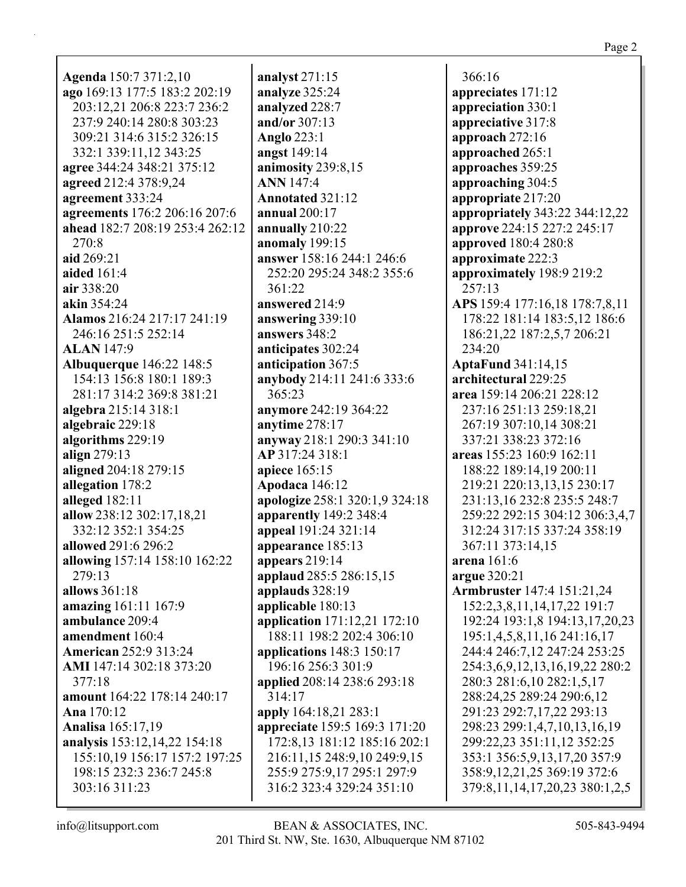**Agenda** 150:7 371:2,10
**ago** 169:13 177:5 183:2 202:19 203:12,21 206:8 223:7 236:2 237:9 240:14 280:8 303:23 309:21 314:6 315:2 326:15 332:1 339:11,12 343:25
**agree** 344:24 348:21 375:12
**agreed** 212:4 378:9,24
**agreement** 333:24
**agreements** 176:2 206:16 207:6
**ahead** 182:7 208:19 253:4 262:12 270:8
**aid** 269:21
**aided** 161:4
**air** 338:20
**akin** 354:24
**Alamos** 216:24 217:17 241:19 246:16 251:5 252:14
**ALAN** 147:9
**Albuquerque** 146:22 148:5 154:13 156:8 180:1 189:3 281:17 314:2 369:8 381:21
**algebra** 215:14 318:1
**algebraic** 229:18
**algorithms** 229:19
**align** 279:13
**aligned** 204:18 279:15
**allegation** 178:2
**alleged** 182:11
**allow** 238:12 302:17,18,21 332:12 352:1 354:25
**allowed** 291:6 296:2
**allowing** 157:14 158:10 162:22 279:13
**allows** 361:18
**amazing** 161:11 167:9
**ambulance** 209:4
**amendment** 160:4
**American** 252:9 313:24
**AMI** 147:14 302:18 373:20 377:18
**amount** 164:22 178:14 240:17
**Ana** 170:12
**Analisa** 165:17,19
**analysis** 153:12,14,22 154:18 155:10,19 156:17 157:2 197:25 198:15 232:3 236:7 245:8 303:16 311:23
**analyst** 271:15
**analyze** 325:24
**analyzed** 228:7
**and/or** 307:13
**Anglo** 223:1
**angst** 149:14
**animosity** 239:8,15
**ANN** 147:4
**Annotated** 321:12
**annual** 200:17
**annually** 210:22
**anomaly** 199:15
**answer** 158:16 244:1 246:6 252:20 295:24 348:2 355:6 361:22
**answered** 214:9
**answering** 339:10
**answers** 348:2
**anticipates** 302:24
**anticipation** 367:5
**anybody** 214:11 241:6 333:6 365:23
**anymore** 242:19 364:22
**anytime** 278:17
**anyway** 218:1 290:3 341:10
**AP** 317:24 318:1
**apiece** 165:15
**Apodaca** 146:12
**apologize** 258:1 320:1,9 324:18
**apparently** 149:2 348:4
**appeal** 191:24 321:14
**appearance** 185:13
**appears** 219:14
**applaud** 285:5 286:15,15
**applauds** 328:19
**applicable** 180:13
**application** 171:12,21 172:10 188:11 198:2 202:4 306:10
**applications** 148:3 150:17 196:16 256:3 301:9
**applied** 208:14 238:6 293:18 314:17
**apply** 164:18,21 283:1
**appreciate** 159:5 169:3 171:20 172:8,13 181:12 185:16 202:1 216:11,15 248:9,10 249:9,15 255:9 275:9,17 295:1 297:9 316:2 323:4 329:24 351:10 366:16
**appreciates** 171:12
**appreciation** 330:1
**appreciative** 317:8
**approach** 272:16
**approached** 265:1
**approaches** 359:25
**approaching** 304:5
**appropriate** 217:20
**appropriately** 343:22 344:12,22
**approve** 224:15 227:2 245:17
**approved** 180:4 280:8
**approximate** 222:3
**approximately** 198:9 219:2 257:13
**APS** 159:4 177:16,18 178:7,8,11 178:22 181:14 183:5,12 186:6 186:21,22 187:2,5,7 206:21 234:20
**AptaFund** 341:14,15
**architectural** 229:25
**area** 159:14 206:21 228:12 237:16 251:13 259:18,21 267:19 307:10,14 308:21 337:21 338:23 372:16
**areas** 155:23 160:9 162:11 188:22 189:14,19 200:11 219:21 220:13,13,15 230:17 231:13,16 232:8 235:5 248:7 259:22 292:15 304:12 306:3,4,7 312:24 317:15 337:24 358:19 367:11 373:14,15
**arena** 161:6
**argue** 320:21
**Armbruster** 147:4 151:21,24 152:2,3,8,11,14,17,22 191:7 192:24 193:1,8 194:13,17,20,23 195:1,4,5,8,11,16 241:16,17 244:4 246:7,12 247:24 253:25 254:3,6,9,12,13,16,19,22 280:2 280:3 281:6,10 282:1,5,17 288:24,25 289:24 290:6,12 291:23 292:7,17,22 293:13 298:23 299:1,4,7,10,13,16,19 299:22,23 351:11,12 352:25 353:1 356:5,9,13,17,20 357:9 358:9,12,21,25 369:19 372:6 379:8,11,14,17,20,23 380:1,2,5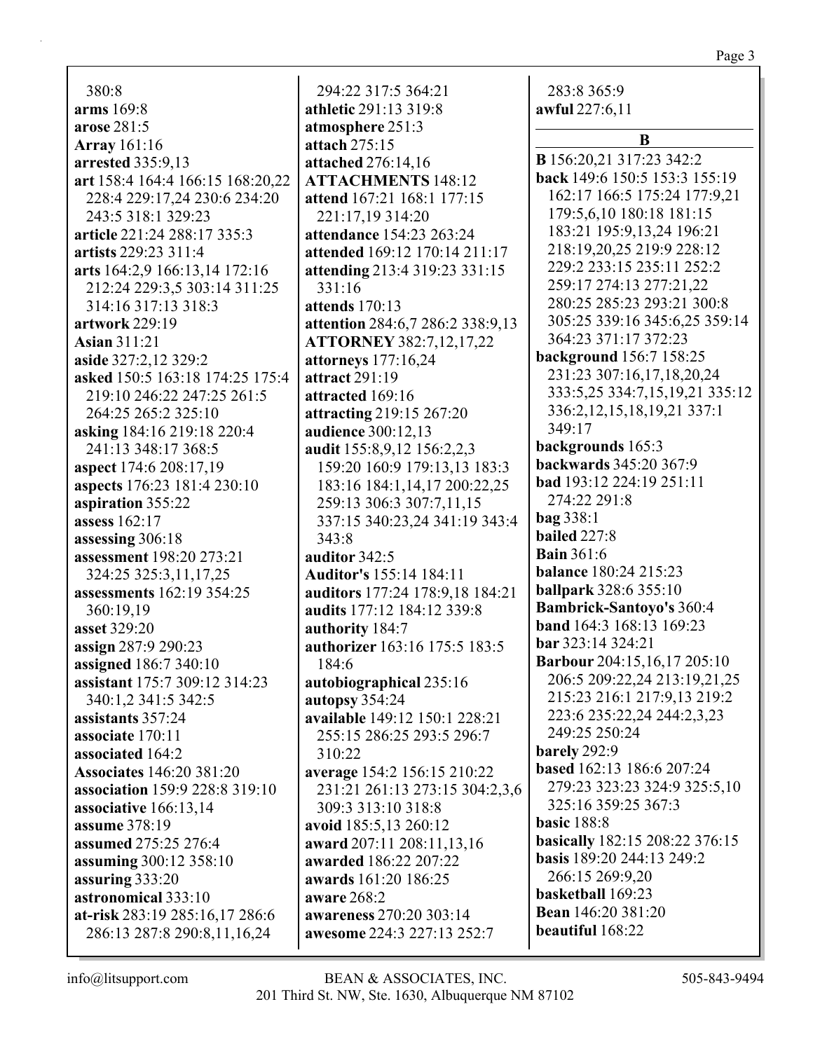380:8
**arms** 169:8
**arose** 281:5
**Array** 161:16
**arrested** 335:9,13
**art** 158:4 164:4 166:15 168:20,22 228:4 229:17,24 230:6 234:20 243:5 318:1 329:23
**article** 221:24 288:17 335:3
**artists** 229:23 311:4
**arts** 164:2,9 166:13,14 172:16 212:24 229:3,5 303:14 311:25 314:16 317:13 318:3
**artwork** 229:19
**Asian** 311:21
**aside** 327:2,12 329:2
**asked** 150:5 163:18 174:25 175:4 219:10 246:22 247:25 261:5 264:25 265:2 325:10
**asking** 184:16 219:18 220:4 241:13 348:17 368:5
**aspect** 174:6 208:17,19
**aspects** 176:23 181:4 230:10
**aspiration** 355:22
**assess** 162:17
**assessing** 306:18
**assessment** 198:20 273:21 324:25 325:3,11,17,25
**assessments** 162:19 354:25 360:19,19
**asset** 329:20
**assign** 287:9 290:23
**assigned** 186:7 340:10
**assistant** 175:7 309:12 314:23 340:1,2 341:5 342:5
**assistants** 357:24
**associate** 170:11
**associated** 164:2
**Associates** 146:20 381:20
**association** 159:9 228:8 319:10
**associative** 166:13,14
**assume** 378:19
**assumed** 275:25 276:4
**assuming** 300:12 358:10
**assuring** 333:20
**astronomical** 333:10
**at-risk** 283:19 285:16,17 286:6 286:13 287:8 290:8,11,16,24
294:22 317:5 364:21
**athletic** 291:13 319:8
**atmosphere** 251:3
**attach** 275:15
**attached** 276:14,16
**ATTACHMENTS** 148:12
**attend** 167:21 168:1 177:15 221:17,19 314:20
**attendance** 154:23 263:24
**attended** 169:12 170:14 211:17
**attending** 213:4 319:23 331:15 331:16
**attends** 170:13
**attention** 284:6,7 286:2 338:9,13
**ATTORNEY** 382:7,12,17,22
**attorneys** 177:16,24
**attract** 291:19
**attracted** 169:16
**attracting** 219:15 267:20
**audience** 300:12,13
**audit** 155:8,9,12 156:2,2,3 159:20 160:9 179:13,13 183:3 183:16 184:1,14,17 200:22,25 259:13 306:3 307:7,11,15 337:15 340:23,24 341:19 343:4 343:8
**auditor** 342:5
**Auditor's** 155:14 184:11
**auditors** 177:24 178:9,18 184:21
**audits** 177:12 184:12 339:8
**authority** 184:7
**authorizer** 163:16 175:5 183:5 184:6
**autobiographical** 235:16
**autopsy** 354:24
**available** 149:12 150:1 228:21 255:15 286:25 293:5 296:7 310:22
**average** 154:2 156:15 210:22 231:21 261:13 273:15 304:2,3,6 309:3 313:10 318:8
**avoid** 185:5,13 260:12
**award** 207:11 208:11,13,16
**awarded** 186:22 207:22
**awards** 161:20 186:25
**aware** 268:2
**awareness** 270:20 303:14
**awesome** 224:3 227:13 252:7
283:8 365:9
**awful** 227:6,11

### B

**B** 156:20,21 317:23 342:2
**back** 149:6 150:5 153:3 155:19 162:17 166:5 175:24 177:9,21 179:5,6,10 180:18 181:15 183:21 195:9,13,24 196:21 218:19,20,25 219:9 228:12 229:2 233:15 235:11 252:2 259:17 274:13 277:21,22 280:25 285:23 293:21 300:8 305:25 339:16 345:6,25 359:14 364:23 371:17 372:23
**background** 156:7 158:25 231:23 307:16,17,18,20,24 333:5,25 334:7,15,19,21 335:12 336:2,12,15,18,19,21 337:1 349:17
**backgrounds** 165:3
**backwards** 345:20 367:9
**bad** 193:12 224:19 251:11 274:22 291:8
**bag** 338:1
**bailed** 227:8
**Bain** 361:6
**balance** 180:24 215:23
**ballpark** 328:6 355:10
**Bambrick-Santoyo's** 360:4
**band** 164:3 168:13 169:23
**bar** 323:14 324:21
**Barbour** 204:15,16,17 205:10 206:5 209:22,24 213:19,21,25 215:23 216:1 217:9,13 219:2 223:6 235:22,24 244:2,3,23 249:25 250:24
**barely** 292:9
**based** 162:13 186:6 207:24 279:23 323:23 324:9 325:5,10 325:16 359:25 367:3
**basic** 188:8
**basically** 182:15 208:22 376:15
**basis** 189:20 244:13 249:2 266:15 269:9,20
**basketball** 169:23
**Bean** 146:20 381:20
**beautiful** 168:22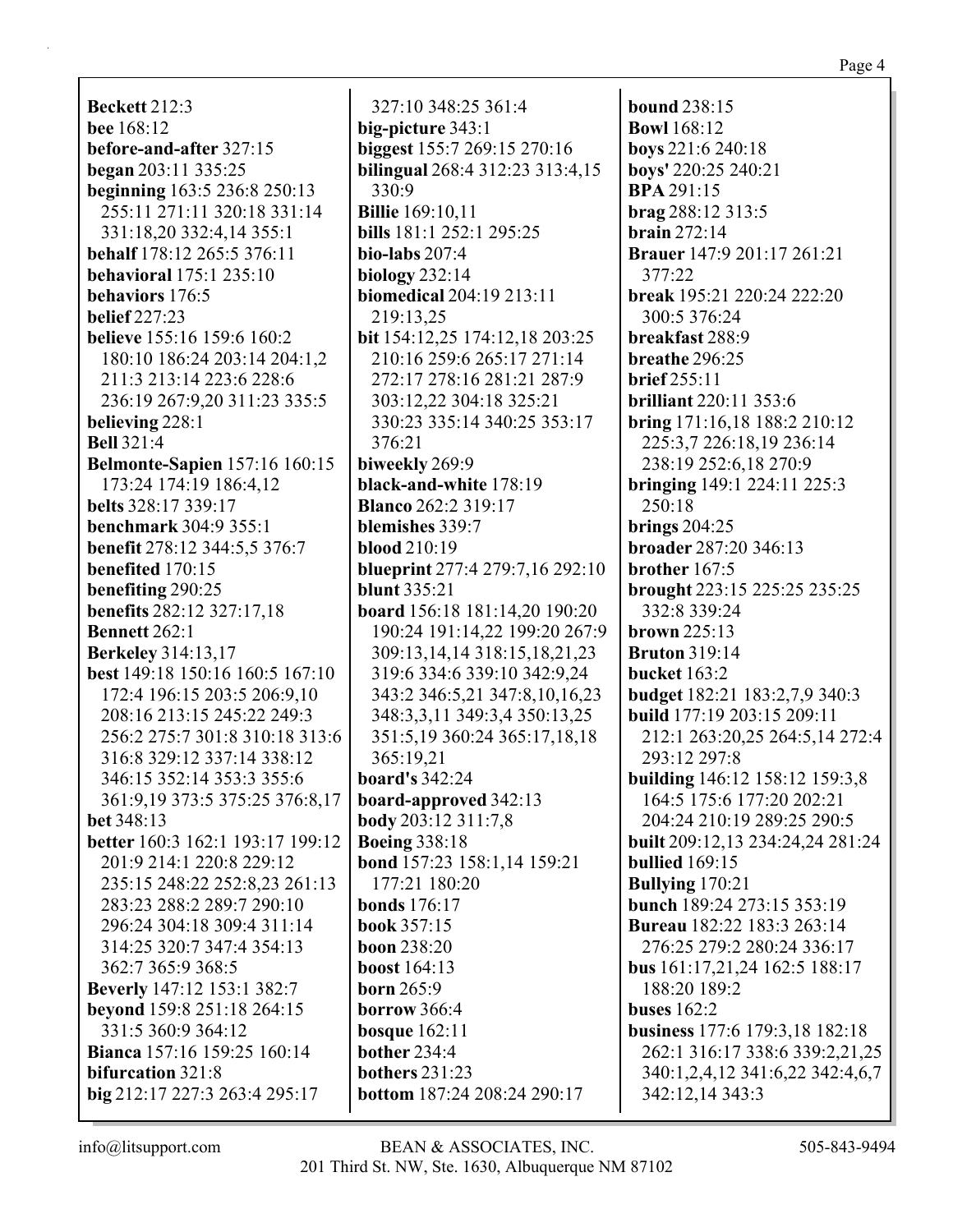**Beckett** 212:3
**bee** 168:12
**before-and-after** 327:15
**began** 203:11 335:25
**beginning** 163:5 236:8 250:13 255:11 271:11 320:18 331:14 331:18,20 332:4,14 355:1
**behalf** 178:12 265:5 376:11
**behavioral** 175:1 235:10
**behaviors** 176:5
**belief** 227:23
**believe** 155:16 159:6 160:2 180:10 186:24 203:14 204:1,2 211:3 213:14 223:6 228:6 236:19 267:9,20 311:23 335:5
**believing** 228:1
**Bell** 321:4
**Belmonte-Sapien** 157:16 160:15 173:24 174:19 186:4,12
**belts** 328:17 339:17
**benchmark** 304:9 355:1
**benefit** 278:12 344:5,5 376:7
**benefited** 170:15
**benefiting** 290:25
**benefits** 282:12 327:17,18
**Bennett** 262:1
**Berkeley** 314:13,17
**best** 149:18 150:16 160:5 167:10 172:4 196:15 203:5 206:9,10 208:16 213:15 245:22 249:3 256:2 275:7 301:8 310:18 313:6 316:8 329:12 337:14 338:12 346:15 352:14 353:3 355:6 361:9,19 373:5 375:25 376:8,17
**bet** 348:13
**better** 160:3 162:1 193:17 199:12 201:9 214:1 220:8 229:12 235:15 248:22 252:8,23 261:13 283:23 288:2 289:7 290:10 296:24 304:18 309:4 311:14 314:25 320:7 347:4 354:13 362:7 365:9 368:5
**Beverly** 147:12 153:1 382:7
**beyond** 159:8 251:18 264:15 331:5 360:9 364:12
**Bianca** 157:16 159:25 160:14
**bifurcation** 321:8
**big** 212:17 227:3 263:4 295:17 327:10 348:25 361:4
**big-picture** 343:1
**biggest** 155:7 269:15 270:16
**bilingual** 268:4 312:23 313:4,15 330:9
**Billie** 169:10,11
**bills** 181:1 252:1 295:25
**bio-labs** 207:4
**biology** 232:14
**biomedical** 204:19 213:11 219:13,25
**bit** 154:12,25 174:12,18 203:25 210:16 259:6 265:17 271:14 272:17 278:16 281:21 287:9 303:12,22 304:18 325:21 330:23 335:14 340:25 353:17 376:21
**biweekly** 269:9
**black-and-white** 178:19
**Blanco** 262:2 319:17
**blemishes** 339:7
**blood** 210:19
**blueprint** 277:4 279:7,16 292:10
**blunt** 335:21
**board** 156:18 181:14,20 190:20 190:24 191:14,22 199:20 267:9 309:13,14,14 318:15,18,21,23 319:6 334:6 339:10 342:9,24 343:2 346:5,21 347:8,10,16,23 348:3,3,11 349:3,4 350:13,25 351:5,19 360:24 365:17,18,18 365:19,21
**board's** 342:24
**board-approved** 342:13
**body** 203:12 311:7,8
**Boeing** 338:18
**bond** 157:23 158:1,14 159:21 177:21 180:20
**bonds** 176:17
**book** 357:15
**boon** 238:20
**boost** 164:13
**born** 265:9
**borrow** 366:4
**bosque** 162:11
**bother** 234:4
**bothers** 231:23
**bottom** 187:24 208:24 290:17
**bound** 238:15
**Bowl** 168:12
**boys** 221:6 240:18
**boys'** 220:25 240:21
**BPA** 291:15
**brag** 288:12 313:5
**brain** 272:14
**Brauer** 147:9 201:17 261:21 377:22
**break** 195:21 220:24 222:20 300:5 376:24
**breakfast** 288:9
**breathe** 296:25
**brief** 255:11
**brilliant** 220:11 353:6
**bring** 171:16,18 188:2 210:12 225:3,7 226:18,19 236:14 238:19 252:6,18 270:9
**bringing** 149:1 224:11 225:3 250:18
**brings** 204:25
**broader** 287:20 346:13
**brother** 167:5
**brought** 223:15 225:25 235:25 332:8 339:24
**brown** 225:13
**Bruton** 319:14
**bucket** 163:2
**budget** 182:21 183:2,7,9 340:3
**build** 177:19 203:15 209:11 212:1 263:20,25 264:5,14 272:4 293:12 297:8
**building** 146:12 158:12 159:3,8 164:5 175:6 177:20 202:21 204:24 210:19 289:25 290:5
**built** 209:12,13 234:24,24 281:24
**bullied** 169:15
**Bullying** 170:21
**bunch** 189:24 273:15 353:19
**Bureau** 182:22 183:3 263:14 276:25 279:2 280:24 336:17
**bus** 161:17,21,24 162:5 188:17 188:20 189:2
**buses** 162:2
**business** 177:6 179:3,18 182:18 262:1 316:17 338:6 339:2,21,25 340:1,2,4,12 341:6,22 342:4,6,7 342:12,14 343:3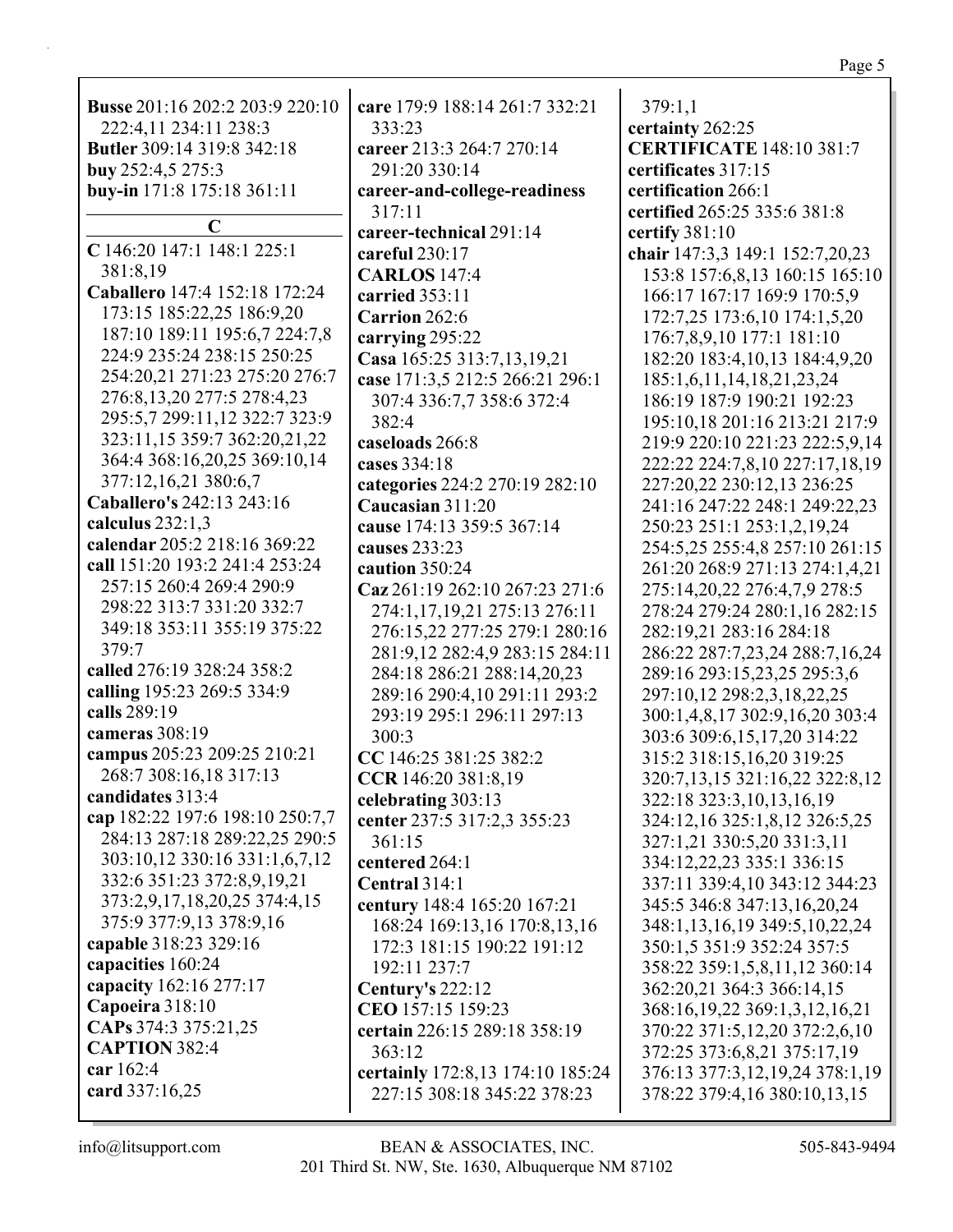**Busse** 201:16 202:2 203:9 220:10 222:4,11 234:11 238:3
**Butler** 309:14 319:8 342:18
**buy** 252:4,5 275:3
**buy-in** 171:8 175:18 361:11

## C

**C** 146:20 147:1 148:1 225:1 381:8,19
**Caballero** 147:4 152:18 172:24 173:15 185:22,25 186:9,20 187:10 189:11 195:6,7 224:7,8 224:9 235:24 238:15 250:25 254:20,21 271:23 275:20 276:7 276:8,13,20 277:5 278:4,23 295:5,7 299:11,12 322:7 323:9 323:11,15 359:7 362:20,21,22 364:4 368:16,20,25 369:10,14 377:12,16,21 380:6,7
**Caballero's** 242:13 243:16
**calculus** 232:1,3
**calendar** 205:2 218:16 369:22
**call** 151:20 193:2 241:4 253:24 257:15 260:4 269:4 290:9 298:22 313:7 331:20 332:7 349:18 353:11 355:19 375:22 379:7
**called** 276:19 328:24 358:2
**calling** 195:23 269:5 334:9
**calls** 289:19
**cameras** 308:19
**campus** 205:23 209:25 210:21 268:7 308:16,18 317:13
**candidates** 313:4
**cap** 182:22 197:6 198:10 250:7,7 284:13 287:18 289:22,25 290:5 303:10,12 330:16 331:1,6,7,12 332:6 351:23 372:8,9,19,21 373:2,9,17,18,20,25 374:4,15 375:9 377:9,13 378:9,16
**capable** 318:23 329:16
**capacities** 160:24
**capacity** 162:16 277:17
**Capoeira** 318:10
**CAPs** 374:3 375:21,25
**CAPTION** 382:4
**car** 162:4
**card** 337:16,25
**care** 179:9 188:14 261:7 332:21 333:23
**career** 213:3 264:7 270:14 291:20 330:14
**career-and-college-readiness** 317:11
**career-technical** 291:14
**careful** 230:17
**CARLOS** 147:4
**carried** 353:11
**Carrion** 262:6
**carrying** 295:22
**Casa** 165:25 313:7,13,19,21
**case** 171:3,5 212:5 266:21 296:1 307:4 336:7,7 358:6 372:4 382:4
**caseloads** 266:8
**cases** 334:18
**categories** 224:2 270:19 282:10
**Caucasian** 311:20
**cause** 174:13 359:5 367:14
**causes** 233:23
**caution** 350:24
**Caz** 261:19 262:10 267:23 271:6 274:1,17,19,21 275:13 276:11 276:15,22 277:25 279:1 280:16 281:9,12 282:4,9 283:15 284:11 284:18 286:21 288:14,20,23 289:16 290:4,10 291:11 293:2 293:19 295:1 296:11 297:13 300:3
**CC** 146:25 381:25 382:2
**CCR** 146:20 381:8,19
**celebrating** 303:13
**center** 237:5 317:2,3 355:23 361:15
**centered** 264:1
**Central** 314:1
**century** 148:4 165:20 167:21 168:24 169:13,16 170:8,13,16 172:3 181:15 190:22 191:12 192:11 237:7
**Century's** 222:12
**CEO** 157:15 159:23
**certain** 226:15 289:18 358:19 363:12
**certainly** 172:8,13 174:10 185:24 227:15 308:18 345:22 378:23
379:1,1
**certainty** 262:25
**CERTIFICATE** 148:10 381:7
**certificates** 317:15
**certification** 266:1
**certified** 265:25 335:6 381:8
**certify** 381:10
**chair** 147:3,3 149:1 152:7,20,23 153:8 157:6,8,13 160:15 165:10 166:17 167:17 169:9 170:5,9 172:7,25 173:6,10 174:1,5,20 176:7,8,9,10 177:1 181:10 182:20 183:4,10,13 184:4,9,20 185:1,6,11,14,18,21,23,24 186:19 187:9 190:21 192:23 195:10,18 201:16 213:21 217:9 219:9 220:10 221:23 222:5,9,14 222:22 224:7,8,10 227:17,18,19 227:20,22 230:12,13 236:25 241:16 247:22 248:1 249:22,23 250:23 251:1 253:1,2,19,24 254:5,25 255:4,8 257:10 261:15 261:20 268:9 271:13 274:1,4,21 275:14,20,22 276:4,7,9 278:5 278:24 279:24 280:1,16 282:15 282:19,21 283:16 284:18 286:22 287:7,23,24 288:7,16,24 289:16 293:15,23,25 295:3,6 297:10,12 298:2,3,18,22,25 300:1,4,8,17 302:9,16,20 303:4 303:6 309:6,15,17,20 314:22 315:2 318:15,16,20 319:25 320:7,13,15 321:16,22 322:8,12 322:18 323:3,10,13,16,19 324:12,16 325:1,8,12 326:5,25 327:1,21 330:5,20 331:3,11 334:12,22,23 335:1 336:15 337:11 339:4,10 343:12 344:23 345:5 346:8 347:13,16,20,24 348:1,13,16,19 349:5,10,22,24 350:1,5 351:9 352:24 357:5 358:22 359:1,5,8,11,12 360:14 362:20,21 364:3 366:14,15 368:16,19,22 369:1,3,12,16,21 370:22 371:5,12,20 372:2,6,10 372:25 373:6,8,21 375:17,19 376:13 377:3,12,19,24 378:1,19 378:22 379:4,16 380:10,13,15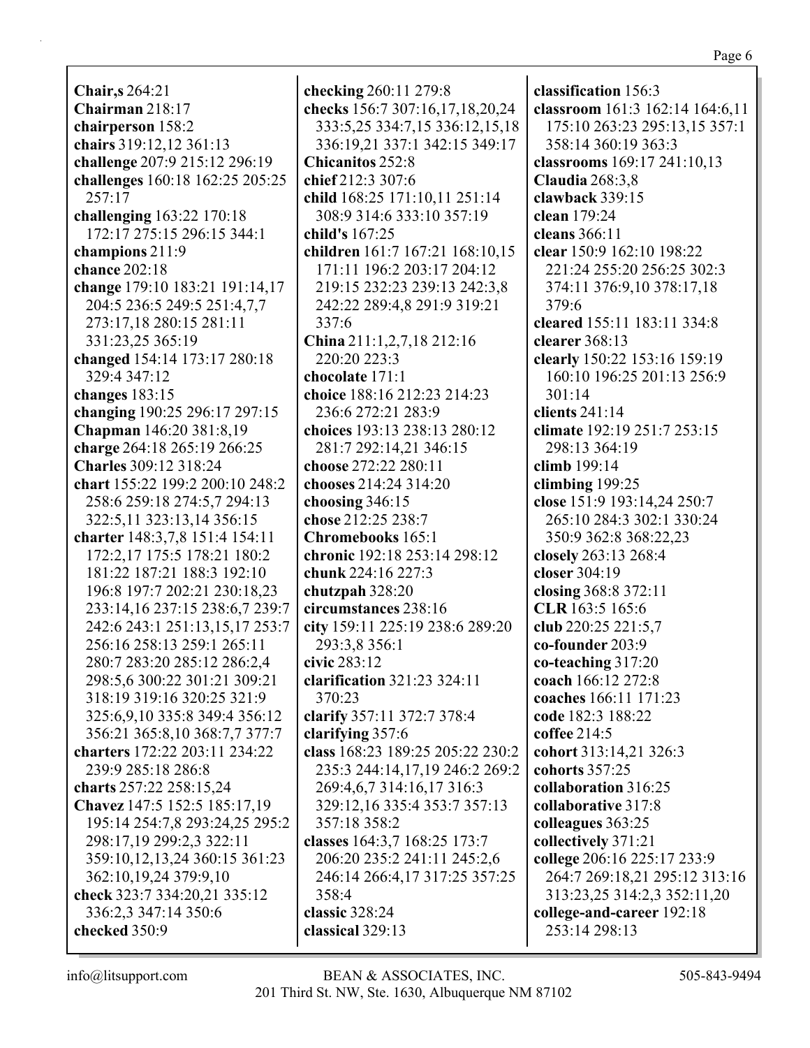**Chair,s** 264:21
**Chairman** 218:17
**chairperson** 158:2
**chairs** 319:12,12 361:13
**challenge** 207:9 215:12 296:19
**challenges** 160:18 162:25 205:25 257:17
**challenging** 163:22 170:18 172:17 275:15 296:15 344:1
**champions** 211:9
**chance** 202:18
**change** 179:10 183:21 191:14,17 204:5 236:5 249:5 251:4,7,7 273:17,18 280:15 281:11 331:23,25 365:19
**changed** 154:14 173:17 280:18 329:4 347:12
**changes** 183:15
**changing** 190:25 296:17 297:15
**Chapman** 146:20 381:8,19
**charge** 264:18 265:19 266:25
**Charles** 309:12 318:24
**chart** 155:22 199:2 200:10 248:2 258:6 259:18 274:5,7 294:13 322:5,11 323:13,14 356:15
**charter** 148:3,7,8 151:4 154:11 172:2,17 175:5 178:21 180:2 181:22 187:21 188:3 192:10 196:8 197:7 202:21 230:18,23 233:14,16 237:15 238:6,7 239:7 242:6 243:1 251:13,15,17 253:7 256:16 258:13 259:1 265:11 280:7 283:20 285:12 286:2,4 298:5,6 300:22 301:21 309:21 318:19 319:16 320:25 321:9 325:6,9,10 335:8 349:4 356:12 356:21 365:8,10 368:7,7 377:7
**charters** 172:22 203:11 234:22 239:9 285:18 286:8
**charts** 257:22 258:15,24
**Chavez** 147:5 152:5 185:17,19 195:14 254:7,8 293:24,25 295:2 298:17,19 299:2,3 322:11 359:10,12,13,24 360:15 361:23 362:10,19,24 379:9,10
**check** 323:7 334:20,21 335:12 336:2,3 347:14 350:6
**checked** 350:9
**checking** 260:11 279:8
**checks** 156:7 307:16,17,18,20,24 333:5,25 334:7,15 336:12,15,18 336:19,21 337:1 342:15 349:17
**Chicanitos** 252:8
**chief** 212:3 307:6
**child** 168:25 171:10,11 251:14 308:9 314:6 333:10 357:19
**child's** 167:25
**children** 161:7 167:21 168:10,15 171:11 196:2 203:17 204:12 219:15 232:23 239:13 242:3,8 242:22 289:4,8 291:9 319:21 337:6
**China** 211:1,2,7,18 212:16 220:20 223:3
**chocolate** 171:1
**choice** 188:16 212:23 214:23 236:6 272:21 283:9
**choices** 193:13 238:13 280:12 281:7 292:14,21 346:15
**choose** 272:22 280:11
**chooses** 214:24 314:20
**choosing** 346:15
**chose** 212:25 238:7
**Chromebooks** 165:1
**chronic** 192:18 253:14 298:12
**chunk** 224:16 227:3
**chutzpah** 328:20
**circumstances** 238:16
**city** 159:11 225:19 238:6 289:20 293:3,8 356:1
**civic** 283:12
**clarification** 321:23 324:11 370:23
**clarify** 357:11 372:7 378:4
**clarifying** 357:6
**class** 168:23 189:25 205:22 230:2 235:3 244:14,17,19 246:2 269:2 269:4,6,7 314:16,17 316:3 329:12,16 335:4 353:7 357:13 357:18 358:2
**classes** 164:3,7 168:25 173:7 206:20 235:2 241:11 245:2,6 246:14 266:4,17 317:25 357:25 358:4
**classic** 328:24
**classical** 329:13
**classification** 156:3
**classroom** 161:3 162:14 164:6,11 175:10 263:23 295:13,15 357:1 358:14 360:19 363:3
**classrooms** 169:17 241:10,13
**Claudia** 268:3,8
**clawback** 339:15
**clean** 179:24
**cleans** 366:11
**clear** 150:9 162:10 198:22 221:24 255:20 256:25 302:3 374:11 376:9,10 378:17,18 379:6
**cleared** 155:11 183:11 334:8
**clearer** 368:13
**clearly** 150:22 153:16 159:19 160:10 196:25 201:13 256:9 301:14
**clients** 241:14
**climate** 192:19 251:7 253:15 298:13 364:19
**climb** 199:14
**climbing** 199:25
**close** 151:9 193:14,24 250:7 265:10 284:3 302:1 330:24 350:9 362:8 368:22,23
**closely** 263:13 268:4
**closer** 304:19
**closing** 368:8 372:11
**CLR** 163:5 165:6
**club** 220:25 221:5,7
**co-founder** 203:9
**co-teaching** 317:20
**coach** 166:12 272:8
**coaches** 166:11 171:23
**code** 182:3 188:22
**coffee** 214:5
**cohort** 313:14,21 326:3
**cohorts** 357:25
**collaboration** 316:25
**collaborative** 317:8
**colleagues** 363:25
**collectively** 371:21
**college** 206:16 225:17 233:9 264:7 269:18,21 295:12 313:16 313:23,25 314:2,3 352:11,20
**college-and-career** 192:18 253:14 298:13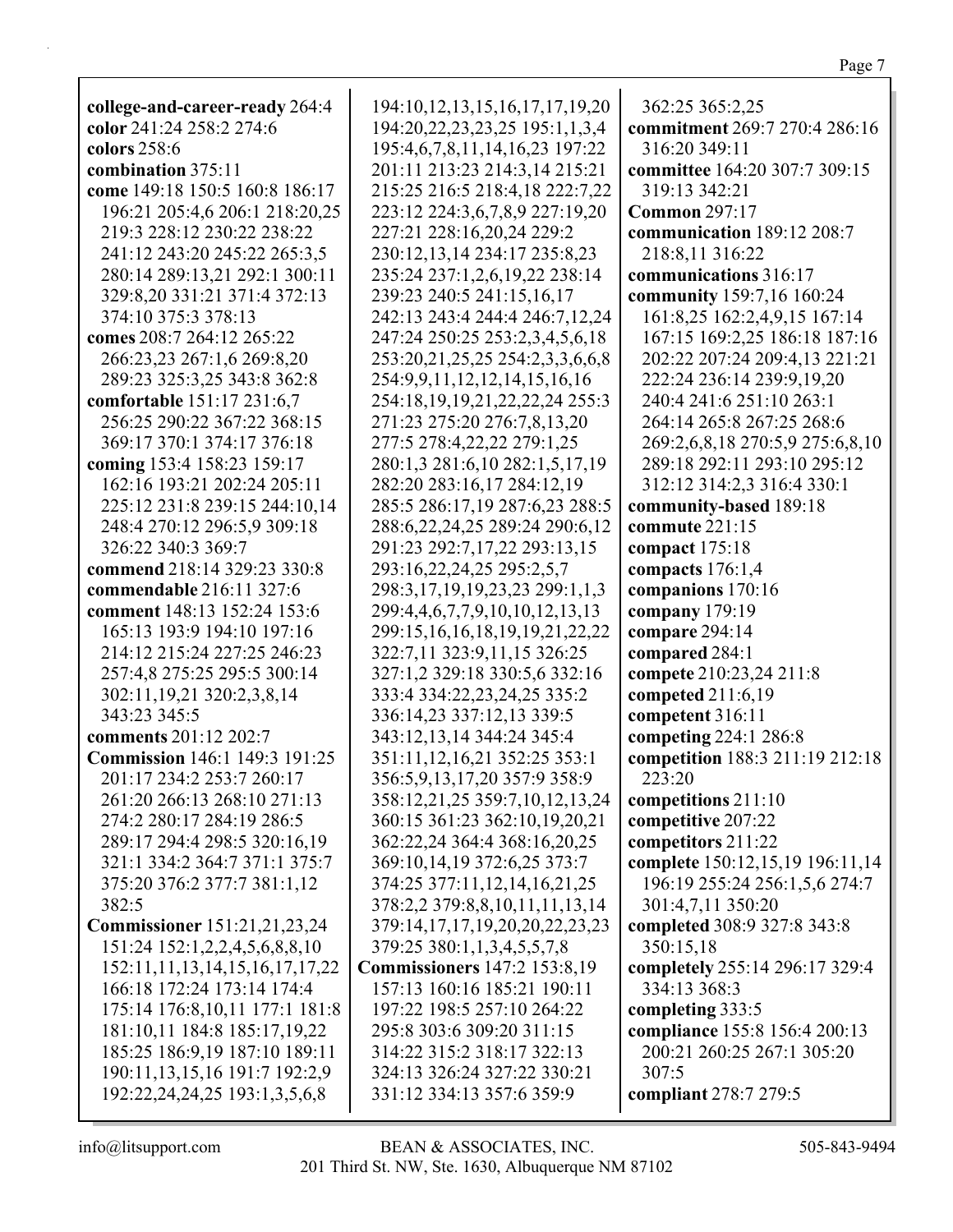**college-and-career-ready** 264:4
**color** 241:24 258:2 274:6
**colors** 258:6
**combination** 375:11
**come** 149:18 150:5 160:8 186:17 196:21 205:4,6 206:1 218:20,25 219:3 228:12 230:22 238:22 241:12 243:20 245:22 265:3,5 280:14 289:13,21 292:1 300:11 329:8,20 331:21 371:4 372:13 374:10 375:3 378:13
**comes** 208:7 264:12 265:22 266:23,23 267:1,6 269:8,20 289:23 325:3,25 343:8 362:8
**comfortable** 151:17 231:6,7 256:25 290:22 367:22 368:15 369:17 370:1 374:17 376:18
**coming** 153:4 158:23 159:17 162:16 193:21 202:24 205:11 225:12 231:8 239:15 244:10,14 248:4 270:12 296:5,9 309:18 326:22 340:3 369:7
**commend** 218:14 329:23 330:8
**commendable** 216:11 327:6
**comment** 148:13 152:24 153:6 165:13 193:9 194:10 197:16 214:12 215:24 227:25 246:23 257:4,8 275:25 295:5 300:14 302:11,19,21 320:2,3,8,14 343:23 345:5
**comments** 201:12 202:7
**Commission** 146:1 149:3 191:25 201:17 234:2 253:7 260:17 261:20 266:13 268:10 271:13 274:2 280:17 284:19 286:5 289:17 294:4 298:5 320:16,19 321:1 334:2 364:7 371:1 375:7 375:20 376:2 377:7 381:1,12 382:5
**Commissioner** 151:21,21,23,24 151:24 152:1,2,2,4,5,6,8,8,10 152:11,11,13,14,15,16,17,17,22 166:18 172:24 173:14 174:4 175:14 176:8,10,11 177:1 181:8 181:10,11 184:8 185:17,19,22 185:25 186:9,19 187:10 189:11 190:11,13,15,16 191:7 192:2,9 192:22,24,24,25 193:1,3,5,6,8 194:10,12,13,15,16,17,17,19,20 194:20,22,23,23,25 195:1,1,3,4 195:4,6,7,8,11,14,16,23 197:22 201:11 213:23 214:3,14 215:21 215:25 216:5 218:4,18 222:7,22 223:12 224:3,6,7,8,9 227:19,20 227:21 228:16,20,24 229:2 230:12,13,14 234:17 235:8,23 235:24 237:1,2,6,19,22 238:14 239:23 240:5 241:15,16,17 242:13 243:4 244:4 246:7,12,24 247:24 250:25 253:2,3,4,5,6,18 253:20,21,25,25 254:2,3,3,6,6,8 254:9,9,11,12,12,14,15,16,16 254:18,19,19,21,22,22,24 255:3 271:23 275:20 276:7,8,13,20 277:5 278:4,22,22 279:1,25 280:1,3 281:6,10 282:1,5,17,19 282:20 283:16,17 284:12,19 285:5 286:17,19 287:6,23 288:5 288:6,22,24,25 289:24 290:6,12 291:23 292:7,17,22 293:13,15 293:16,22,24,25 295:2,5,7 298:3,17,19,19,23,23 299:1,1,3 299:4,4,6,7,7,9,10,10,12,13,13 299:15,16,16,18,19,19,21,22,22 322:7,11 323:9,11,15 326:25 327:1,2 329:18 330:5,6 332:16 333:4 334:22,23,24,25 335:2 336:14,23 337:12,13 339:5 343:12,13,14 344:24 345:4 351:11,12,16,21 352:25 353:1 356:5,9,13,17,20 357:9 358:9 358:12,21,25 359:7,10,12,13,24 360:15 361:23 362:10,19,20,21 362:22,24 364:4 368:16,20,25 369:10,14,19 372:6,25 373:7 374:25 377:11,12,14,16,21,25 378:2,2 379:8,8,10,11,11,13,14 379:14,17,17,19,20,20,22,23,23 379:25 380:1,1,3,4,5,5,7,8
**Commissioners** 147:2 153:8,19 157:13 160:16 185:21 190:11 197:22 198:5 257:10 264:22 295:8 303:6 309:20 311:15 314:22 315:2 318:17 322:13 324:13 326:24 327:22 330:21 331:12 334:13 357:6 359:9 362:25 365:2,25
**commitment** 269:7 270:4 286:16 316:20 349:11
**committee** 164:20 307:7 309:15 319:13 342:21
**Common** 297:17
**communication** 189:12 208:7 218:8,11 316:22
**communications** 316:17
**community** 159:7,16 160:24 161:8,25 162:2,4,9,15 167:14 167:15 169:2,25 186:18 187:16 202:22 207:24 209:4,13 221:21 222:24 236:14 239:9,19,20 240:4 241:6 251:10 263:1 264:14 265:8 267:25 268:6 269:2,6,8,18 270:5,9 275:6,8,10 289:18 292:11 293:10 295:12 312:12 314:2,3 316:4 330:1
**community-based** 189:18
**commute** 221:15
**compact** 175:18
**compacts** 176:1,4
**companions** 170:16
**company** 179:19
**compare** 294:14
**compared** 284:1
**compete** 210:23,24 211:8
**competed** 211:6,19
**competent** 316:11
**competing** 224:1 286:8
**competition** 188:3 211:19 212:18 223:20
**competitions** 211:10
**competitive** 207:22
**competitors** 211:22
**complete** 150:12,15,19 196:11,14 196:19 255:24 256:1,5,6 274:7 301:4,7,11 350:20
**completed** 308:9 327:8 343:8 350:15,18
**completely** 255:14 296:17 329:4 334:13 368:3
**completing** 333:5
**compliance** 155:8 156:4 200:13 200:21 260:25 267:1 305:20 307:5
**compliant** 278:7 279:5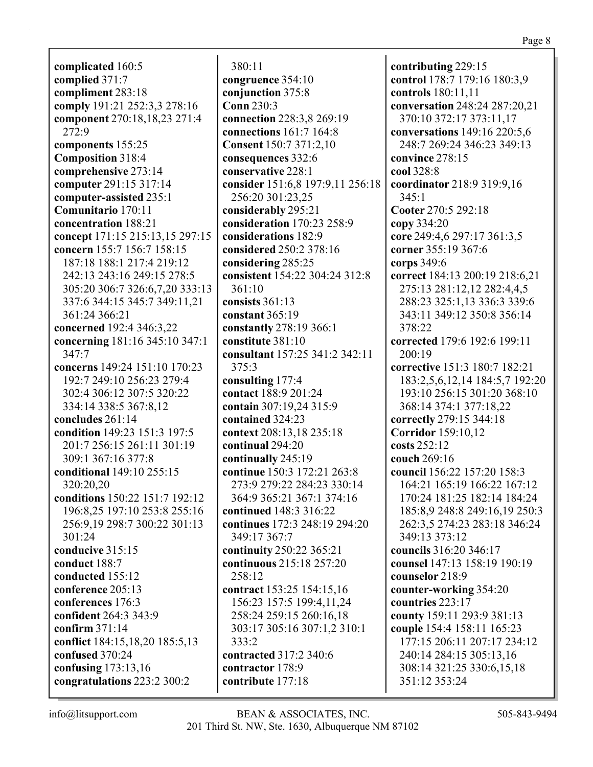**complicated** 160:5
**complied** 371:7
**compliment** 283:18
**comply** 191:21 252:3,3 278:16
**component** 270:18,18,23 271:4 272:9
**components** 155:25
**Composition** 318:4
**comprehensive** 273:14
**computer** 291:15 317:14
**computer-assisted** 235:1
**Comunitario** 170:11
**concentration** 188:21
**concept** 171:15 215:13,15 297:15
**concern** 155:7 156:7 158:15 187:18 188:1 217:4 219:12 242:13 243:16 249:15 278:5 305:20 306:7 326:6,7,20 333:13 337:6 344:15 345:7 349:11,21 361:24 366:21
**concerned** 192:4 346:3,22
**concerning** 181:16 345:10 347:1 347:7
**concerns** 149:24 151:10 170:23 192:7 249:10 256:23 279:4 302:4 306:12 307:5 320:22 334:14 338:5 367:8,12
**concludes** 261:14
**condition** 149:23 151:3 197:5 201:7 256:15 261:11 301:19 309:1 367:16 377:8
**conditional** 149:10 255:15 320:20,20
**conditions** 150:22 151:7 192:12 196:8,25 197:10 253:8 255:16 256:9,19 298:7 300:22 301:13 301:24
**conducive** 315:15
**conduct** 188:7
**conducted** 155:12
**conference** 205:13
**conferences** 176:3
**confident** 264:3 343:9
**confirm** 371:14
**conflict** 184:15,18,20 185:5,13
**confused** 370:24
**confusing** 173:13,16
**congratulations** 223:2 300:2 380:11
**congruence** 354:10
**conjunction** 375:8
**Conn** 230:3
**connection** 228:3,8 269:19
**connections** 161:7 164:8
**Consent** 150:7 371:2,10
**consequences** 332:6
**conservative** 228:1
**consider** 151:6,8 197:9,11 256:18 256:20 301:23,25
**considerably** 295:21
**consideration** 170:23 258:9
**considerations** 182:9
**considered** 250:2 378:16
**considering** 285:25
**consistent** 154:22 304:24 312:8 361:10
**consists** 361:13
**constant** 365:19
**constantly** 278:19 366:1
**constitute** 381:10
**consultant** 157:25 341:2 342:11 375:3
**consulting** 177:4
**contact** 188:9 201:24
**contain** 307:19,24 315:9
**contained** 324:23
**context** 208:13,18 235:18
**continual** 294:20
**continually** 245:19
**continue** 150:3 172:21 263:8 273:9 279:22 284:23 330:14 364:9 365:21 367:1 374:16
**continued** 148:3 316:22
**continues** 172:3 248:19 294:20 349:17 367:7
**continuity** 250:22 365:21
**continuous** 215:18 257:20 258:12
**contract** 153:25 154:15,16 156:23 157:5 199:4,11,24 258:24 259:15 260:16,18 303:17 305:16 307:1,2 310:1 333:2
**contracted** 317:2 340:6
**contractor** 178:9
**contribute** 177:18
**contributing** 229:15
**control** 178:7 179:16 180:3,9
**controls** 180:11,11
**conversation** 248:24 287:20,21 370:10 372:17 373:11,17
**conversations** 149:16 220:5,6 248:7 269:24 346:23 349:13
**convince** 278:15
**cool** 328:8
**coordinator** 218:9 319:9,16 345:1
**Cooter** 270:5 292:18
**copy** 334:20
**core** 249:4,6 297:17 361:3,5
**corner** 355:19 367:6
**corps** 349:6
**correct** 184:13 200:19 218:6,21 275:13 281:12,12 282:4,4,5 288:23 325:1,13 336:3 339:6 343:11 349:12 350:8 356:14 378:22
**corrected** 179:6 192:6 199:11 200:19
**corrective** 151:3 180:7 182:21 183:2,5,6,12,14 184:5,7 192:20 193:10 256:15 301:20 368:10 368:14 374:1 377:18,22
**correctly** 279:15 344:18
**Corridor** 159:10,12
**costs** 252:12
**couch** 269:16
**council** 156:22 157:20 158:3 164:21 165:19 166:22 167:12 170:24 181:25 182:14 184:24 185:8,9 248:8 249:16,19 250:3 262:3,5 274:23 283:18 346:24 349:13 373:12
**councils** 316:20 346:17
**counsel** 147:13 158:19 190:19
**counselor** 218:9
**counter-working** 354:20
**countries** 223:17
**county** 159:11 293:9 381:13
**couple** 154:4 158:11 165:23 177:15 206:11 207:17 234:12 240:14 284:15 305:13,16 308:14 321:25 330:6,15,18 351:12 353:24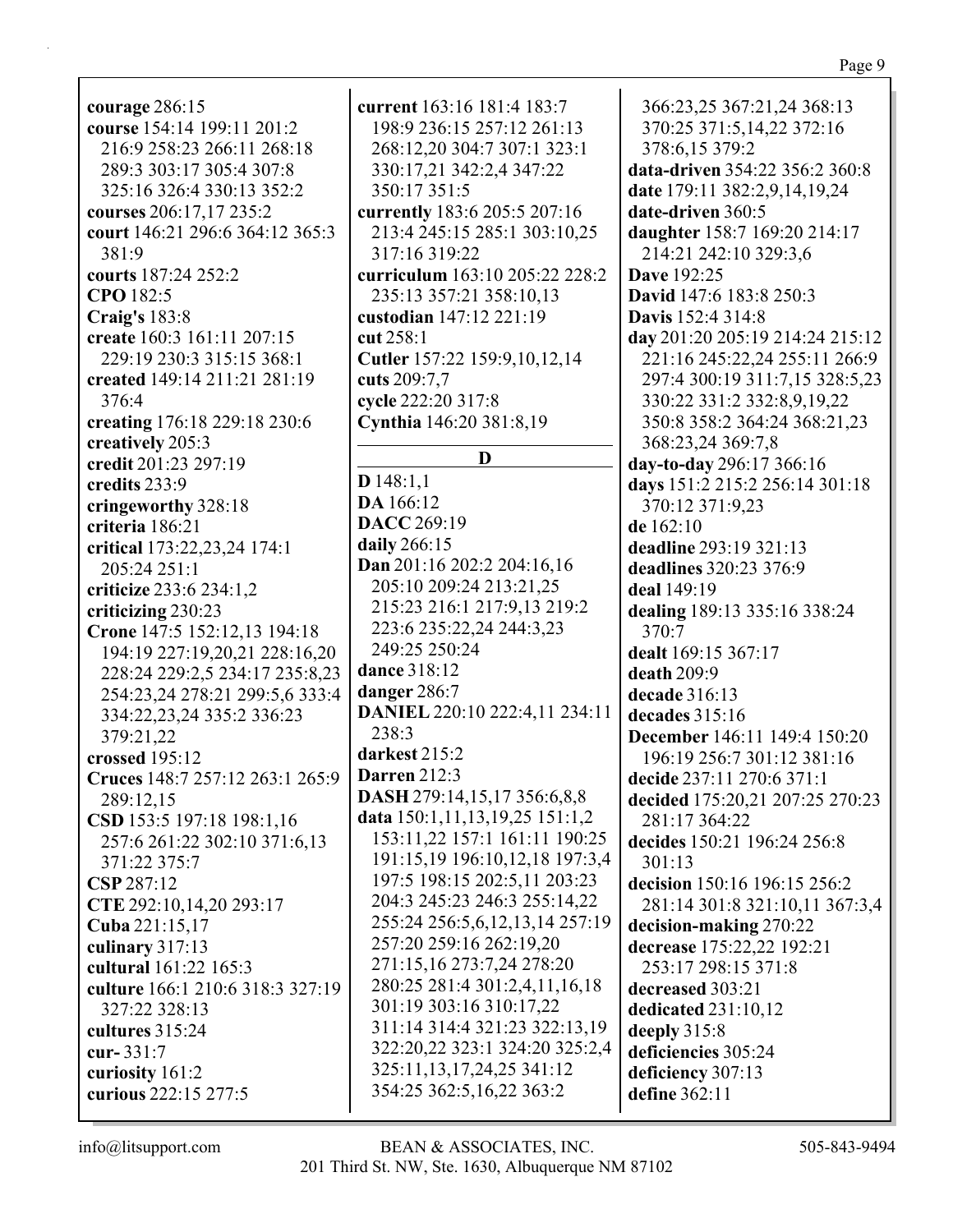**courage** 286:15
**course** 154:14 199:11 201:2 216:9 258:23 266:11 268:18 289:3 303:17 305:4 307:8 325:16 326:4 330:13 352:2
**courses** 206:17,17 235:2
**court** 146:21 296:6 364:12 365:3 381:9
**courts** 187:24 252:2
**CPO** 182:5
**Craig's** 183:8
**create** 160:3 161:11 207:15 229:19 230:3 315:15 368:1
**created** 149:14 211:21 281:19 376:4
**creating** 176:18 229:18 230:6
**creatively** 205:3
**credit** 201:23 297:19
**credits** 233:9
**cringeworthy** 328:18
**criteria** 186:21
**critical** 173:22,23,24 174:1 205:24 251:1
**criticize** 233:6 234:1,2
**criticizing** 230:23
**Crone** 147:5 152:12,13 194:18 194:19 227:19,20,21 228:16,20 228:24 229:2,5 234:17 235:8,23 254:23,24 278:21 299:5,6 333:4 334:22,23,24 335:2 336:23 379:21,22
**crossed** 195:12
**Cruces** 148:7 257:12 263:1 265:9 289:12,15
**CSD** 153:5 197:18 198:1,16 257:6 261:22 302:10 371:6,13 371:22 375:7
**CSP** 287:12
**CTE** 292:10,14,20 293:17
**Cuba** 221:15,17
**culinary** 317:13
**cultural** 161:22 165:3
**culture** 166:1 210:6 318:3 327:19 327:22 328:13
**cultures** 315:24
**cur-** 331:7
**curiosity** 161:2
**curious** 222:15 277:5
**current** 163:16 181:4 183:7 198:9 236:15 257:12 261:13 268:12,20 304:7 307:1 323:1 330:17,21 342:2,4 347:22 350:17 351:5
**currently** 183:6 205:5 207:16 213:4 245:15 285:1 303:10,25 317:16 319:22
**curriculum** 163:10 205:22 228:2 235:13 357:21 358:10,13
**custodian** 147:12 221:19
**cut** 258:1
**Cutler** 157:22 159:9,10,12,14
**cuts** 209:7,7
**cycle** 222:20 317:8
**Cynthia** 146:20 381:8,19

## D

**D** 148:1,1
**DA** 166:12
**DACC** 269:19
**daily** 266:15
**Dan** 201:16 202:2 204:16,16 205:10 209:24 213:21,25 215:23 216:1 217:9,13 219:2 223:6 235:22,24 244:3,23 249:25 250:24
**dance** 318:12
**danger** 286:7
**DANIEL** 220:10 222:4,11 234:11 238:3
**darkest** 215:2
**Darren** 212:3
**DASH** 279:14,15,17 356:6,8,8
**data** 150:1,11,13,19,25 151:1,2 153:11,22 157:1 161:11 190:25 191:15,19 196:10,12,18 197:3,4 197:5 198:15 202:5,11 203:23 204:3 245:23 246:3 255:14,22 255:24 256:5,6,12,13,14 257:19 257:20 259:16 262:19,20 271:15,16 273:7,24 278:20 280:25 281:4 301:2,4,11,16,18 301:19 303:16 310:17,22 311:14 314:4 321:23 322:13,19 322:20,22 323:1 324:20 325:2,4 325:11,13,17,24,25 341:12 354:25 362:5,16,22 363:2 366:23,25 367:21,24 368:13 370:25 371:5,14,22 372:16 378:6,15 379:2
**data-driven** 354:22 356:2 360:8
**date** 179:11 382:2,9,14,19,24
**date-driven** 360:5
**daughter** 158:7 169:20 214:17 214:21 242:10 329:3,6
**Dave** 192:25
**David** 147:6 183:8 250:3
**Davis** 152:4 314:8
**day** 201:20 205:19 214:24 215:12 221:16 245:22,24 255:11 266:9 297:4 300:19 311:7,15 328:5,23 330:22 331:2 332:8,9,19,22 350:8 358:2 364:24 368:21,23 368:23,24 369:7,8
**day-to-day** 296:17 366:16
**days** 151:2 215:2 256:14 301:18 370:12 371:9,23
**de** 162:10
**deadline** 293:19 321:13
**deadlines** 320:23 376:9
**deal** 149:19
**dealing** 189:13 335:16 338:24 370:7
**dealt** 169:15 367:17
**death** 209:9
**decade** 316:13
**decades** 315:16
**December** 146:11 149:4 150:20 196:19 256:7 301:12 381:16
**decide** 237:11 270:6 371:1
**decided** 175:20,21 207:25 270:23 281:17 364:22
**decides** 150:21 196:24 256:8 301:13
**decision** 150:16 196:15 256:2 281:14 301:8 321:10,11 367:3,4
**decision-making** 270:22
**decrease** 175:22,22 192:21 253:17 298:15 371:8
**decreased** 303:21
**dedicated** 231:10,12
**deeply** 315:8
**deficiencies** 305:24
**deficiency** 307:13
**define** 362:11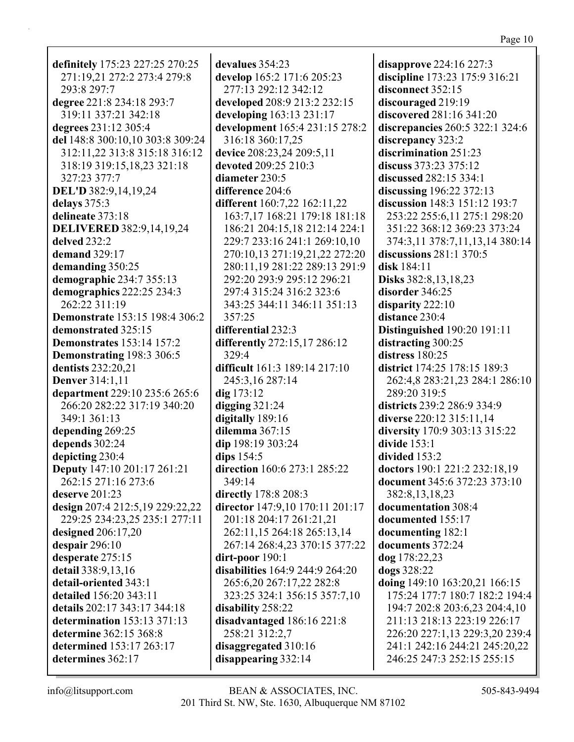**definitely** 175:23 227:25 270:25 271:19,21 272:2 273:4 279:8 293:8 297:7
**degree** 221:8 234:18 293:7 319:11 337:21 342:18
**degrees** 231:12 305:4
**del** 148:8 300:10,10 303:8 309:24 312:11,22 313:8 315:18 316:12 318:19 319:15,18,23 321:18 327:23 377:7
**DEL'D** 382:9,14,19,24
**delays** 375:3
**delineate** 373:18
**DELIVERED** 382:9,14,19,24
**delved** 232:2
**demand** 329:17
**demanding** 350:25
**demographic** 234:7 355:13
**demographics** 222:25 234:3 262:22 311:19
**Demonstrate** 153:15 198:4 306:2
**demonstrated** 325:15
**Demonstrates** 153:14 157:2
**Demonstrating** 198:3 306:5
**dentists** 232:20,21
**Denver** 314:1,11
**department** 229:10 235:6 265:6 266:20 282:22 317:19 340:20 349:1 361:13
**depending** 269:25
**depends** 302:24
**depicting** 230:4
**Deputy** 147:10 201:17 261:21 262:15 271:16 273:6
**deserve** 201:23
**design** 207:4 212:5,19 229:22,22 229:25 234:23,25 235:1 277:11
**designed** 206:17,20
**despair** 296:10
**desperate** 275:15
**detail** 338:9,13,16
**detail-oriented** 343:1
**detailed** 156:20 343:11
**details** 202:17 343:17 344:18
**determination** 153:13 371:13
**determine** 362:15 368:8
**determined** 153:17 263:17
**determines** 362:17
**devalues** 354:23
**develop** 165:2 171:6 205:23 277:13 292:12 342:12
**developed** 208:9 213:2 232:15
**developing** 163:13 231:17
**development** 165:4 231:15 278:2 316:18 360:17,25
**device** 208:23,24 209:5,11
**devoted** 209:25 210:3
**diameter** 230:5
**difference** 204:6
**different** 160:7,22 162:11,22 163:7,17 168:21 179:18 181:18 186:21 204:15,18 212:14 224:1 229:7 233:16 241:1 269:10,10 270:10,13 271:19,21,22 272:20 280:11,19 281:22 289:13 291:9 292:20 293:9 295:12 296:21 297:4 315:24 316:2 323:6 343:25 344:11 346:11 351:13 357:25
**differential** 232:3
**differently** 272:15,17 286:12 329:4
**difficult** 161:3 189:14 217:10 245:3,16 287:14
**dig** 173:12
**digging** 321:24
**digitally** 189:16
**dilemma** 367:15
**dip** 198:19 303:24
**dips** 154:5
**direction** 160:6 273:1 285:22 349:14
**directly** 178:8 208:3
**director** 147:9,10 170:11 201:17 201:18 204:17 261:21,21 262:11,15 264:18 265:13,14 267:14 268:4,23 370:15 377:22
**dirt-poor** 190:1
**disabilities** 164:9 244:9 264:20 265:6,20 267:17,22 282:8 323:25 324:1 356:15 357:7,10
**disability** 258:22
**disadvantaged** 186:16 221:8 258:21 312:2,7
**disaggregated** 310:16
**disappearing** 332:14
**disapprove** 224:16 227:3
**discipline** 173:23 175:9 316:21
**disconnect** 352:15
**discouraged** 219:19
**discovered** 281:16 341:20
**discrepancies** 260:5 322:1 324:6
**discrepancy** 323:2
**discrimination** 251:23
**discuss** 373:23 375:12
**discussed** 282:15 334:1
**discussing** 196:22 372:13
**discussion** 148:3 151:12 193:7 253:22 255:6,11 275:1 298:20 351:22 368:12 369:23 373:24 374:3,11 378:7,11,13,14 380:14
**discussions** 281:1 370:5
**disk** 184:11
**Disks** 382:8,13,18,23
**disorder** 346:25
**disparity** 222:10
**distance** 230:4
**Distinguished** 190:20 191:11
**distracting** 300:25
**distress** 180:25
**district** 174:25 178:15 189:3 262:4,8 283:21,23 284:1 286:10 289:20 319:5
**districts** 239:2 286:9 334:9
**diverse** 220:12 315:11,14
**diversity** 170:9 303:13 315:22
**divide** 153:1
**divided** 153:2
**doctors** 190:1 221:2 232:18,19
**document** 345:6 372:23 373:10 382:8,13,18,23
**documentation** 308:4
**documented** 155:17
**documenting** 182:1
**documents** 372:24
**dog** 178:22,23
**dogs** 328:22
**doing** 149:10 163:20,21 166:15 175:24 177:7 180:7 182:2 194:4 194:7 202:8 203:6,23 204:4,10 211:13 218:13 223:19 226:17 226:20 227:1,13 229:3,20 239:4 241:1 242:16 244:21 245:20,22 246:25 247:3 252:15 255:15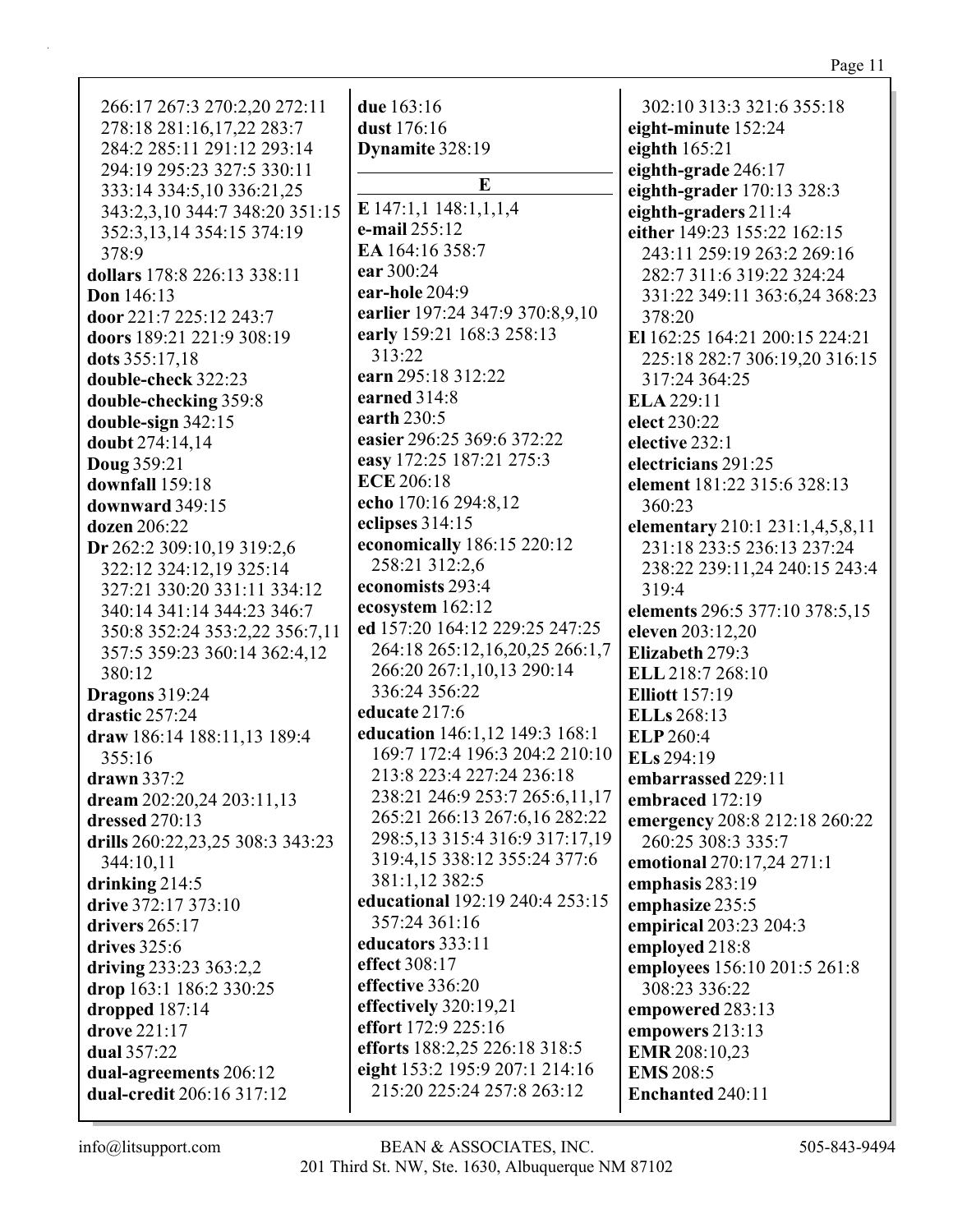266:17 267:3 270:2,20 272:11 278:18 281:16,17,22 283:7 284:2 285:11 291:12 293:14 294:19 295:23 327:5 330:11 333:14 334:5,10 336:21,25 343:2,3,10 344:7 348:20 351:15 352:3,13,14 354:15 374:19 378:9
**dollars** 178:8 226:13 338:11
**Don** 146:13
**door** 221:7 225:12 243:7
**doors** 189:21 221:9 308:19
**dots** 355:17,18
**double-check** 322:23
**double-checking** 359:8
**double-sign** 342:15
**doubt** 274:14,14
**Doug** 359:21
**downfall** 159:18
**downward** 349:15
**dozen** 206:22
**Dr** 262:2 309:10,19 319:2,6 322:12 324:12,19 325:14 327:21 330:20 331:11 334:12 340:14 341:14 344:23 346:7 350:8 352:24 353:2,22 356:7,11 357:5 359:23 360:14 362:4,12 380:12
**Dragons** 319:24
**drastic** 257:24
**draw** 186:14 188:11,13 189:4 355:16
**drawn** 337:2
**dream** 202:20,24 203:11,13
**dressed** 270:13
**drills** 260:22,23,25 308:3 343:23 344:10,11
**drinking** 214:5
**drive** 372:17 373:10
**drivers** 265:17
**drives** 325:6
**driving** 233:23 363:2,2
**drop** 163:1 186:2 330:25
**dropped** 187:14
**drove** 221:17
**dual** 357:22
**dual-agreements** 206:12
**dual-credit** 206:16 317:12
**due** 163:16
**dust** 176:16
**Dynamite** 328:19

## E

**E** 147:1,1 148:1,1,1,4
**e-mail** 255:12
**EA** 164:16 358:7
**ear** 300:24
**ear-hole** 204:9
**earlier** 197:24 347:9 370:8,9,10
**early** 159:21 168:3 258:13 313:22
**earn** 295:18 312:22
**earned** 314:8
**earth** 230:5
**easier** 296:25 369:6 372:22
**easy** 172:25 187:21 275:3
**ECE** 206:18
**echo** 170:16 294:8,12
**eclipses** 314:15
**economically** 186:15 220:12 258:21 312:2,6
**economists** 293:4
**ecosystem** 162:12
**ed** 157:20 164:12 229:25 247:25 264:18 265:12,16,20,25 266:1,7 266:20 267:1,10,13 290:14 336:24 356:22
**educate** 217:6
**education** 146:1,12 149:3 168:1 169:7 172:4 196:3 204:2 210:10 213:8 223:4 227:24 236:18 238:21 246:9 253:7 265:6,11,17 265:21 266:13 267:6,16 282:22 298:5,13 315:4 316:9 317:17,19 319:4,15 338:12 355:24 377:6 381:1,12 382:5
**educational** 192:19 240:4 253:15 357:24 361:16
**educators** 333:11
**effect** 308:17
**effective** 336:20
**effectively** 320:19,21
**effort** 172:9 225:16
**efforts** 188:2,25 226:18 318:5
**eight** 153:2 195:9 207:1 214:16 215:20 225:24 257:8 263:12 302:10 313:3 321:6 355:18
**eight-minute** 152:24
**eighth** 165:21
**eighth-grade** 246:17
**eighth-grader** 170:13 328:3
**eighth-graders** 211:4
**either** 149:23 155:22 162:15 243:11 259:19 263:2 269:16 282:7 311:6 319:22 324:24 331:22 349:11 363:6,24 368:23 378:20
**El** 162:25 164:21 200:15 224:21 225:18 282:7 306:19,20 316:15 317:24 364:25
**ELA** 229:11
**elect** 230:22
**elective** 232:1
**electricians** 291:25
**element** 181:22 315:6 328:13 360:23
**elementary** 210:1 231:1,4,5,8,11 231:18 233:5 236:13 237:24 238:22 239:11,24 240:15 243:4 319:4
**elements** 296:5 377:10 378:5,15
**eleven** 203:12,20
**Elizabeth** 279:3
**ELL** 218:7 268:10
**Elliott** 157:19
**ELLs** 268:13
**ELP** 260:4
**ELs** 294:19
**embarrassed** 229:11
**embraced** 172:19
**emergency** 208:8 212:18 260:22 260:25 308:3 335:7
**emotional** 270:17,24 271:1
**emphasis** 283:19
**emphasize** 235:5
**empirical** 203:23 204:3
**employed** 218:8
**employees** 156:10 201:5 261:8 308:23 336:22
**empowered** 283:13
**empowers** 213:13
**EMR** 208:10,23
**EMS** 208:5
**Enchanted** 240:11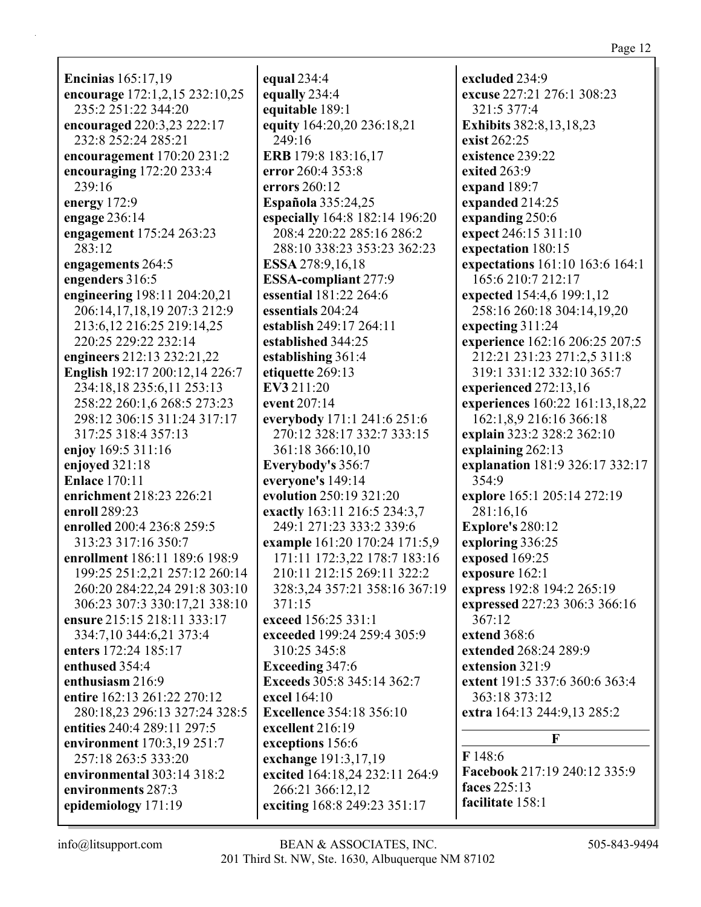**Encinias** 165:17,19
**encourage** 172:1,2,15 232:10,25 235:2 251:22 344:20
**encouraged** 220:3,23 222:17 232:8 252:24 285:21
**encouragement** 170:20 231:2
**encouraging** 172:20 233:4 239:16
**energy** 172:9
**engage** 236:14
**engagement** 175:24 263:23 283:12
**engagements** 264:5
**engenders** 316:5
**engineering** 198:11 204:20,21 206:14,17,18,19 207:3 212:9 213:6,12 216:25 219:14,25 220:25 229:22 232:14
**engineers** 212:13 232:21,22
**English** 192:17 200:12,14 226:7 234:18,18 235:6,11 253:13 258:22 260:1,6 268:5 273:23 298:12 306:15 311:24 317:17 317:25 318:4 357:13
**enjoy** 169:5 311:16
**enjoyed** 321:18
**Enlace** 170:11
**enrichment** 218:23 226:21
**enroll** 289:23
**enrolled** 200:4 236:8 259:5 313:23 317:16 350:7
**enrollment** 186:11 189:6 198:9 199:25 251:2,21 257:12 260:14 260:20 284:22,24 291:8 303:10 306:23 307:3 330:17,21 338:10
**ensure** 215:15 218:11 333:17 334:7,10 344:6,21 373:4
**enters** 172:24 185:17
**enthused** 354:4
**enthusiasm** 216:9
**entire** 162:13 261:22 270:12 280:18,23 296:13 327:24 328:5
**entities** 240:4 289:11 297:5
**environment** 170:3,19 251:7 257:18 263:5 333:20
**environmental** 303:14 318:2
**environments** 287:3
**epidemiology** 171:19
**equal** 234:4
**equally** 234:4
**equitable** 189:1
**equity** 164:20,20 236:18,21 249:16
**ERB** 179:8 183:16,17
**error** 260:4 353:8
**errors** 260:12
**Española** 335:24,25
**especially** 164:8 182:14 196:20 208:4 220:22 285:16 286:2 288:10 338:23 353:23 362:23
**ESSA** 278:9,16,18
**ESSA-compliant** 277:9
**essential** 181:22 264:6
**essentials** 204:24
**establish** 249:17 264:11
**established** 344:25
**establishing** 361:4
**etiquette** 269:13
**EV3** 211:20
**event** 207:14
**everybody** 171:1 241:6 251:6 270:12 328:17 332:7 333:15 361:18 366:10,10
**Everybody's** 356:7
**everyone's** 149:14
**evolution** 250:19 321:20
**exactly** 163:11 216:5 234:3,7 249:1 271:23 333:2 339:6
**example** 161:20 170:24 171:5,9 171:11 172:3,22 178:7 183:16 210:11 212:15 269:11 322:2 328:3,24 357:21 358:16 367:19 371:15
**exceed** 156:25 331:1
**exceeded** 199:24 259:4 305:9 310:25 345:8
**Exceeding** 347:6
**Exceeds** 305:8 345:14 362:7
**excel** 164:10
**Excellence** 354:18 356:10
**excellent** 216:19
**exceptions** 156:6
**exchange** 191:3,17,19
**excited** 164:18,24 232:11 264:9 266:21 366:12,12
**exciting** 168:8 249:23 351:17
**excluded** 234:9
**excuse** 227:21 276:1 308:23 321:5 377:4
**Exhibits** 382:8,13,18,23
**exist** 262:25
**existence** 239:22
**exited** 263:9
**expand** 189:7
**expanded** 214:25
**expanding** 250:6
**expect** 246:15 311:10
**expectation** 180:15
**expectations** 161:10 163:6 164:1 165:6 210:7 212:17
**expected** 154:4,6 199:1,12 258:16 260:18 304:14,19,20
**expecting** 311:24
**experience** 162:16 206:25 207:5 212:21 231:23 271:2,5 311:8 319:1 331:12 332:10 365:7
**experienced** 272:13,16
**experiences** 160:22 161:13,18,22 162:1,8,9 216:16 366:18
**explain** 323:2 328:2 362:10
**explaining** 262:13
**explanation** 181:9 326:17 332:17 354:9
**explore** 165:1 205:14 272:19 281:16,16
**Explore's** 280:12
**exploring** 336:25
**exposed** 169:25
**exposure** 162:1
**express** 192:8 194:2 265:19
**expressed** 227:23 306:3 366:16 367:12
**extend** 368:6
**extended** 268:24 289:9
**extension** 321:9
**extent** 191:5 337:6 360:6 363:4 363:18 373:12
**extra** 164:13 244:9,13 285:2

## F

**F** 148:6
**Facebook** 217:19 240:12 335:9
**faces** 225:13
**facilitate** 158:1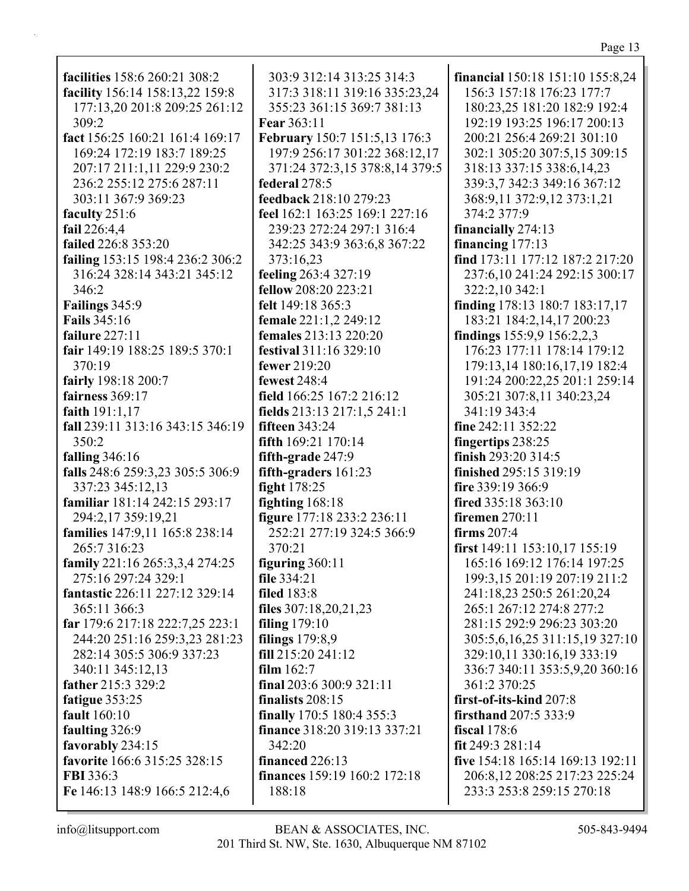**facilities** 158:6 260:21 308:2
**facility** 156:14 158:13,22 159:8 177:13,20 201:8 209:25 261:12 309:2
**fact** 156:25 160:21 161:4 169:17 169:24 172:19 183:7 189:25 207:17 211:1,11 229:9 230:2 236:2 255:12 275:6 287:11 303:11 367:9 369:23
**faculty** 251:6
**fail** 226:4,4
**failed** 226:8 353:20
**failing** 153:15 198:4 236:2 306:2 316:24 328:14 343:21 345:12 346:2
**Failings** 345:9
**Fails** 345:16
**failure** 227:11
**fair** 149:19 188:25 189:5 370:1 370:19
**fairly** 198:18 200:7
**fairness** 369:17
**faith** 191:1,17
**fall** 239:11 313:16 343:15 346:19 350:2
**falling** 346:16
**falls** 248:6 259:3,23 305:5 306:9 337:23 345:12,13
**familiar** 181:14 242:15 293:17 294:2,17 359:19,21
**families** 147:9,11 165:8 238:14 265:7 316:23
**family** 221:16 265:3,3,4 274:25 275:16 297:24 329:1
**fantastic** 226:11 227:12 329:14 365:11 366:3
**far** 179:6 217:18 222:7,25 223:1 244:20 251:16 259:3,23 281:23 282:14 305:5 306:9 337:23 340:11 345:12,13
**father** 215:3 329:2
**fatigue** 353:25
**fault** 160:10
**faulting** 326:9
**favorably** 234:15
**favorite** 166:6 315:25 328:15
**FBI** 336:3
**Fe** 146:13 148:9 166:5 212:4,6 303:9 312:14 313:25 314:3 317:3 318:11 319:16 335:23,24 355:23 361:15 369:7 381:13
**Fear** 363:11
**February** 150:7 151:5,13 176:3 197:9 256:17 301:22 368:12,17 371:24 372:3,15 378:8,14 379:5
**federal** 278:5
**feedback** 218:10 279:23
**feel** 162:1 163:25 169:1 227:16 239:23 272:24 297:1 316:4 342:25 343:9 363:6,8 367:22 373:16,23
**feeling** 263:4 327:19
**fellow** 208:20 223:21
**felt** 149:18 365:3
**female** 221:1,2 249:12
**females** 213:13 220:20
**festival** 311:16 329:10
**fewer** 219:20
**fewest** 248:4
**field** 166:25 167:2 216:12
**fields** 213:13 217:1,5 241:1
**fifteen** 343:24
**fifth** 169:21 170:14
**fifth-grade** 247:9
**fifth-graders** 161:23
**fight** 178:25
**fighting** 168:18
**figure** 177:18 233:2 236:11 252:21 277:19 324:5 366:9 370:21
**figuring** 360:11
**file** 334:21
**filed** 183:8
**files** 307:18,20,21,23
**filing** 179:10
**filings** 179:8,9
**fill** 215:20 241:12
**film** 162:7
**final** 203:6 300:9 321:11
**finalists** 208:15
**finally** 170:5 180:4 355:3
**finance** 318:20 319:13 337:21 342:20
**financed** 226:13
**finances** 159:19 160:2 172:18 188:18
**financial** 150:18 151:10 155:8,24 156:3 157:18 176:23 177:7 180:23,25 181:20 182:9 192:4 192:19 193:25 196:17 200:13 200:21 256:4 269:21 301:10 302:1 305:20 307:5,15 309:15 318:13 337:15 338:6,14,23 339:3,7 342:3 349:16 367:12 368:9,11 372:9,12 373:1,21 374:2 377:9
**financially** 274:13
**financing** 177:13
**find** 173:11 177:12 187:2 217:20 237:6,10 241:24 292:15 300:17 322:2,10 342:1
**finding** 178:13 180:7 183:17,17 183:21 184:2,14,17 200:23
**findings** 155:9,9 156:2,2,3 176:23 177:11 178:14 179:12 179:13,14 180:16,17,19 182:4 191:24 200:22,25 201:1 259:14 305:21 307:8,11 340:23,24 341:19 343:4
**fine** 242:11 352:22
**fingertips** 238:25
**finish** 293:20 314:5
**finished** 295:15 319:19
**fire** 339:19 366:9
**fired** 335:18 363:10
**firemen** 270:11
**firms** 207:4
**first** 149:11 153:10,17 155:19 165:16 169:12 176:14 197:25 199:3,15 201:19 207:19 211:2 241:18,23 250:5 261:20,24 265:1 267:12 274:8 277:2 281:15 292:9 296:23 303:20 305:5,6,16,25 311:15,19 327:10 329:10,11 330:16,19 333:19 336:7 340:11 353:5,9,20 360:16 361:2 370:25
**first-of-its-kind** 207:8
**firsthand** 207:5 333:9
**fiscal** 178:6
**fit** 249:3 281:14
**five** 154:18 165:14 169:13 192:11 206:8,12 208:25 217:23 225:24 233:3 253:8 259:15 270:18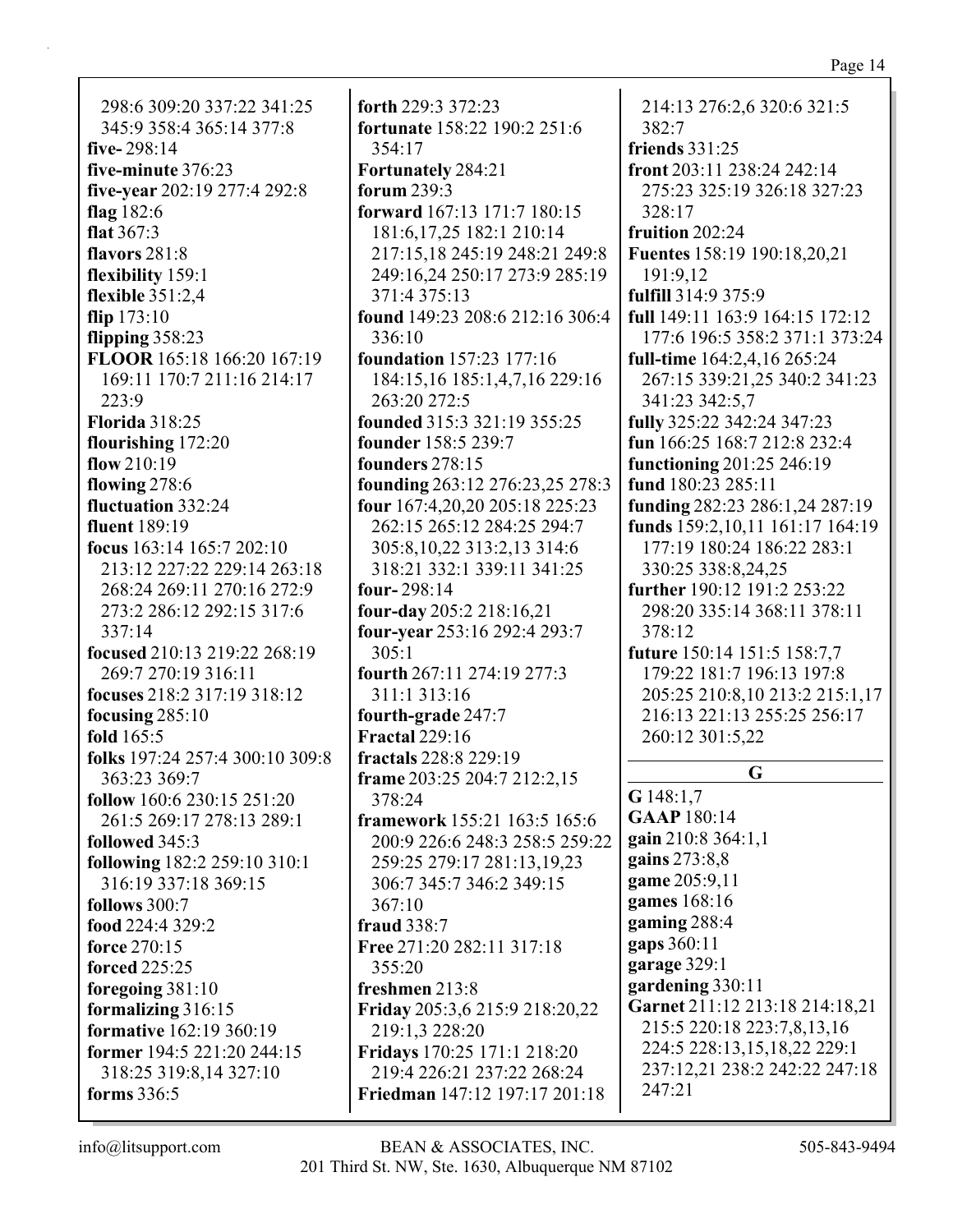298:6 309:20 337:22 341:25 345:9 358:4 365:14 377:8
**five-** 298:14
**five-minute** 376:23
**five-year** 202:19 277:4 292:8
**flag** 182:6
**flat** 367:3
**flavors** 281:8
**flexibility** 159:1
**flexible** 351:2,4
**flip** 173:10
**flipping** 358:23
**FLOOR** 165:18 166:20 167:19 169:11 170:7 211:16 214:17 223:9
**Florida** 318:25
**flourishing** 172:20
**flow** 210:19
**flowing** 278:6
**fluctuation** 332:24
**fluent** 189:19
**focus** 163:14 165:7 202:10 213:12 227:22 229:14 263:18 268:24 269:11 270:16 272:9 273:2 286:12 292:15 317:6 337:14
**focused** 210:13 219:22 268:19 269:7 270:19 316:11
**focuses** 218:2 317:19 318:12
**focusing** 285:10
**fold** 165:5
**folks** 197:24 257:4 300:10 309:8 363:23 369:7
**follow** 160:6 230:15 251:20 261:5 269:17 278:13 289:1
**followed** 345:3
**following** 182:2 259:10 310:1 316:19 337:18 369:15
**follows** 300:7
**food** 224:4 329:2
**force** 270:15
**forced** 225:25
**foregoing** 381:10
**formalizing** 316:15
**formative** 162:19 360:19
**former** 194:5 221:20 244:15 318:25 319:8,14 327:10
**forms** 336:5
**forth** 229:3 372:23
**fortunate** 158:22 190:2 251:6 354:17
**Fortunately** 284:21
**forum** 239:3
**forward** 167:13 171:7 180:15 181:6,17,25 182:1 210:14 217:15,18 245:19 248:21 249:8 249:16,24 250:17 273:9 285:19 371:4 375:13
**found** 149:23 208:6 212:16 306:4 336:10
**foundation** 157:23 177:16 184:15,16 185:1,4,7,16 229:16 263:20 272:5
**founded** 315:3 321:19 355:25
**founder** 158:5 239:7
**founders** 278:15
**founding** 263:12 276:23,25 278:3
**four** 167:4,20,20 205:18 225:23 262:15 265:12 284:25 294:7 305:8,10,22 313:2,13 314:6 318:21 332:1 339:11 341:25
**four-** 298:14
**four-day** 205:2 218:16,21
**four-year** 253:16 292:4 293:7 305:1
**fourth** 267:11 274:19 277:3 311:1 313:16
**fourth-grade** 247:7
**Fractal** 229:16
**fractals** 228:8 229:19
**frame** 203:25 204:7 212:2,15 378:24
**framework** 155:21 163:5 165:6 200:9 226:6 248:3 258:5 259:22 259:25 279:17 281:13,19,23 306:7 345:7 346:2 349:15 367:10
**fraud** 338:7
**Free** 271:20 282:11 317:18 355:20
**freshmen** 213:8
**Friday** 205:3,6 215:9 218:20,22 219:1,3 228:20
**Fridays** 170:25 171:1 218:20 219:4 226:21 237:22 268:24
**Friedman** 147:12 197:17 201:18 214:13 276:2,6 320:6 321:5 382:7
**friends** 331:25
**front** 203:11 238:24 242:14 275:23 325:19 326:18 327:23 328:17
**fruition** 202:24
**Fuentes** 158:19 190:18,20,21 191:9,12
**fulfill** 314:9 375:9
**full** 149:11 163:9 164:15 172:12 177:6 196:5 358:2 371:1 373:24
**full-time** 164:2,4,16 265:24 267:15 339:21,25 340:2 341:23 341:23 342:5,7
**fully** 325:22 342:24 347:23
**fun** 166:25 168:7 212:8 232:4
**functioning** 201:25 246:19
**fund** 180:23 285:11
**funding** 282:23 286:1,24 287:19
**funds** 159:2,10,11 161:17 164:19 177:19 180:24 186:22 283:1 330:25 338:8,24,25
**further** 190:12 191:2 253:22 298:20 335:14 368:11 378:11 378:12
**future** 150:14 151:5 158:7,7 179:22 181:7 196:13 197:8 205:25 210:8,10 213:2 215:1,17 216:13 221:13 255:25 256:17 260:12 301:5,22

## G

**G** 148:1,7
**GAAP** 180:14
**gain** 210:8 364:1,1
**gains** 273:8,8
**game** 205:9,11
**games** 168:16
**gaming** 288:4
**gaps** 360:11
**garage** 329:1
**gardening** 330:11
**Garnet** 211:12 213:18 214:18,21 215:5 220:18 223:7,8,13,16 224:5 228:13,15,18,22 229:1 237:12,21 238:2 242:22 247:18 247:21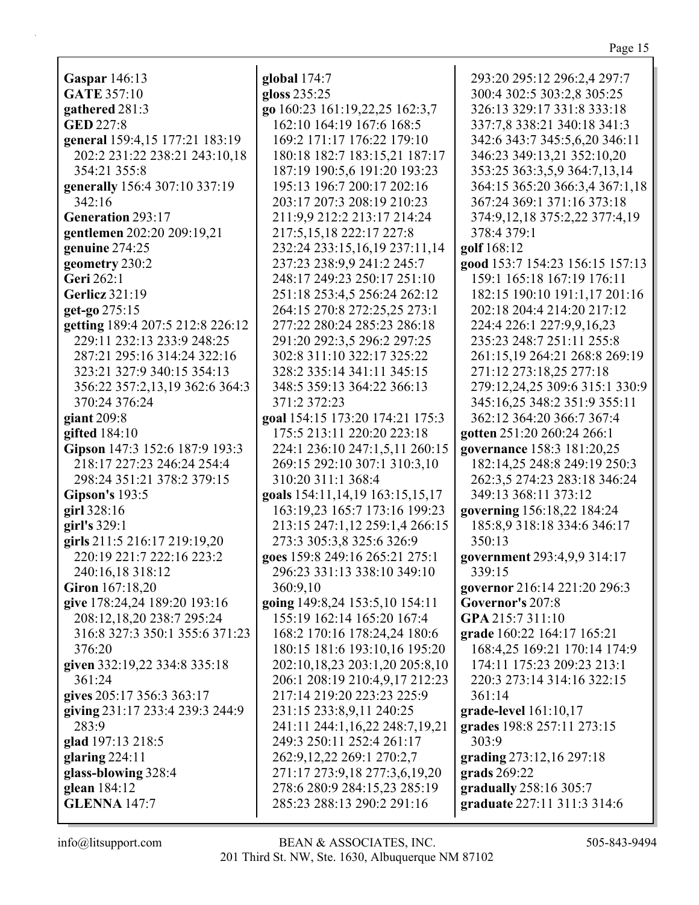**Gaspar** 146:13
**GATE** 357:10
**gathered** 281:3
**GED** 227:8
**general** 159:4,15 177:21 183:19 202:2 231:22 238:21 243:10,18 354:21 355:8
**generally** 156:4 307:10 337:19 342:16
**Generation** 293:17
**gentlemen** 202:20 209:19,21
**genuine** 274:25
**geometry** 230:2
**Geri** 262:1
**Gerlicz** 321:19
**get-go** 275:15
**getting** 189:4 207:5 212:8 226:12 229:11 232:13 233:9 248:25 287:21 295:16 314:24 322:16 323:21 327:9 340:15 354:13 356:22 357:2,13,19 362:6 364:3 370:24 376:24
**giant** 209:8
**gifted** 184:10
**Gipson** 147:3 152:6 187:9 193:3 218:17 227:23 246:24 254:4 298:24 351:21 378:2 379:15
**Gipson's** 193:5
**girl** 328:16
**girl's** 329:1
**girls** 211:5 216:17 219:19,20 220:19 221:7 222:16 223:2 240:16,18 318:12
**Giron** 167:18,20
**give** 178:24,24 189:20 193:16 208:12,18,20 238:7 295:24 316:8 327:3 350:1 355:6 371:23 376:20
**given** 332:19,22 334:8 335:18 361:24
**gives** 205:17 356:3 363:17
**giving** 231:17 233:4 239:3 244:9 283:9
**glad** 197:13 218:5
**glaring** 224:11
**glass-blowing** 328:4
**glean** 184:12
**GLENNA** 147:7
**global** 174:7
**gloss** 235:25
**go** 160:23 161:19,22,25 162:3,7 162:10 164:19 167:6 168:5 169:2 171:17 176:22 179:10 180:18 182:7 183:15,21 187:17 187:19 190:5,6 191:20 193:23 195:13 196:7 200:17 202:16 203:17 207:3 208:19 210:23 211:9,9 212:2 213:17 214:24 217:5,15,18 222:17 227:8 232:24 233:15,16,19 237:11,14 237:23 238:9,9 241:2 245:7 248:17 249:23 250:17 251:10 251:18 253:4,5 256:24 262:12 264:15 270:8 272:25,25 273:1 277:22 280:24 285:23 286:18 291:20 292:3,5 296:2 297:25 302:8 311:10 322:17 325:22 328:2 335:14 341:11 345:15 348:5 359:13 364:22 366:13 371:2 372:23
**goal** 154:15 173:20 174:21 175:3 175:5 213:11 220:20 223:18 224:1 236:10 247:1,5,11 260:15 269:15 292:10 307:1 310:3,10 310:20 311:1 368:4
**goals** 154:11,14,19 163:15,15,17 163:19,23 165:7 173:16 199:23 213:15 247:1,12 259:1,4 266:15 273:3 305:3,8 325:6 326:9
**goes** 159:8 249:16 265:21 275:1 296:23 331:13 338:10 349:10 360:9,10
**going** 149:8,24 153:5,10 154:11 155:19 162:14 165:20 167:4 168:2 170:16 178:24,24 180:6 180:15 181:6 193:10,16 195:20 202:10,18,23 203:1,20 205:8,10 206:1 208:19 210:4,9,17 212:23 217:14 219:20 223:23 225:9 231:15 233:8,9,11 240:25 241:11 244:1,16,22 248:7,19,21 249:3 250:11 252:4 261:17 262:9,12,22 269:1 270:2,7 271:17 273:9,18 277:3,6,19,20 278:6 280:9 284:15,23 285:19 285:23 288:13 290:2 291:16 293:20 295:12 296:2,4 297:7 300:4 302:5 303:2,8 305:25 326:13 329:17 331:8 333:18 337:7,8 338:21 340:18 341:3 342:6 343:7 345:5,6,20 346:11 346:23 349:13,21 352:10,20 353:25 363:3,5,9 364:7,13,14 364:15 365:20 366:3,4 367:1,18 367:24 369:1 371:16 373:18 374:9,12,18 375:2,22 377:4,19 378:4 379:1
**golf** 168:12
**good** 153:7 154:23 156:15 157:13 159:1 165:18 167:19 176:11 182:15 190:10 191:1,17 201:16 202:18 204:4 214:20 217:12 224:4 226:1 227:9,9,16,23 235:23 248:7 251:11 255:8 261:15,19 264:21 268:8 269:19 271:12 273:18,25 277:18 279:12,24,25 309:6 315:1 330:9 345:16,25 348:2 351:9 355:11 362:12 364:20 366:7 367:4
**gotten** 251:20 260:24 266:1
**governance** 158:3 181:20,25 182:14,25 248:8 249:19 250:3 262:3,5 274:23 283:18 346:24 349:13 368:11 373:12
**governing** 156:18,22 184:24 185:8,9 318:18 334:6 346:17 350:13
**government** 293:4,9,9 314:17 339:15
**governor** 216:14 221:20 296:3
**Governor's** 207:8
**GPA** 215:7 311:10
**grade** 160:22 164:17 165:21 168:4,25 169:21 170:14 174:9 174:11 175:23 209:23 213:1 220:3 273:14 314:16 322:15 361:14
**grade-level** 161:10,17
**grades** 198:8 257:11 273:15 303:9
**grading** 273:12,16 297:18
**grads** 269:22
**gradually** 258:16 305:7
**graduate** 227:11 311:3 314:6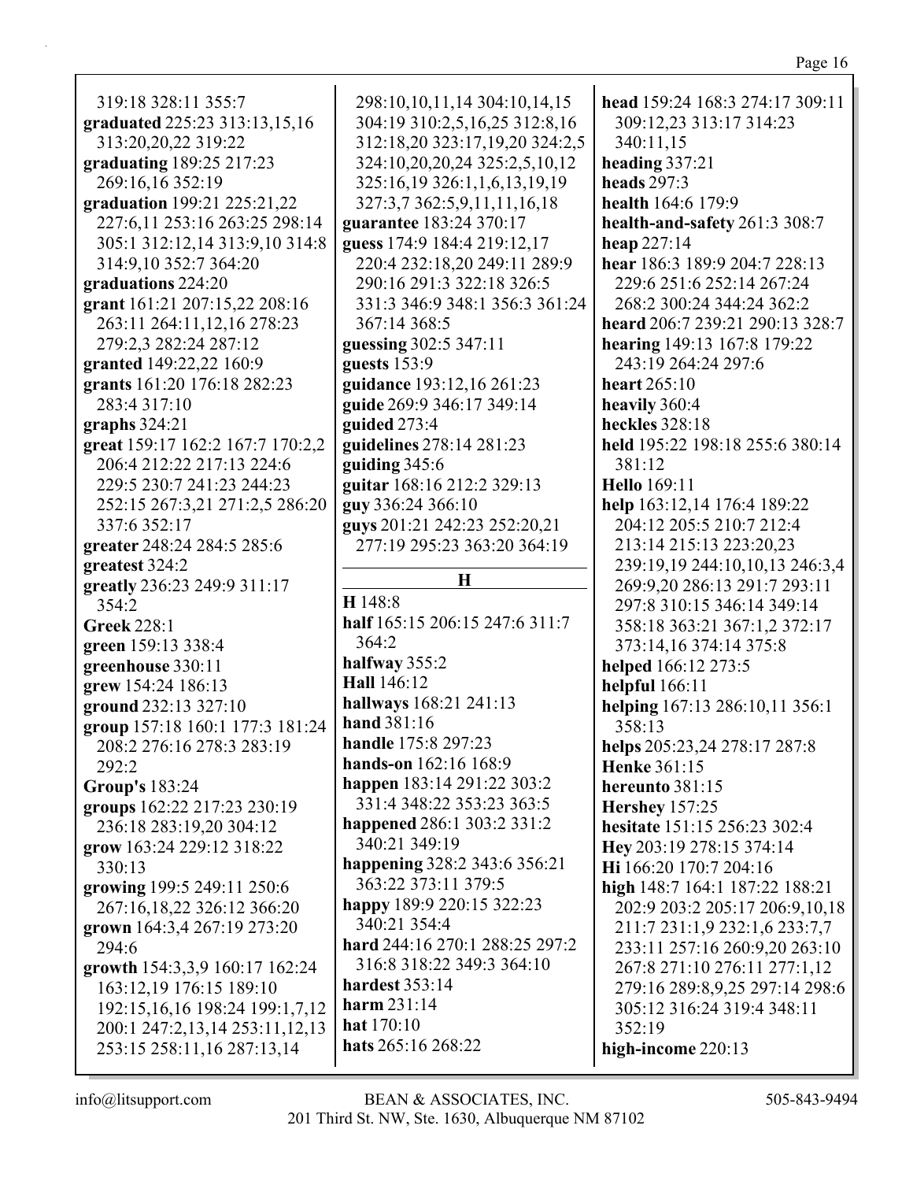319:18 328:11 355:7
**graduated** 225:23 313:13,15,16 313:20,20,22 319:22
**graduating** 189:25 217:23 269:16,16 352:19
**graduation** 199:21 225:21,22 227:6,11 253:16 263:25 298:14 305:1 312:12,14 313:9,10 314:8 314:9,10 352:7 364:20
**graduations** 224:20
**grant** 161:21 207:15,22 208:16 263:11 264:11,12,16 278:23 279:2,3 282:24 287:12
**granted** 149:22,22 160:9
**grants** 161:20 176:18 282:23 283:4 317:10
**graphs** 324:21
**great** 159:17 162:2 167:7 170:2,2 206:4 212:22 217:13 224:6 229:5 230:7 241:23 244:23 252:15 267:3,21 271:2,5 286:20 337:6 352:17
**greater** 248:24 284:5 285:6
**greatest** 324:2
**greatly** 236:23 249:9 311:17 354:2
**Greek** 228:1
**green** 159:13 338:4
**greenhouse** 330:11
**grew** 154:24 186:13
**ground** 232:13 327:10
**group** 157:18 160:1 177:3 181:24 208:2 276:16 278:3 283:19 292:2
**Group's** 183:24
**groups** 162:22 217:23 230:19 236:18 283:19,20 304:12
**grow** 163:24 229:12 318:22 330:13
**growing** 199:5 249:11 250:6 267:16,18,22 326:12 366:20
**grown** 164:3,4 267:19 273:20 294:6
**growth** 154:3,3,9 160:17 162:24 163:12,19 176:15 189:10 192:15,16,16 198:24 199:1,7,12 200:1 247:2,13,14 253:11,12,13 253:15 258:11,16 287:13,14 298:10,10,11,14 304:10,14,15 304:19 310:2,5,16,25 312:8,16 312:18,20 323:17,19,20 324:2,5 324:10,20,20,24 325:2,5,10,12 325:16,19 326:1,1,6,13,19,19 327:3,7 362:5,9,11,11,16,18
**guarantee** 183:24 370:17
**guess** 174:9 184:4 219:12,17 220:4 232:18,20 249:11 289:9 290:16 291:3 322:18 326:5 331:3 346:9 348:1 356:3 361:24 367:14 368:5
**guessing** 302:5 347:11
**guests** 153:9
**guidance** 193:12,16 261:23
**guide** 269:9 346:17 349:14
**guided** 273:4
**guidelines** 278:14 281:23
**guiding** 345:6
**guitar** 168:16 212:2 329:13
**guy** 336:24 366:10
**guys** 201:21 242:23 252:20,21 277:19 295:23 363:20 364:19

## H

**H** 148:8
**half** 165:15 206:15 247:6 311:7 364:2
**halfway** 355:2
**Hall** 146:12
**hallways** 168:21 241:13
**hand** 381:16
**handle** 175:8 297:23
**hands-on** 162:16 168:9
**happen** 183:14 291:22 303:2 331:4 348:22 353:23 363:5
**happened** 286:1 303:2 331:2 340:21 349:19
**happening** 328:2 343:6 356:21 363:22 373:11 379:5
**happy** 189:9 220:15 322:23 340:21 354:4
**hard** 244:16 270:1 288:25 297:2 316:8 318:22 349:3 364:10
**hardest** 353:14
**harm** 231:14
**hat** 170:10
**hats** 265:16 268:22
**head** 159:24 168:3 274:17 309:11 309:12,23 313:17 314:23 340:11,15
**heading** 337:21
**heads** 297:3
**health** 164:6 179:9
**health-and-safety** 261:3 308:7
**heap** 227:14
**hear** 186:3 189:9 204:7 228:13 229:6 251:6 252:14 267:24 268:2 300:24 344:24 362:2
**heard** 206:7 239:21 290:13 328:7
**hearing** 149:13 167:8 179:22 243:19 264:24 297:6
**heart** 265:10
**heavily** 360:4
**heckles** 328:18
**held** 195:22 198:18 255:6 380:14 381:12
**Hello** 169:11
**help** 163:12,14 176:4 189:22 204:12 205:5 210:7 212:4 213:14 215:13 223:20,23 239:19,19 244:10,10,13 246:3,4 269:9,20 286:13 291:7 293:11 297:8 310:15 346:14 349:14 358:18 363:21 367:1,2 372:17 373:14,16 374:14 375:8
**helped** 166:12 273:5
**helpful** 166:11
**helping** 167:13 286:10,11 356:1 358:13
**helps** 205:23,24 278:17 287:8
**Henke** 361:15
**hereunto** 381:15
**Hershey** 157:25
**hesitate** 151:15 256:23 302:4
**Hey** 203:19 278:15 374:14
**Hi** 166:20 170:7 204:16
**high** 148:7 164:1 187:22 188:21 202:9 203:2 205:17 206:9,10,18 211:7 231:1,9 232:1,6 233:7,7 233:11 257:16 260:9,20 263:10 267:8 271:10 276:11 277:1,12 279:16 289:8,9,25 297:14 298:6 305:12 316:24 319:4 348:11 352:19
**high-income** 220:13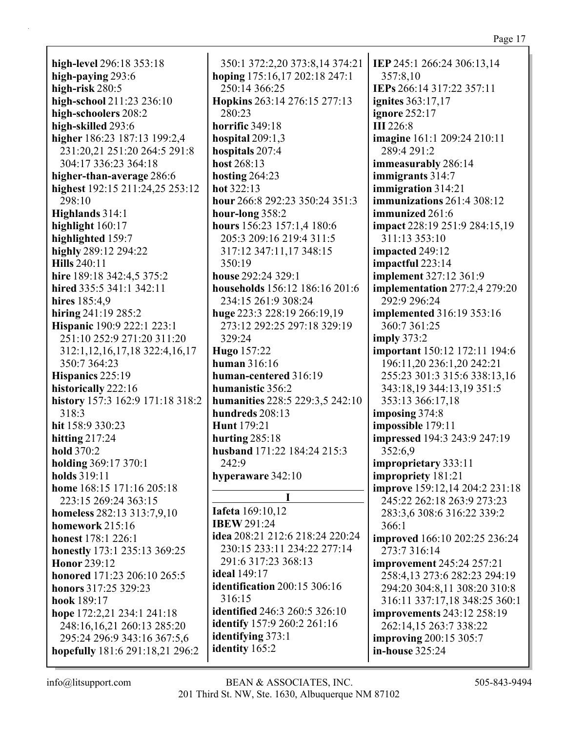**high-level** 296:18 353:18
**high-paying** 293:6
**high-risk** 280:5
**high-school** 211:23 236:10
**high-schoolers** 208:2
**high-skilled** 293:6
**higher** 186:23 187:13 199:2,4 231:20,21 251:20 264:5 291:8 304:17 336:23 364:18
**higher-than-average** 286:6
**highest** 192:15 211:24,25 253:12 298:10
**Highlands** 314:1
**highlight** 160:17
**highlighted** 159:7
**highly** 289:12 294:22
**Hills** 240:11
**hire** 189:18 342:4,5 375:2
**hired** 335:5 341:1 342:11
**hires** 185:4,9
**hiring** 241:19 285:2
**Hispanic** 190:9 222:1 223:1 251:10 252:9 271:20 311:20 312:1,12,16,17,18 322:4,16,17 350:7 364:23
**Hispanics** 225:19
**historically** 222:16
**history** 157:3 162:9 171:18 318:2 318:3
**hit** 158:9 330:23
**hitting** 217:24
**hold** 370:2
**holding** 369:17 370:1
**holds** 319:11
**home** 168:15 171:16 205:18 223:15 269:24 363:15
**homeless** 282:13 313:7,9,10
**homework** 215:16
**honest** 178:1 226:1
**honestly** 173:1 235:13 369:25
**Honor** 239:12
**honored** 171:23 206:10 265:5
**honors** 317:25 329:23
**hook** 189:17
**hope** 172:2,21 234:1 241:18 248:16,16,21 260:13 285:20 295:24 296:9 343:16 367:5,6
**hopefully** 181:6 291:18,21 296:2 350:1 372:2,20 373:8,14 374:21
**hoping** 175:16,17 202:18 247:1 250:14 366:25
**Hopkins** 263:14 276:15 277:13 280:23
**horrific** 349:18
**hospital** 209:1,3
**hospitals** 207:4
**host** 268:13
**hosting** 264:23
**hot** 322:13
**hour** 266:8 292:23 350:24 351:3
**hour-long** 358:2
**hours** 156:23 157:1,4 180:6 205:3 209:16 219:4 311:5 317:12 347:11,17 348:15 350:19
**house** 292:24 329:1
**households** 156:12 186:16 201:6 234:15 261:9 308:24
**huge** 223:3 228:19 266:19,19 273:12 292:25 297:18 329:19 329:24
**Hugo** 157:22
**human** 316:16
**human-centered** 316:19
**humanistic** 356:2
**humanities** 228:5 229:3,5 242:10
**hundreds** 208:13
**Hunt** 179:21
**hurting** 285:18
**husband** 171:22 184:24 215:3 242:9
**hyperaware** 342:10

## I

**Iafeta** 169:10,12
**IBEW** 291:24
**idea** 208:21 212:6 218:24 220:24 230:15 233:11 234:22 277:14 291:6 317:23 368:13
**ideal** 149:17
**identification** 200:15 306:16 316:15
**identified** 246:3 260:5 326:10
**identify** 157:9 260:2 261:16
**identifying** 373:1
**identity** 165:2
**IEP** 245:1 266:24 306:13,14 357:8,10
**IEPs** 266:14 317:22 357:11
**ignites** 363:17,17
**ignore** 252:17
**III** 226:8
**imagine** 161:1 209:24 210:11 289:4 291:2
**immeasurably** 286:14
**immigrants** 314:7
**immigration** 314:21
**immunizations** 261:4 308:12
**immunized** 261:6
**impact** 228:19 251:9 284:15,19 311:13 353:10
**impacted** 249:12
**impactful** 223:14
**implement** 327:12 361:9
**implementation** 277:2,4 279:20 292:9 296:24
**implemented** 316:19 353:16 360:7 361:25
**imply** 373:2
**important** 150:12 172:11 194:6 196:11,20 236:1,20 242:21 255:23 301:3 315:6 338:13,16 343:18,19 344:13,19 351:5 353:13 366:17,18
**imposing** 374:8
**impossible** 179:11
**impressed** 194:3 243:9 247:19 352:6,9
**improprietary** 333:11
**impropriety** 181:21
**improve** 159:12,14 204:2 231:18 245:22 262:18 263:9 273:23 283:3,6 308:6 316:22 339:2 366:1
**improved** 166:10 202:25 236:24 273:7 316:14
**improvement** 245:24 257:21 258:4,13 273:6 282:23 294:19 294:20 304:8,11 308:20 310:8 316:11 337:17,18 348:25 360:1
**improvements** 243:12 258:19 262:14,15 263:7 338:22
**improving** 200:15 305:7
**in-house** 325:24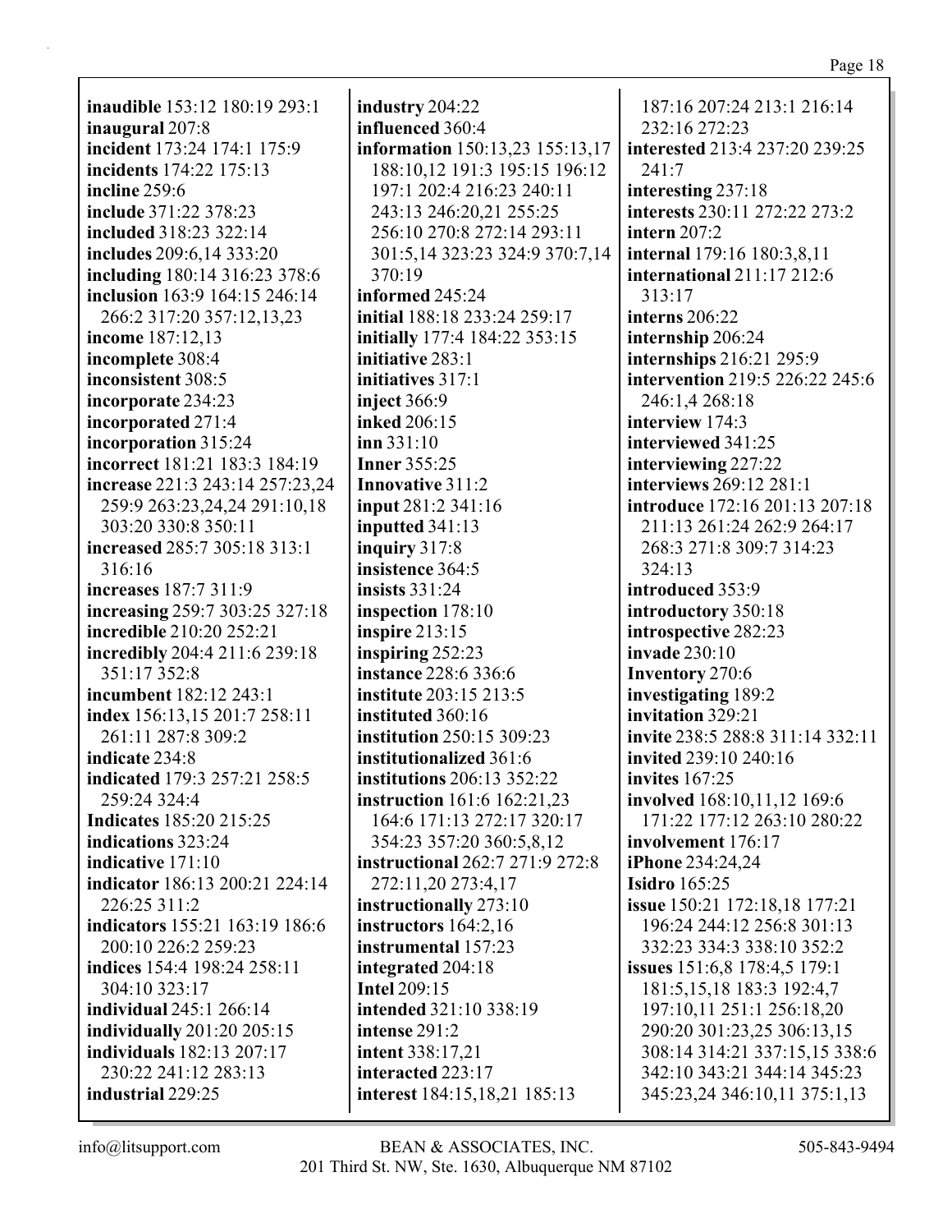**inaudible** 153:12 180:19 293:1
**inaugural** 207:8
**incident** 173:24 174:1 175:9
**incidents** 174:22 175:13
**incline** 259:6
**include** 371:22 378:23
**included** 318:23 322:14
**includes** 209:6,14 333:20
**including** 180:14 316:23 378:6
**inclusion** 163:9 164:15 246:14 266:2 317:20 357:12,13,23
**income** 187:12,13
**incomplete** 308:4
**inconsistent** 308:5
**incorporate** 234:23
**incorporated** 271:4
**incorporation** 315:24
**incorrect** 181:21 183:3 184:19
**increase** 221:3 243:14 257:23,24 259:9 263:23,24,24 291:10,18 303:20 330:8 350:11
**increased** 285:7 305:18 313:1 316:16
**increases** 187:7 311:9
**increasing** 259:7 303:25 327:18
**incredible** 210:20 252:21
**incredibly** 204:4 211:6 239:18 351:17 352:8
**incumbent** 182:12 243:1
**index** 156:13,15 201:7 258:11 261:11 287:8 309:2
**indicate** 234:8
**indicated** 179:3 257:21 258:5 259:24 324:4
**Indicates** 185:20 215:25
**indications** 323:24
**indicative** 171:10
**indicator** 186:13 200:21 224:14 226:25 311:2
**indicators** 155:21 163:19 186:6 200:10 226:2 259:23
**indices** 154:4 198:24 258:11 304:10 323:17
**individual** 245:1 266:14
**individually** 201:20 205:15
**individuals** 182:13 207:17 230:22 241:12 283:13
**industrial** 229:25
**industry** 204:22
**influenced** 360:4
**information** 150:13,23 155:13,17 188:10,12 191:3 195:15 196:12 197:1 202:4 216:23 240:11 243:13 246:20,21 255:25 256:10 270:8 272:14 293:11 301:5,14 323:23 324:9 370:7,14 370:19
**informed** 245:24
**initial** 188:18 233:24 259:17
**initially** 177:4 184:22 353:15
**initiative** 283:1
**initiatives** 317:1
**inject** 366:9
**inked** 206:15
**inn** 331:10
**Inner** 355:25
**Innovative** 311:2
**input** 281:2 341:16
**inputted** 341:13
**inquiry** 317:8
**insistence** 364:5
**insists** 331:24
**inspection** 178:10
**inspire** 213:15
**inspiring** 252:23
**instance** 228:6 336:6
**institute** 203:15 213:5
**instituted** 360:16
**institution** 250:15 309:23
**institutionalized** 361:6
**institutions** 206:13 352:22
**instruction** 161:6 162:21,23 164:6 171:13 272:17 320:17 354:23 357:20 360:5,8,12
**instructional** 262:7 271:9 272:8 272:11,20 273:4,17
**instructionally** 273:10
**instructors** 164:2,16
**instrumental** 157:23
**integrated** 204:18
**Intel** 209:15
**intended** 321:10 338:19
**intense** 291:2
**intent** 338:17,21
**interacted** 223:17
**interest** 184:15,18,21 185:13 187:16 207:24 213:1 216:14 232:16 272:23
**interested** 213:4 237:20 239:25 241:7
**interesting** 237:18
**interests** 230:11 272:22 273:2
**intern** 207:2
**internal** 179:16 180:3,8,11
**international** 211:17 212:6 313:17
**interns** 206:22
**internship** 206:24
**internships** 216:21 295:9
**intervention** 219:5 226:22 245:6 246:1,4 268:18
**interview** 174:3
**interviewed** 341:25
**interviewing** 227:22
**interviews** 269:12 281:1
**introduce** 172:16 201:13 207:18 211:13 261:24 262:9 264:17 268:3 271:8 309:7 314:23 324:13
**introduced** 353:9
**introductory** 350:18
**introspective** 282:23
**invade** 230:10
**Inventory** 270:6
**investigating** 189:2
**invitation** 329:21
**invite** 238:5 288:8 311:14 332:11
**invited** 239:10 240:16
**invites** 167:25
**involved** 168:10,11,12 169:6 171:22 177:12 263:10 280:22
**involvement** 176:17
**iPhone** 234:24,24
**Isidro** 165:25
**issue** 150:21 172:18,18 177:21 196:24 244:12 256:8 301:13 332:23 334:3 338:10 352:2
**issues** 151:6,8 178:4,5 179:1 181:5,15,18 183:3 192:4,7 197:10,11 251:1 256:18,20 290:20 301:23,25 306:13,15 308:14 314:21 337:15,15 338:6 342:10 343:21 344:14 345:23 345:23,24 346:10,11 375:1,13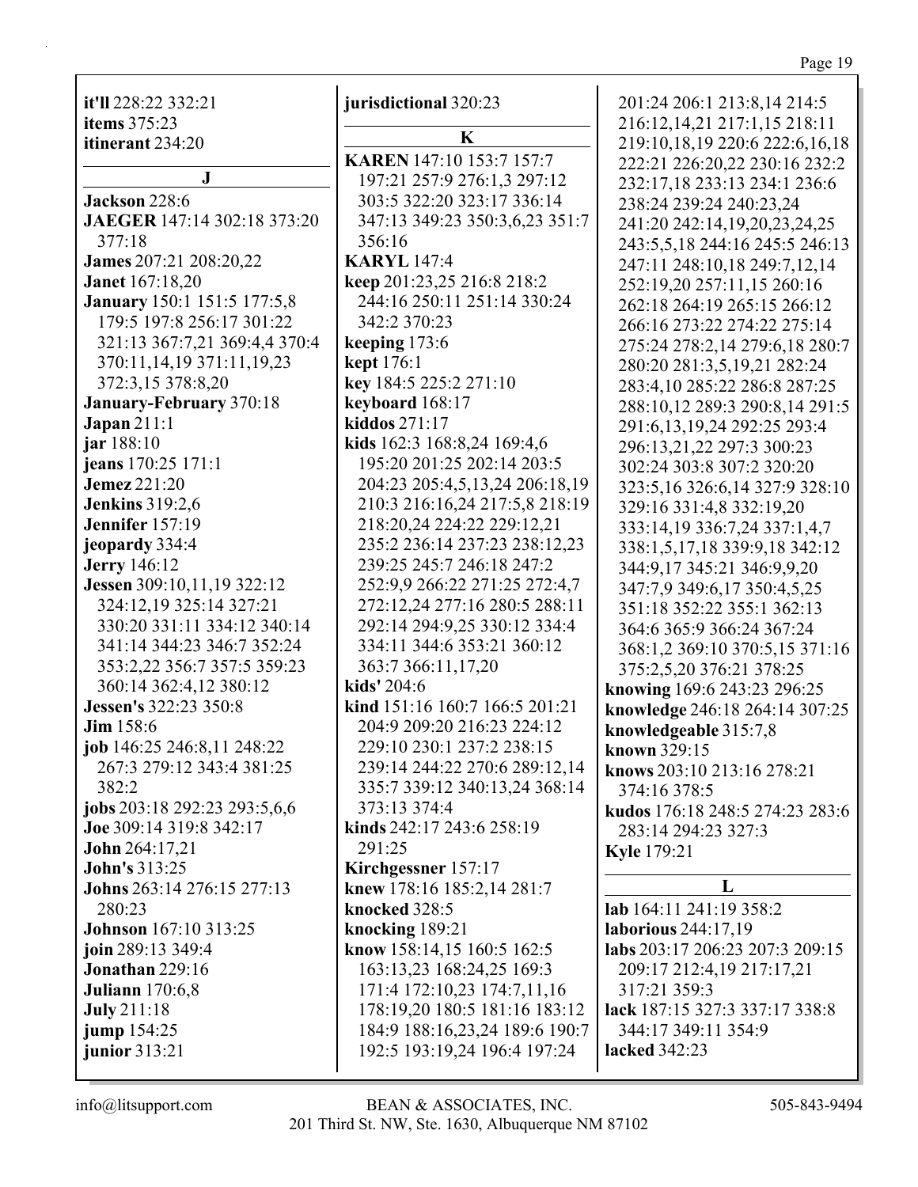**it'll** 228:22 332:21
**items** 375:23
**itinerant** 234:20

## J

**Jackson** 228:6
**JAEGER** 147:14 302:18 373:20 377:18
**James** 207:21 208:20,22
**Janet** 167:18,20
**January** 150:1 151:5 177:5,8 179:5 197:8 256:17 301:22 321:13 367:7,21 369:4,4 370:4 370:11,14,19 371:11,19,23 372:3,15 378:8,20
**January-February** 370:18
**Japan** 211:1
**jar** 188:10
**jeans** 170:25 171:1
**Jemez** 221:20
**Jenkins** 319:2,6
**Jennifer** 157:19
**jeopardy** 334:4
**Jerry** 146:12
**Jessen** 309:10,11,19 322:12 324:12,19 325:14 327:21 330:20 331:11 334:12 340:14 341:14 344:23 346:7 352:24 353:2,22 356:7 357:5 359:23 360:14 362:4,12 380:12
**Jessen's** 322:23 350:8
**Jim** 158:6
**job** 146:25 246:8,11 248:22 267:3 279:12 343:4 381:25 382:2
**jobs** 203:18 292:23 293:5,6,6
**Joe** 309:14 319:8 342:17
**John** 264:17,21
**John's** 313:25
**Johns** 263:14 276:15 277:13 280:23
**Johnson** 167:10 313:25
**join** 289:13 349:4
**Jonathan** 229:16
**Juliann** 170:6,8
**July** 211:18
**jump** 154:25
**junior** 313:21
**jurisdictional** 320:23

## K

**KAREN** 147:10 153:7 157:7 197:21 257:9 276:1,3 297:12 303:5 322:20 323:17 336:14 347:13 349:23 350:3,6,23 351:7 356:16
**KARYL** 147:4
**keep** 201:23,25 216:8 218:2 244:16 250:11 251:14 330:24 342:2 370:23
**keeping** 173:6
**kept** 176:1
**key** 184:5 225:2 271:10
**keyboard** 168:17
**kiddos** 271:17
**kids** 162:3 168:8,24 169:4,6 195:20 201:25 202:14 203:5 204:23 205:4,5,13,24 206:18,19 210:3 216:16,24 217:5,8 218:19 218:20,24 224:22 229:12,21 235:2 236:14 237:23 238:12,23 239:25 245:7 246:18 247:2 252:9,9 266:22 271:25 272:4,7 272:12,24 277:16 280:5 288:11 292:14 294:9,25 330:12 334:4 334:11 344:6 353:21 360:12 363:7 366:11,17,20
**kids'** 204:6
**kind** 151:16 160:7 166:5 201:21 204:9 209:20 216:23 224:12 229:10 230:1 237:2 238:15 239:14 244:22 270:6 289:12,14 335:7 339:12 340:13,24 368:14 373:13 374:4
**kinds** 242:17 243:6 258:19 291:25
**Kirchgessner** 157:17
**knew** 178:16 185:2,14 281:7
**knocked** 328:5
**knocking** 189:21
**know** 158:14,15 160:5 162:5 163:13,23 168:24,25 169:3 171:4 172:10,23 174:7,11,16 178:19,20 180:5 181:16 183:12 184:9 188:16,23,24 189:6 190:7 192:5 193:19,24 196:4 197:24 201:24 206:1 213:8,14 214:5 216:12,14,21 217:1,15 218:11 219:10,18,19 220:6 222:6,16,18 222:21 226:20,22 230:16 232:2 232:17,18 233:13 234:1 236:6 238:24 239:24 240:23,24 241:20 242:14,19,20,23,24,25 243:5,5,18 244:16 245:5 246:13 247:11 248:10,18 249:7,12,14 252:19,20 257:11,15 260:16 262:18 264:19 265:15 266:12 266:16 273:22 274:22 275:14 275:24 278:2,14 279:6,18 280:7 280:20 281:3,5,19,21 282:24 283:4,10 285:22 286:8 287:25 288:10,12 289:3 290:8,14 291:5 291:6,13,19,24 292:25 293:4 296:13,21,22 297:3 300:23 302:24 303:8 307:2 320:20 323:5,16 326:6,14 327:9 328:10 329:16 331:4,8 332:19,20 333:14,19 336:7,24 337:1,4,7 338:1,5,17,18 339:9,18 342:12 344:9,17 345:21 346:9,9,20 347:7,9 349:6,17 350:4,5,25 351:18 352:22 355:1 362:13 364:6 365:9 366:24 367:24 368:1,2 369:10 370:5,15 371:16 375:2,5,20 376:21 378:25
**knowing** 169:6 243:23 296:25
**knowledge** 246:18 264:14 307:25
**knowledgeable** 315:7,8
**known** 329:15
**knows** 203:10 213:16 278:21 374:16 378:5
**kudos** 176:18 248:5 274:23 283:6 283:14 294:23 327:3
**Kyle** 179:21

## L

**lab** 164:11 241:19 358:2
**laborious** 244:17,19
**labs** 203:17 206:23 207:3 209:15 209:17 212:4,19 217:17,21 317:21 359:3
**lack** 187:15 327:3 337:17 338:8 344:17 349:11 354:9
**lacked** 342:23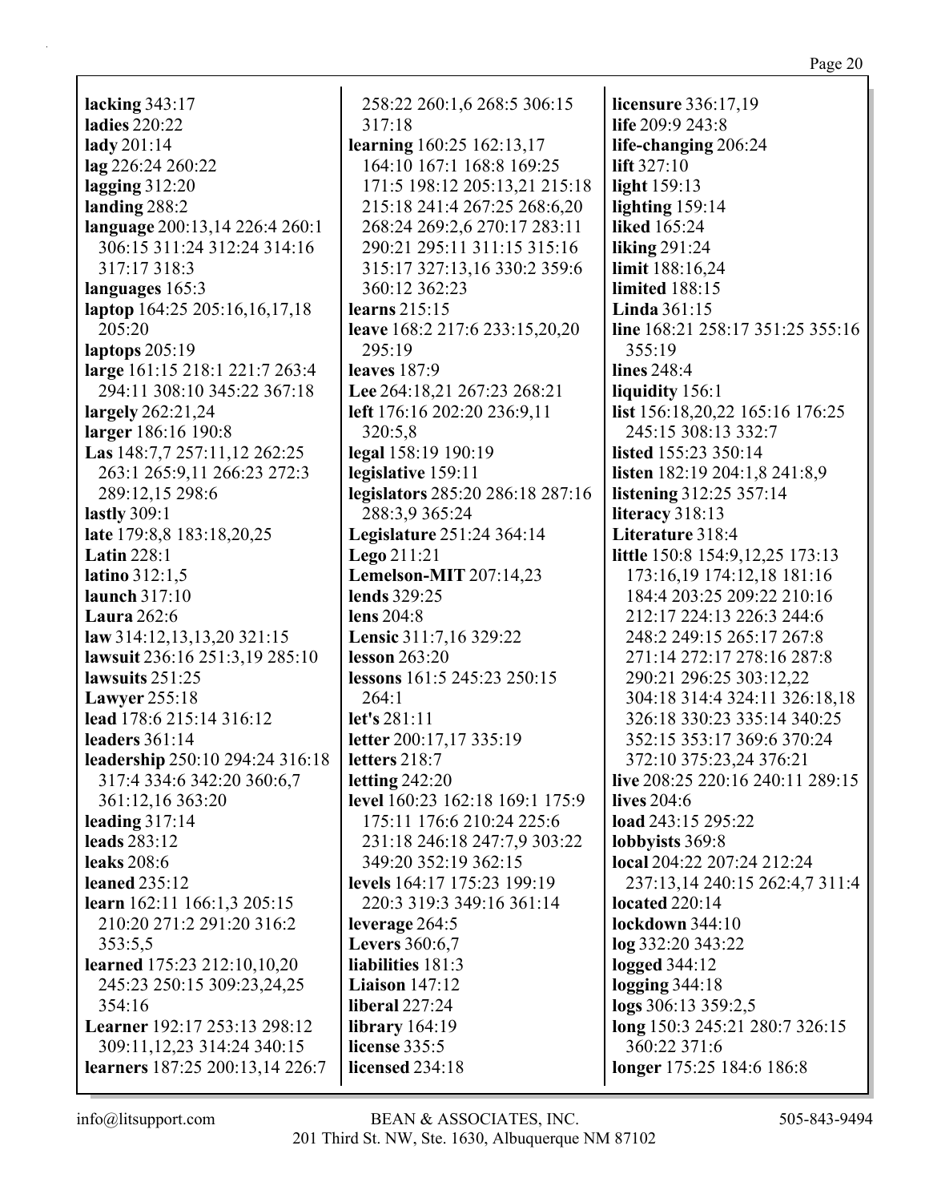**lacking** 343:17
**ladies** 220:22
**lady** 201:14
**lag** 226:24 260:22
**lagging** 312:20
**landing** 288:2
**language** 200:13,14 226:4 260:1 306:15 311:24 312:24 314:16 317:17 318:3
**languages** 165:3
**laptop** 164:25 205:16,16,17,18 205:20
**laptops** 205:19
**large** 161:15 218:1 221:7 263:4 294:11 308:10 345:22 367:18
**largely** 262:21,24
**larger** 186:16 190:8
**Las** 148:7,7 257:11,12 262:25 263:1 265:9,11 266:23 272:3 289:12,15 298:6
**lastly** 309:1
**late** 179:8,8 183:18,20,25
**Latin** 228:1
**latino** 312:1,5
**launch** 317:10
**Laura** 262:6
**law** 314:12,13,13,20 321:15
**lawsuit** 236:16 251:3,19 285:10
**lawsuits** 251:25
**Lawyer** 255:18
**lead** 178:6 215:14 316:12
**leaders** 361:14
**leadership** 250:10 294:24 316:18 317:4 334:6 342:20 360:6,7 361:12,16 363:20
**leading** 317:14
**leads** 283:12
**leaks** 208:6
**leaned** 235:12
**learn** 162:11 166:1,3 205:15 210:20 271:2 291:20 316:2 353:5,5
**learned** 175:23 212:10,10,20 245:23 250:15 309:23,24,25 354:16
**Learner** 192:17 253:13 298:12 309:11,12,23 314:24 340:15
**learners** 187:25 200:13,14 226:7 258:22 260:1,6 268:5 306:15 317:18
**learning** 160:25 162:13,17 164:10 167:1 168:8 169:25 171:5 198:12 205:13,21 215:18 215:18 241:4 267:25 268:6,20 268:24 269:2,6 270:17 283:11 290:21 295:11 311:15 315:16 315:17 327:13,16 330:2 359:6 360:12 362:23
**learns** 215:15
**leave** 168:2 217:6 233:15,20,20 295:19
**leaves** 187:9
**Lee** 264:18,21 267:23 268:21
**left** 176:16 202:20 236:9,11 320:5,8
**legal** 158:19 190:19
**legislative** 159:11
**legislators** 285:20 286:18 287:16 288:3,9 365:24
**Legislature** 251:24 364:14
**Lego** 211:21
**Lemelson-MIT** 207:14,23
**lends** 329:25
**lens** 204:8
**Lensic** 311:7,16 329:22
**lesson** 263:20
**lessons** 161:5 245:23 250:15 264:1
**let's** 281:11
**letter** 200:17,17 335:19
**letters** 218:7
**letting** 242:20
**level** 160:23 162:18 169:1 175:9 175:11 176:6 210:24 225:6 231:18 246:18 247:7,9 303:22 349:20 352:19 362:15
**levels** 164:17 175:23 199:19 220:3 319:3 349:16 361:14
**leverage** 264:5
**Levers** 360:6,7
**liabilities** 181:3
**Liaison** 147:12
**liberal** 227:24
**library** 164:19
**license** 335:5
**licensed** 234:18
**licensure** 336:17,19
**life** 209:9 243:8
**life-changing** 206:24
**lift** 327:10
**light** 159:13
**lighting** 159:14
**liked** 165:24
**liking** 291:24
**limit** 188:16,24
**limited** 188:15
**Linda** 361:15
**line** 168:21 258:17 351:25 355:16 355:19
**lines** 248:4
**liquidity** 156:1
**list** 156:18,20,22 165:16 176:25 245:15 308:13 332:7
**listed** 155:23 350:14
**listen** 182:19 204:1,8 241:8,9
**listening** 312:25 357:14
**literacy** 318:13
**Literature** 318:4
**little** 150:8 154:9,12,25 173:13 173:16,19 174:12,18 181:16 184:4 203:25 209:22 210:16 212:17 224:13 226:3 244:6 248:2 249:15 265:17 267:8 271:14 272:17 278:16 287:8 290:21 296:25 303:12,22 304:18 314:4 324:11 326:18,18 326:18 330:23 335:14 340:25 352:15 353:17 369:6 370:24 372:10 375:23,24 376:21
**live** 208:25 220:16 240:11 289:15
**lives** 204:6
**load** 243:15 295:22
**lobbyists** 369:8
**local** 204:22 207:24 212:24 237:13,14 240:15 262:4,7 311:4
**located** 220:14
**lockdown** 344:10
**log** 332:20 343:22
**logged** 344:12
**logging** 344:18
**logs** 306:13 359:2,5
**long** 150:3 245:21 280:7 326:15 360:22 371:6
**longer** 175:25 184:6 186:8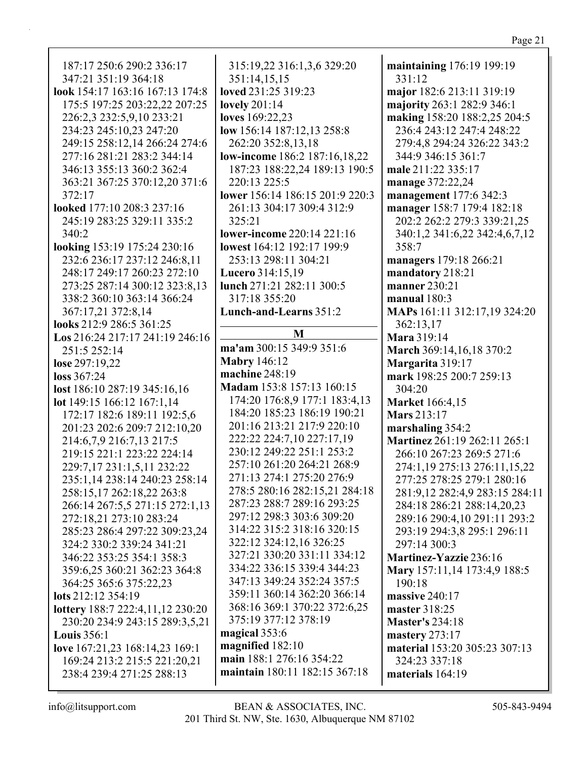187:17 250:6 290:2 336:17 347:21 351:19 364:18
**look** 154:17 163:16 167:13 174:8 175:5 197:25 203:22,22 207:25 226:2,3 232:5,9,10 233:21 234:23 245:10,23 247:20 249:15 258:12,14 266:24 274:6 277:16 281:21 283:2 344:14 346:13 355:13 360:2 362:4 363:21 367:25 370:12,20 371:6 372:17
**looked** 177:10 208:3 237:16 245:19 283:25 329:11 335:2 340:2
**looking** 153:19 175:24 230:16 232:6 236:17 237:12 246:8,11 248:17 249:17 260:23 272:10 273:25 287:14 300:12 323:8,13 338:2 360:10 363:14 366:24 367:17,21 372:8,14
**looks** 212:9 286:5 361:25
**Los** 216:24 217:17 241:19 246:16 251:5 252:14
**lose** 297:19,22
**loss** 367:24
**lost** 186:10 287:19 345:16,16
**lot** 149:15 166:12 167:1,14 172:17 182:6 189:11 192:5,6 201:23 202:6 209:7 212:10,20 214:6,7,9 216:7,13 217:5 219:15 221:1 223:22 224:14 229:7,17 231:1,5,11 232:22 235:1,14 238:14 240:23 258:14 258:15,17 262:18,22 263:8 266:14 267:5,5 271:15 272:1,13 272:18,21 273:10 283:24 285:23 286:4 297:22 309:23,24 324:2 330:2 339:24 341:21 346:22 353:25 354:1 358:3 359:6,25 360:21 362:23 364:8 364:25 365:6 375:22,23
**lots** 212:12 354:19
**lottery** 188:7 222:4,11,12 230:20 230:20 234:9 243:15 289:3,5,21
**Louis** 356:1
**love** 167:21,23 168:14,23 169:1 169:24 213:2 215:5 221:20,21 238:4 239:4 271:25 288:13 315:19,22 316:1,3,6 329:20 351:14,15,15
**loved** 231:25 319:23
**lovely** 201:14
**loves** 169:22,23
**low** 156:14 187:12,13 258:8 262:20 352:8,13,18
**low-income** 186:2 187:16,18,22 187:23 188:22,24 189:13 190:5 220:13 225:5
**lower** 156:14 186:15 201:9 220:3 261:13 304:17 309:4 312:9 325:21
**lower-income** 220:14 221:16
**lowest** 164:12 192:17 199:9 253:13 298:11 304:21
**Lucero** 314:15,19
**lunch** 271:21 282:11 300:5 317:18 355:20
**Lunch-and-Learns** 351:2

## M

**ma'am** 300:15 349:9 351:6
**Mabry** 146:12
**machine** 248:19
**Madam** 153:8 157:13 160:15 174:20 176:8,9 177:1 183:4,13 184:20 185:23 186:19 190:21 201:16 213:21 217:9 220:10 222:22 224:7,10 227:17,19 230:12 249:22 251:1 253:2 257:10 261:20 264:21 268:9 271:13 274:1 275:20 276:9 278:5 280:16 282:15,21 284:18 287:23 288:7 289:16 293:25 297:12 298:3 303:6 309:20 314:22 315:2 318:16 320:15 322:12 324:12,16 326:25 327:21 330:20 331:11 334:12 334:22 336:15 339:4 344:23 347:13 349:24 352:24 357:5 359:11 360:14 362:20 366:14 368:16 369:1 370:22 372:6,25 375:19 377:12 378:19
**magical** 353:6
**magnified** 182:10
**main** 188:1 276:16 354:22
**maintain** 180:11 182:15 367:18
**maintaining** 176:19 199:19 331:12
**major** 182:6 213:11 319:19
**majority** 263:1 282:9 346:1
**making** 158:20 188:2,25 204:5 236:4 243:12 247:4 248:22 279:4,8 294:24 326:22 343:2 344:9 346:15 361:7
**male** 211:22 335:17
**manage** 372:22,24
**management** 177:6 342:3
**manager** 158:7 179:4 182:18 202:2 262:2 279:3 339:21,25 340:1,2 341:6,22 342:4,6,7,12 358:7
**managers** 179:18 266:21
**mandatory** 218:21
**manner** 230:21
**manual** 180:3
**MAPs** 161:11 312:17,19 324:20 362:13,17
**Mara** 319:14
**March** 369:14,16,18 370:2
**Margarita** 319:17
**mark** 198:25 200:7 259:13 304:20
**Market** 166:4,15
**Mars** 213:17
**marshaling** 354:2
**Martinez** 261:19 262:11 265:1 266:10 267:23 269:5 271:6 274:1,19 275:13 276:11,15,22 277:25 278:25 279:1 280:16 281:9,12 282:4,9 283:15 284:11 284:18 286:21 288:14,20,23 289:16 290:4,10 291:11 293:2 293:19 294:3,8 295:1 296:11 297:14 300:3
**Martinez-Yazzie** 236:16
**Mary** 157:11,14 173:4,9 188:5 190:18
**massive** 240:17
**master** 318:25
**Master's** 234:18
**mastery** 273:17
**material** 153:20 305:23 307:13 324:23 337:18
**materials** 164:19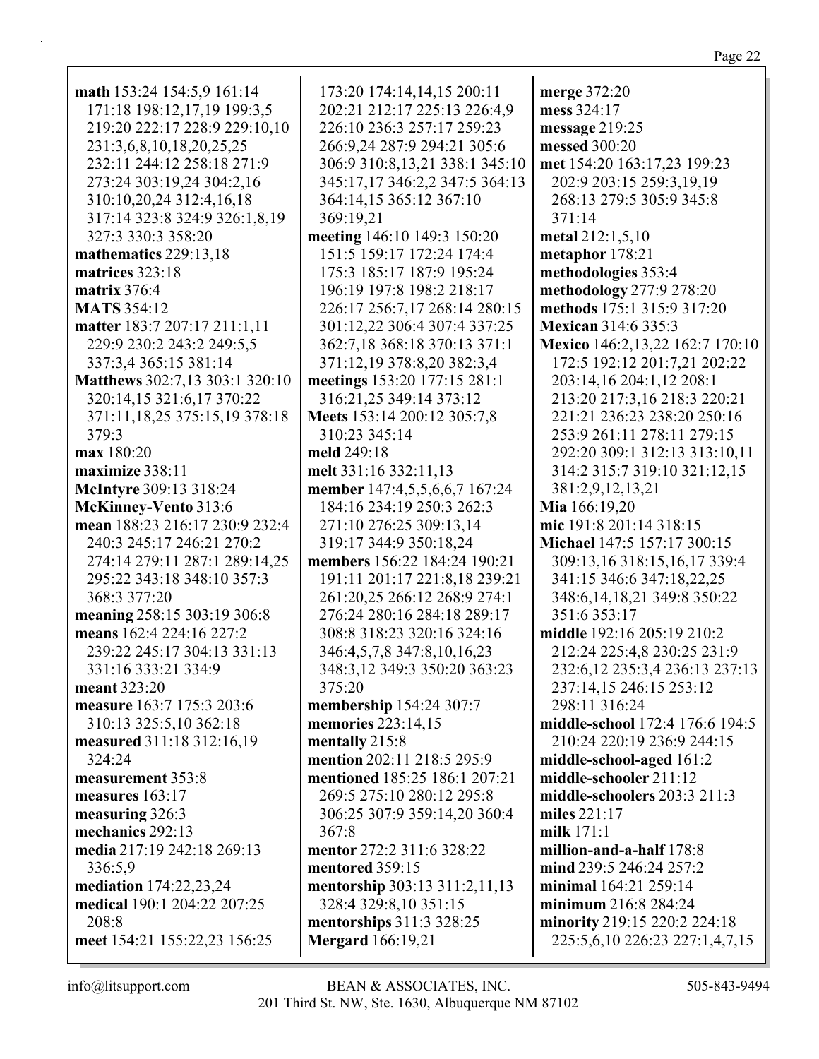**math** 153:24 154:5,9 161:14 171:18 198:12,17,19 199:3,5 219:20 222:17 228:9 229:10,10 231:3,6,8,10,18,20,25,25 232:11 244:12 258:18 271:9 273:24 303:19,24 304:2,16 310:10,20,24 312:4,16,18 317:14 323:8 324:9 326:1,8,19 327:3 330:3 358:20
**mathematics** 229:13,18
**matrices** 323:18
**matrix** 376:4
**MATS** 354:12
**matter** 183:7 207:17 211:1,11 229:9 230:2 243:2 249:5,5 337:3,4 365:15 381:14
**Matthews** 302:7,13 303:1 320:10 320:14,15 321:6,17 370:22 371:11,18,25 375:15,19 378:18 379:3
**max** 180:20
**maximize** 338:11
**McIntyre** 309:13 318:24
**McKinney-Vento** 313:6
**mean** 188:23 216:17 230:9 232:4 240:3 245:17 246:21 270:2 274:14 279:11 287:1 289:14,25 295:22 343:18 348:10 357:3 368:3 377:20
**meaning** 258:15 303:19 306:8
**means** 162:4 224:16 227:2 239:22 245:17 304:13 331:13 331:16 333:21 334:9
**meant** 323:20
**measure** 163:7 175:3 203:6 310:13 325:5,10 362:18
**measured** 311:18 312:16,19 324:24
**measurement** 353:8
**measures** 163:17
**measuring** 326:3
**mechanics** 292:13
**media** 217:19 242:18 269:13 336:5,9
**mediation** 174:22,23,24
**medical** 190:1 204:22 207:25 208:8
**meet** 154:21 155:22,23 156:25 173:20 174:14,14,15 200:11 202:21 212:17 225:13 226:4,9 226:10 236:3 257:17 259:23 266:9,24 287:9 294:21 305:6 306:9 310:8,13,21 338:1 345:10 345:17,17 346:2,2 347:5 364:13 364:14,15 365:12 367:10 369:19,21
**meeting** 146:10 149:3 150:20 151:5 159:17 172:24 174:4 175:3 185:17 187:9 195:24 196:19 197:8 198:2 218:17 226:17 256:7,17 268:14 280:15 301:12,22 306:4 307:4 337:25 362:7,18 368:18 370:13 371:1 371:12,19 378:8,20 382:3,4
**meetings** 153:20 177:15 281:1 316:21,25 349:14 373:12
**Meets** 153:14 200:12 305:7,8 310:23 345:14
**meld** 249:18
**melt** 331:16 332:11,13
**member** 147:4,5,5,6,6,7 167:24 184:16 234:19 250:3 262:3 271:10 276:25 309:13,14 319:17 344:9 350:18,24
**members** 156:22 184:24 190:21 191:11 201:17 221:8,18 239:21 261:20,25 266:12 268:9 274:1 276:24 280:16 284:18 289:17 308:8 318:23 320:16 324:16 346:4,5,7,8 347:8,10,16,23 348:3,12 349:3 350:20 363:23 375:20
**membership** 154:24 307:7
**memories** 223:14,15
**mentally** 215:8
**mention** 202:11 218:5 295:9
**mentioned** 185:25 186:1 207:21 269:5 275:10 280:12 295:8 306:25 307:9 359:14,20 360:4 367:8
**mentor** 272:2 311:6 328:22
**mentored** 359:15
**mentorship** 303:13 311:2,11,13 328:4 329:8,10 351:15
**mentorships** 311:3 328:25
**Mergard** 166:19,21
**merge** 372:20
**mess** 324:17
**message** 219:25
**messed** 300:20
**met** 154:20 163:17,23 199:23 202:9 203:15 259:3,19,19 268:13 279:5 305:9 345:8 371:14
**metal** 212:1,5,10
**metaphor** 178:21
**methodologies** 353:4
**methodology** 277:9 278:20
**methods** 175:1 315:9 317:20
**Mexican** 314:6 335:3
**Mexico** 146:2,13,22 162:7 170:10 172:5 192:12 201:7,21 202:22 203:14,16 204:1,12 208:1 213:20 217:3,16 218:3 220:21 221:21 236:23 238:20 250:16 253:9 261:11 278:11 279:15 292:20 309:1 312:13 313:10,11 314:2 315:7 319:10 321:12,15 381:2,9,12,13,21
**Mia** 166:19,20
**mic** 191:8 201:14 318:15
**Michael** 147:5 157:17 300:15 309:13,16 318:15,16,17 339:4 341:15 346:6 347:18,22,25 348:6,14,18,21 349:8 350:22 351:6 353:17
**middle** 192:16 205:19 210:2 212:24 225:4,8 230:25 231:9 232:6,12 235:3,4 236:13 237:13 237:14,15 246:15 253:12 298:11 316:24
**middle-school** 172:4 176:6 194:5 210:24 220:19 236:9 244:15
**middle-school-aged** 161:2
**middle-schooler** 211:12
**middle-schoolers** 203:3 211:3
**miles** 221:17
**milk** 171:1
**million-and-a-half** 178:8
**mind** 239:5 246:24 257:2
**minimal** 164:21 259:14
**minimum** 216:8 284:24
**minority** 219:15 220:2 224:18 225:5,6,10 226:23 227:1,4,7,15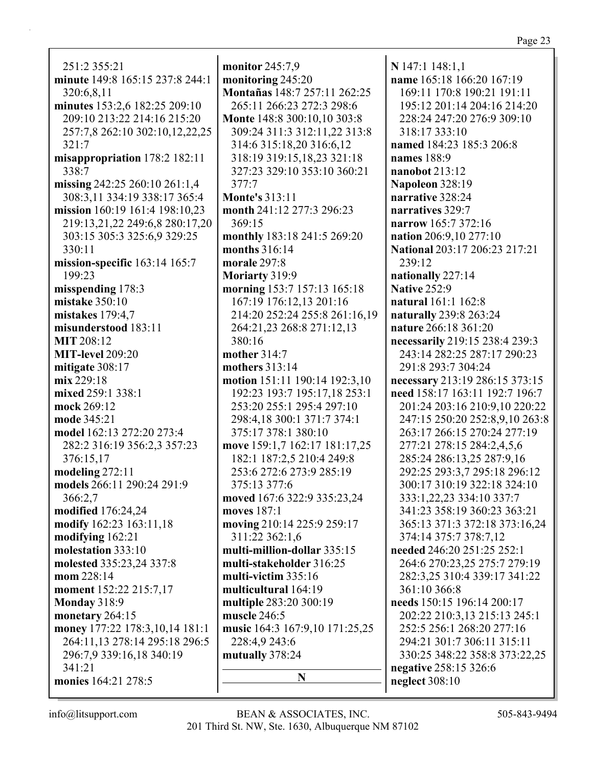251:2 355:21
**minute** 149:8 165:15 237:8 244:1 320:6,8,11
**minutes** 153:2,6 182:25 209:10 209:10 213:22 214:16 215:20 257:7,8 262:10 302:10,12,22,25 321:7
**misappropriation** 178:2 182:11 338:7
**missing** 242:25 260:10 261:1,4 308:3,11 334:19 338:17 365:4
**mission** 160:19 161:4 198:10,23 219:13,21,22 249:6,8 280:17,20 303:15 305:3 325:6,9 329:25 330:11
**mission-specific** 163:14 165:7 199:23
**misspending** 178:3
**mistake** 350:10
**mistakes** 179:4,7
**misunderstood** 183:11
**MIT** 208:12
**MIT-level** 209:20
**mitigate** 308:17
**mix** 229:18
**mixed** 259:1 338:1
**mock** 269:12
**mode** 345:21
**model** 162:13 272:20 273:4 282:2 316:19 356:2,3 357:23 376:15,17
**modeling** 272:11
**models** 266:11 290:24 291:9 366:2,7
**modified** 176:24,24
**modify** 162:23 163:11,18
**modifying** 162:21
**molestation** 333:10
**molested** 335:23,24 337:8
**mom** 228:14
**moment** 152:22 215:7,17
**Monday** 318:9
**monetary** 264:15
**money** 177:22 178:3,10,14 181:1 264:11,13 278:14 295:18 296:5 296:7,9 339:16,18 340:19 341:21
**monies** 164:21 278:5
**monitor** 245:7,9
**monitoring** 245:20
**Montañas** 148:7 257:11 262:25 265:11 266:23 272:3 298:6
**Monte** 148:8 300:10,10 303:8 309:24 311:3 312:11,22 313:8 314:6 315:18,20 316:6,12 318:19 319:15,18,23 321:18 327:23 329:10 353:10 360:21 377:7
**Monte's** 313:11
**month** 241:12 277:3 296:23 369:15
**monthly** 183:18 241:5 269:20
**months** 316:14
**morale** 297:8
**Moriarty** 319:9
**morning** 153:7 157:13 165:18 167:19 176:12,13 201:16 214:20 252:24 255:8 261:16,19 264:21,23 268:8 271:12,13 380:16
**mother** 314:7
**mothers** 313:14
**motion** 151:11 190:14 192:3,10 192:23 193:7 195:17,18 253:1 253:20 255:1 295:4 297:10 298:4,18 300:1 371:7 374:1 375:17 378:1 380:10
**move** 159:1,7 162:17 181:17,25 182:1 187:2,5 210:4 249:8 253:6 272:6 273:9 285:19 375:13 377:6
**moved** 167:6 322:9 335:23,24
**moves** 187:1
**moving** 210:14 225:9 259:17 311:22 362:1,6
**multi-million-dollar** 335:15
**multi-stakeholder** 316:25
**multi-victim** 335:16
**multicultural** 164:19
**multiple** 283:20 300:19
**muscle** 246:5
**music** 164:3 167:9,10 171:25,25 228:4,9 243:6
**mutually** 378:24

## N

**N** 147:1 148:1,1
**name** 165:18 166:20 167:19 169:11 170:8 190:21 191:11 195:12 201:14 204:16 214:20 228:24 247:20 276:9 309:10 318:17 333:10
**named** 184:23 185:3 206:8
**names** 188:9
**nanobot** 213:12
**Napoleon** 328:19
**narrative** 328:24
**narratives** 329:7
**narrow** 165:7 372:16
**nation** 206:9,10 277:10
**National** 203:17 206:23 217:21 239:12
**nationally** 227:14
**Native** 252:9
**natural** 161:1 162:8
**naturally** 239:8 263:24
**nature** 266:18 361:20
**necessarily** 219:15 238:4 239:3 243:14 282:25 287:17 290:23 291:8 293:7 304:24
**necessary** 213:19 286:15 373:15
**need** 158:17 163:11 192:7 196:7 201:24 203:16 210:9,10 220:22 247:15 250:20 252:8,9,10 263:8 263:17 266:15 270:24 277:19 277:21 278:15 284:2,4,5,6 285:24 286:13,25 287:9,16 292:25 293:3,7 295:18 296:12 300:17 310:19 322:18 324:10 333:1,22,23 334:10 337:7 341:23 358:19 360:23 363:21 365:13 371:3 372:18 373:16,24 374:14 375:7 378:7,12
**needed** 246:20 251:25 252:1 264:6 270:23,25 275:7 279:19 282:3,25 310:4 339:17 341:22 361:10 366:8
**needs** 150:15 196:14 200:17 202:22 210:3,13 215:13 245:1 252:5 256:1 268:20 277:16 294:21 301:7 306:11 315:11 330:25 348:22 358:8 373:22,25
**negative** 258:15 326:6
**neglect** 308:10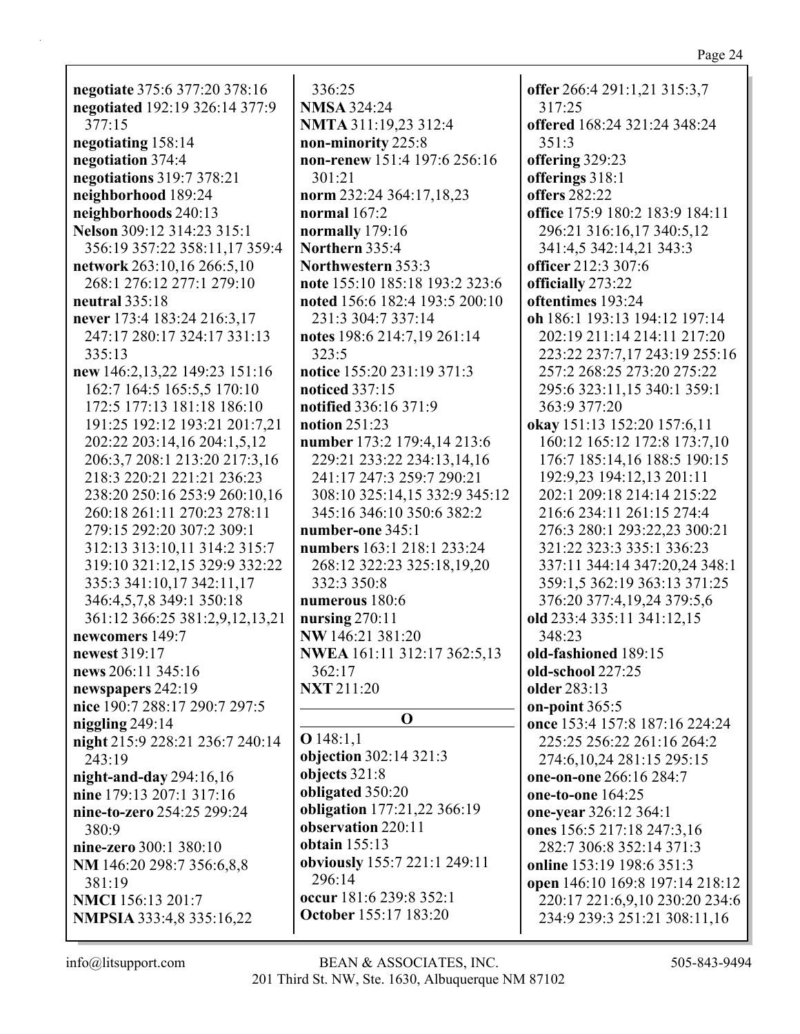**negotiate** 375:6 377:20 378:16
**negotiated** 192:19 326:14 377:9 377:15
**negotiating** 158:14
**negotiation** 374:4
**negotiations** 319:7 378:21
**neighborhood** 189:24
**neighborhoods** 240:13
**Nelson** 309:12 314:23 315:1 356:19 357:22 358:11,17 359:4
**network** 263:10,16 266:5,10 268:1 276:12 277:1 279:10
**neutral** 335:18
**never** 173:4 183:24 216:3,17 247:17 280:17 324:17 331:13 335:13
**new** 146:2,13,22 149:23 151:16 162:7 164:5 165:5,5 170:10 172:5 177:13 181:18 186:10 191:25 192:12 193:21 201:7,21 202:22 203:14,16 204:1,5,12 206:3,7 208:1 213:20 217:3,16 218:3 220:21 221:21 236:23 238:20 250:16 253:9 260:10,16 260:18 261:11 270:23 278:11 279:15 292:20 307:2 309:1 312:13 313:10,11 314:2 315:7 319:10 321:12,15 329:9 332:22 335:3 341:10,17 342:11,17 346:4,5,7,8 349:1 350:18 361:12 366:25 381:2,9,12,13,21
**newcomers** 149:7
**newest** 319:17
**news** 206:11 345:16
**newspapers** 242:19
**nice** 190:7 288:17 290:7 297:5
**niggling** 249:14
**night** 215:9 228:21 236:7 240:14 243:19
**night-and-day** 294:16,16
**nine** 179:13 207:1 317:16
**nine-to-zero** 254:25 299:24 380:9
**nine-zero** 300:1 380:10
**NM** 146:20 298:7 356:6,8,8 381:19
**NMCI** 156:13 201:7
**NMPSIA** 333:4,8 335:16,22 336:25
**NMSA** 324:24
**NMTA** 311:19,23 312:4
**non-minority** 225:8
**non-renew** 151:4 197:6 256:16 301:21
**norm** 232:24 364:17,18,23
**normal** 167:2
**normally** 179:16
**Northern** 335:4
**Northwestern** 353:3
**note** 155:10 185:18 193:2 323:6
**noted** 156:6 182:4 193:5 200:10 231:3 304:7 337:14
**notes** 198:6 214:7,19 261:14 323:5
**notice** 155:20 231:19 371:3
**noticed** 337:15
**notified** 336:16 371:9
**notion** 251:23
**number** 173:2 179:4,14 213:6 229:21 233:22 234:13,14,16 241:17 247:3 259:7 290:21 308:10 325:14,15 332:9 345:12 345:16 346:10 350:6 382:2
**number-one** 345:1
**numbers** 163:1 218:1 233:24 268:12 322:23 325:18,19,20 332:3 350:8
**numerous** 180:6
**nursing** 270:11
**NW** 146:21 381:20
**NWEA** 161:11 312:17 362:5,13 362:17
**NXT** 211:20

## O

**O** 148:1,1
**objection** 302:14 321:3
**objects** 321:8
**obligated** 350:20
**obligation** 177:21,22 366:19
**observation** 220:11
**obtain** 155:13
**obviously** 155:7 221:1 249:11 296:14
**occur** 181:6 239:8 352:1
**October** 155:17 183:20
**offer** 266:4 291:1,21 315:3,7 317:25
**offered** 168:24 321:24 348:24 351:3
**offering** 329:23
**offerings** 318:1
**offers** 282:22
**office** 175:9 180:2 183:9 184:11 296:21 316:16,17 340:5,12 341:4,5 342:14,21 343:3
**officer** 212:3 307:6
**officially** 273:22
**oftentimes** 193:24
**oh** 186:1 193:13 194:12 197:14 202:19 211:14 214:11 217:20 223:22 237:7,17 243:19 255:16 257:2 268:25 273:20 275:22 295:6 323:11,15 340:1 359:1 363:9 377:20
**okay** 151:13 152:20 157:6,11 160:12 165:12 172:8 173:7,10 176:7 185:14,16 188:5 190:15 192:9,23 194:12,13 201:11 202:1 209:18 214:14 215:22 216:6 234:11 261:15 274:4 276:3 280:1 293:22,23 300:21 321:22 323:3 335:1 336:23 337:11 344:14 347:20,24 348:1 359:1,5 362:19 363:13 371:25 376:20 377:4,19,24 379:5,6
**old** 233:4 335:11 341:12,15 348:23
**old-fashioned** 189:15
**old-school** 227:25
**older** 283:13
**on-point** 365:5
**once** 153:4 157:8 187:16 224:24 225:25 256:22 261:16 264:2 274:6,10,24 281:15 295:15
**one-on-one** 266:16 284:7
**one-to-one** 164:25
**one-year** 326:12 364:1
**ones** 156:5 217:18 247:3,16 282:7 306:8 352:14 371:3
**online** 153:19 198:6 351:3
**open** 146:10 169:8 197:14 218:12 220:17 221:6,9,10 230:20 234:6 234:9 239:3 251:21 308:11,16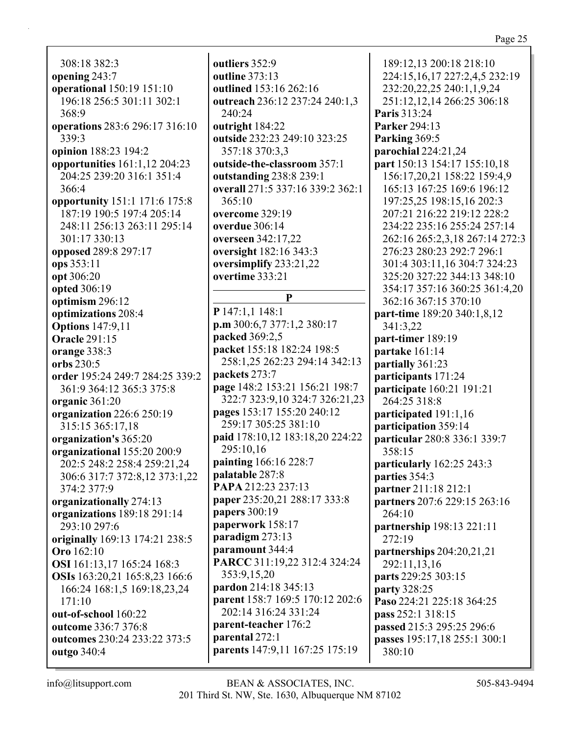308:18 382:3
**opening** 243:7
**operational** 150:19 151:10 196:18 256:5 301:11 302:1 368:9
**operations** 283:6 296:17 316:10 339:3
**opinion** 188:23 194:2
**opportunities** 161:1,12 204:23 204:25 239:20 316:1 351:4 366:4
**opportunity** 151:1 171:6 175:8 187:19 190:5 197:4 205:14 248:11 256:13 263:11 295:14 301:17 330:13
**opposed** 289:8 297:17
**ops** 353:11
**opt** 306:20
**opted** 306:19
**optimism** 296:12
**optimizations** 208:4
**Options** 147:9,11
**Oracle** 291:15
**orange** 338:3
**orbs** 230:5
**order** 195:24 249:7 284:25 339:2 361:9 364:12 365:3 375:8
**organic** 361:20
**organization** 226:6 250:19 315:15 365:17,18
**organization's** 365:20
**organizational** 155:20 200:9 202:5 248:2 258:4 259:21,24 306:6 317:7 372:8,12 373:1,22 374:2 377:9
**organizationally** 274:13
**organizations** 189:18 291:14 293:10 297:6
**originally** 169:13 174:21 238:5
**Oro** 162:10
**OSI** 161:13,17 165:24 168:3
**OSIs** 163:20,21 165:8,23 166:6 166:24 168:1,5 169:18,23,24 171:10
**out-of-school** 160:22
**outcome** 336:7 376:8
**outcomes** 230:24 233:22 373:5
**outgo** 340:4
**outliers** 352:9
**outline** 373:13
**outlined** 153:16 262:16
**outreach** 236:12 237:24 240:1,3 240:24
**outright** 184:22
**outside** 232:23 249:10 323:25 357:18 370:3,3
**outside-the-classroom** 357:1
**outstanding** 238:8 239:1
**overall** 271:5 337:16 339:2 362:1 365:10
**overcome** 329:19
**overdue** 306:14
**overseen** 342:17,22
**oversight** 182:16 343:3
**oversimplify** 233:21,22
**overtime** 333:21

## P

**P** 147:1,1 148:1
**p.m** 300:6,7 377:1,2 380:17
**packed** 369:2,5
**packet** 155:18 182:24 198:5 258:1,25 262:23 294:14 342:13
**packets** 273:7
**page** 148:2 153:21 156:21 198:7 322:7 323:9,10 324:7 326:21,23
**pages** 153:17 155:20 240:12 259:17 305:25 381:10
**paid** 178:10,12 183:18,20 224:22 295:10,16
**painting** 166:16 228:7
**palatable** 287:8
**PAPA** 212:23 237:13
**paper** 235:20,21 288:17 333:8
**papers** 300:19
**paperwork** 158:17
**paradigm** 273:13
**paramount** 344:4
**PARCC** 311:19,22 312:4 324:24 353:9,15,20
**pardon** 214:18 345:13
**parent** 158:7 169:5 170:12 202:6 202:14 316:24 331:24
**parent-teacher** 176:2
**parental** 272:1
**parents** 147:9,11 167:25 175:19 189:12,13 200:18 218:10 224:15,16,17 227:2,4,5 232:19 232:20,22,25 240:1,1,9,24 251:12,12,14 266:25 306:18
**Paris** 313:24
**Parker** 294:13
**Parking** 369:5
**parochial** 224:21,24
**part** 150:13 154:17 155:10,18 156:17,20,21 158:22 159:4,9 165:13 167:25 169:6 196:12 197:25,25 198:15,16 202:3 207:21 216:22 219:12 228:2 234:22 235:16 255:24 257:14 262:16 265:2,3,18 267:14 272:3 276:23 280:23 292:7 296:1 301:4 303:11,16 304:7 324:23 325:20 327:22 344:13 348:10 354:17 357:16 360:25 361:4,20 362:16 367:15 370:10
**part-time** 189:20 340:1,8,12 341:3,22
**part-timer** 189:19
**partake** 161:14
**partially** 361:23
**participants** 171:24
**participate** 160:21 191:21 264:25 318:8
**participated** 191:1,16
**participation** 359:14
**particular** 280:8 336:1 339:7 358:15
**particularly** 162:25 243:3
**parties** 354:3
**partner** 211:18 212:1
**partners** 207:6 229:15 263:16 264:10
**partnership** 198:13 221:11 272:19
**partnerships** 204:20,21,21 292:11,13,16
**parts** 229:25 303:15
**party** 328:25
**Paso** 224:21 225:18 364:25
**pass** 252:1 318:15
**passed** 215:3 295:25 296:6
**passes** 195:17,18 255:1 300:1 380:10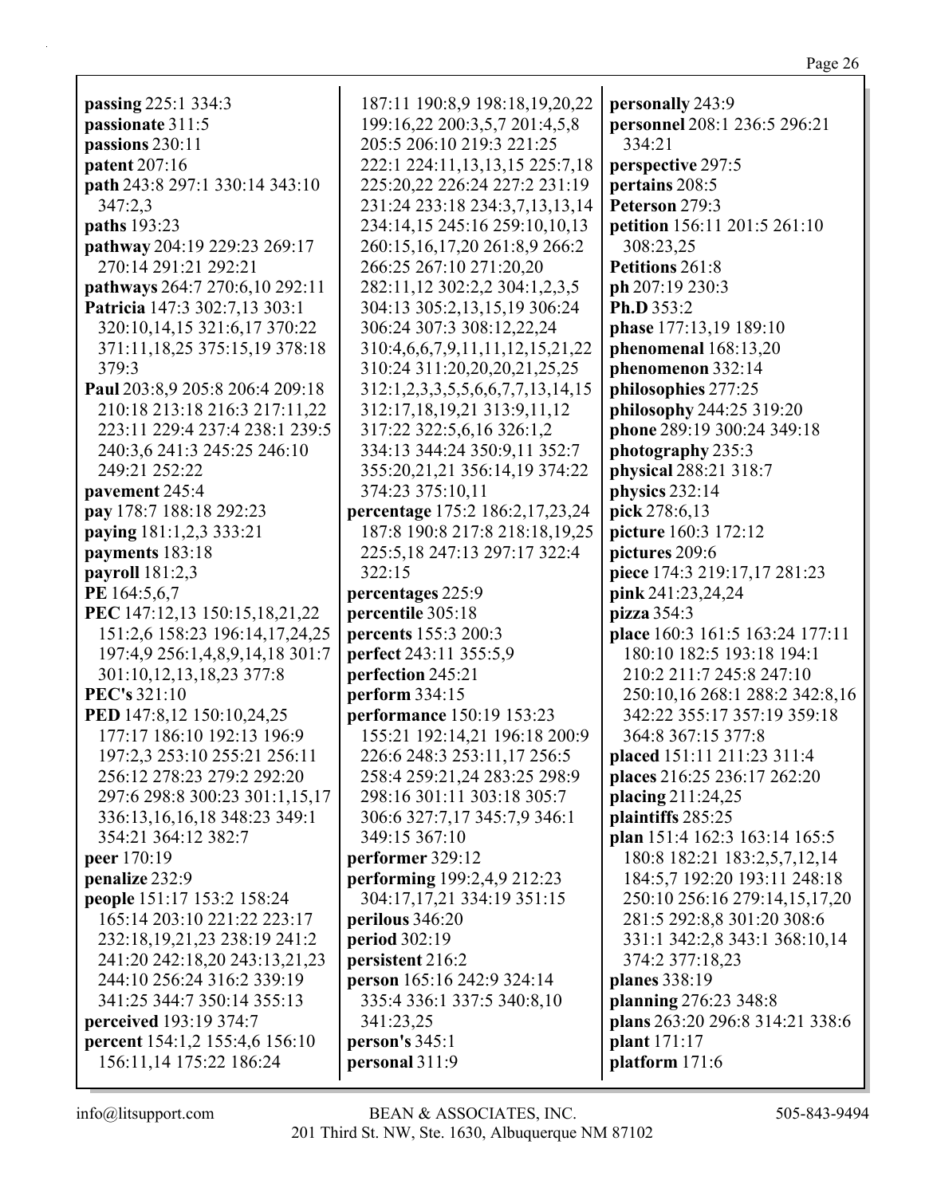**passing** 225:1 334:3
**passionate** 311:5
**passions** 230:11
**patent** 207:16
**path** 243:8 297:1 330:14 343:10 347:2,3
**paths** 193:23
**pathway** 204:19 229:23 269:17 270:14 291:21 292:21
**pathways** 264:7 270:6,10 292:11
**Patricia** 147:3 302:7,13 303:1 320:10,14,15 321:6,17 370:22 371:11,18,25 375:15,19 378:18 379:3
**Paul** 203:8,9 205:8 206:4 209:18 210:18 213:18 216:3 217:11,22 223:11 229:4 237:4 238:1 239:5 240:3,6 241:3 245:25 246:10 249:21 252:22
**pavement** 245:4
**pay** 178:7 188:18 292:23
**paying** 181:1,2,3 333:21
**payments** 183:18
**payroll** 181:2,3
**PE** 164:5,6,7
**PEC** 147:12,13 150:15,18,21,22 151:2,6 158:23 196:14,17,24,25 197:4,9 256:1,4,8,9,14,18 301:7 301:10,12,13,18,23 377:8
**PEC's** 321:10
**PED** 147:8,12 150:10,24,25 177:17 186:10 192:13 196:9 197:2,3 253:10 255:21 256:11 256:12 278:23 279:2 292:20 297:6 298:8 300:23 301:1,15,17 336:13,16,16,18 348:23 349:1 354:21 364:12 382:7
**peer** 170:19
**penalize** 232:9
**people** 151:17 153:2 158:24 165:14 203:10 221:22 223:17 232:18,19,21,23 238:19 241:2 241:20 242:18,20 243:13,21,23 244:10 256:24 316:2 339:19 341:25 344:7 350:14 355:13
**perceived** 193:19 374:7
**percent** 154:1,2 155:4,6 156:10 156:11,14 175:22 186:24 187:11 190:8,9 198:18,19,20,22 199:16,22 200:3,5,7 201:4,5,8 205:5 206:10 219:3 221:25 222:1 224:11,13,13,15 225:7,18 225:20,22 226:24 227:2 231:19 231:24 233:18 234:3,7,13,13,14 234:14,15 245:16 259:10,10,13 260:15,16,17,20 261:8,9 266:2 266:25 267:10 271:20,20 282:11,12 302:2,2 304:1,2,3,5 304:13 305:2,13,15,19 306:24 306:24 307:3 308:12,22,24 310:4,6,6,7,9,11,11,12,15,21,22 310:24 311:20,20,20,21,25,25 312:1,2,3,3,5,5,6,6,7,7,13,14,15 312:17,18,19,21 313:9,11,12 317:22 322:5,6,16 326:1,2 334:13 344:24 350:9,11 352:7 355:20,21,21 356:14,19 374:22 374:23 375:10,11
**percentage** 175:2 186:2,17,23,24 187:8 190:8 217:8 218:18,19,25 225:5,18 247:13 297:17 322:4 322:15
**percentages** 225:9
**percentile** 305:18
**percents** 155:3 200:3
**perfect** 243:11 355:5,9
**perfection** 245:21
**perform** 334:15
**performance** 150:19 153:23 155:21 192:14,21 196:18 200:9 226:6 248:3 253:11,17 256:5 258:4 259:21,24 283:25 298:9 298:16 301:11 303:18 305:7 306:6 327:7,17 345:7,9 346:1 349:15 367:10
**performer** 329:12
**performing** 199:2,4,9 212:23 304:17,17,21 334:19 351:15
**perilous** 346:20
**period** 302:19
**persistent** 216:2
**person** 165:16 242:9 324:14 335:4 336:1 337:5 340:8,10 341:23,25
**person's** 345:1
**personal** 311:9
**personally** 243:9
**personnel** 208:1 236:5 296:21 334:21
**perspective** 297:5
**pertains** 208:5
**Peterson** 279:3
**petition** 156:11 201:5 261:10 308:23,25
**Petitions** 261:8
**ph** 207:19 230:3
**Ph.D** 353:2
**phase** 177:13,19 189:10
**phenomenal** 168:13,20
**phenomenon** 332:14
**philosophies** 277:25
**philosophy** 244:25 319:20
**phone** 289:19 300:24 349:18
**photography** 235:3
**physical** 288:21 318:7
**physics** 232:14
**pick** 278:6,13
**picture** 160:3 172:12
**pictures** 209:6
**piece** 174:3 219:17,17 281:23
**pink** 241:23,24,24
**pizza** 354:3
**place** 160:3 161:5 163:24 177:11 180:10 182:5 193:18 194:1 210:2 211:7 245:8 247:10 250:10,16 268:1 288:2 342:8,16 342:22 355:17 357:19 359:18 364:8 367:15 377:8
**placed** 151:11 211:23 311:4
**places** 216:25 236:17 262:20
**placing** 211:24,25
**plaintiffs** 285:25
**plan** 151:4 162:3 163:14 165:5 180:8 182:21 183:2,5,7,12,14 184:5,7 192:20 193:11 248:18 250:10 256:16 279:14,15,17,20 281:5 292:8,8 301:20 308:6 331:1 342:2,8 343:1 368:10,14 374:2 377:18,23
**planes** 338:19
**planning** 276:23 348:8
**plans** 263:20 296:8 314:21 338:6
**plant** 171:17
**platform** 171:6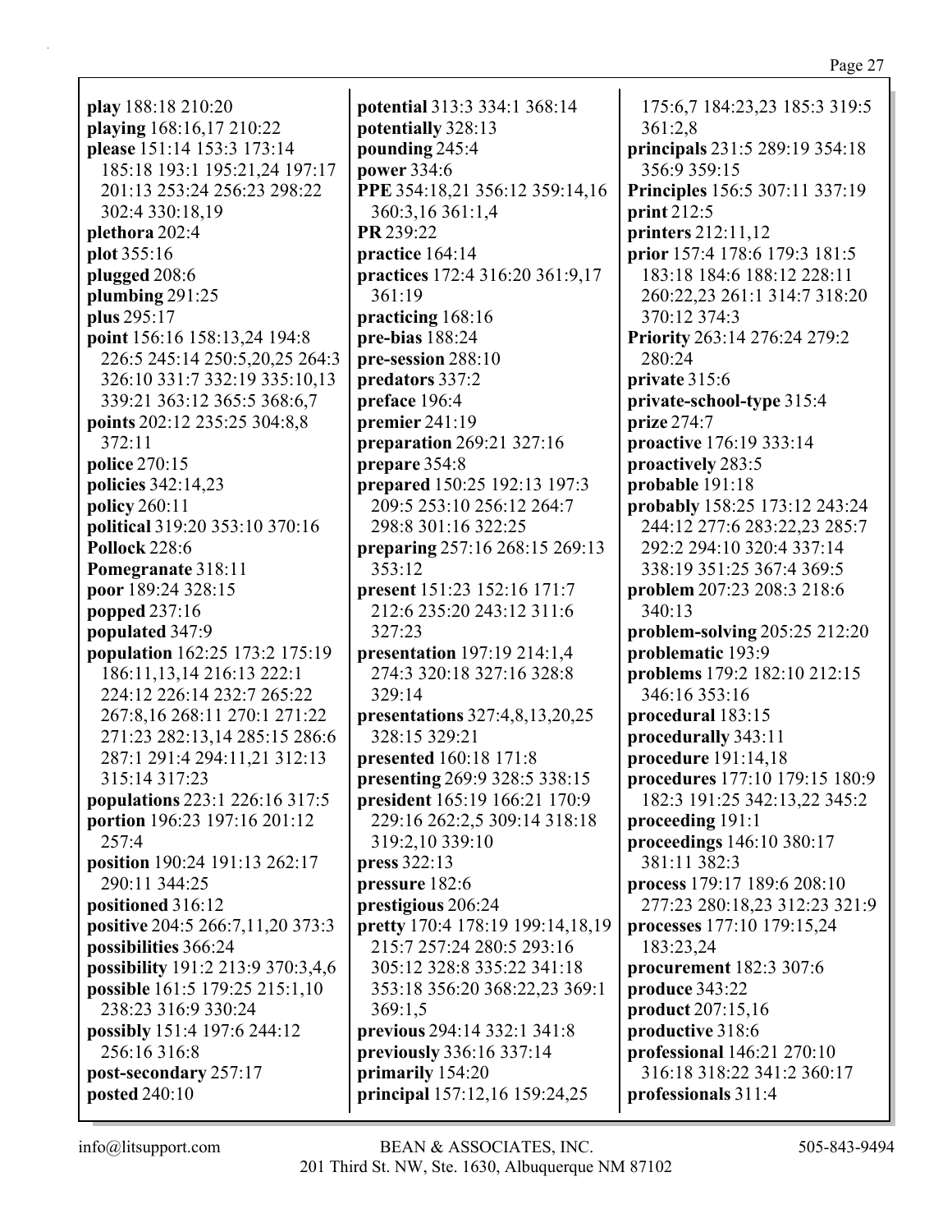**play** 188:18 210:20
**playing** 168:16,17 210:22
**please** 151:14 153:3 173:14 185:18 193:1 195:21,24 197:17 201:13 253:24 256:23 298:22 302:4 330:18,19
**plethora** 202:4
**plot** 355:16
**plugged** 208:6
**plumbing** 291:25
**plus** 295:17
**point** 156:16 158:13,24 194:8 226:5 245:14 250:5,20,25 264:3 326:10 331:7 332:19 335:10,13 339:21 363:12 365:5 368:6,7
**points** 202:12 235:25 304:8,8 372:11
**police** 270:15
**policies** 342:14,23
**policy** 260:11
**political** 319:20 353:10 370:16
**Pollock** 228:6
**Pomegranate** 318:11
**poor** 189:24 328:15
**popped** 237:16
**populated** 347:9
**population** 162:25 173:2 175:19 186:11,13,14 216:13 222:1 224:12 226:14 232:7 265:22 267:8,16 268:11 270:1 271:22 271:23 282:13,14 285:15 286:6 287:1 291:4 294:11,21 312:13 315:14 317:23
**populations** 223:1 226:16 317:5
**portion** 196:23 197:16 201:12 257:4
**position** 190:24 191:13 262:17 290:11 344:25
**positioned** 316:12
**positive** 204:5 266:7,11,20 373:3
**possibilities** 366:24
**possibility** 191:2 213:9 370:3,4,6
**possible** 161:5 179:25 215:1,10 238:23 316:9 330:24
**possibly** 151:4 197:6 244:12 256:16 316:8
**post-secondary** 257:17
**posted** 240:10
**potential** 313:3 334:1 368:14
**potentially** 328:13
**pounding** 245:4
**power** 334:6
**PPE** 354:18,21 356:12 359:14,16 360:3,16 361:1,4
**PR** 239:22
**practice** 164:14
**practices** 172:4 316:20 361:9,17 361:19
**practicing** 168:16
**pre-bias** 188:24
**pre-session** 288:10
**predators** 337:2
**preface** 196:4
**premier** 241:19
**preparation** 269:21 327:16
**prepare** 354:8
**prepared** 150:25 192:13 197:3 209:5 253:10 256:12 264:7 298:8 301:16 322:25
**preparing** 257:16 268:15 269:13 353:12
**present** 151:23 152:16 171:7 212:6 235:20 243:12 311:6 327:23
**presentation** 197:19 214:1,4 274:3 320:18 327:16 328:8 329:14
**presentations** 327:4,8,13,20,25 328:15 329:21
**presented** 160:18 171:8
**presenting** 269:9 328:5 338:15
**president** 165:19 166:21 170:9 229:16 262:2,5 309:14 318:18 319:2,10 339:10
**press** 322:13
**pressure** 182:6
**prestigious** 206:24
**pretty** 170:4 178:19 199:14,18,19 215:7 257:24 280:5 293:16 305:12 328:8 335:22 341:18 353:18 356:20 368:22,23 369:1 369:1,5
**previous** 294:14 332:1 341:8
**previously** 336:16 337:14
**primarily** 154:20
**principal** 157:12,16 159:24,25 175:6,7 184:23,23 185:3 319:5 361:2,8
**principals** 231:5 289:19 354:18 356:9 359:15
**Principles** 156:5 307:11 337:19
**print** 212:5
**printers** 212:11,12
**prior** 157:4 178:6 179:3 181:5 183:18 184:6 188:12 228:11 260:22,23 261:1 314:7 318:20 370:12 374:3
**Priority** 263:14 276:24 279:2 280:24
**private** 315:6
**private-school-type** 315:4
**prize** 274:7
**proactive** 176:19 333:14
**proactively** 283:5
**probable** 191:18
**probably** 158:25 173:12 243:24 244:12 277:6 283:22,23 285:7 292:2 294:10 320:4 337:14 338:19 351:25 367:4 369:5
**problem** 207:23 208:3 218:6 340:13
**problem-solving** 205:25 212:20
**problematic** 193:9
**problems** 179:2 182:10 212:15 346:16 353:16
**procedural** 183:15
**procedurally** 343:11
**procedure** 191:14,18
**procedures** 177:10 179:15 180:9 182:3 191:25 342:13,22 345:2
**proceeding** 191:1
**proceedings** 146:10 380:17 381:11 382:3
**process** 179:17 189:6 208:10 277:23 280:18,23 312:23 321:9
**processes** 177:10 179:15,24 183:23,24
**procurement** 182:3 307:6
**produce** 343:22
**product** 207:15,16
**productive** 318:6
**professional** 146:21 270:10 316:18 318:22 341:2 360:17
**professionals** 311:4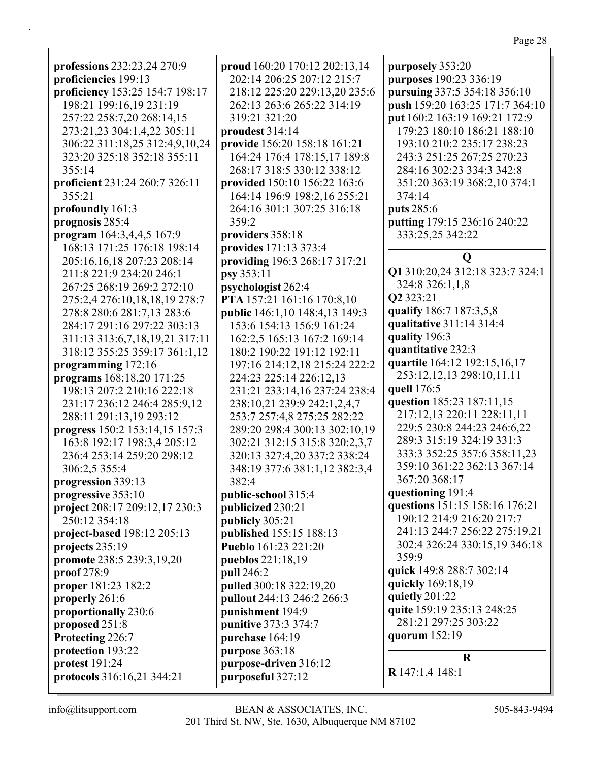**professions** 232:23,24 270:9
**proficiencies** 199:13
**proficiency** 153:25 154:7 198:17 198:21 199:16,19 231:19 257:22 258:7,20 268:14,15 273:21,23 304:1,4,22 305:11 306:22 311:18,25 312:4,9,10,24 323:20 325:18 352:18 355:11 355:14
**proficient** 231:24 260:7 326:11 355:21
**profoundly** 161:3
**prognosis** 285:4
**program** 164:3,4,4,5 167:9 168:13 171:25 176:18 198:14 205:16,16,18 207:23 208:14 211:8 221:9 234:20 246:1 267:25 268:19 269:2 272:10 275:2,4 276:10,18,18,19 278:7 278:8 280:6 281:7,13 283:6 284:17 291:16 297:22 303:13 311:13 313:6,7,18,19,21 317:11 318:12 355:25 359:17 361:1,12
**programming** 172:16
**programs** 168:18,20 171:25 198:13 207:2 210:16 222:18 231:17 236:12 246:4 285:9,12 288:11 291:13,19 293:12
**progress** 150:2 153:14,15 157:3 163:8 192:17 198:3,4 205:12 236:4 253:14 259:20 298:12 306:2,5 355:4
**progression** 339:13
**progressive** 353:10
**project** 208:17 209:12,17 230:3 250:12 354:18
**project-based** 198:12 205:13
**projects** 235:19
**promote** 238:5 239:3,19,20
**proof** 278:9
**proper** 181:23 182:2
**properly** 261:6
**proportionally** 230:6
**proposed** 251:8
**Protecting** 226:7
**protection** 193:22
**protest** 191:24
**protocols** 316:16,21 344:21
**proud** 160:20 170:12 202:13,14 202:14 206:25 207:12 215:7 218:12 225:20 229:13,20 235:6 262:13 263:6 265:22 314:19 319:21 321:20
**proudest** 314:14
**provide** 156:20 158:18 161:21 164:24 176:4 178:15,17 189:8 268:17 318:5 330:12 338:12
**provided** 150:10 156:22 163:6 164:14 196:9 198:2,16 255:21 264:16 301:1 307:25 316:18 359:2
**providers** 358:18
**provides** 171:13 373:4
**providing** 196:3 268:17 317:21
**psy** 353:11
**psychologist** 262:4
**PTA** 157:21 161:16 170:8,10
**public** 146:1,10 148:4,13 149:3 153:6 154:13 156:9 161:24 162:2,5 165:13 167:2 169:14 180:2 190:22 191:12 192:11 197:16 214:12,18 215:24 222:2 224:23 225:14 226:12,13 231:21 233:14,16 237:24 238:4 238:10,21 239:9 242:1,2,4,7 253:7 257:4,8 275:25 282:22 289:20 298:4 300:13 302:10,19 302:21 312:15 315:8 320:2,3,7 320:13 327:4,20 337:2 338:24 348:19 377:6 381:1,12 382:3,4 382:4
**public-school** 315:4
**publicized** 230:21
**publicly** 305:21
**published** 155:15 188:13
**Pueblo** 161:23 221:20
**pueblos** 221:18,19
**pull** 246:2
**pulled** 300:18 322:19,20
**pullout** 244:13 246:2 266:3
**punishment** 194:9
**punitive** 373:3 374:7
**purchase** 164:19
**purpose** 363:18
**purpose-driven** 316:12
**purposeful** 327:12
**purposely** 353:20
**purposes** 190:23 336:19
**pursuing** 337:5 354:18 356:10
**push** 159:20 163:25 171:7 364:10
**put** 160:2 163:19 169:21 172:9 179:23 180:10 186:21 188:10 193:10 210:2 235:17 238:23 243:3 251:25 267:25 270:23 284:16 302:23 334:3 342:8 351:20 363:19 368:2,10 374:1 374:14
**puts** 285:6
**putting** 179:15 236:16 240:22 333:25,25 342:22

## Q

**Q1** 310:20,24 312:18 323:7 324:1 324:8 326:1,1,8
**Q2** 323:21
**qualify** 186:7 187:3,5,8
**qualitative** 311:14 314:4
**quality** 196:3
**quantitative** 232:3
**quartile** 164:12 192:15,16,17 253:12,12,13 298:10,11,11
**quell** 176:5
**question** 185:23 187:11,15 217:12,13 220:11 228:11,11 229:5 230:8 244:23 246:6,22 289:3 315:19 324:19 331:3 333:3 352:25 357:6 358:11,23 359:10 361:22 362:13 367:14 367:20 368:17
**questioning** 191:4
**questions** 151:15 158:16 176:21 190:12 214:9 216:20 217:7 241:13 244:7 256:22 275:19,21 302:4 326:24 330:15,19 346:18 359:9
**quick** 149:8 288:7 302:14
**quickly** 169:18,19
**quietly** 201:22
**quite** 159:19 235:13 248:25 281:21 297:25 303:22
**quorum** 152:19

## R

**R** 147:1,4 148:1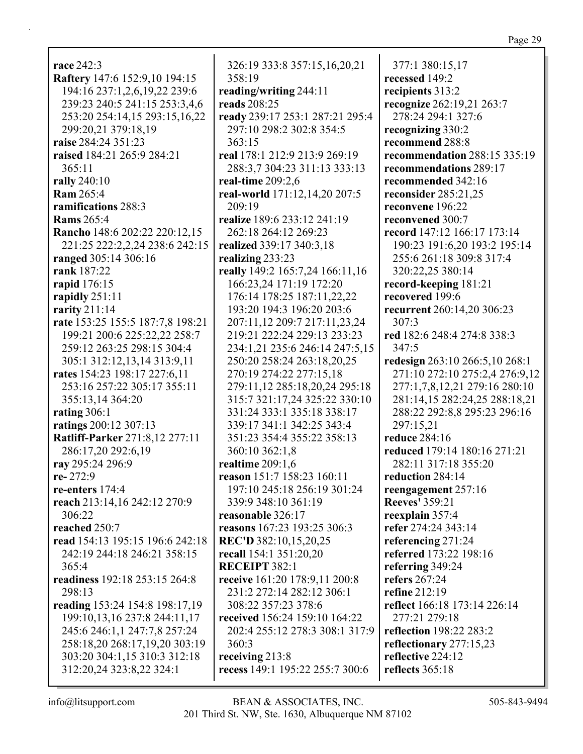**race** 242:3
**Raftery** 147:6 152:9,10 194:15 194:16 237:1,2,6,19,22 239:6 239:23 240:5 241:15 253:3,4,6 253:20 254:14,15 293:15,16,22 299:20,21 379:18,19
**raise** 284:24 351:23
**raised** 184:21 265:9 284:21 365:11
**rally** 240:10
**Ram** 265:4
**ramifications** 288:3
**Rams** 265:4
**Rancho** 148:6 202:22 220:12,15 221:25 222:2,2,24 238:6 242:15
**ranged** 305:14 306:16
**rank** 187:22
**rapid** 176:15
**rapidly** 251:11
**rarity** 211:14
**rate** 153:25 155:5 187:7,8 198:21 199:21 200:6 225:22,22 258:7 259:12 263:25 298:15 304:4 305:1 312:12,13,14 313:9,11
**rates** 154:23 198:17 227:6,11 253:16 257:22 305:17 355:11 355:13,14 364:20
**rating** 306:1
**ratings** 200:12 307:13
**Ratliff-Parker** 271:8,12 277:11 286:17,20 292:6,19
**ray** 295:24 296:9
**re-** 272:9
**re-enters** 174:4
**reach** 213:14,16 242:12 270:9 306:22
**reached** 250:7
**read** 154:13 195:15 196:6 242:18 242:19 244:18 246:21 358:15 365:4
**readiness** 192:18 253:15 264:8 298:13
**reading** 153:24 154:8 198:17,19 199:10,13,16 237:8 244:11,17 245:6 246:1,1 247:7,8 257:24 258:18,20 268:17,19,20 303:19 303:20 304:1,15 310:3 312:18 312:20,24 323:8,22 324:1 326:19 333:8 357:15,16,20,21 358:19
**reading/writing** 244:11
**reads** 208:25
**ready** 239:17 253:1 287:21 295:4 297:10 298:2 302:8 354:5 363:15
**real** 178:1 212:9 213:9 269:19 288:3,7 304:23 311:13 333:13
**real-time** 209:2,6
**real-world** 171:12,14,20 207:5 209:19
**realize** 189:6 233:12 241:19 262:18 264:12 269:23
**realized** 339:17 340:3,18
**realizing** 233:23
**really** 149:2 165:7,24 166:11,16 166:23,24 171:19 172:20 176:14 178:25 187:11,22,22 193:20 194:3 196:20 203:6 207:11,12 209:7 217:11,23,24 219:21 222:24 229:13 233:23 234:1,21 235:6 246:14 247:5,15 250:20 258:24 263:18,20,25 270:19 274:22 277:15,18 279:11,12 285:18,20,24 295:18 315:7 321:17,24 325:22 330:10 331:24 333:1 335:18 338:17 339:17 341:1 342:25 343:4 351:23 354:4 355:22 358:13 360:10 362:1,8
**realtime** 209:1,6
**reason** 151:7 158:23 160:11 197:10 245:18 256:19 301:24 339:9 348:10 361:19
**reasonable** 326:17
**reasons** 167:23 193:25 306:3
**REC'D** 382:10,15,20,25
**recall** 154:1 351:20,20
**RECEIPT** 382:1
**receive** 161:20 178:9,11 200:8 231:2 272:14 282:12 306:1 308:22 357:23 378:6
**received** 156:24 159:10 164:22 202:4 255:12 278:3 308:1 317:9 360:3
**receiving** 213:8
**recess** 149:1 195:22 255:7 300:6 377:1 380:15,17
**recessed** 149:2
**recipients** 313:2
**recognize** 262:19,21 263:7 278:24 294:1 327:6
**recognizing** 330:2
**recommend** 288:8
**recommendation** 288:15 335:19
**recommendations** 289:17
**recommended** 342:16
**reconsider** 285:21,25
**reconvene** 196:22
**reconvened** 300:7
**record** 147:12 166:17 173:14 190:23 191:6,20 193:2 195:14 255:6 261:18 309:8 317:4 320:22,25 380:14
**record-keeping** 181:21
**recovered** 199:6
**recurrent** 260:14,20 306:23 307:3
**red** 182:6 248:4 274:8 338:3 347:5
**redesign** 263:10 266:5,10 268:1 271:10 272:10 275:2,4 276:9,12 277:1,7,8,12,21 279:16 280:10 281:14,15 282:24,25 288:18,21 288:22 292:8,8 295:23 296:16 297:15,21
**reduce** 284:16
**reduced** 179:14 180:16 271:21 282:11 317:18 355:20
**reduction** 284:14
**reengagement** 257:16
**Reeves'** 359:21
**reexplain** 357:4
**refer** 274:24 343:14
**referencing** 271:24
**referred** 173:22 198:16
**referring** 349:24
**refers** 267:24
**refine** 212:19
**reflect** 166:18 173:14 226:14 277:21 279:18
**reflection** 198:22 283:2
**reflectionary** 277:15,23
**reflective** 224:12
**reflects** 365:18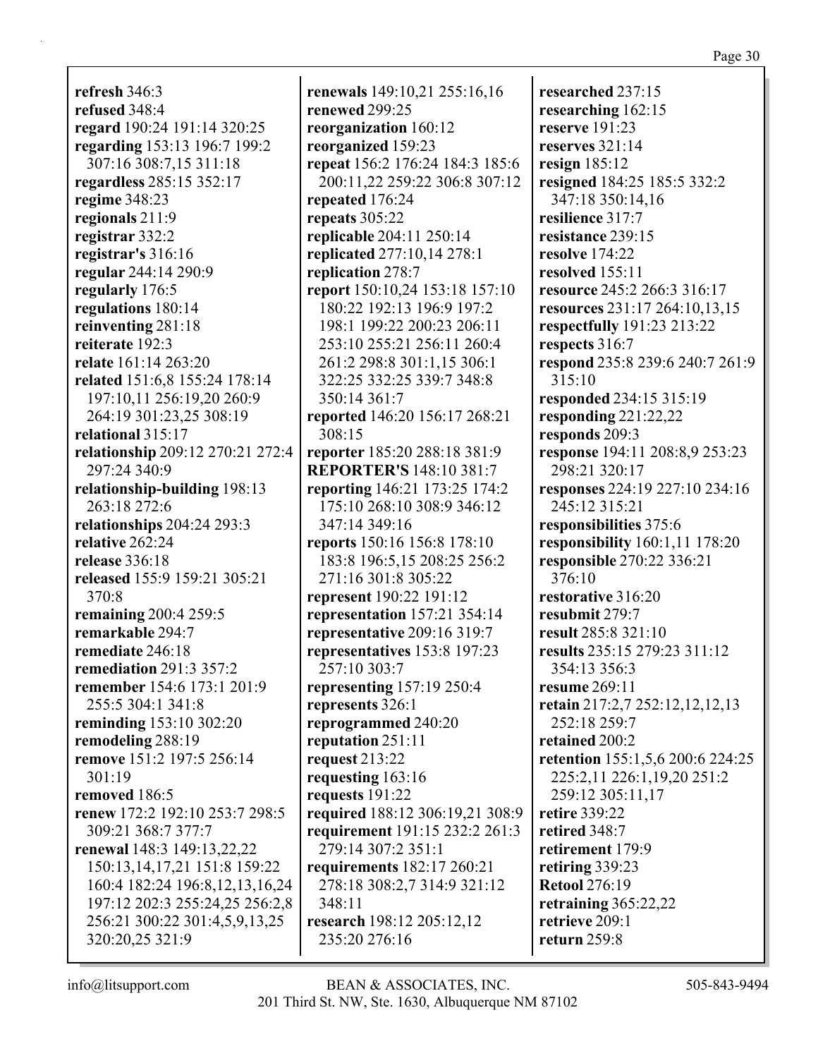**refresh** 346:3
**refused** 348:4
**regard** 190:24 191:14 320:25
**regarding** 153:13 196:7 199:2 307:16 308:7,15 311:18
**regardless** 285:15 352:17
**regime** 348:23
**regionals** 211:9
**registrar** 332:2
**registrar's** 316:16
**regular** 244:14 290:9
**regularly** 176:5
**regulations** 180:14
**reinventing** 281:18
**reiterate** 192:3
**relate** 161:14 263:20
**related** 151:6,8 155:24 178:14 197:10,11 256:19,20 260:9 264:19 301:23,25 308:19
**relational** 315:17
**relationship** 209:12 270:21 272:4 297:24 340:9
**relationship-building** 198:13 263:18 272:6
**relationships** 204:24 293:3
**relative** 262:24
**release** 336:18
**released** 155:9 159:21 305:21 370:8
**remaining** 200:4 259:5
**remarkable** 294:7
**remediate** 246:18
**remediation** 291:3 357:2
**remember** 154:6 173:1 201:9 255:5 304:1 341:8
**reminding** 153:10 302:20
**remodeling** 288:19
**remove** 151:2 197:5 256:14 301:19
**removed** 186:5
**renew** 172:2 192:10 253:7 298:5 309:21 368:7 377:7
**renewal** 148:3 149:13,22,22 150:13,14,17,21 151:8 159:22 160:4 182:24 196:8,12,13,16,24 197:12 202:3 255:24,25 256:2,8 256:21 300:22 301:4,5,9,13,25 320:20,25 321:9
**renewals** 149:10,21 255:16,16
**renewed** 299:25
**reorganization** 160:12
**reorganized** 159:23
**repeat** 156:2 176:24 184:3 185:6 200:11,22 259:22 306:8 307:12
**repeated** 176:24
**repeats** 305:22
**replicable** 204:11 250:14
**replicated** 277:10,14 278:1
**replication** 278:7
**report** 150:10,24 153:18 157:10 180:22 192:13 196:9 197:2 198:1 199:22 200:23 206:11 253:10 255:21 256:11 260:4 261:2 298:8 301:1,15 306:1 322:25 332:25 339:7 348:8 350:14 361:7
**reported** 146:20 156:17 268:21 308:15
**reporter** 185:20 288:18 381:9
**REPORTER'S** 148:10 381:7
**reporting** 146:21 173:25 174:2 175:10 268:10 308:9 346:12 347:14 349:16
**reports** 150:16 156:8 178:10 183:8 196:5,15 208:25 256:2 271:16 301:8 305:22
**represent** 190:22 191:12
**representation** 157:21 354:14
**representative** 209:16 319:7
**representatives** 153:8 197:23 257:10 303:7
**representing** 157:19 250:4
**represents** 326:1
**reprogrammed** 240:20
**reputation** 251:11
**request** 213:22
**requesting** 163:16
**requests** 191:22
**required** 188:12 306:19,21 308:9
**requirement** 191:15 232:2 261:3 279:14 307:2 351:1
**requirements** 182:17 260:21 278:18 308:2,7 314:9 321:12 348:11
**research** 198:12 205:12,12 235:20 276:16
**researched** 237:15
**researching** 162:15
**reserve** 191:23
**reserves** 321:14
**resign** 185:12
**resigned** 184:25 185:5 332:2 347:18 350:14,16
**resilience** 317:7
**resistance** 239:15
**resolve** 174:22
**resolved** 155:11
**resource** 245:2 266:3 316:17
**resources** 231:17 264:10,13,15
**respectfully** 191:23 213:22
**respects** 316:7
**respond** 235:8 239:6 240:7 261:9 315:10
**responded** 234:15 315:19
**responding** 221:22,22
**responds** 209:3
**response** 194:11 208:8,9 253:23 298:21 320:17
**responses** 224:19 227:10 234:16 245:12 315:21
**responsibilities** 375:6
**responsibility** 160:1,11 178:20
**responsible** 270:22 336:21 376:10
**restorative** 316:20
**resubmit** 279:7
**result** 285:8 321:10
**results** 235:15 279:23 311:12 354:13 356:3
**resume** 269:11
**retain** 217:2,7 252:12,12,12,13 252:18 259:7
**retained** 200:2
**retention** 155:1,5,6 200:6 224:25 225:2,11 226:1,19,20 251:2 259:12 305:11,17
**retire** 339:22
**retired** 348:7
**retirement** 179:9
**retiring** 339:23
**Retool** 276:19
**retraining** 365:22,22
**retrieve** 209:1
**return** 259:8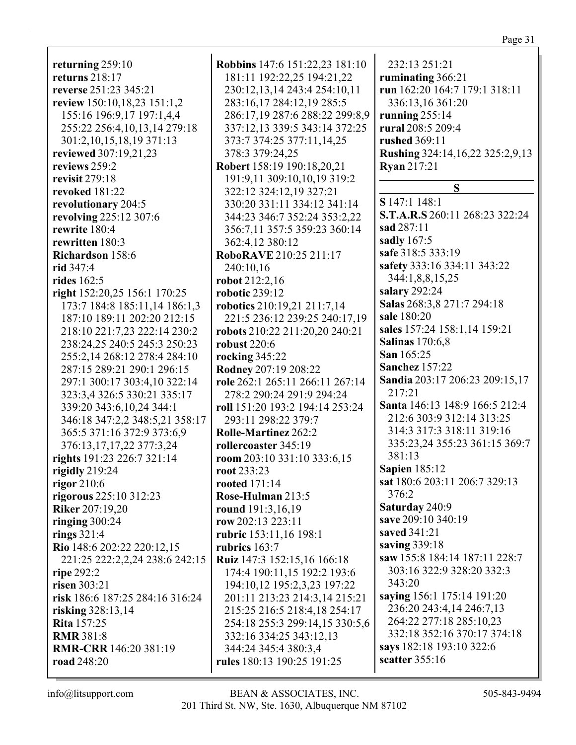**returning** 259:10
**returns** 218:17
**reverse** 251:23 345:21
**review** 150:10,18,23 151:1,2 155:16 196:9,17 197:1,4,4 255:22 256:4,10,13,14 279:18 301:2,10,15,18,19 371:13
**reviewed** 307:19,21,23
**reviews** 259:2
**revisit** 279:18
**revoked** 181:22
**revolutionary** 204:5
**revolving** 225:12 307:6
**rewrite** 180:4
**rewritten** 180:3
**Richardson** 158:6
**rid** 347:4
**rides** 162:5
**right** 152:20,25 156:1 170:25 173:7 184:8 185:11,14 186:1,3 187:10 189:11 202:20 212:15 218:10 221:7,23 222:14 230:2 238:24,25 240:5 245:3 250:23 255:2,14 268:12 278:4 284:10 287:15 289:21 290:1 296:15 297:1 300:17 303:4,10 322:14 323:3,4 326:5 330:21 335:17 339:20 343:6,10,24 344:1 346:18 347:2,2 348:5,21 358:17 365:5 371:16 372:9 373:6,9 376:13,17,17,22 377:3,24
**rights** 191:23 226:7 321:14
**rigidly** 219:24
**rigor** 210:6
**rigorous** 225:10 312:23
**Riker** 207:19,20
**ringing** 300:24
**rings** 321:4
**Rio** 148:6 202:22 220:12,15 221:25 222:2,2,24 238:6 242:15
**ripe** 292:2
**risen** 303:21
**risk** 186:6 187:25 284:16 316:24
**risking** 328:13,14
**Rita** 157:25
**RMR** 381:8
**RMR-CRR** 146:20 381:19
**road** 248:20
**Robbins** 147:6 151:22,23 181:10 181:11 192:22,25 194:21,22 230:12,13,14 243:4 254:10,11 283:16,17 284:12,19 285:5 286:17,19 287:6 288:22 299:8,9 337:12,13 339:5 343:14 372:25 373:7 374:25 377:11,14,25 378:3 379:24,25
**Robert** 158:19 190:18,20,21 191:9,11 309:10,10,19 319:2 322:12 324:12,19 327:21 330:20 331:11 334:12 341:14 344:23 346:7 352:24 353:2,22 356:7,11 357:5 359:23 360:14 362:4,12 380:12
**RoboRAVE** 210:25 211:17 240:10,16
**robot** 212:2,16
**robotic** 239:12
**robotics** 210:19,21 211:7,14 221:5 236:12 239:25 240:17,19
**robots** 210:22 211:20,20 240:21
**robust** 220:6
**rocking** 345:22
**Rodney** 207:19 208:22
**role** 262:1 265:11 266:11 267:14 278:2 290:24 291:9 294:24
**roll** 151:20 193:2 194:14 253:24 293:11 298:22 379:7
**Rolle-Martinez** 262:2
**rollercoaster** 345:19
**room** 203:10 331:10 333:6,15
**root** 233:23
**rooted** 171:14
**Rose-Hulman** 213:5
**round** 191:3,16,19
**row** 202:13 223:11
**rubric** 153:11,16 198:1
**rubrics** 163:7
**Ruiz** 147:3 152:15,16 166:18 174:4 190:11,15 192:2 193:6 194:10,12 195:2,3,23 197:22 201:11 213:23 214:3,14 215:21 215:25 216:5 218:4,18 254:17 254:18 255:3 299:14,15 330:5,6 332:16 334:25 343:12,13 344:24 345:4 380:3,4
**rules** 180:13 190:25 191:25 232:13 251:21
**ruminating** 366:21
**run** 162:20 164:7 179:1 318:11 336:13,16 361:20
**running** 255:14
**rural** 208:5 209:4
**rushed** 369:11
**Rushing** 324:14,16,22 325:2,9,13
**Ryan** 217:21

## S

**S** 147:1 148:1
**S.T.A.R.S** 260:11 268:23 322:24
**sad** 287:11
**sadly** 167:5
**safe** 318:5 333:19
**safety** 333:16 334:11 343:22 344:1,8,8,15,25
**salary** 292:24
**Salas** 268:3,8 271:7 294:18
**sale** 180:20
**sales** 157:24 158:1,14 159:21
**Salinas** 170:6,8
**San** 165:25
**Sanchez** 157:22
**Sandia** 203:17 206:23 209:15,17 217:21
**Santa** 146:13 148:9 166:5 212:4 212:6 303:9 312:14 313:25 314:3 317:3 318:11 319:16 335:23,24 355:23 361:15 369:7 381:13
**Sapien** 185:12
**sat** 180:6 203:11 206:7 329:13 376:2
**Saturday** 240:9
**save** 209:10 340:19
**saved** 341:21
**saving** 339:18
**saw** 155:8 184:14 187:11 228:7 303:16 322:9 328:20 332:3 343:20
**saying** 156:1 175:14 191:20 236:20 243:4,14 246:7,13 264:22 277:18 285:10,23 332:18 352:16 370:17 374:18
**says** 182:18 193:10 322:6
**scatter** 355:16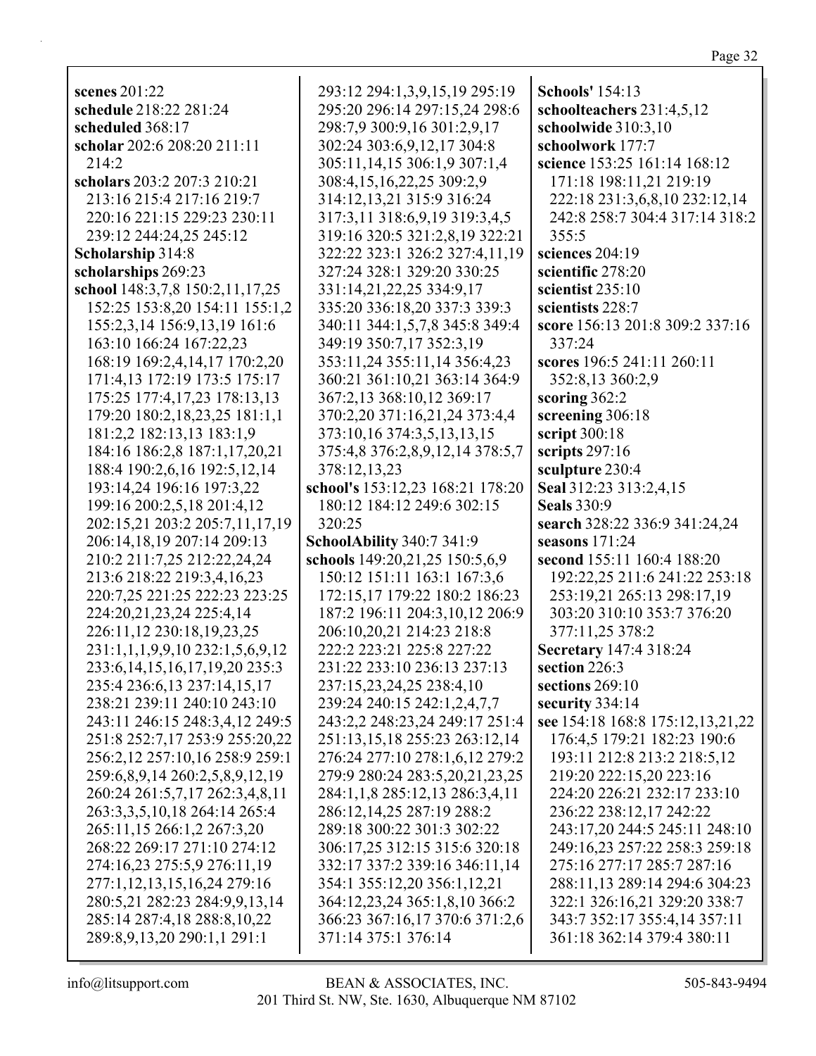**scenes** 201:22
**schedule** 218:22 281:24
**scheduled** 368:17
**scholar** 202:6 208:20 211:11 214:2
**scholars** 203:2 207:3 210:21 213:16 215:4 217:16 219:7 220:16 221:15 229:23 230:11 239:12 244:24,25 245:12
**Scholarship** 314:8
**scholarships** 269:23
**school** 148:3,7,8 150:2,11,17,25 152:25 153:8,20 154:11 155:1,2 155:2,3,14 156:9,13,19 161:6 163:10 166:24 167:22,23 168:19 169:2,4,14,17 170:2,20 171:4,13 172:19 173:5 175:17 175:25 177:4,17,23 178:13,13 179:20 180:2,18,23,25 181:1,1 181:2,2 182:13,13 183:1,9 184:16 186:2,8 187:1,17,20,21 188:4 190:2,6,16 192:5,12,14 193:14,24 196:16 197:3,22 199:16 200:2,5,18 201:4,12 202:15,21 203:2 205:7,11,17,19 206:14,18,19 207:14 209:13 210:2 211:7,25 212:22,24,24 213:6 218:22 219:3,4,16,23 220:7,25 221:25 222:23 223:25 224:20,21,23,24 225:4,14 226:11,12 230:18,19,23,25 231:1,1,1,9,9,10 232:1,5,6,9,12 233:6,14,15,16,17,19,20 235:3 235:4 236:6,13 237:14,15,17 238:21 239:11 240:10 243:10 243:11 246:15 248:3,4,12 249:5 251:8 252:7,17 253:9 255:20,22 256:2,12 257:10,16 258:9 259:1 259:6,8,9,14 260:2,5,8,9,12,19 260:24 261:5,7,17 262:3,4,8,11 263:3,3,5,10,18 264:14 265:4 265:11,15 266:1,2 267:3,20 268:22 269:17 271:10 274:12 274:16,23 275:5,9 276:11,19 277:1,12,13,15,16,24 279:16 280:5,21 282:23 284:9,9,13,14 285:14 287:4,18 288:8,10,22 289:8,9,13,20 290:1,1 291:1 293:12 294:1,3,9,15,19 295:19 295:20 296:14 297:15,24 298:6 298:7,9 300:9,16 301:2,9,17 302:24 303:6,9,12,17 304:8 305:11,14,15 306:1,9 307:1,4 308:4,15,16,22,25 309:2,9 314:12,13,21 315:9 316:24 317:3,11 318:6,9,19 319:3,4,5 319:16 320:5 321:2,8,19 322:21 322:22 323:1 326:2 327:4,11,19 327:24 328:1 329:20 330:25 331:14,21,22,25 334:9,17 335:20 336:18,20 337:3 339:3 340:11 344:1,5,7,8 345:8 349:4 349:19 350:7,17 352:3,19 353:11,24 355:11,14 356:4,23 360:21 361:10,21 363:14 364:9 367:2,13 368:10,12 369:17 370:2,20 371:16,21,24 373:4,4 373:10,16 374:3,5,13,13,15 375:4,8 376:2,8,9,12,14 378:5,7 378:12,13,23
**school's** 153:12,23 168:21 178:20 180:12 184:12 249:6 302:15 320:25
**SchoolAbility** 340:7 341:9
**schools** 149:20,21,25 150:5,6,9 150:12 151:11 163:1 167:3,6 172:15,17 179:22 180:2 186:23 187:2 196:11 204:3,10,12 206:9 206:10,20,21 214:23 218:8 222:2 223:21 225:8 227:22 231:22 233:10 236:13 237:13 237:15,23,24,25 238:4,10 239:24 240:15 242:1,2,4,7,7 243:2,2 248:23,24 249:17 251:4 251:13,15,18 255:23 263:12,14 276:24 277:10 278:1,6,12 279:2 279:9 280:24 283:5,20,21,23,25 284:1,1,8 285:12,13 286:3,4,11 286:12,14,25 287:19 288:2 289:18 300:22 301:3 302:22 306:17,25 312:15 315:6 320:18 332:17 337:2 339:16 346:11,14 354:1 355:12,20 356:1,12,21 364:12,23,24 365:1,8,10 366:2 366:23 367:16,17 370:6 371:2,6 371:14 375:1 376:14
**Schools'** 154:13
**schoolteachers** 231:4,5,12
**schoolwide** 310:3,10
**schoolwork** 177:7
**science** 153:25 161:14 168:12 171:18 198:11,21 219:19 222:18 231:3,6,8,10 232:12,14 242:8 258:7 304:4 317:14 318:2 355:5
**sciences** 204:19
**scientific** 278:20
**scientist** 235:10
**scientists** 228:7
**score** 156:13 201:8 309:2 337:16 337:24
**scores** 196:5 241:11 260:11 352:8,13 360:2,9
**scoring** 362:2
**screening** 306:18
**script** 300:18
**scripts** 297:16
**sculpture** 230:4
**Seal** 312:23 313:2,4,15
**Seals** 330:9
**search** 328:22 336:9 341:24,24
**seasons** 171:24
**second** 155:11 160:4 188:20 192:22,25 211:6 241:22 253:18 253:19,21 265:13 298:17,19 303:20 310:10 353:7 376:20 377:11,25 378:2
**Secretary** 147:4 318:24
**section** 226:3
**sections** 269:10
**security** 334:14
**see** 154:18 168:8 175:12,13,21,22 176:4,5 179:21 182:23 190:6 193:11 212:8 213:2 218:5,12 219:20 222:15,20 223:16 224:20 226:21 232:17 233:10 236:22 238:12,17 242:22 243:17,20 244:5 245:11 248:10 249:16,23 257:22 258:3 259:18 275:16 277:17 285:7 287:16 288:11,13 289:14 294:6 304:23 322:1 326:16,21 329:20 338:7 343:7 352:17 355:4,14 357:11 361:18 362:14 379:4 380:11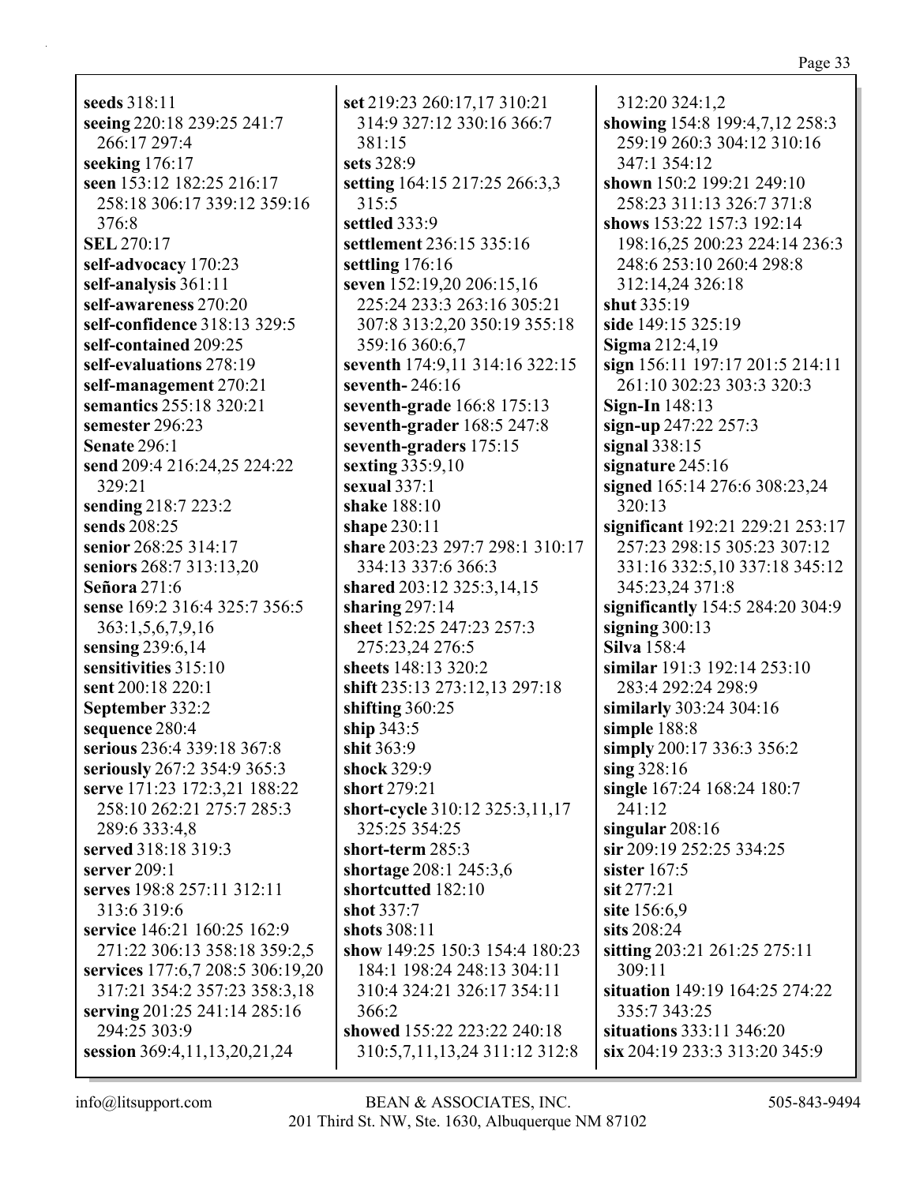**seeds** 318:11
**seeing** 220:18 239:25 241:7 266:17 297:4
**seeking** 176:17
**seen** 153:12 182:25 216:17 258:18 306:17 339:12 359:16 376:8
**SEL** 270:17
**self-advocacy** 170:23
**self-analysis** 361:11
**self-awareness** 270:20
**self-confidence** 318:13 329:5
**self-contained** 209:25
**self-evaluations** 278:19
**self-management** 270:21
**semantics** 255:18 320:21
**semester** 296:23
**Senate** 296:1
**send** 209:4 216:24,25 224:22 329:21
**sending** 218:7 223:2
**sends** 208:25
**senior** 268:25 314:17
**seniors** 268:7 313:13,20
**Señora** 271:6
**sense** 169:2 316:4 325:7 356:5 363:1,5,6,7,9,16
**sensing** 239:6,14
**sensitivities** 315:10
**sent** 200:18 220:1
**September** 332:2
**sequence** 280:4
**serious** 236:4 339:18 367:8
**seriously** 267:2 354:9 365:3
**serve** 171:23 172:3,21 188:22 258:10 262:21 275:7 285:3 289:6 333:4,8
**served** 318:18 319:3
**server** 209:1
**serves** 198:8 257:11 312:11 313:6 319:6
**service** 146:21 160:25 162:9 271:22 306:13 358:18 359:2,5
**services** 177:6,7 208:5 306:19,20 317:21 354:2 357:23 358:3,18
**serving** 201:25 241:14 285:16 294:25 303:9
**session** 369:4,11,13,20,21,24
**set** 219:23 260:17,17 310:21 314:9 327:12 330:16 366:7 381:15
**sets** 328:9
**setting** 164:15 217:25 266:3,3 315:5
**settled** 333:9
**settlement** 236:15 335:16
**settling** 176:16
**seven** 152:19,20 206:15,16 225:24 233:3 263:16 305:21 307:8 313:2,20 350:19 355:18 359:16 360:6,7
**seventh** 174:9,11 314:16 322:15
**seventh-** 246:16
**seventh-grade** 166:8 175:13
**seventh-grader** 168:5 247:8
**seventh-graders** 175:15
**sexting** 335:9,10
**sexual** 337:1
**shake** 188:10
**shape** 230:11
**share** 203:23 297:7 298:1 310:17 334:13 337:6 366:3
**shared** 203:12 325:3,14,15
**sharing** 297:14
**sheet** 152:25 247:23 257:3 275:23,24 276:5
**sheets** 148:13 320:2
**shift** 235:13 273:12,13 297:18
**shifting** 360:25
**ship** 343:5
**shit** 363:9
**shock** 329:9
**short** 279:21
**short-cycle** 310:12 325:3,11,17 325:25 354:25
**short-term** 285:3
**shortage** 208:1 245:3,6
**shortcutted** 182:10
**shot** 337:7
**shots** 308:11
**show** 149:25 150:3 154:4 180:23 184:1 198:24 248:13 304:11 310:4 324:21 326:17 354:11 366:2
**showed** 155:22 223:22 240:18 310:5,7,11,13,24 311:12 312:8 312:20 324:1,2
**showing** 154:8 199:4,7,12 258:3 259:19 260:3 304:12 310:16 347:1 354:12
**shown** 150:2 199:21 249:10 258:23 311:13 326:7 371:8
**shows** 153:22 157:3 192:14 198:16,25 200:23 224:14 236:3 248:6 253:10 260:4 298:8 312:14,24 326:18
**shut** 335:19
**side** 149:15 325:19
**Sigma** 212:4,19
**sign** 156:11 197:17 201:5 214:11 261:10 302:23 303:3 320:3
**Sign-In** 148:13
**sign-up** 247:22 257:3
**signal** 338:15
**signature** 245:16
**signed** 165:14 276:6 308:23,24 320:13
**significant** 192:21 229:21 253:17 257:23 298:15 305:23 307:12 331:16 332:5,10 337:18 345:12 345:23,24 371:8
**significantly** 154:5 284:20 304:9
**signing** 300:13
**Silva** 158:4
**similar** 191:3 192:14 253:10 283:4 292:24 298:9
**similarly** 303:24 304:16
**simple** 188:8
**simply** 200:17 336:3 356:2
**sing** 328:16
**single** 167:24 168:24 180:7 241:12
**singular** 208:16
**sir** 209:19 252:25 334:25
**sister** 167:5
**sit** 277:21
**site** 156:6,9
**sits** 208:24
**sitting** 203:21 261:25 275:11 309:11
**situation** 149:19 164:25 274:22 335:7 343:25
**situations** 333:11 346:20
**six** 204:19 233:3 313:20 345:9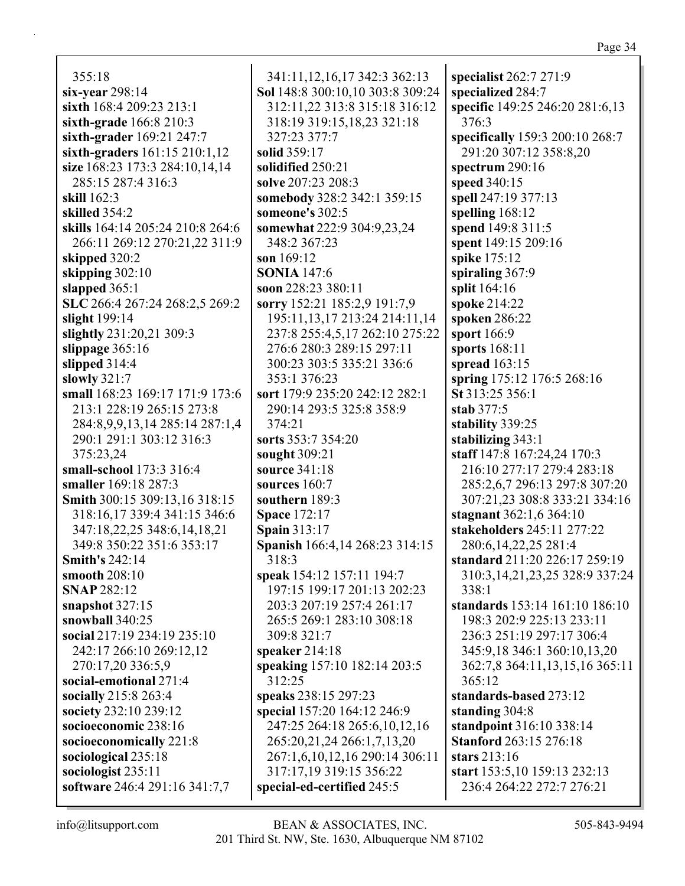355:18
**six-year** 298:14
**sixth** 168:4 209:23 213:1
**sixth-grade** 166:8 210:3
**sixth-grader** 169:21 247:7
**sixth-graders** 161:15 210:1,12
**size** 168:23 173:3 284:10,14,14 285:15 287:4 316:3
**skill** 162:3
**skilled** 354:2
**skills** 164:14 205:24 210:8 264:6 266:11 269:12 270:21,22 311:9
**skipped** 320:2
**skipping** 302:10
**slapped** 365:1
**SLC** 266:4 267:24 268:2,5 269:2
**slight** 199:14
**slightly** 231:20,21 309:3
**slippage** 365:16
**slipped** 314:4
**slowly** 321:7
**small** 168:23 169:17 171:9 173:6 213:1 228:19 265:15 273:8 284:8,9,9,13,14 285:14 287:1,4 290:1 291:1 303:12 316:3 375:23,24
**small-school** 173:3 316:4
**smaller** 169:18 287:3
**Smith** 300:15 309:13,16 318:15 318:16,17 339:4 341:15 346:6 347:18,22,25 348:6,14,18,21 349:8 350:22 351:6 353:17
**Smith's** 242:14
**smooth** 208:10
**SNAP** 282:12
**snapshot** 327:15
**snowball** 340:25
**social** 217:19 234:19 235:10 242:17 266:10 269:12,12 270:17,20 336:5,9
**social-emotional** 271:4
**socially** 215:8 263:4
**society** 232:10 239:12
**socioeconomic** 238:16
**socioeconomically** 221:8
**sociological** 235:18
**sociologist** 235:11
**software** 246:4 291:16 341:7,7 341:11,12,16,17 342:3 362:13
**Sol** 148:8 300:10,10 303:8 309:24 312:11,22 313:8 315:18 316:12 318:19 319:15,18,23 321:18 327:23 377:7
**solid** 359:17
**solidified** 250:21
**solve** 207:23 208:3
**somebody** 328:2 342:1 359:15
**someone's** 302:5
**somewhat** 222:9 304:9,23,24 348:2 367:23
**son** 169:12
**SONIA** 147:6
**soon** 228:23 380:11
**sorry** 152:21 185:2,9 191:7,9 195:11,13,17 213:24 214:11,14 237:8 255:4,5,17 262:10 275:22 276:6 280:3 289:15 297:11 300:23 303:5 335:21 336:6 353:1 376:23
**sort** 179:9 235:20 242:12 282:1 290:14 293:5 325:8 358:9 374:21
**sorts** 353:7 354:20
**sought** 309:21
**source** 341:18
**sources** 160:7
**southern** 189:3
**Space** 172:17
**Spain** 313:17
**Spanish** 166:4,14 268:23 314:15 318:3
**speak** 154:12 157:11 194:7 197:15 199:17 201:13 202:23 203:3 207:19 257:4 261:17 265:5 269:1 283:10 308:18 309:8 321:7
**speaker** 214:18
**speaking** 157:10 182:14 203:5 312:25
**speaks** 238:15 297:23
**special** 157:20 164:12 246:9 247:25 264:18 265:6,10,12,16 265:20,21,24 266:1,7,13,20 267:1,6,10,12,16 290:14 306:11 317:17,19 319:15 356:22
**special-ed-certified** 245:5
**specialist** 262:7 271:9
**specialized** 284:7
**specific** 149:25 246:20 281:6,13 376:3
**specifically** 159:3 200:10 268:7 291:20 307:12 358:8,20
**spectrum** 290:16
**speed** 340:15
**spell** 247:19 377:13
**spelling** 168:12
**spend** 149:8 311:5
**spent** 149:15 209:16
**spike** 175:12
**spiraling** 367:9
**split** 164:16
**spoke** 214:22
**spoken** 286:22
**sport** 166:9
**sports** 168:11
**spread** 163:15
**spring** 175:12 176:5 268:16
**St** 313:25 356:1
**stab** 377:5
**stability** 339:25
**stabilizing** 343:1
**staff** 147:8 167:24,24 170:3 216:10 277:17 279:4 283:18 285:2,6,7 296:13 297:8 307:20 307:21,23 308:8 333:21 334:16
**stagnant** 362:1,6 364:10
**stakeholders** 245:11 277:22 280:6,14,22,25 281:4
**standard** 211:20 226:17 259:19 310:3,14,21,23,25 328:9 337:24 338:1
**standards** 153:14 161:10 186:10 198:3 202:9 225:13 233:11 236:3 251:19 297:17 306:4 345:9,18 346:1 360:10,13,20 362:7,8 364:11,13,15,16 365:11 365:12
**standards-based** 273:12
**standing** 304:8
**standpoint** 316:10 338:14
**Stanford** 263:15 276:18
**stars** 213:16
**start** 153:5,10 159:13 232:13 236:4 264:22 272:7 276:21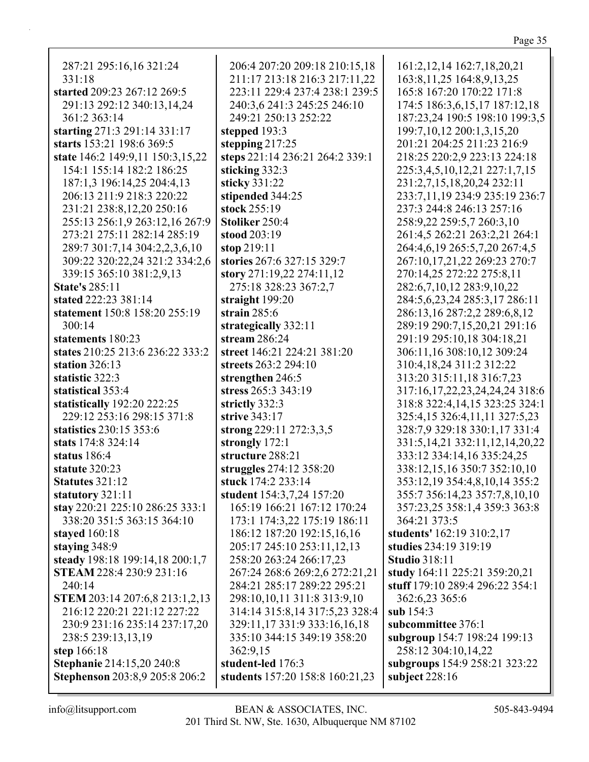287:21 295:16,16 321:24 331:18
**started** 209:23 267:12 269:5 291:13 292:12 340:13,14,24 361:2 363:14
**starting** 271:3 291:14 331:17
**starts** 153:21 198:6 369:5
**state** 146:2 149:9,11 150:3,15,22 154:1 155:14 182:2 186:25 187:1,3 196:14,25 204:4,13 206:13 211:9 218:3 220:22 231:21 238:8,12,20 250:16 255:13 256:1,9 263:12,16 267:9 273:21 275:11 282:14 285:19 289:7 301:7,14 304:2,2,3,6,10 309:22 320:22,24 321:2 334:2,6 339:15 365:10 381:2,9,13
**State's** 285:11
**stated** 222:23 381:14
**statement** 150:8 158:20 255:19 300:14
**statements** 180:23
**states** 210:25 213:6 236:22 333:2
**station** 326:13
**statistic** 322:3
**statistical** 353:4
**statistically** 192:20 222:25 229:12 253:16 298:15 371:8
**statistics** 230:15 353:6
**stats** 174:8 324:14
**status** 186:4
**statute** 320:23
**Statutes** 321:12
**statutory** 321:11
**stay** 220:21 225:10 286:25 333:1 338:20 351:5 363:15 364:10
**stayed** 160:18
**staying** 348:9
**steady** 198:18 199:14,18 200:1,7
**STEAM** 228:4 230:9 231:16 240:14
**STEM** 203:14 207:6,8 213:1,2,13 216:12 220:21 221:12 227:22 230:9 231:16 235:14 237:17,20 238:5 239:13,13,19
**step** 166:18
**Stephanie** 214:15,20 240:8
**Stephenson** 203:8,9 205:8 206:2 206:4 207:20 209:18 210:15,18 211:17 213:18 216:3 217:11,22 223:11 229:4 237:4 238:1 239:5 240:3,6 241:3 245:25 246:10 249:21 250:13 252:22
**stepped** 193:3
**stepping** 217:25
**steps** 221:14 236:21 264:2 339:1
**sticking** 332:3
**sticky** 331:22
**stipended** 344:25
**stock** 255:19
**Stoliker** 250:4
**stood** 203:19
**stop** 219:11
**stories** 267:6 327:15 329:7
**story** 271:19,22 274:11,12 275:18 328:23 367:2,7
**straight** 199:20
**strain** 285:6
**strategically** 332:11
**stream** 286:24
**street** 146:21 224:21 381:20
**streets** 263:2 294:10
**strengthen** 246:5
**stress** 265:3 343:19
**strictly** 332:3
**strive** 343:17
**strong** 229:11 272:3,3,5
**strongly** 172:1
**structure** 288:21
**struggles** 274:12 358:20
**stuck** 174:2 233:14
**student** 154:3,7,24 157:20 165:19 166:21 167:12 170:24 173:1 174:3,22 175:19 186:11 186:12 187:20 192:15,16,16 205:17 245:10 253:11,12,13 258:20 263:24 266:17,23 267:24 268:6 269:2,6 272:21,21 284:21 285:17 289:22 295:21 298:10,10,11 311:8 313:9,10 314:14 315:8,14 317:5,23 328:4 329:11,17 331:9 333:16,16,18 335:10 344:15 349:19 358:20 362:9,15
**student-led** 176:3
**students** 157:20 158:8 160:21,23 161:2,12,14 162:7,18,20,21 163:8,11,25 164:8,9,13,25 165:8 167:20 170:22 171:8 174:5 186:3,6,15,17 187:12,18 187:23,24 190:5 198:10 199:3,5 199:7,10,12 200:1,3,15,20 201:21 204:25 211:23 216:9 218:25 220:2,9 223:13 224:18 225:3,4,5,10,12,21 227:1,7,15 231:2,7,15,18,20,24 232:11 233:7,11,19 234:9 235:19 236:7 237:3 244:8 246:13 257:16 258:9,22 259:5,7 260:3,10 261:4,5 262:21 263:2,21 264:1 264:4,6,19 265:5,7,20 267:4,5 267:10,17,21,22 269:23 270:7 270:14,25 272:22 275:8,11 282:6,7,10,12 283:9,10,22 284:5,6,23,24 285:3,17 286:11 286:13,16 287:2,2 289:6,8,12 289:19 290:7,15,20,21 291:16 291:19 295:10,18 304:18,21 306:11,16 308:10,12 309:24 310:4,18,24 311:2 312:22 313:20 315:11,18 316:7,23 317:16,17,22,23,24,24,24 318:6 318:8 322:4,14,15 323:25 324:1 325:4,15 326:4,11,11 327:5,23 328:7,9 329:18 330:1,17 331:4 331:5,14,21 332:11,12,14,20,22 333:12 334:14,16 335:24,25 338:12,15,16 350:7 352:10,10 353:12,19 354:4,8,10,14 355:2 355:7 356:14,23 357:7,8,10,10 357:23,25 358:1,4 359:3 363:8 364:21 373:5
**students'** 162:19 310:2,17
**studies** 234:19 319:19
**Studio** 318:11
**study** 164:11 225:21 359:20,21
**stuff** 179:10 289:4 296:22 354:1 362:6,23 365:6
**sub** 154:3
**subcommittee** 376:1
**subgroup** 154:7 198:24 199:13 258:12 304:10,14,22
**subgroups** 154:9 258:21 323:22
**subject** 228:16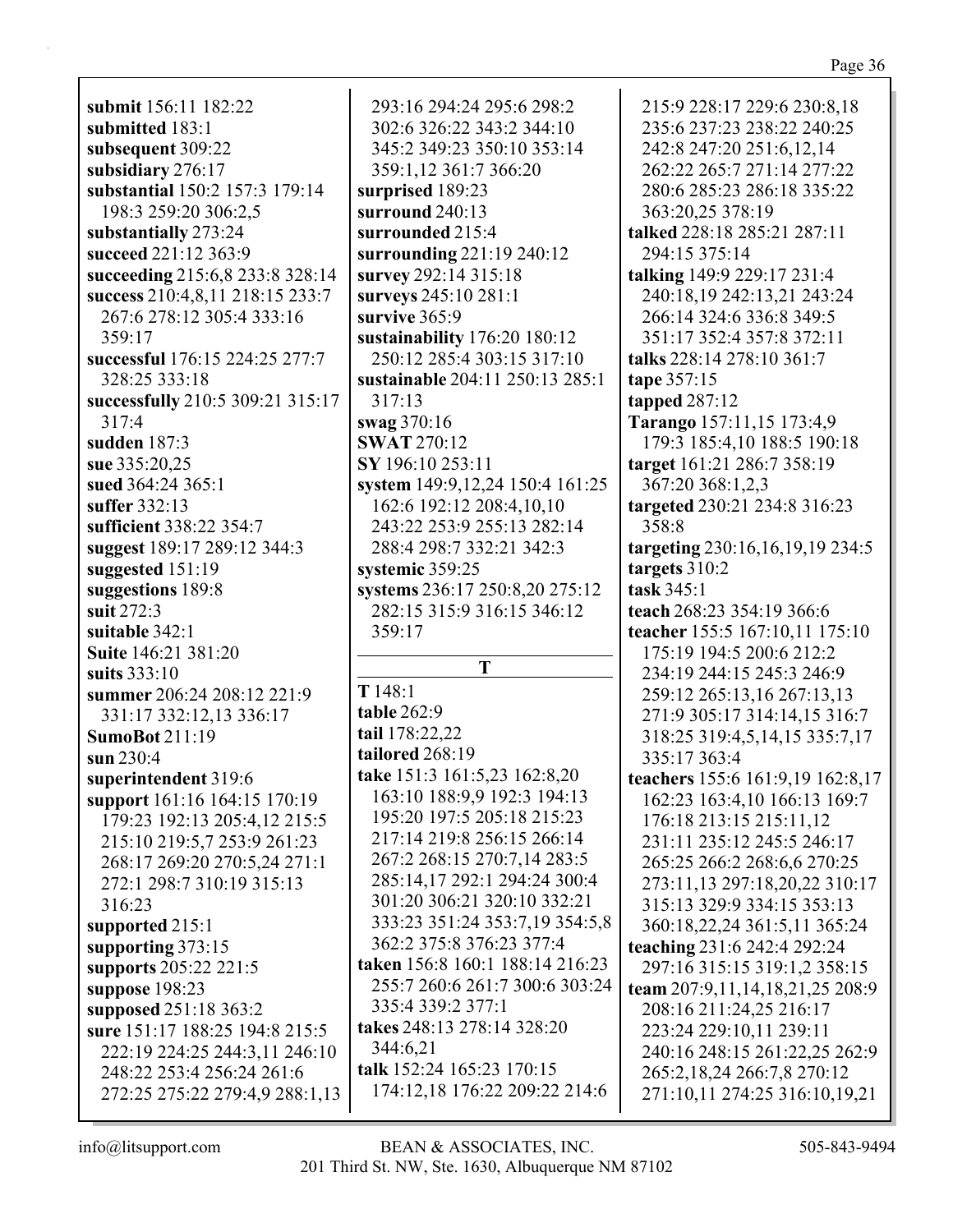**submit** 156:11 182:22
**submitted** 183:1
**subsequent** 309:22
**subsidiary** 276:17
**substantial** 150:2 157:3 179:14 198:3 259:20 306:2,5
**substantially** 273:24
**succeed** 221:12 363:9
**succeeding** 215:6,8 233:8 328:14
**success** 210:4,8,11 218:15 233:7 267:6 278:12 305:4 333:16 359:17
**successful** 176:15 224:25 277:7 328:25 333:18
**successfully** 210:5 309:21 315:17 317:4
**sudden** 187:3
**sue** 335:20,25
**sued** 364:24 365:1
**suffer** 332:13
**sufficient** 338:22 354:7
**suggest** 189:17 289:12 344:3
**suggested** 151:19
**suggestions** 189:8
**suit** 272:3
**suitable** 342:1
**Suite** 146:21 381:20
**suits** 333:10
**summer** 206:24 208:12 221:9 331:17 332:12,13 336:17
**SumoBot** 211:19
**sun** 230:4
**superintendent** 319:6
**support** 161:16 164:15 170:19 179:23 192:13 205:4,12 215:5 215:10 219:5,7 253:9 261:23 268:17 269:20 270:5,24 271:1 272:1 298:7 310:19 315:13 316:23
**supported** 215:1
**supporting** 373:15
**supports** 205:22 221:5
**suppose** 198:23
**supposed** 251:18 363:2
**sure** 151:17 188:25 194:8 215:5 222:19 224:25 244:3,11 246:10 248:22 253:4 256:24 261:6 272:25 275:22 279:4,9 288:1,13 293:16 294:24 295:6 298:2 302:6 326:22 343:2 344:10 345:2 349:23 350:10 353:14 359:1,12 361:7 366:20
**surprised** 189:23
**surround** 240:13
**surrounded** 215:4
**surrounding** 221:19 240:12
**survey** 292:14 315:18
**surveys** 245:10 281:1
**survive** 365:9
**sustainability** 176:20 180:12 250:12 285:4 303:15 317:10
**sustainable** 204:11 250:13 285:1 317:13
**swag** 370:16
**SWAT** 270:12
**SY** 196:10 253:11
**system** 149:9,12,24 150:4 161:25 162:6 192:12 208:4,10,10 243:22 253:9 255:13 282:14 288:4 298:7 332:21 342:3
**systemic** 359:25
**systems** 236:17 250:8,20 275:12 282:15 315:9 316:15 346:12 359:17

## T

**T** 148:1
**table** 262:9
**tail** 178:22,22
**tailored** 268:19
**take** 151:3 161:5,23 162:8,20 163:10 188:9,9 192:3 194:13 195:20 197:5 205:18 215:23 217:14 219:8 256:15 266:14 267:2 268:15 270:7,14 283:5 285:14,17 292:1 294:24 300:4 301:20 306:21 320:10 332:21 333:23 351:24 353:7,19 354:5,8 362:2 375:8 376:23 377:4
**taken** 156:8 160:1 188:14 216:23 255:7 260:6 261:7 300:6 303:24 335:4 339:2 377:1
**takes** 248:13 278:14 328:20 344:6,21
**talk** 152:24 165:23 170:15 174:12,18 176:22 209:22 214:6 215:9 228:17 229:6 230:8,18 235:6 237:23 238:22 240:25 242:8 247:20 251:6,12,14 262:22 265:7 271:14 277:22 280:6 285:23 286:18 335:22 363:20,25 378:19
**talked** 228:18 285:21 287:11 294:15 375:14
**talking** 149:9 229:17 231:4 240:18,19 242:13,21 243:24 266:14 324:6 336:8 349:5 351:17 352:4 357:8 372:11
**talks** 228:14 278:10 361:7
**tape** 357:15
**tapped** 287:12
**Tarango** 157:11,15 173:4,9 179:3 185:4,10 188:5 190:18
**target** 161:21 286:7 358:19 367:20 368:1,2,3
**targeted** 230:21 234:8 316:23 358:8
**targeting** 230:16,16,19,19 234:5
**targets** 310:2
**task** 345:1
**teach** 268:23 354:19 366:6
**teacher** 155:5 167:10,11 175:10 175:19 194:5 200:6 212:2 234:19 244:15 245:3 246:9 259:12 265:13,16 267:13,13 271:9 305:17 314:14,15 316:7 318:25 319:4,5,14,15 335:7,17 335:17 363:4
**teachers** 155:6 161:9,19 162:8,17 162:23 163:4,10 166:13 169:7 176:18 213:15 215:11,12 231:11 235:12 245:5 246:17 265:25 266:2 268:6,6 270:25 273:11,13 297:18,20,22 310:17 315:13 329:9 334:15 353:13 360:18,22,24 361:5,11 365:24
**teaching** 231:6 242:4 292:24 297:16 315:15 319:1,2 358:15
**team** 207:9,11,14,18,21,25 208:9 208:16 211:24,25 216:17 223:24 229:10,11 239:11 240:16 248:15 261:22,25 262:9 265:2,18,24 266:7,8 270:12 271:10,11 274:25 316:10,19,21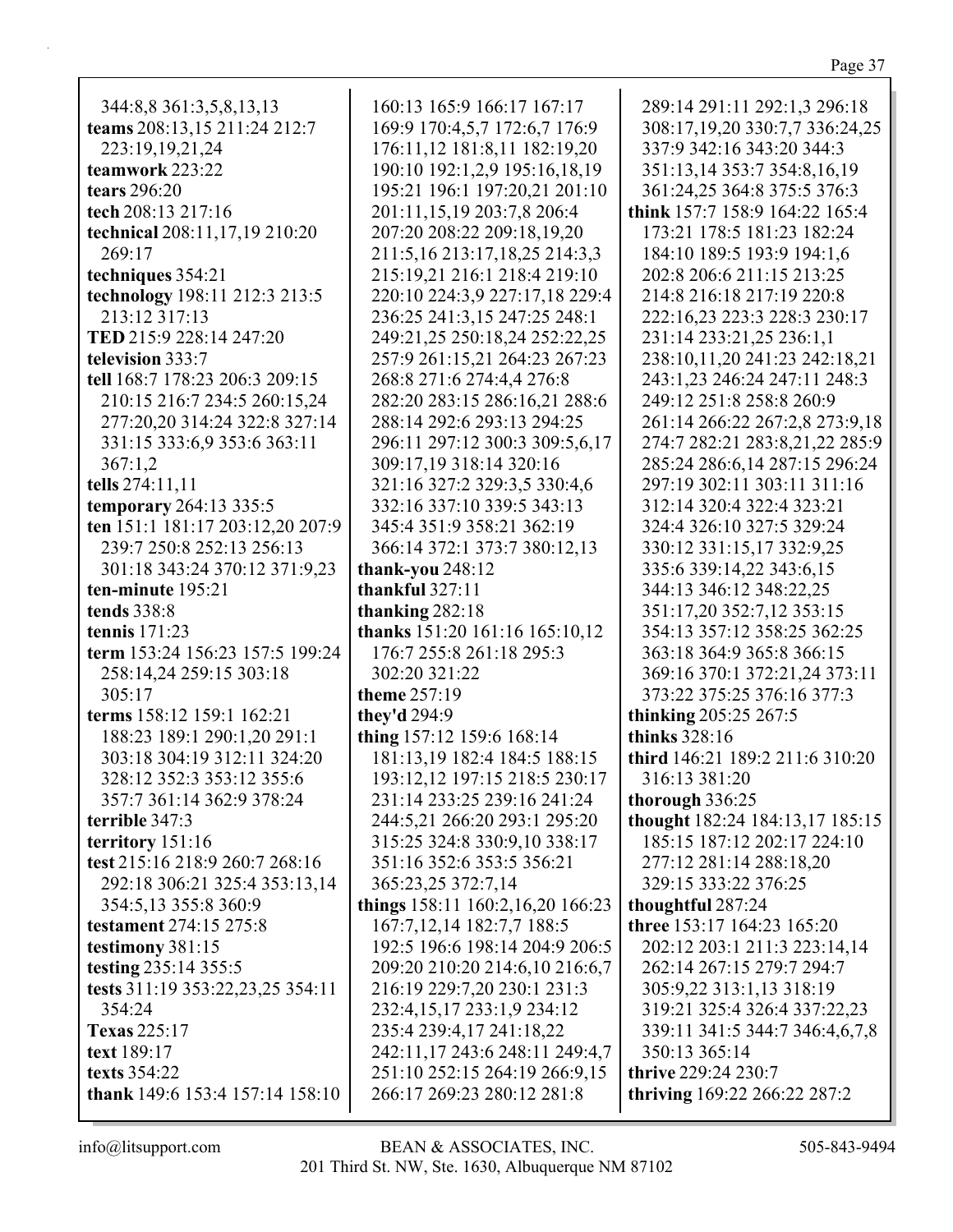344:8,8 361:3,5,8,13,13
**teams** 208:13,15 211:24 212:7 223:19,19,21,24
**teamwork** 223:22
**tears** 296:20
**tech** 208:13 217:16
**technical** 208:11,17,19 210:20 269:17
**techniques** 354:21
**technology** 198:11 212:3 213:5 213:12 317:13
**TED** 215:9 228:14 247:20
**television** 333:7
**tell** 168:7 178:23 206:3 209:15 210:15 216:7 234:5 260:15,24 277:20,20 314:24 322:8 327:14 331:15 333:6,9 353:6 363:11 367:1,2
**tells** 274:11,11
**temporary** 264:13 335:5
**ten** 151:1 181:17 203:12,20 207:9 239:7 250:8 252:13 256:13 301:18 343:24 370:12 371:9,23
**ten-minute** 195:21
**tends** 338:8
**tennis** 171:23
**term** 153:24 156:23 157:5 199:24 258:14,24 259:15 303:18 305:17
**terms** 158:12 159:1 162:21 188:23 189:1 290:1,20 291:1 303:18 304:19 312:11 324:20 328:12 352:3 353:12 355:6 357:7 361:14 362:9 378:24
**terrible** 347:3
**territory** 151:16
**test** 215:16 218:9 260:7 268:16 292:18 306:21 325:4 353:13,14 354:5,13 355:8 360:9
**testament** 274:15 275:8
**testimony** 381:15
**testing** 235:14 355:5
**tests** 311:19 353:22,23,25 354:11 354:24
**Texas** 225:17
**text** 189:17
**texts** 354:22
**thank** 149:6 153:4 157:14 158:10 160:13 165:9 166:17 167:17 169:9 170:4,5,7 172:6,7 176:9 176:11,12 181:8,11 182:19,20 190:10 192:1,2,9 195:16,18,19 195:21 196:1 197:20,21 201:10 201:11,15,19 203:7,8 206:4 207:20 208:22 209:18,19,20 211:5,16 213:17,18,25 214:3,3 215:19,21 216:1 218:4 219:10 220:10 224:3,9 227:17,18 229:4 236:25 241:3,15 247:25 248:1 249:21,25 250:18,24 252:22,25 257:9 261:15,21 264:23 267:23 268:8 271:6 274:4,4 276:8 282:20 283:15 286:16,21 288:6 288:14 292:6 293:13 294:25 296:11 297:12 300:3 309:5,6,17 309:17,19 318:14 320:16 321:16 327:2 329:3,5 330:4,6 332:16 337:10 339:5 343:13 345:4 351:9 358:21 362:19 366:14 372:1 373:7 380:12,13
**thank-you** 248:12
**thankful** 327:11
**thanking** 282:18
**thanks** 151:20 161:16 165:10,12 176:7 255:8 261:18 295:3 302:20 321:22
**theme** 257:19
**they'd** 294:9
**thing** 157:12 159:6 168:14 181:13,19 182:4 184:5 188:15 193:12,12 197:15 218:5 230:17 231:14 233:25 239:16 241:24 244:5,21 266:20 293:1 295:20 315:25 324:8 330:9,10 338:17 351:16 352:6 353:5 356:21 365:23,25 372:7,14
**things** 158:11 160:2,16,20 166:23 167:7,12,14 182:7,7 188:5 192:5 196:6 198:14 204:9 206:5 209:20 210:20 214:6,10 216:6,7 216:19 229:7,20 230:1 231:3 232:4,15,17 233:1,9 234:12 235:4 239:4,17 241:18,22 242:11,17 243:6 248:11 249:4,7 251:10 252:15 264:19 266:9,15 266:17 269:23 280:12 281:8 289:14 291:11 292:1,3 296:18 308:17,19,20 330:7,7 336:24,25 337:9 342:16 343:20 344:3 351:13,14 353:7 354:8,16,19 361:24,25 364:8 375:5 376:3
**think** 157:7 158:9 164:22 165:4 173:21 178:5 181:23 182:24 184:10 189:5 193:9 194:1,6 202:8 206:6 211:15 213:25 214:8 216:18 217:19 220:8 222:16,23 223:3 228:3 230:17 231:14 233:21,25 236:1,1 238:10,11,20 241:23 242:18,21 243:1,23 246:24 247:11 248:3 249:12 251:8 258:8 260:9 261:14 266:22 267:2,8 273:9,18 274:7 282:21 283:8,21,22 285:9 285:24 286:6,14 287:15 296:24 297:19 302:11 303:11 311:16 312:14 320:4 322:4 323:21 324:4 326:10 327:5 329:24 330:12 331:15,17 332:9,25 335:6 339:14,22 343:6,15 344:13 346:12 348:22,25 351:17,20 352:7,12 353:15 354:13 357:12 358:25 362:25 363:18 364:9 365:8 366:15 369:16 370:1 372:21,24 373:11 373:22 375:25 376:16 377:3
**thinking** 205:25 267:5
**thinks** 328:16
**third** 146:21 189:2 211:6 310:20 316:13 381:20
**thorough** 336:25
**thought** 182:24 184:13,17 185:15 185:15 187:12 202:17 224:10 277:12 281:14 288:18,20 329:15 333:22 376:25
**thoughtful** 287:24
**three** 153:17 164:23 165:20 202:12 203:1 211:3 223:14,14 262:14 267:15 279:7 294:7 305:9,22 313:1,13 318:19 319:21 325:4 326:4 337:22,23 339:11 341:5 344:7 346:4,6,7,8 350:13 365:14
**thrive** 229:24 230:7
**thriving** 169:22 266:22 287:2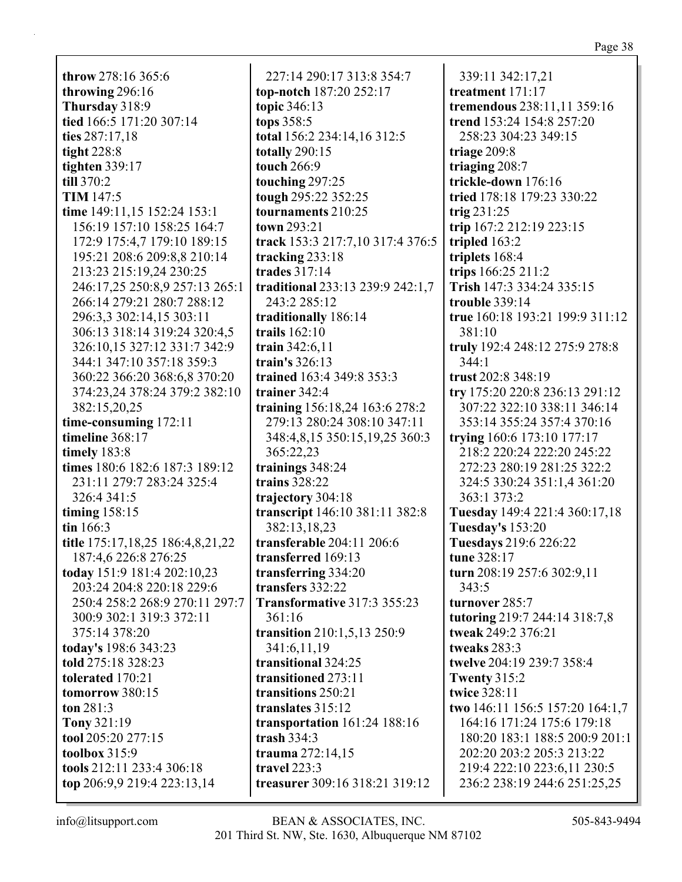**throw** 278:16 365:6
**throwing** 296:16
**Thursday** 318:9
**tied** 166:5 171:20 307:14
**ties** 287:17,18
**tight** 228:8
**tighten** 339:17
**till** 370:2
**TIM** 147:5
**time** 149:11,15 152:24 153:1 156:19 157:10 158:25 164:7 172:9 175:4,7 179:10 189:15 195:21 208:6 209:8,8 210:14 213:23 215:19,24 230:25 246:17,25 250:8,9 257:13 265:1 266:14 279:21 280:7 288:12 296:3,3 302:14,15 303:11 306:13 318:14 319:24 320:4,5 326:10,15 327:12 331:7 342:9 344:1 347:10 357:18 359:3 360:22 366:20 368:6,8 370:20 374:23,24 378:24 379:2 382:10 382:15,20,25
**time-consuming** 172:11
**timeline** 368:17
**timely** 183:8
**times** 180:6 182:6 187:3 189:12 231:11 279:7 283:24 325:4 326:4 341:5
**timing** 158:15
**tin** 166:3
**title** 175:17,18,25 186:4,8,21,22 187:4,6 226:8 276:25
**today** 151:9 181:4 202:10,23 203:24 204:8 220:18 229:6 250:4 258:2 268:9 270:11 297:7 300:9 302:1 319:3 372:11 375:14 378:20
**today's** 198:6 343:23
**told** 275:18 328:23
**tolerated** 170:21
**tomorrow** 380:15
**ton** 281:3
**Tony** 321:19
**tool** 205:20 277:15
**toolbox** 315:9
**tools** 212:11 233:4 306:18
**top** 206:9,9 219:4 223:13,14 227:14 290:17 313:8 354:7
**top-notch** 187:20 252:17
**topic** 346:13
**tops** 358:5
**total** 156:2 234:14,16 312:5
**totally** 290:15
**touch** 266:9
**touching** 297:25
**tough** 295:22 352:25
**tournaments** 210:25
**town** 293:21
**track** 153:3 217:7,10 317:4 376:5
**tracking** 233:18
**trades** 317:14
**traditional** 233:13 239:9 242:1,7 243:2 285:12
**traditionally** 186:14
**trails** 162:10
**train** 342:6,11
**train's** 326:13
**trained** 163:4 349:8 353:3
**trainer** 342:4
**training** 156:18,24 163:6 278:2 279:13 280:24 308:10 347:11 348:4,8,15 350:15,19,25 360:3 365:22,23
**trainings** 348:24
**trains** 328:22
**trajectory** 304:18
**transcript** 146:10 381:11 382:8 382:13,18,23
**transferable** 204:11 206:6
**transferred** 169:13
**transferring** 334:20
**transfers** 332:22
**Transformative** 317:3 355:23 361:16
**transition** 210:1,5,13 250:9 341:6,11,19
**transitional** 324:25
**transitioned** 273:11
**transitions** 250:21
**translates** 315:12
**transportation** 161:24 188:16
**trash** 334:3
**trauma** 272:14,15
**travel** 223:3
**treasurer** 309:16 318:21 319:12 339:11 342:17,21
**treatment** 171:17
**tremendous** 238:11,11 359:16
**trend** 153:24 154:8 257:20 258:23 304:23 349:15
**triage** 209:8
**triaging** 208:7
**trickle-down** 176:16
**tried** 178:18 179:23 330:22
**trig** 231:25
**trip** 167:2 212:19 223:15
**tripled** 163:2
**triplets** 168:4
**trips** 166:25 211:2
**Trish** 147:3 334:24 335:15
**trouble** 339:14
**true** 160:18 193:21 199:9 311:12 381:10
**truly** 192:4 248:12 275:9 278:8 344:1
**trust** 202:8 348:19
**try** 175:20 220:8 236:13 291:12 307:22 322:10 338:11 346:14 353:14 355:24 357:4 370:16
**trying** 160:6 173:10 177:17 218:2 220:24 222:20 245:22 272:23 280:19 281:25 322:2 324:5 330:24 351:1,4 361:20 363:1 373:2
**Tuesday** 149:4 221:4 360:17,18
**Tuesday's** 153:20
**Tuesdays** 219:6 226:22
**tune** 328:17
**turn** 208:19 257:6 302:9,11 343:5
**turnover** 285:7
**tutoring** 219:7 244:14 318:7,8
**tweak** 249:2 376:21
**tweaks** 283:3
**twelve** 204:19 239:7 358:4
**Twenty** 315:2
**twice** 328:11
**two** 146:11 156:5 157:20 164:1,7 164:16 171:24 175:6 179:18 180:20 183:1 188:5 200:9 201:1 202:20 203:2 205:3 213:22 219:4 222:10 223:6,11 230:5 236:2 238:19 244:6 251:25,25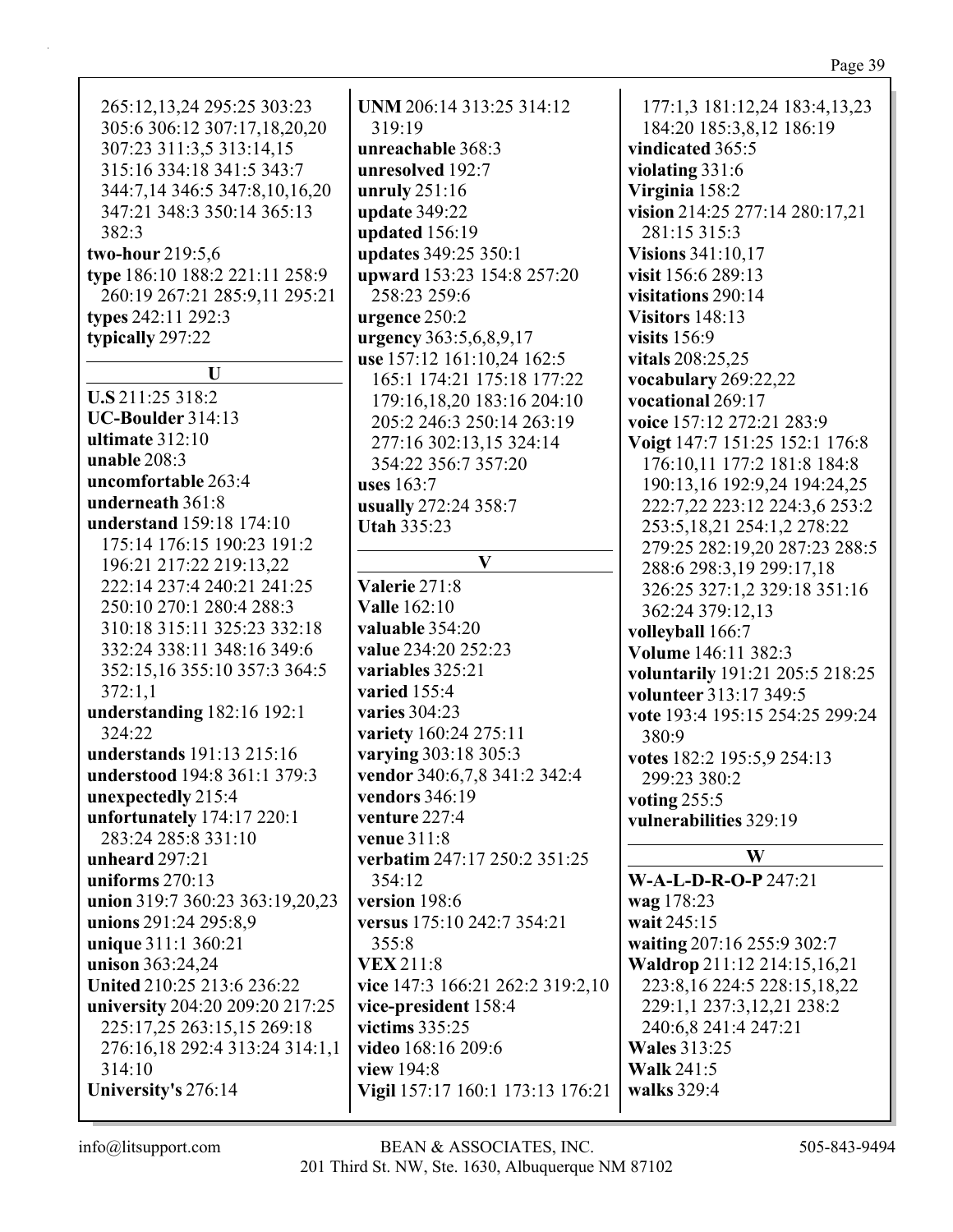265:12,13,24 295:25 303:23 305:6 306:12 307:17,18,20,20 307:23 311:3,5 313:14,15 315:16 334:18 341:5 343:7 344:7,14 346:5 347:8,10,16,20 347:21 348:3 350:14 365:13 382:3
**two-hour** 219:5,6
**type** 186:10 188:2 221:11 258:9 260:19 267:21 285:9,11 295:21
**types** 242:11 292:3
**typically** 297:22

## U

**U.S** 211:25 318:2
**UC-Boulder** 314:13
**ultimate** 312:10
**unable** 208:3
**uncomfortable** 263:4
**underneath** 361:8
**understand** 159:18 174:10 175:14 176:15 190:23 191:2 196:21 217:22 219:13,22 222:14 237:4 240:21 241:25 250:10 270:1 280:4 288:3 310:18 315:11 325:23 332:18 332:24 338:11 348:16 349:6 352:15,16 355:10 357:3 364:5 372:1,1
**understanding** 182:16 192:1 324:22
**understands** 191:13 215:16
**understood** 194:8 361:1 379:3
**unexpectedly** 215:4
**unfortunately** 174:17 220:1 283:24 285:8 331:10
**unheard** 297:21
**uniforms** 270:13
**union** 319:7 360:23 363:19,20,23
**unions** 291:24 295:8,9
**unique** 311:1 360:21
**unison** 363:24,24
**United** 210:25 213:6 236:22
**university** 204:20 209:20 217:25 225:17,25 263:15,15 269:18 276:16,18 292:4 313:24 314:1,1 314:10
**University's** 276:14
**UNM** 206:14 313:25 314:12 319:19
**unreachable** 368:3
**unresolved** 192:7
**unruly** 251:16
**update** 349:22
**updated** 156:19
**updates** 349:25 350:1
**upward** 153:23 154:8 257:20 258:23 259:6
**urgence** 250:2
**urgency** 363:5,6,8,9,17
**use** 157:12 161:10,24 162:5 165:1 174:21 175:18 177:22 179:16,18,20 183:16 204:10 205:2 246:3 250:14 263:19 277:16 302:13,15 324:14 354:22 356:7 357:20
**uses** 163:7
**usually** 272:24 358:7
**Utah** 335:23

## V

**Valerie** 271:8
**Valle** 162:10
**valuable** 354:20
**value** 234:20 252:23
**variables** 325:21
**varied** 155:4
**varies** 304:23
**variety** 160:24 275:11
**varying** 303:18 305:3
**vendor** 340:6,7,8 341:2 342:4
**vendors** 346:19
**venture** 227:4
**venue** 311:8
**verbatim** 247:17 250:2 351:25 354:12
**version** 198:6
**versus** 175:10 242:7 354:21 355:8
**VEX** 211:8
**vice** 147:3 166:21 262:2 319:2,10
**vice-president** 158:4
**victims** 335:25
**video** 168:16 209:6
**view** 194:8
**Vigil** 157:17 160:1 173:13 176:21 177:1,3 181:12,24 183:4,13,23 184:20 185:3,8,12 186:19
**vindicated** 365:5
**violating** 331:6
**Virginia** 158:2
**vision** 214:25 277:14 280:17,21 281:15 315:3
**Visions** 341:10,17
**visit** 156:6 289:13
**visitations** 290:14
**Visitors** 148:13
**visits** 156:9
**vitals** 208:25,25
**vocabulary** 269:22,22
**vocational** 269:17
**voice** 157:12 272:21 283:9
**Voigt** 147:7 151:25 152:1 176:8 176:10,11 177:2 181:8 184:8 190:13,16 192:9,24 194:24,25 222:7,22 223:12 224:3,6 253:2 253:5,18,21 254:1,2 278:22 279:25 282:19,20 287:23 288:5 288:6 298:3,19 299:17,18 326:25 327:1,2 329:18 351:16 362:24 379:12,13
**volleyball** 166:7
**Volume** 146:11 382:3
**voluntarily** 191:21 205:5 218:25
**volunteer** 313:17 349:5
**vote** 193:4 195:15 254:25 299:24 380:9
**votes** 182:2 195:5,9 254:13 299:23 380:2
**voting** 255:5
**vulnerabilities** 329:19

## W

**W-A-L-D-R-O-P** 247:21
**wag** 178:23
**wait** 245:15
**waiting** 207:16 255:9 302:7
**Waldrop** 211:12 214:15,16,21 223:8,16 224:5 228:15,18,22 229:1,1 237:3,12,21 238:2 240:6,8 241:4 247:21
**Wales** 313:25
**Walk** 241:5
**walks** 329:4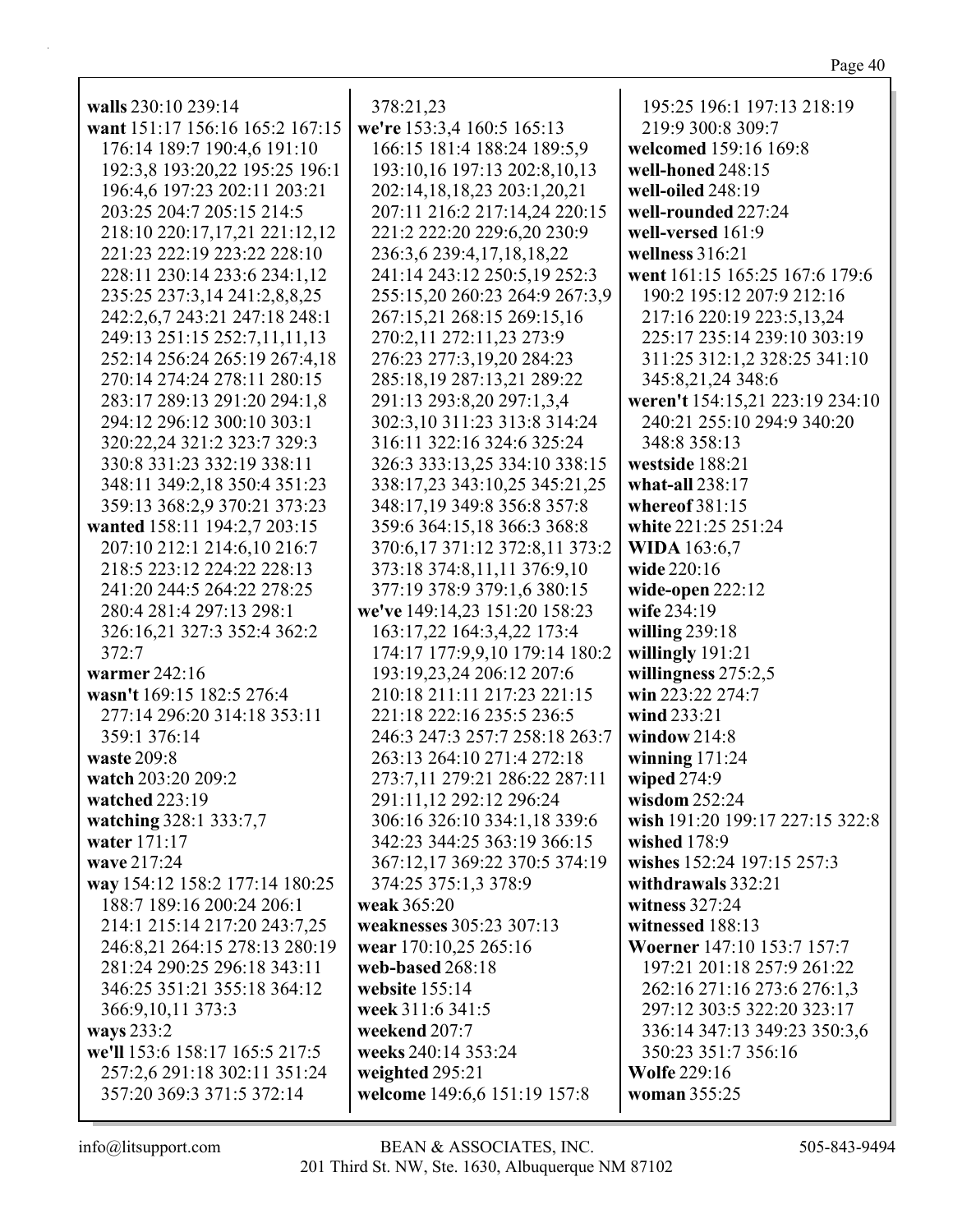**walls** 230:10 239:14
**want** 151:17 156:16 165:2 167:15 176:14 189:7 190:4,6 191:10 192:3,8 193:20,22 195:25 196:1 196:4,6 197:23 202:11 203:21 203:25 204:7 205:15 214:5 218:10 220:17,17,21 221:12,12 221:23 222:19 223:22 228:10 228:11 230:14 233:6 234:1,12 235:25 237:3,14 241:2,8,8,25 242:2,6,7 243:21 247:18 248:1 249:13 251:15 252:7,11,11,13 252:14 256:24 265:19 267:4,18 270:14 274:24 278:11 280:15 283:17 289:13 291:20 294:1,8 294:12 296:12 300:10 303:1 320:22,24 321:2 323:7 329:3 330:8 331:23 332:19 338:11 348:11 349:2,18 350:4 351:23 359:13 368:2,9 370:21 373:23
**wanted** 158:11 194:2,7 203:15 207:10 212:1 214:6,10 216:7 218:5 223:12 224:22 228:13 241:20 244:5 264:22 278:25 280:4 281:4 297:13 298:1 326:16,21 327:3 352:4 362:2 372:7
**warmer** 242:16
**wasn't** 169:15 182:5 276:4 277:14 296:20 314:18 353:11 359:1 376:14
**waste** 209:8
**watch** 203:20 209:2
**watched** 223:19
**watching** 328:1 333:7,7
**water** 171:17
**wave** 217:24
**way** 154:12 158:2 177:14 180:25 188:7 189:16 200:24 206:1 214:1 215:14 217:20 243:7,25 246:8,21 264:15 278:13 280:19 281:24 290:25 296:18 343:11 346:25 351:21 355:18 364:12 366:9,10,11 373:3
**ways** 233:2
**we'll** 153:6 158:17 165:5 217:5 257:2,6 291:18 302:11 351:24 357:20 369:3 371:5 372:14 378:21,23
**we're** 153:3,4 160:5 165:13 166:15 181:4 188:24 189:5,9 193:10,16 197:13 202:8,10,13 202:14,18,18,23 203:1,20,21 207:11 216:2 217:14,24 220:15 221:2 222:20 229:6,20 230:9 236:3,6 239:4,17,18,18,22 241:14 243:12 250:5,19 252:3 255:15,20 260:23 264:9 267:3,9 267:15,21 268:15 269:15,16 270:2,11 272:11,23 273:9 276:23 277:3,19,20 284:23 285:18,19 287:13,21 289:22 291:13 293:8,20 297:1,3,4 302:3,10 311:23 313:8 314:24 316:11 322:16 324:6 325:24 326:3 333:13,25 334:10 338:15 338:17,23 343:10,25 345:21,25 348:17,19 349:8 356:8 357:8 359:6 364:15,18 366:3 368:8 370:6,17 371:12 372:8,11 373:2 373:18 374:8,11,11 376:9,10 377:19 378:9 379:1,6 380:15
**we've** 149:14,23 151:20 158:23 163:17,22 164:3,4,22 173:4 174:17 177:9,9,10 179:14 180:2 193:19,23,24 206:12 207:6 210:18 211:11 217:23 221:15 221:18 222:16 235:5 236:5 246:3 247:3 257:7 258:18 263:7 263:13 264:10 271:4 272:18 273:7,11 279:21 286:22 287:11 291:11,12 292:12 296:24 306:16 326:10 334:1,18 339:6 342:23 344:25 363:19 366:15 367:12,17 369:22 370:5 374:19 374:25 375:1,3 378:9
**weak** 365:20
**weaknesses** 305:23 307:13
**wear** 170:10,25 265:16
**web-based** 268:18
**website** 155:14
**week** 311:6 341:5
**weekend** 207:7
**weeks** 240:14 353:24
**weighted** 295:21
**welcome** 149:6,6 151:19 157:8 195:25 196:1 197:13 218:19 219:9 300:8 309:7
**welcomed** 159:16 169:8
**well-honed** 248:15
**well-oiled** 248:19
**well-rounded** 227:24
**well-versed** 161:9
**wellness** 316:21
**went** 161:15 165:25 167:6 179:6 190:2 195:12 207:9 212:16 217:16 220:19 223:5,13,24 225:17 235:14 239:10 303:19 311:25 312:1,2 328:25 341:10 345:8,21,24 348:6
**weren't** 154:15,21 223:19 234:10 240:21 255:10 294:9 340:20 348:8 358:13
**westside** 188:21
**what-all** 238:17
**whereof** 381:15
**white** 221:25 251:24
**WIDA** 163:6,7
**wide** 220:16
**wide-open** 222:12
**wife** 234:19
**willing** 239:18
**willingly** 191:21
**willingness** 275:2,5
**win** 223:22 274:7
**wind** 233:21
**window** 214:8
**winning** 171:24
**wiped** 274:9
**wisdom** 252:24
**wish** 191:20 199:17 227:15 322:8
**wished** 178:9
**wishes** 152:24 197:15 257:3
**withdrawals** 332:21
**witness** 327:24
**witnessed** 188:13
**Woerner** 147:10 153:7 157:7 197:21 201:18 257:9 261:22 262:16 271:16 273:6 276:1,3 297:12 303:5 322:20 323:17 336:14 347:13 349:23 350:3,6 350:23 351:7 356:16
**Wolfe** 229:16
**woman** 355:25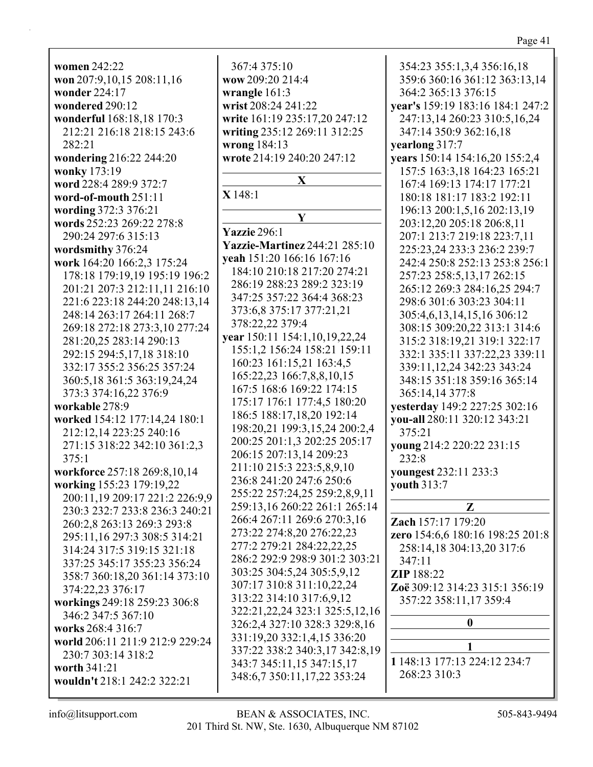**women** 242:22
**won** 207:9,10,15 208:11,16
**wonder** 224:17
**wondered** 290:12
**wonderful** 168:18,18 170:3 212:21 216:18 218:15 243:6 282:21
**wondering** 216:22 244:20
**wonky** 173:19
**word** 228:4 289:9 372:7
**word-of-mouth** 251:11
**wording** 372:3 376:21
**words** 252:23 269:22 278:8 290:24 297:6 315:13
**wordsmithy** 376:24
**work** 164:20 166:2,3 175:24 178:18 179:19,19 195:19 196:2 201:21 207:3 212:11,11 216:10 221:6 223:18 244:20 248:13,14 248:14 263:17 264:11 268:7 269:18 272:18 273:3,10 277:24 281:20,25 283:14 290:13 292:15 294:5,17,18 318:10 332:17 355:2 356:25 357:24 360:5,18 361:5 363:19,24,24 373:3 374:16,22 376:9
**workable** 278:9
**worked** 154:12 177:14,24 180:1 212:12,14 223:25 240:16 271:15 318:22 342:10 361:2,3 375:1
**workforce** 257:18 269:8,10,14
**working** 155:23 179:19,22 200:11,19 209:17 221:2 226:9,9 230:3 232:7 233:8 236:3 240:21 260:2,8 263:13 269:3 293:8 295:11,16 297:3 308:5 314:21 314:24 317:5 319:15 321:18 337:25 345:17 355:23 356:24 358:7 360:18,20 361:14 373:10 374:22,23 376:17
**workings** 249:18 259:23 306:8 346:2 347:5 367:10
**works** 268:4 316:7
**world** 206:11 211:9 212:9 229:24 230:7 303:14 318:2
**worth** 341:21
**wouldn't** 218:1 242:2 322:21
367:4 375:10
**wow** 209:20 214:4
**wrangle** 161:3
**wrist** 208:24 241:22
**write** 161:19 235:17,20 247:12
**writing** 235:12 269:11 312:25
**wrong** 184:13
**wrote** 214:19 240:20 247:12

## X

**X** 148:1

## Y

**Yazzie** 296:1
**Yazzie-Martinez** 244:21 285:10
**yeah** 151:20 166:16 167:16 184:10 210:18 217:20 274:21 286:19 288:23 289:2 323:19 347:25 357:22 364:4 368:23 373:6,8 375:17 377:21,21 378:22,22 379:4
**year** 150:11 154:1,10,19,22,24 155:1,2 156:24 158:21 159:11 160:23 161:15,21 163:4,5 165:22,23 166:7,8,8,10,15 167:5 168:6 169:22 174:15 175:17 176:1 177:4,5 180:20 186:5 188:17,18,20 192:14 198:20,21 199:3,15,24 200:2,4 200:25 201:1,3 202:25 205:17 206:15 207:13,14 209:23 211:10 215:3 223:5,8,9,10 236:8 241:20 247:6 250:6 255:22 257:24,25 259:2,8,9,11 259:13,16 260:22 261:1 265:14 266:4 267:11 269:6 270:3,16 273:22 274:8,20 276:22,23 277:2 279:21 284:22,22,25 286:2 292:9 298:9 301:2 303:21 303:25 304:5,24 305:5,9,12 307:17 310:8 311:10,22,24 313:22 314:10 317:6,9,12 322:21,22,24 323:1 325:5,12,16 326:2,4 327:10 328:3 329:8,16 331:19,20 332:1,4,15 336:20 337:22 338:2 340:3,17 342:8,19 343:7 345:11,15 347:15,17 348:6,7 350:11,17,22 353:24
354:23 355:1,3,4 356:16,18 359:6 360:16 361:12 363:13,14 364:2 365:13 376:15
**year's** 159:19 183:16 184:1 247:2 247:13,14 260:23 310:5,16,24 347:14 350:9 362:16,18
**yearlong** 317:7
**years** 150:14 154:16,20 155:2,4 157:5 163:3,18 164:23 165:21 167:4 169:13 174:17 177:21 180:18 181:17 183:2 192:11 196:13 200:1,5,16 202:13,19 203:12,20 205:18 206:8,11 207:1 213:7 219:18 223:7,11 225:23,24 233:3 236:2 239:7 242:4 250:8 252:13 253:8 256:1 257:23 258:5,13,17 262:15 265:12 269:3 284:16,25 294:7 298:6 301:6 303:23 304:11 305:4,6,13,14,15,16 306:12 308:15 309:20,22 313:1 314:6 315:2 318:19,21 319:1 322:17 332:1 335:11 337:22,23 339:11 339:11,12,24 342:23 343:24 348:15 351:18 359:16 365:14 365:14,14 377:8
**yesterday** 149:2 227:25 302:16
**you-all** 280:11 320:12 343:21 375:21
**young** 214:2 220:22 231:15 232:8
**youngest** 232:11 233:3
**youth** 313:7

## Z

**Zach** 157:17 179:20
**zero** 154:6,6 180:16 198:25 201:8 258:14,18 304:13,20 317:6 347:11
**ZIP** 188:22
**Zoë** 309:12 314:23 315:1 356:19 357:22 358:11,17 359:4

## 0

## 1

**1** 148:13 177:13 224:12 234:7 268:23 310:3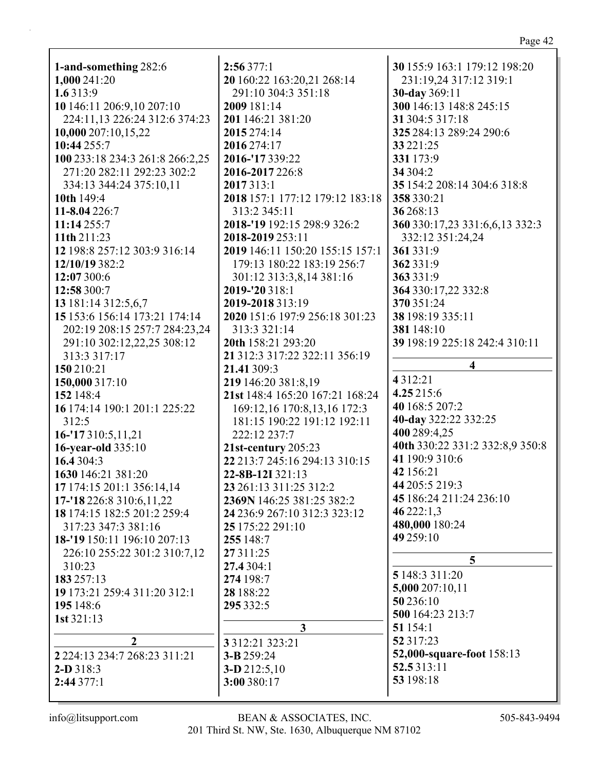**1-and-something** 282:6
**1,000** 241:20
**1.6** 313:9
**10** 146:11 206:9,10 207:10 224:11,13 226:24 312:6 374:23
**10,000** 207:10,15,22
**10:44** 255:7
**100** 233:18 234:3 261:8 266:2,25 271:20 282:11 292:23 302:2 334:13 344:24 375:10,11
**10th** 149:4
**11-8.04** 226:7
**11:14** 255:7
**11th** 211:23
**12** 198:8 257:12 303:9 316:14
**12/10/19** 382:2
**12:07** 300:6
**12:58** 300:7
**13** 181:14 312:5,6,7
**15** 153:6 156:14 173:21 174:14 202:19 208:15 257:7 284:23,24 291:10 302:12,22,25 308:12 313:3 317:17
**150** 210:21
**150,000** 317:10
**152** 148:4
**16** 174:14 190:1 201:1 225:22 312:5
**16-'17** 310:5,11,21
**16-year-old** 335:10
**16.4** 304:3
**1630** 146:21 381:20
**17** 174:15 201:1 356:14,14
**17-'18** 226:8 310:6,11,22
**18** 174:15 182:5 201:2 259:4 317:23 347:3 381:16
**18-'19** 150:11 196:10 207:13 226:10 255:22 301:2 310:7,12 310:23
**183** 257:13
**19** 173:21 259:4 311:20 312:1
**195** 148:6
**1st** 321:13

## 2

**2** 224:13 234:7 268:23 311:21
**2-D** 318:3
**2:44** 377:1
**2:56** 377:1
**20** 160:22 163:20,21 268:14 291:10 304:3 351:18
**2009** 181:14
**201** 146:21 381:20
**2015** 274:14
**2016** 274:17
**2016-'17** 339:22
**2016-2017** 226:8
**2017** 313:1
**2018** 157:1 177:12 179:12 183:18 313:2 345:11
**2018-'19** 192:15 298:9 326:2
**2018-2019** 253:11
**2019** 146:11 150:20 155:15 157:1 179:13 180:22 183:19 256:7 301:12 313:3,8,14 381:16
**2019-'20** 318:1
**2019-2018** 313:19
**2020** 151:6 197:9 256:18 301:23 313:3 321:14
**20th** 158:21 293:20
**21** 312:3 317:22 322:11 356:19
**21.41** 309:3
**219** 146:20 381:8,19
**21st** 148:4 165:20 167:21 168:24 169:12,16 170:8,13,16 172:3 181:15 190:22 191:12 192:11 222:12 237:7
**21st-century** 205:23
**22** 213:7 245:16 294:13 310:15
**22-8B-12I** 321:13
**23** 261:13 311:25 312:2
**2369N** 146:25 381:25 382:2
**24** 236:9 267:10 312:3 323:12
**25** 175:22 291:10
**255** 148:7
**27** 311:25
**27.4** 304:1
**274** 198:7
**28** 188:22
**295** 332:5

## 3

**3** 312:21 323:21
**3-B** 259:24
**3-D** 212:5,10
**3:00** 380:17
**30** 155:9 163:1 179:12 198:20 231:19,24 317:12 319:1
**30-day** 369:11
**300** 146:13 148:8 245:15
**31** 304:5 317:18
**325** 284:13 289:24 290:6
**33** 221:25
**331** 173:9
**34** 304:2
**35** 154:2 208:14 304:6 318:8
**358** 330:21
**36** 268:13
**360** 330:17,23 331:6,6,13 332:3 332:12 351:24,24
**361** 331:9
**362** 331:9
**363** 331:9
**364** 330:17,22 332:8
**370** 351:24
**38** 198:19 335:11
**381** 148:10
**39** 198:19 225:18 242:4 310:11

## 4

**4** 312:21
**4.25** 215:6
**40** 168:5 207:2
**40-day** 322:22 332:25
**400** 289:4,25
**40th** 330:22 331:2 332:8,9 350:8
**41** 190:9 310:6
**42** 156:21
**44** 205:5 219:3
**45** 186:24 211:24 236:10
**46** 222:1,3
**480,000** 180:24
**49** 259:10

## 5

**5** 148:3 311:20
**5,000** 207:10,11
**50** 236:10
**500** 164:23 213:7
**51** 154:1
**52** 317:23
**52,000-square-foot** 158:13
**52.5** 313:11
**53** 198:18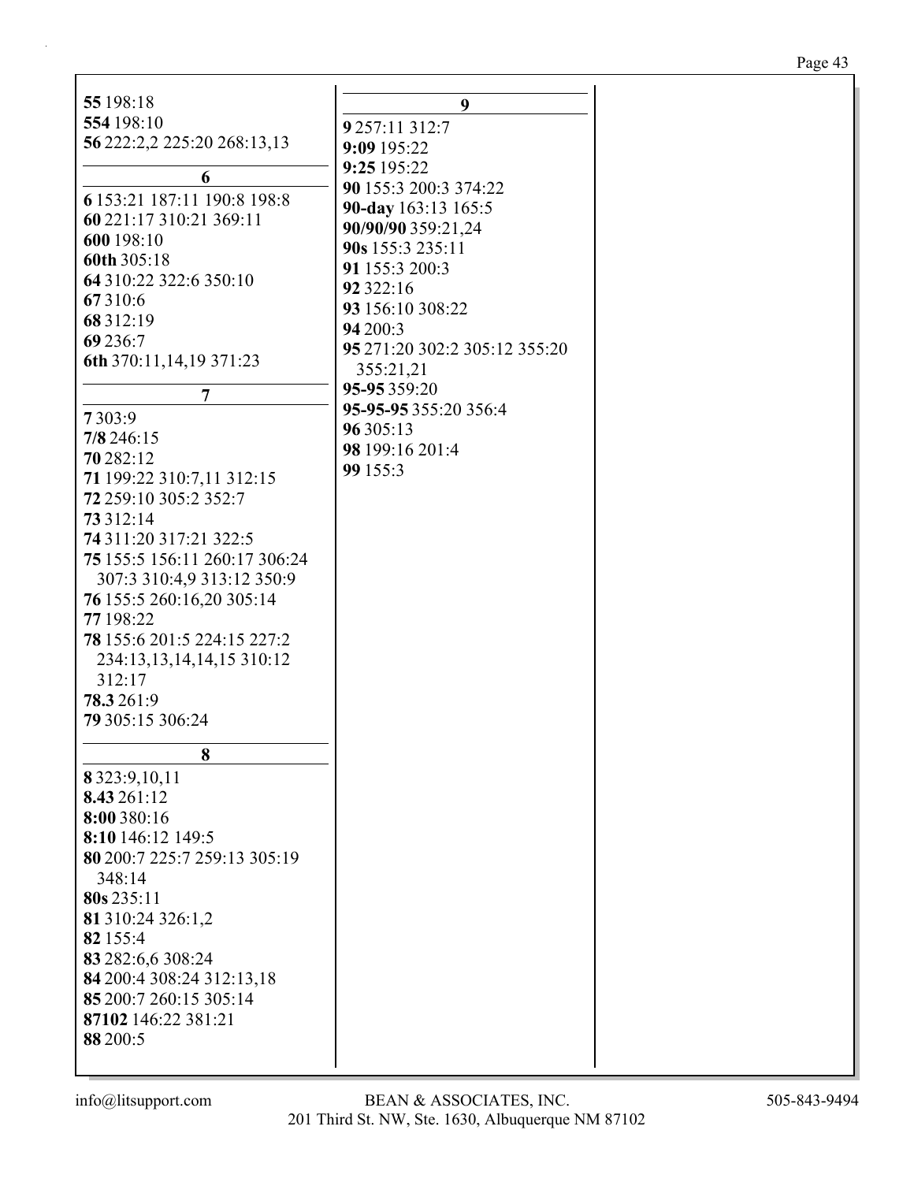**55** 198:18
**554** 198:10
**56** 222:2,2 225:20 268:13,13

### 6

**6** 153:21 187:11 190:8 198:8
**60** 221:17 310:21 369:11
**600** 198:10
**60th** 305:18
**64** 310:22 322:6 350:10
**67** 310:6
**68** 312:19
**69** 236:7
**6th** 370:11,14,19 371:23

### 7

**7** 303:9
**7/8** 246:15
**70** 282:12
**71** 199:22 310:7,11 312:15
**72** 259:10 305:2 352:7
**73** 312:14
**74** 311:20 317:21 322:5
**75** 155:5 156:11 260:17 306:24 307:3 310:4,9 313:12 350:9
**76** 155:5 260:16,20 305:14
**77** 198:22
**78** 155:6 201:5 224:15 227:2 234:13,13,14,14,15 310:12 312:17
**78.3** 261:9
**79** 305:15 306:24

### 8

**8** 323:9,10,11
**8.43** 261:12
**8:00** 380:16
**8:10** 146:12 149:5
**80** 200:7 225:7 259:13 305:19 348:14
**80s** 235:11
**81** 310:24 326:1,2
**82** 155:4
**83** 282:6,6 308:24
**84** 200:4 308:24 312:13,18
**85** 200:7 260:15 305:14
**87102** 146:22 381:21
**88** 200:5

### 9

**9** 257:11 312:7
**9:09** 195:22
**9:25** 195:22
**90** 155:3 200:3 374:22
**90-day** 163:13 165:5
**90/90/90** 359:21,24
**90s** 155:3 235:11
**91** 155:3 200:3
**92** 322:16
**93** 156:10 308:22
**94** 200:3
**95** 271:20 302:2 305:12 355:20 355:21,21
**95-95** 359:20
**95-95-95** 355:20 356:4
**96** 305:13
**98** 199:16 201:4
**99** 155:3